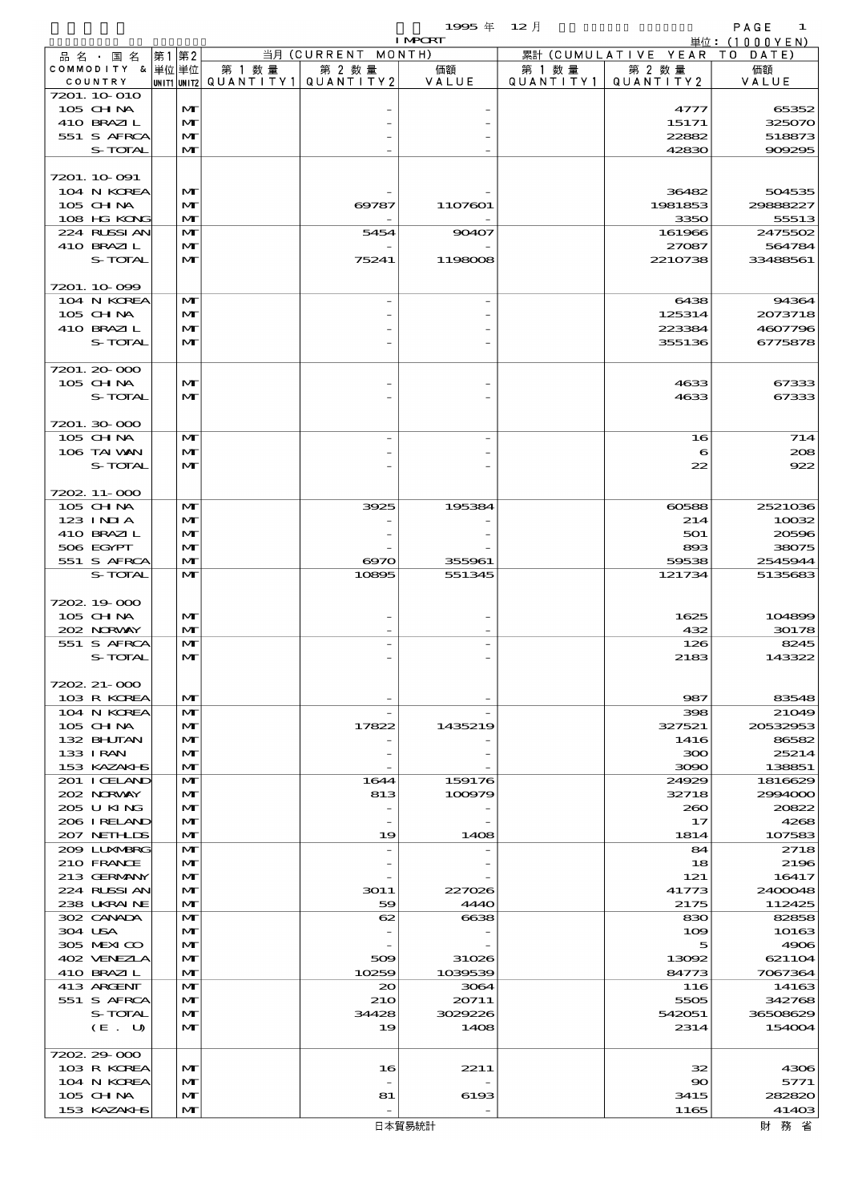1995 年 12 月 IMPORT

単位：(1000YEN)

| 品名・国名 COMMODITY & COUNTRY | 第1 単位 UNIT1 | 第2 単位 UNIT2 | 当月 (CURRENT MONTH) 第1数量 QUANTITY1 | 第2数量 QUANTITY2 | 価額 VALUE | 累計 (CUMULATIVE YEAR TO DATE) 第1数量 QUANTITY1 | 第2数量 QUANTITY2 | 価額 VALUE |
|---|---|---|---|---|---|---|---|---|
| 7201.10-010 | | | | | | | | |
| 105 CHINA | | MT | | - | - | | 4777 | 65352 |
| 410 BRAZIL | | MT | | - | - | | 15171 | 325070 |
| 551 S AFRCA | | MT | | - | - | | 22882 | 518873 |
| S-TOTAL | | MT | | - | - | | 42830 | 909295 |
| 7201.10-091 | | | | | | | | |
| 104 N KOREA | | MT | | - | - | | 36482 | 504535 |
| 105 CHINA | | MT | | 69787 | 1107601 | | 1981853 | 29888227 |
| 108 HG KONG | | MT | | - | - | | 3350 | 55513 |
| 224 RUSSIAN | | MT | | 5454 | 90407 | | 161966 | 2475502 |
| 410 BRAZIL | | MT | | - | - | | 27087 | 564784 |
| S-TOTAL | | MT | | 75241 | 1198008 | | 2210738 | 33488561 |
| 7201.10-099 | | | | | | | | |
| 104 N KOREA | | MT | | - | - | | 6438 | 94364 |
| 105 CHINA | | MT | | - | - | | 125314 | 2073718 |
| 410 BRAZIL | | MT | | - | - | | 223384 | 4607796 |
| S-TOTAL | | MT | | - | - | | 355136 | 6775878 |
| 7201.20-000 | | | | | | | | |
| 105 CHINA | | MT | | - | - | | 4633 | 67333 |
| S-TOTAL | | MT | | - | - | | 4633 | 67333 |
| 7201.30-000 | | | | | | | | |
| 105 CHINA | | MT | | - | - | | 16 | 714 |
| 106 TAIWAN | | MT | | - | - | | 6 | 208 |
| S-TOTAL | | MT | | - | - | | 22 | 922 |
| 7202.11-000 | | | | | | | | |
| 105 CHINA | | MT | | 3925 | 195384 | | 60588 | 2521036 |
| 123 INDIA | | MT | | - | - | | 214 | 10032 |
| 410 BRAZIL | | MT | | - | - | | 501 | 20596 |
| 506 EGYPT | | MT | | - | - | | 893 | 38075 |
| 551 S AFRCA | | MT | | 6970 | 355961 | | 59538 | 2545944 |
| S-TOTAL | | MT | | 10895 | 551345 | | 121734 | 5135683 |
| 7202.19-000 | | | | | | | | |
| 105 CHINA | | MT | | - | - | | 1625 | 104899 |
| 202 NORWAY | | MT | | - | - | | 432 | 30178 |
| 551 S AFRCA | | MT | | - | - | | 126 | 8245 |
| S-TOTAL | | MT | | - | - | | 2183 | 143322 |
| 7202.21-000 | | | | | | | | |
| 103 R KOREA | | MT | | - | - | | 987 | 83548 |
| 104 N KOREA | | MT | | - | - | | 398 | 21049 |
| 105 CHINA | | MT | | 17822 | 1435219 | | 327521 | 20532953 |
| 132 BHUTAN | | MT | | - | - | | 1416 | 86582 |
| 133 IRAN | | MT | | - | - | | 300 | 25214 |
| 153 KAZAKHS | | MT | | - | - | | 3090 | 138851 |
| 201 ICELAND | | MT | | 1644 | 159176 | | 24929 | 1816629 |
| 202 NORWAY | | MT | | 813 | 100979 | | 32718 | 2994000 |
| 205 U KING | | MT | | - | - | | 260 | 20822 |
| 206 IRELAND | | MT | | - | - | | 17 | 4268 |
| 207 NETHLDS | | MT | | 19 | 1408 | | 1814 | 107583 |
| 209 LUXMBRG | | MT | | - | - | | 84 | 2718 |
| 210 FRANCE | | MT | | - | - | | 18 | 2196 |
| 213 GERMANY | | MT | | - | - | | 121 | 16417 |
| 224 RUSSIAN | | MT | | 3011 | 227026 | | 41773 | 2400048 |
| 238 UKRAINE | | MT | | 59 | 4440 | | 2175 | 112425 |
| 302 CANADA | | MT | | 62 | 6638 | | 830 | 82858 |
| 304 USA | | MT | | - | - | | 109 | 10163 |
| 305 MEXICO | | MT | | - | - | | 5 | 4906 |
| 402 VENEZLA | | MT | | 509 | 31026 | | 13092 | 621104 |
| 410 BRAZIL | | MT | | 10259 | 1039539 | | 84773 | 7067364 |
| 413 ARGENT | | MT | | 20 | 3064 | | 116 | 14163 |
| 551 S AFRCA | | MT | | 210 | 20711 | | 5505 | 342768 |
| S-TOTAL | | MT | | 34428 | 3029226 | | 542051 | 36508629 |
| (E. U) | | MT | | 19 | 1408 | | 2314 | 154004 |
| 7202.29-000 | | | | | | | | |
| 103 R KOREA | | MT | | 16 | 2211 | | 32 | 4306 |
| 104 N KOREA | | MT | | - | - | | 90 | 5771 |
| 105 CHINA | | MT | | 81 | 6193 | | 3415 | 282820 |
| 153 KAZAKHS | | MT | | - | - | | 1165 | 41403 |

日本貿易統計　財務省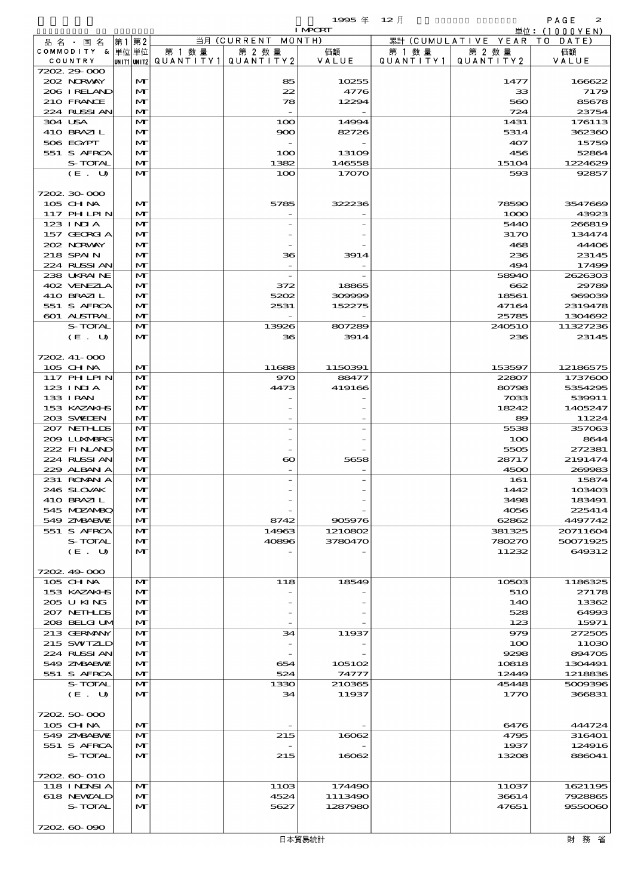| 品名・国名 COMMODITY & COUNTRY | 第1 単位 UNIT1 | 第2 単位 UNIT2 | 当月 (CURRENT MONTH) 第1数量 QUANTITY1 | 第2数量 QUANTITY2 | 価額 VALUE | 累計 (CUMULATIVE YEAR TO DATE) 第1数量 QUANTITY1 | 第2数量 QUANTITY2 | 価額 VALUE |
|---|---|---|---|---|---|---|---|---|
| 7202.29-000 | | | | | | | | |
| 202 NORWAY | | MT | | 85 | 10255 | | 1477 | 166622 |
| 206 IRELAND | | MT | | 22 | 4776 | | 33 | 7179 |
| 210 FRANCE | | MT | | 78 | 12294 | | 560 | 85678 |
| 224 RUSSIAN | | MT | | - | - | | 724 | 23754 |
| 304 USA | | MT | | 100 | 14994 | | 1431 | 176113 |
| 410 BRAZIL | | MT | | 900 | 82726 | | 5314 | 362360 |
| 506 EGYPT | | MT | | - | - | | 407 | 15759 |
| 551 S AFRCA | | MT | | 100 | 13109 | | 456 | 52864 |
| S-TOTAL | | MT | | 1382 | 146558 | | 15104 | 1224629 |
| (E. U) | | MT | | 100 | 17070 | | 593 | 92857 |
| 7202.30-000 | | | | | | | | |
| 105 CHINA | | MT | | 5785 | 322236 | | 78590 | 3547669 |
| 117 PHLPIN | | MT | | - | - | | 1000 | 43923 |
| 123 INDIA | | MT | | - | - | | 5440 | 266819 |
| 157 GEORGIA | | MT | | - | - | | 3170 | 134474 |
| 202 NORWAY | | MT | | - | - | | 468 | 44406 |
| 218 SPAIN | | MT | | 36 | 3914 | | 236 | 23145 |
| 224 RUSSIAN | | MT | | - | - | | 494 | 17499 |
| 238 UKRAINE | | MT | | - | - | | 58940 | 2626303 |
| 402 VENEZLA | | MT | | 372 | 18865 | | 662 | 29789 |
| 410 BRAZIL | | MT | | 5202 | 309999 | | 18561 | 969039 |
| 551 S AFRCA | | MT | | 2531 | 152275 | | 47164 | 2319478 |
| 601 AUSTRAL | | MT | | - | - | | 25785 | 1304692 |
| S-TOTAL | | MT | | 13926 | 807289 | | 240510 | 11327236 |
| (E. U) | | MT | | 36 | 3914 | | 236 | 23145 |
| 7202.41-000 | | | | | | | | |
| 105 CHINA | | MT | | 11688 | 1150391 | | 153597 | 12186575 |
| 117 PHLPIN | | MT | | 970 | 88477 | | 22807 | 1737600 |
| 123 INDIA | | MT | | 4473 | 419166 | | 80798 | 5354295 |
| 133 IRAN | | MT | | - | - | | 7033 | 539911 |
| 153 KAZAKHS | | MT | | - | - | | 18242 | 1405247 |
| 203 SWEDEN | | MT | | - | - | | 89 | 11224 |
| 207 NETHLDS | | MT | | - | - | | 5538 | 357063 |
| 209 LUXMBRG | | MT | | - | - | | 100 | 8644 |
| 222 FINLAND | | MT | | - | - | | 5505 | 272381 |
| 224 RUSSIAN | | MT | | 60 | 5658 | | 28717 | 2191474 |
| 229 ALBANIA | | MT | | - | - | | 4500 | 269983 |
| 231 ROMANIA | | MT | | - | - | | 161 | 15874 |
| 246 SLOVAK | | MT | | - | - | | 1442 | 103403 |
| 410 BRAZIL | | MT | | - | - | | 3498 | 183491 |
| 545 MOZAMBQ | | MT | | - | - | | 4056 | 225414 |
| 549 ZMBABWE | | MT | | 8742 | 905976 | | 62862 | 4497742 |
| 551 S AFRCA | | MT | | 14963 | 1210802 | | 381325 | 20711604 |
| S-TOTAL | | MT | | 40896 | 3780470 | | 780270 | 50071925 |
| (E. U) | | MT | | - | - | | 11232 | 649312 |
| 7202.49-000 | | | | | | | | |
| 105 CHINA | | MT | | 118 | 18549 | | 10503 | 1186325 |
| 153 KAZAKHS | | MT | | - | - | | 510 | 27178 |
| 205 U KING | | MT | | - | - | | 140 | 13362 |
| 207 NETHLDS | | MT | | - | - | | 528 | 64993 |
| 208 BELGIUM | | MT | | - | - | | 123 | 15971 |
| 213 GERMANY | | MT | | 34 | 11937 | | 979 | 272505 |
| 215 SWITZLD | | MT | | - | - | | 100 | 11030 |
| 224 RUSSIAN | | MT | | - | - | | 9298 | 894705 |
| 549 ZMBABWE | | MT | | 654 | 105102 | | 10818 | 1304491 |
| 551 S AFRCA | | MT | | 524 | 74777 | | 12449 | 1218836 |
| S-TOTAL | | MT | | 1330 | 210365 | | 45448 | 5009396 |
| (E. U) | | MT | | 34 | 11937 | | 1770 | 366831 |
| 7202.50-000 | | | | | | | | |
| 105 CHINA | | MT | | - | - | | 6476 | 444724 |
| 549 ZMBABWE | | MT | | 215 | 16062 | | 4795 | 316401 |
| 551 S AFRCA | | MT | | - | - | | 1937 | 124916 |
| S-TOTAL | | MT | | 215 | 16062 | | 13208 | 886041 |
| 7202.60-010 | | | | | | | | |
| 118 INDNSIA | | MT | | 1103 | 174490 | | 11037 | 1621195 |
| 618 NEWCALD | | MT | | 4524 | 1113490 | | 36614 | 7928865 |
| S-TOTAL | | MT | | 5627 | 1287980 | | 47651 | 9550060 |
| 7202.60-090 | | | | | | | | |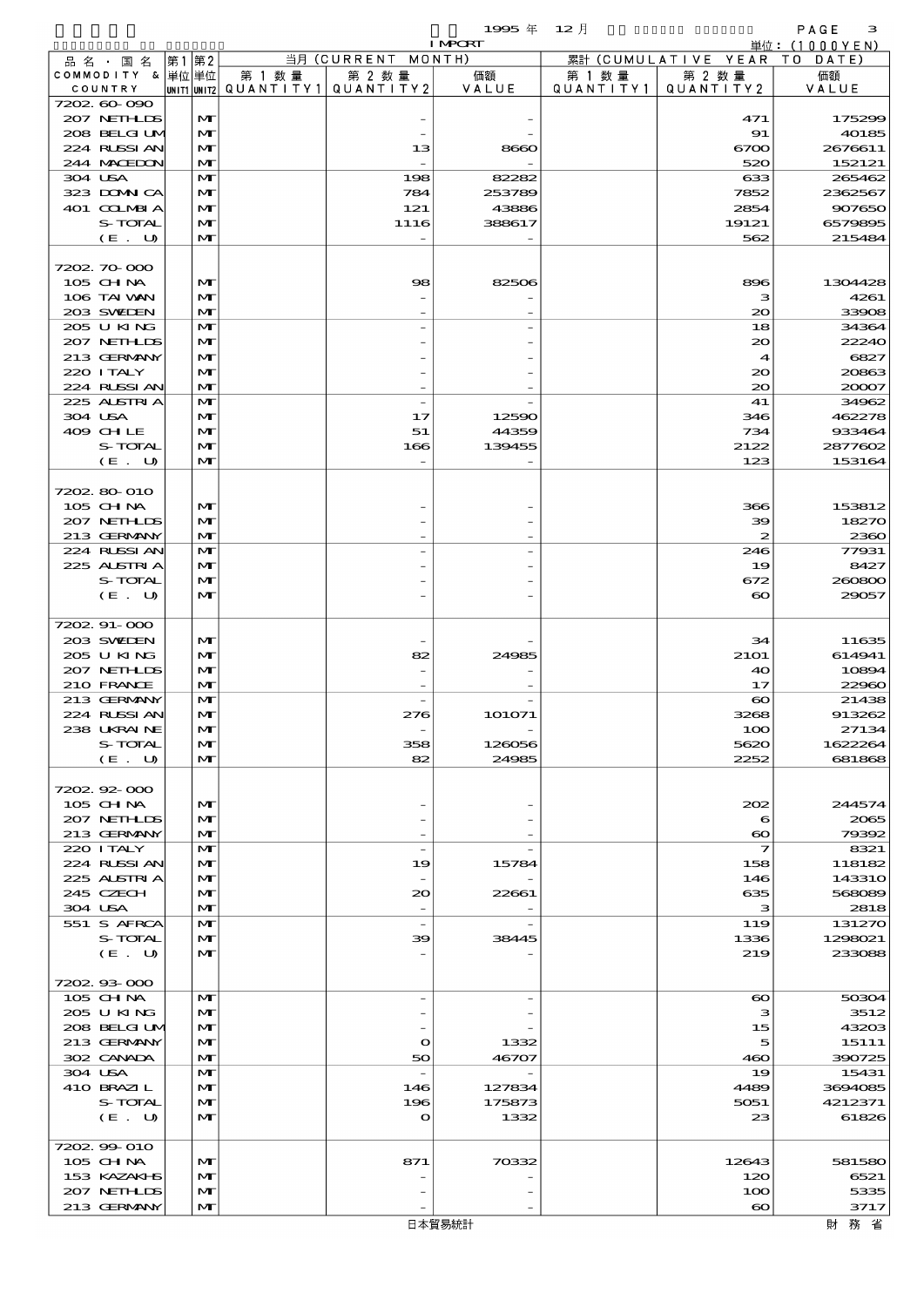| 品名・国名 COMMODITY & COUNTRY | 第1単位 UNIT1 | 第2単位 UNIT2 | 当月 (CURRENT MONTH) 第1数量 QUANTITY1 | 第2数量 QUANTITY2 | 価額 VALUE | 累計 (CUMULATIVE YEAR TO DATE) 第1数量 QUANTITY1 | 第2数量 QUANTITY2 | 価額 VALUE |
|---|---|---|---|---|---|---|---|---|
| 7202.60-090 | | | | | | | | |
| 207 NETHLDS | | MT | | - | - | | 471 | 175299 |
| 208 BELGIUM | | MT | | - | - | | 91 | 40185 |
| 224 RUSSIAN | | MT | | 13 | 8660 | | 6700 | 2676611 |
| 244 MACEDON | | MT | | - | - | | 520 | 152121 |
| 304 USA | | MT | | 198 | 82282 | | 633 | 265462 |
| 323 DOMNICA | | MT | | 784 | 253789 | | 7852 | 2362567 |
| 401 COLMBIA | | MT | | 121 | 43886 | | 2854 | 907650 |
| S-TOTAL | | MT | | 1116 | 388617 | | 19121 | 6579895 |
| (E. U) | | MT | | - | - | | 562 | 215484 |
| 7202.70-000 | | | | | | | | |
| 105 CHINA | | MT | | 98 | 82506 | | 896 | 1304428 |
| 106 TAIWAN | | MT | | - | - | | 3 | 4261 |
| 203 SWEDEN | | MT | | - | - | | 20 | 33908 |
| 205 U KING | | MT | | - | - | | 18 | 34364 |
| 207 NETHLDS | | MT | | - | - | | 20 | 22240 |
| 213 GERMANY | | MT | | - | - | | 4 | 6827 |
| 220 ITALY | | MT | | - | - | | 20 | 20863 |
| 224 RUSSIAN | | MT | | - | - | | 20 | 20007 |
| 225 AUSTRIA | | MT | | - | - | | 41 | 34962 |
| 304 USA | | MT | | 17 | 12590 | | 346 | 462278 |
| 409 CHILE | | MT | | 51 | 44359 | | 734 | 933464 |
| S-TOTAL | | MT | | 166 | 139455 | | 2122 | 2877602 |
| (E. U) | | MT | | - | - | | 123 | 153164 |
| 7202.80-010 | | | | | | | | |
| 105 CHINA | | MT | | - | - | | 366 | 153812 |
| 207 NETHLDS | | MT | | - | - | | 39 | 18270 |
| 213 GERMANY | | MT | | - | - | | 2 | 2360 |
| 224 RUSSIAN | | MT | | - | - | | 246 | 77931 |
| 225 AUSTRIA | | MT | | - | - | | 19 | 8427 |
| S-TOTAL | | MT | | - | - | | 672 | 260800 |
| (E. U) | | MT | | - | - | | 60 | 29057 |
| 7202.91-000 | | | | | | | | |
| 203 SWEDEN | | MT | | - | - | | 34 | 11635 |
| 205 U KING | | MT | | 82 | 24985 | | 2101 | 614941 |
| 207 NETHLDS | | MT | | - | - | | 40 | 10894 |
| 210 FRANCE | | MT | | - | - | | 17 | 22960 |
| 213 GERMANY | | MT | | - | - | | 60 | 21438 |
| 224 RUSSIAN | | MT | | 276 | 101071 | | 3268 | 913262 |
| 238 UKRAINE | | MT | | - | - | | 100 | 27134 |
| S-TOTAL | | MT | | 358 | 126056 | | 5620 | 1622264 |
| (E. U) | | MT | | 82 | 24985 | | 2252 | 681868 |
| 7202.92-000 | | | | | | | | |
| 105 CHINA | | MT | | - | - | | 202 | 244574 |
| 207 NETHLDS | | MT | | - | - | | 6 | 2065 |
| 213 GERMANY | | MT | | - | - | | 60 | 79392 |
| 220 ITALY | | MT | | - | - | | 7 | 8321 |
| 224 RUSSIAN | | MT | | 19 | 15784 | | 158 | 118182 |
| 225 AUSTRIA | | MT | | - | - | | 146 | 143310 |
| 245 CZECH | | MT | | 20 | 22661 | | 635 | 568089 |
| 304 USA | | MT | | - | - | | 3 | 2818 |
| 551 S AFRCA | | MT | | - | - | | 119 | 131270 |
| S-TOTAL | | MT | | 39 | 38445 | | 1336 | 1298021 |
| (E. U) | | MT | | - | - | | 219 | 233088 |
| 7202.93-000 | | | | | | | | |
| 105 CHINA | | MT | | - | - | | 60 | 50304 |
| 205 U KING | | MT | | - | - | | 3 | 3512 |
| 208 BELGIUM | | MT | | - | - | | 15 | 43203 |
| 213 GERMANY | | MT | | 0 | 1332 | | 5 | 15111 |
| 302 CANADA | | MT | | 50 | 46707 | | 460 | 390725 |
| 304 USA | | MT | | - | - | | 19 | 15431 |
| 410 BRAZIL | | MT | | 146 | 127834 | | 4489 | 3694085 |
| S-TOTAL | | MT | | 196 | 175873 | | 5051 | 4212371 |
| (E. U) | | MT | | 0 | 1332 | | 23 | 61826 |
| 7202.99-010 | | | | | | | | |
| 105 CHINA | | MT | | 871 | 70332 | | 12643 | 581580 |
| 153 KAZAKHS | | MT | | - | - | | 120 | 6521 |
| 207 NETHLDS | | MT | | - | - | | 100 | 5335 |
| 213 GERMANY | | MT | | - | - | | 60 | 3717 |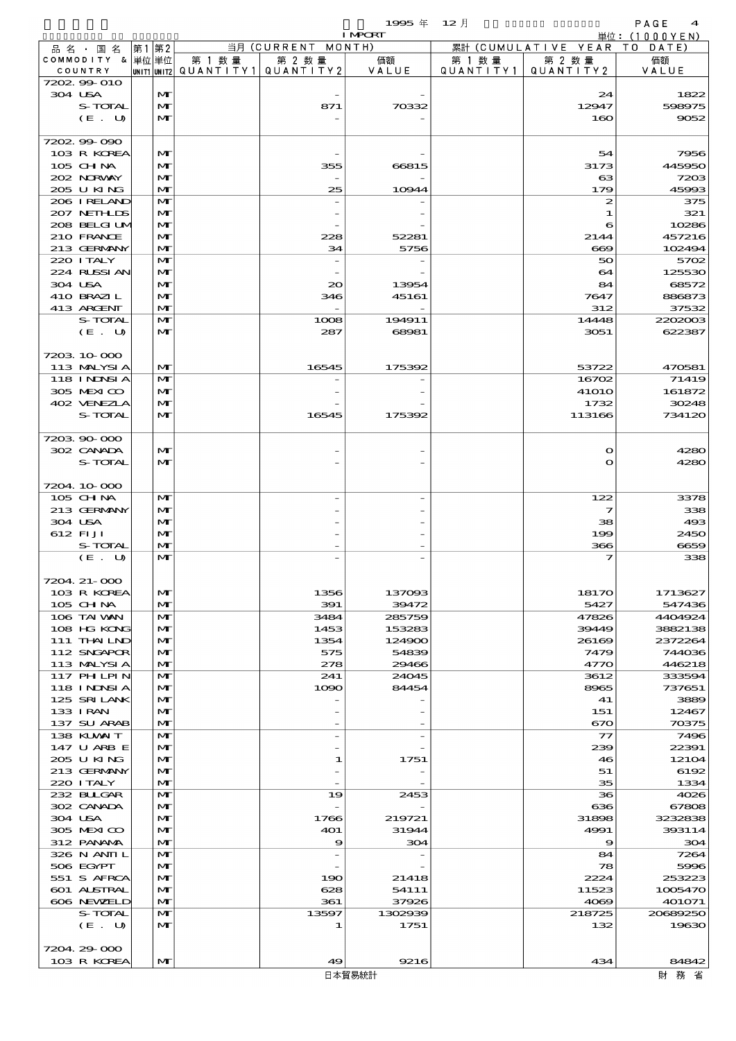1995年 12月 IMPORT

単位：(1000YEN)

| 品名・国名 COMMODITY & COUNTRY | 第1単位 UNIT1 | 第2単位 UNIT2 | 当月 (CURRENT MONTH) 第1数量 QUANTITY1 | 第2数量 QUANTITY2 | 価額 VALUE | 累計 (CUMULATIVE YEAR TO DATE) 第1数量 QUANTITY1 | 第2数量 QUANTITY2 | 価額 VALUE |
|---|---|---|---|---|---|---|---|---|
| 7202.99-010 | | | | | | | | |
| 304 USA | | MT | | - | - | | 24 | 1822 |
| S-TOTAL | | MT | | 871 | 70332 | | 12947 | 598975 |
| (E. U) | | MT | | - | - | | 160 | 9052 |
| 7202.99-090 | | | | | | | | |
| 103 R KOREA | | MT | | - | - | | 54 | 7956 |
| 105 CHINA | | MT | | 355 | 66815 | | 3173 | 445950 |
| 202 NORWAY | | MT | | - | - | | 63 | 7203 |
| 205 U KING | | MT | | 25 | 10944 | | 179 | 45993 |
| 206 IRELAND | | MT | | - | - | | 2 | 375 |
| 207 NETHLDS | | MT | | - | - | | 1 | 321 |
| 208 BELGIUM | | MT | | - | - | | 6 | 10286 |
| 210 FRANCE | | MT | | 228 | 52281 | | 2144 | 457216 |
| 213 GERMANY | | MT | | 34 | 5756 | | 669 | 102494 |
| 220 ITALY | | MT | | - | - | | 50 | 5702 |
| 224 RUSSIAN | | MT | | - | - | | 64 | 125530 |
| 304 USA | | MT | | 20 | 13954 | | 84 | 68572 |
| 410 BRAZIL | | MT | | 346 | 45161 | | 7647 | 886873 |
| 413 ARGENT | | MT | | - | - | | 312 | 37532 |
| S-TOTAL | | MT | | 1008 | 194911 | | 14448 | 2202003 |
| (E. U) | | MT | | 287 | 68981 | | 3051 | 622387 |
| 7203.10-000 | | | | | | | | |
| 113 MALYSIA | | MT | | 16545 | 175392 | | 53722 | 470581 |
| 118 INDNSIA | | MT | | - | - | | 16702 | 71419 |
| 305 MEXICO | | MT | | - | - | | 41010 | 161872 |
| 402 VENEZLA | | MT | | - | - | | 1732 | 30248 |
| S-TOTAL | | MT | | 16545 | 175392 | | 113166 | 734120 |
| 7203.90-000 | | | | | | | | |
| 302 CANADA | | MT | | - | - | | 0 | 4280 |
| S-TOTAL | | MT | | - | - | | 0 | 4280 |
| 7204.10-000 | | | | | | | | |
| 105 CHINA | | MT | | - | - | | 122 | 3378 |
| 213 GERMANY | | MT | | - | - | | 7 | 338 |
| 304 USA | | MT | | - | - | | 38 | 493 |
| 612 FIJI | | MT | | - | - | | 199 | 2450 |
| S-TOTAL | | MT | | - | - | | 366 | 6659 |
| (E. U) | | MT | | - | - | | 7 | 338 |
| 7204.21-000 | | | | | | | | |
| 103 R KOREA | | MT | | 1356 | 137093 | | 18170 | 1713627 |
| 105 CHINA | | MT | | 391 | 39472 | | 5427 | 547436 |
| 106 TAIWAN | | MT | | 3484 | 285759 | | 47826 | 4404924 |
| 108 HG KONG | | MT | | 1453 | 153283 | | 39449 | 3882138 |
| 111 THAILND | | MT | | 1354 | 124900 | | 26169 | 2372264 |
| 112 SNGAPOR | | MT | | 575 | 54839 | | 7479 | 744036 |
| 113 MALYSIA | | MT | | 278 | 29466 | | 4770 | 446218 |
| 117 PHLPIN | | MT | | 241 | 24045 | | 3612 | 333594 |
| 118 INDNSIA | | MT | | 1090 | 84454 | | 8965 | 737651 |
| 125 SRI LANK | | MT | | - | - | | 41 | 3889 |
| 133 IRAN | | MT | | - | - | | 151 | 12467 |
| 137 SU ARAB | | MT | | - | - | | 670 | 70375 |
| 138 KUWAIT | | MT | | - | - | | 77 | 7496 |
| 147 U ARB E | | MT | | - | - | | 239 | 22391 |
| 205 U KING | | MT | | 1 | 1751 | | 46 | 12104 |
| 213 GERMANY | | MT | | - | - | | 51 | 6192 |
| 220 ITALY | | MT | | - | - | | 35 | 1334 |
| 232 BULGAR | | MT | | 19 | 2453 | | 36 | 4026 |
| 302 CANADA | | MT | | - | - | | 636 | 67808 |
| 304 USA | | MT | | 1766 | 219721 | | 31898 | 3232838 |
| 305 MEXICO | | MT | | 401 | 31944 | | 4991 | 393114 |
| 312 PANAMA | | MT | | 9 | 304 | | 9 | 304 |
| 326 N ANTIL | | MT | | - | - | | 84 | 7264 |
| 506 EGYPT | | MT | | - | - | | 78 | 5996 |
| 551 S AFRCA | | MT | | 190 | 21418 | | 2224 | 253223 |
| 601 AUSTRAL | | MT | | 628 | 54111 | | 11523 | 1005470 |
| 606 NEWZELD | | MT | | 361 | 37926 | | 4069 | 401071 |
| S-TOTAL | | MT | | 13597 | 1302939 | | 218725 | 20689250 |
| (E. U) | | MT | | 1 | 1751 | | 132 | 19630 |
| 7204.29-000 | | | | | | | | |
| 103 R KOREA | | MT | | 49 | 9216 | | 434 | 84842 |

日本貿易統計　　財務省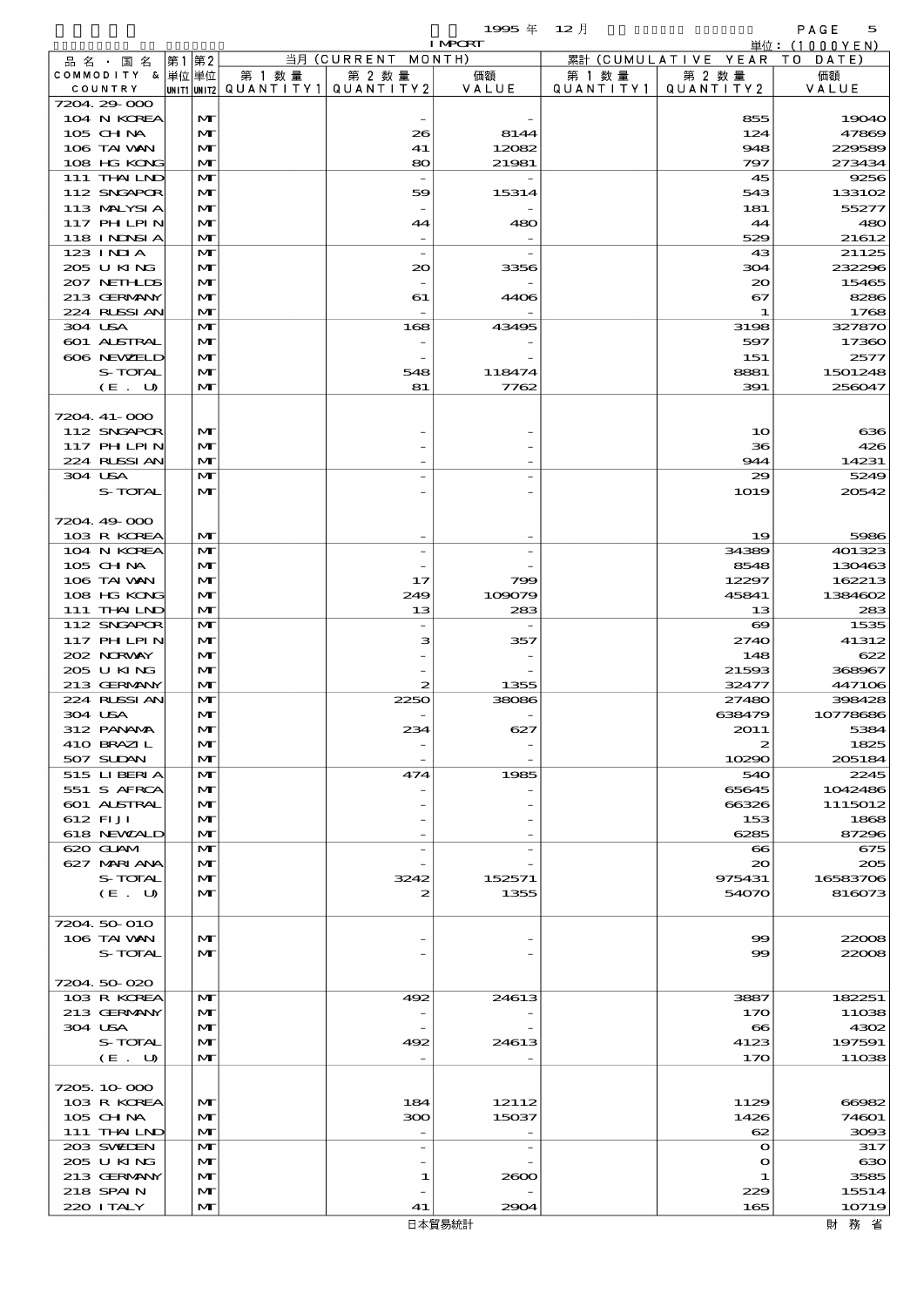1995 年 12 月 IMPORT 単位：(1000YEN)

| 品名・国名 COMMODITY & COUNTRY | 第1 単位 UNIT1 | 第2 単位 UNIT2 | 当月 (CURRENT MONTH) 第1数量 QUANTITY1 | 第2数量 QUANTITY2 | 価額 VALUE | 累計 (CUMULATIVE YEAR TO DATE) 第1数量 QUANTITY1 | 第2数量 QUANTITY2 | 価額 VALUE |
|---|---|---|---|---|---|---|---|---|
| 7204.29-000 | | | | | | | | |
| 104 N KOREA | | MT | | - | - | | 855 | 19040 |
| 105 CHINA | | MT | | 26 | 8144 | | 124 | 47869 |
| 106 TAIWAN | | MT | | 41 | 12082 | | 948 | 229589 |
| 108 HG KONG | | MT | | 80 | 21981 | | 797 | 273434 |
| 111 THAILND | | MT | | - | - | | 45 | 9256 |
| 112 SNGAPOR | | MT | | 59 | 15314 | | 543 | 133102 |
| 113 MALYSIA | | MT | | - | - | | 181 | 55277 |
| 117 PHILPIN | | MT | | 44 | 480 | | 44 | 480 |
| 118 INDNSIA | | MT | | - | - | | 529 | 21612 |
| 123 INDIA | | MT | | - | - | | 43 | 21125 |
| 205 U KING | | MT | | 20 | 3356 | | 304 | 232296 |
| 207 NETHLDS | | MT | | - | - | | 20 | 15465 |
| 213 GERMANY | | MT | | 61 | 4406 | | 67 | 8286 |
| 224 RUSSIAN | | MT | | - | - | | 1 | 1768 |
| 304 USA | | MT | | 168 | 43495 | | 3198 | 327870 |
| 601 AUSTRAL | | MT | | - | - | | 597 | 17360 |
| 606 NEWZELD | | MT | | - | - | | 151 | 2577 |
| S-TOTAL | | MT | | 548 | 118474 | | 8881 | 1501248 |
| (E. U) | | MT | | 81 | 7762 | | 391 | 256047 |
| 7204.41-000 | | | | | | | | |
| 112 SNGAPOR | | MT | | - | - | | 10 | 636 |
| 117 PHILPIN | | MT | | - | - | | 36 | 426 |
| 224 RUSSIAN | | MT | | - | - | | 944 | 14231 |
| 304 USA | | MT | | - | - | | 29 | 5249 |
| S-TOTAL | | MT | | - | - | | 1019 | 20542 |
| 7204.49-000 | | | | | | | | |
| 103 R KOREA | | MT | | - | - | | 19 | 5986 |
| 104 N KOREA | | MT | | - | - | | 34389 | 401323 |
| 105 CHINA | | MT | | - | - | | 8548 | 130463 |
| 106 TAIWAN | | MT | | 17 | 799 | | 12297 | 162213 |
| 108 HG KONG | | MT | | 249 | 109079 | | 45841 | 1384602 |
| 111 THAILND | | MT | | 13 | 283 | | 13 | 283 |
| 112 SNGAPOR | | MT | | - | - | | 69 | 1535 |
| 117 PHILPIN | | MT | | 3 | 357 | | 2740 | 41312 |
| 202 NORWAY | | MT | | - | - | | 148 | 622 |
| 205 U KING | | MT | | - | - | | 21593 | 368967 |
| 213 GERMANY | | MT | | 2 | 1355 | | 32477 | 447106 |
| 224 RUSSIAN | | MT | | 2250 | 38086 | | 27480 | 398428 |
| 304 USA | | MT | | - | - | | 638479 | 10778686 |
| 312 PANAMA | | MT | | 234 | 627 | | 2011 | 5384 |
| 410 BRAZIL | | MT | | - | - | | 2 | 1825 |
| 507 SUDAN | | MT | | - | - | | 10290 | 205184 |
| 515 LIBERIA | | MT | | 474 | 1985 | | 540 | 2245 |
| 551 S AFRCA | | MT | | - | - | | 65645 | 1042486 |
| 601 AUSTRAL | | MT | | - | - | | 66326 | 1115012 |
| 612 FIJI | | MT | | - | - | | 153 | 1868 |
| 618 NEWCALD | | MT | | - | - | | 6285 | 87296 |
| 620 GUAM | | MT | | - | - | | 66 | 675 |
| 627 MARIANA | | MT | | - | - | | 20 | 205 |
| S-TOTAL | | MT | | 3242 | 152571 | | 975431 | 16583706 |
| (E. U) | | MT | | 2 | 1355 | | 54070 | 816073 |
| 7204.50-010 | | | | | | | | |
| 106 TAIWAN | | MT | | - | - | | 99 | 22008 |
| S-TOTAL | | MT | | - | - | | 99 | 22008 |
| 7204.50-020 | | | | | | | | |
| 103 R KOREA | | MT | | 492 | 24613 | | 3887 | 182251 |
| 213 GERMANY | | MT | | - | - | | 170 | 11038 |
| 304 USA | | MT | | - | - | | 66 | 4302 |
| S-TOTAL | | MT | | 492 | 24613 | | 4123 | 197591 |
| (E. U) | | MT | | - | - | | 170 | 11038 |
| 7205.10-000 | | | | | | | | |
| 103 R KOREA | | MT | | 184 | 12112 | | 1129 | 66982 |
| 105 CHINA | | MT | | 300 | 15037 | | 1426 | 74601 |
| 111 THAILND | | MT | | - | - | | 62 | 3093 |
| 203 SWEDEN | | MT | | - | - | | 0 | 317 |
| 205 U KING | | MT | | - | - | | 0 | 630 |
| 213 GERMANY | | MT | | 1 | 2600 | | 1 | 3585 |
| 218 SPAIN | | MT | | - | - | | 229 | 15514 |
| 220 ITALY | | MT | | 41 | 2904 | | 165 | 10719 |

日本貿易統計　財務省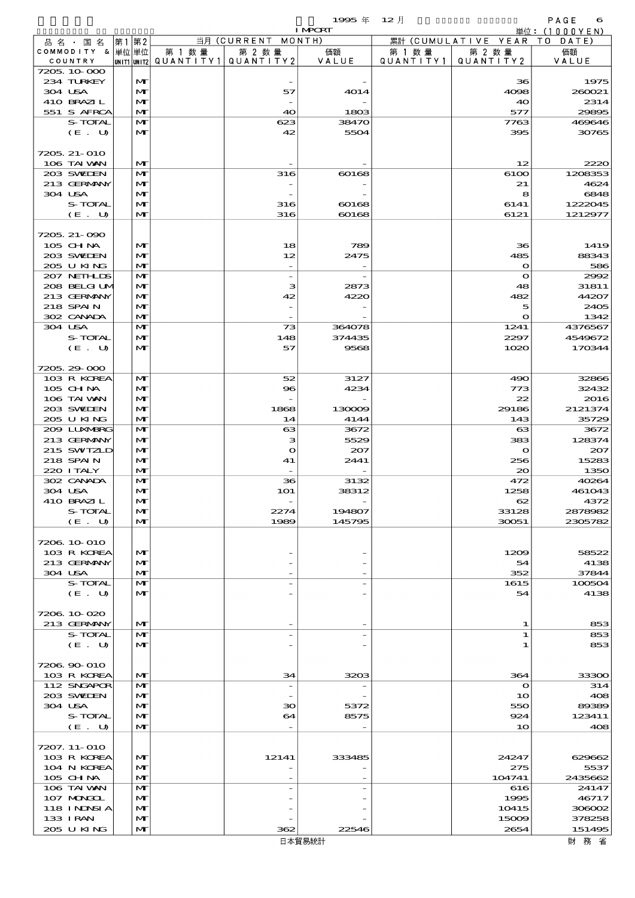| 品名・国名 COMMODITY & COUNTRY | 第1 単位 UNIT1 | 第2 単位 UNIT2 | 当月 (CURRENT MONTH) 第1数量 QUANTITY1 | 第2数量 QUANTITY2 | 価額 VALUE | 累計 (CUMULATIVE YEAR TO DATE) 第1数量 QUANTITY1 | 第2数量 QUANTITY2 | 価額 VALUE |
|---|---|---|---|---|---|---|---|---|
| 7205.10-000 | | | | | | | | |
| 234 TURKEY | | MT | | - | - | | 36 | 1975 |
| 304 USA | | MT | | 57 | 4014 | | 4098 | 260021 |
| 410 BRAZIL | | MT | | - | - | | 40 | 2314 |
| 551 S AFRCA | | MT | | 40 | 1803 | | 577 | 29895 |
| S-TOTAL | | MT | | 623 | 38470 | | 7763 | 469646 |
| (E. U) | | MT | | 42 | 5504 | | 395 | 30765 |
| 7205.21-010 | | | | | | | | |
| 106 TAIWAN | | MT | | - | - | | 12 | 2220 |
| 203 SWEDEN | | MT | | 316 | 60168 | | 6100 | 1208353 |
| 213 GERMANY | | MT | | - | - | | 21 | 4624 |
| 304 USA | | MT | | - | - | | 8 | 6848 |
| S-TOTAL | | MT | | 316 | 60168 | | 6141 | 1222045 |
| (E. U) | | MT | | 316 | 60168 | | 6121 | 1212977 |
| 7205.21-090 | | | | | | | | |
| 105 CHINA | | MT | | 18 | 789 | | 36 | 1419 |
| 203 SWEDEN | | MT | | 12 | 2475 | | 485 | 88343 |
| 205 U KING | | MT | | - | - | | 0 | 586 |
| 207 NETHLDS | | MT | | - | - | | 0 | 2992 |
| 208 BELGIUM | | MT | | 3 | 2873 | | 48 | 31811 |
| 213 GERMANY | | MT | | 42 | 4220 | | 482 | 44207 |
| 218 SPAIN | | MT | | - | - | | 5 | 2405 |
| 302 CANADA | | MT | | - | - | | 0 | 1342 |
| 304 USA | | MT | | 73 | 364078 | | 1241 | 4376567 |
| S-TOTAL | | MT | | 148 | 374435 | | 2297 | 4549672 |
| (E. U) | | MT | | 57 | 9568 | | 1020 | 170344 |
| 7205.29-000 | | | | | | | | |
| 103 R KOREA | | MT | | 52 | 3127 | | 490 | 32866 |
| 105 CHINA | | MT | | 96 | 4234 | | 773 | 32432 |
| 106 TAIWAN | | MT | | - | - | | 22 | 2016 |
| 203 SWEDEN | | MT | | 1868 | 130009 | | 29186 | 2121374 |
| 205 U KING | | MT | | 14 | 4144 | | 143 | 35729 |
| 209 LUXMBRG | | MT | | 63 | 3672 | | 63 | 3672 |
| 213 GERMANY | | MT | | 3 | 5529 | | 383 | 128374 |
| 215 SWITZLD | | MT | | 0 | 207 | | 0 | 207 |
| 218 SPAIN | | MT | | 41 | 2441 | | 256 | 15283 |
| 220 ITALY | | MT | | - | - | | 20 | 1350 |
| 302 CANADA | | MT | | 36 | 3132 | | 472 | 40264 |
| 304 USA | | MT | | 101 | 38312 | | 1258 | 461043 |
| 410 BRAZIL | | MT | | - | - | | 62 | 4372 |
| S-TOTAL | | MT | | 2274 | 194807 | | 33128 | 2878982 |
| (E. U) | | MT | | 1989 | 145795 | | 30051 | 2305782 |
| 7206.10-010 | | | | | | | | |
| 103 R KOREA | | MT | | - | - | | 1209 | 58522 |
| 213 GERMANY | | MT | | - | - | | 54 | 4138 |
| 304 USA | | MT | | - | - | | 352 | 37844 |
| S-TOTAL | | MT | | - | - | | 1615 | 100504 |
| (E. U) | | MT | | - | - | | 54 | 4138 |
| 7206.10-020 | | | | | | | | |
| 213 GERMANY | | MT | | - | - | | 1 | 853 |
| S-TOTAL | | MT | | - | - | | 1 | 853 |
| (E. U) | | MT | | - | - | | 1 | 853 |
| 7206.90-010 | | | | | | | | |
| 103 R KOREA | | MT | | 34 | 3203 | | 364 | 33300 |
| 112 SNGAPOR | | MT | | - | - | | 0 | 314 |
| 203 SWEDEN | | MT | | - | - | | 10 | 408 |
| 304 USA | | MT | | 30 | 5372 | | 550 | 89389 |
| S-TOTAL | | MT | | 64 | 8575 | | 924 | 123411 |
| (E. U) | | MT | | - | - | | 10 | 408 |
| 7207.11-010 | | | | | | | | |
| 103 R KOREA | | MT | | 12141 | 333485 | | 24247 | 629662 |
| 104 N KOREA | | MT | | - | - | | 275 | 5537 |
| 105 CHINA | | MT | | - | - | | 104741 | 2435662 |
| 106 TAIWAN | | MT | | - | - | | 616 | 24147 |
| 107 MONGOL | | MT | | - | - | | 1995 | 46717 |
| 118 INDNSIA | | MT | | - | - | | 10415 | 306002 |
| 133 IRAN | | MT | | - | - | | 15009 | 378258 |
| 205 U KING | | MT | | 362 | 22546 | | 2654 | 151495 |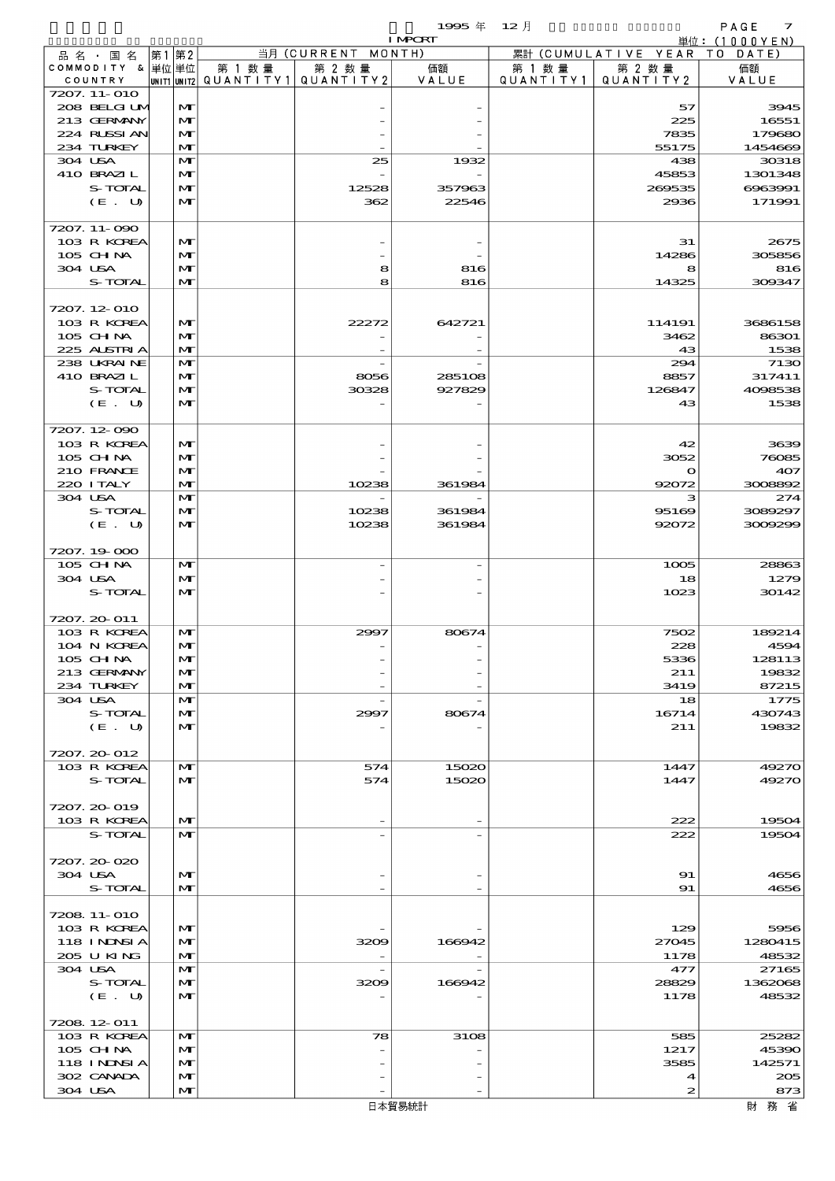1995 年 12 月 IMPORT

単位：(1000YEN)

| 品名・国名 COMMODITY & COUNTRY | 第1 単位 UNIT1 | 第2 単位 UNIT2 | 当月 (CURRENT MONTH) 第1数量 QUANTITY1 | 第2数量 QUANTITY2 | 価額 VALUE | 累計 (CUMULATIVE YEAR TO DATE) 第1数量 QUANTITY1 | 第2数量 QUANTITY2 | 価額 VALUE |
|---|---|---|---|---|---|---|---|---|
| 7207.11-010 | | | | | | | | |
| 208 BELGIUM | | MT | | - | - | | 57 | 3945 |
| 213 GERMANY | | MT | | - | - | | 225 | 16551 |
| 224 RUSSIAN | | MT | | - | - | | 7835 | 179680 |
| 234 TURKEY | | MT | | - | - | | 55175 | 1454669 |
| 304 USA | | MT | | 25 | 1932 | | 438 | 30318 |
| 410 BRAZIL | | MT | | - | - | | 45853 | 1301348 |
| S-TOTAL | | MT | | 12528 | 357963 | | 269535 | 6963991 |
| (E. U) | | MT | | 362 | 22546 | | 2936 | 171991 |
| 7207.11-090 | | | | | | | | |
| 103 R KOREA | | MT | | - | - | | 31 | 2675 |
| 105 CHINA | | MT | | - | - | | 14286 | 305856 |
| 304 USA | | MT | | 8 | 816 | | 8 | 816 |
| S-TOTAL | | MT | | 8 | 816 | | 14325 | 309347 |
| 7207.12-010 | | | | | | | | |
| 103 R KOREA | | MT | | 22272 | 642721 | | 114191 | 3686158 |
| 105 CHINA | | MT | | - | - | | 3462 | 86301 |
| 225 AUSTRIA | | MT | | - | - | | 43 | 1538 |
| 238 UKRAINE | | MT | | - | - | | 294 | 7130 |
| 410 BRAZIL | | MT | | 8056 | 285108 | | 8857 | 317411 |
| S-TOTAL | | MT | | 30328 | 927829 | | 126847 | 4098538 |
| (E. U) | | MT | | - | - | | 43 | 1538 |
| 7207.12-090 | | | | | | | | |
| 103 R KOREA | | MT | | - | - | | 42 | 3639 |
| 105 CHINA | | MT | | - | - | | 3052 | 76085 |
| 210 FRANCE | | MT | | - | - | | 0 | 407 |
| 220 ITALY | | MT | | 10238 | 361984 | | 92072 | 3008892 |
| 304 USA | | MT | | - | - | | 3 | 274 |
| S-TOTAL | | MT | | 10238 | 361984 | | 95169 | 3089297 |
| (E. U) | | MT | | 10238 | 361984 | | 92072 | 3009299 |
| 7207.19-000 | | | | | | | | |
| 105 CHINA | | MT | | - | - | | 1005 | 28863 |
| 304 USA | | MT | | - | - | | 18 | 1279 |
| S-TOTAL | | MT | | - | - | | 1023 | 30142 |
| 7207.20-011 | | | | | | | | |
| 103 R KOREA | | MT | | 2997 | 80674 | | 7502 | 189214 |
| 104 N KOREA | | MT | | - | - | | 228 | 4594 |
| 105 CHINA | | MT | | - | - | | 5336 | 128113 |
| 213 GERMANY | | MT | | - | - | | 211 | 19832 |
| 234 TURKEY | | MT | | - | - | | 3419 | 87215 |
| 304 USA | | MT | | - | - | | 18 | 1775 |
| S-TOTAL | | MT | | 2997 | 80674 | | 16714 | 430743 |
| (E. U) | | MT | | - | - | | 211 | 19832 |
| 7207.20-012 | | | | | | | | |
| 103 R KOREA | | MT | | 574 | 15020 | | 1447 | 49270 |
| S-TOTAL | | MT | | 574 | 15020 | | 1447 | 49270 |
| 7207.20-019 | | | | | | | | |
| 103 R KOREA | | MT | | - | - | | 222 | 19504 |
| S-TOTAL | | MT | | - | - | | 222 | 19504 |
| 7207.20-020 | | | | | | | | |
| 304 USA | | MT | | - | - | | 91 | 4656 |
| S-TOTAL | | MT | | - | - | | 91 | 4656 |
| 7208.11-010 | | | | | | | | |
| 103 R KOREA | | MT | | - | - | | 129 | 5956 |
| 118 INDNSIA | | MT | | 3209 | 166942 | | 27045 | 1280415 |
| 205 U KING | | MT | | - | - | | 1178 | 48532 |
| 304 USA | | MT | | - | - | | 477 | 27165 |
| S-TOTAL | | MT | | 3209 | 166942 | | 28829 | 1362068 |
| (E. U) | | MT | | - | - | | 1178 | 48532 |
| 7208.12-011 | | | | | | | | |
| 103 R KOREA | | MT | | 78 | 3108 | | 585 | 25282 |
| 105 CHINA | | MT | | - | - | | 1217 | 45390 |
| 118 INDNSIA | | MT | | - | - | | 3585 | 142571 |
| 302 CANADA | | MT | | - | - | | 4 | 205 |
| 304 USA | | MT | | - | - | | 2 | 873 |

日本貿易統計 財務省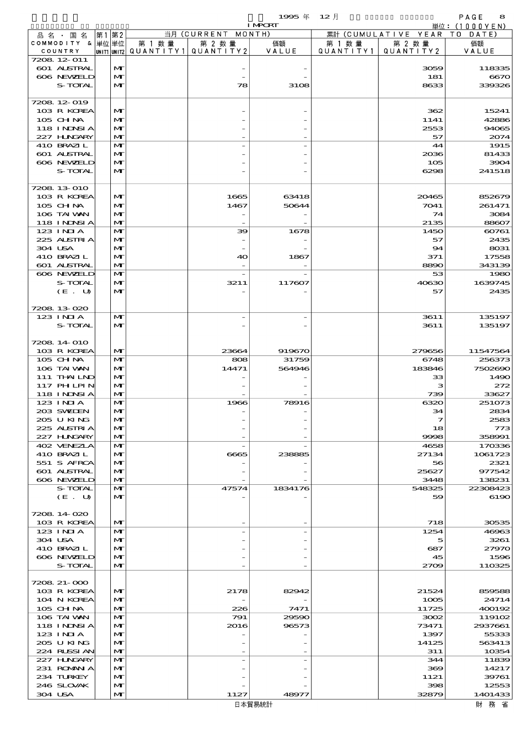1995 年 12 月 IMPORT

単位：(1000YEN)

| 品名・国名 COMMODITY & COUNTRY | 第1 単位 UNIT1 | 第2 単位 UNIT2 | 当月 (CURRENT MONTH) 第1数量 QUANTITY1 | 第2数量 QUANTITY2 | 価額 VALUE | 累計 (CUMULATIVE YEAR TO DATE) 第1数量 QUANTITY1 | 第2数量 QUANTITY2 | 価額 VALUE |
|---|---|---|---|---|---|---|---|---|
| 7208.12-011 | | | | | | | | |
| 601 AUSTRAL | | MT | | - | - | | 3059 | 118335 |
| 606 NEWZELD | | MT | | - | - | | 181 | 6670 |
| S-TOTAL | | MT | | 78 | 3108 | | 8633 | 339326 |
| 7208.12-019 | | | | | | | | |
| 103 R KOREA | | MT | | - | - | | 362 | 15241 |
| 105 CHINA | | MT | | - | - | | 1141 | 42886 |
| 118 INDNSIA | | MT | | - | - | | 2553 | 94065 |
| 227 HUNGARY | | MT | | - | - | | 57 | 2074 |
| 410 BRAZIL | | MT | | - | - | | 44 | 1915 |
| 601 AUSTRAL | | MT | | - | - | | 2036 | 81433 |
| 606 NEWZELD | | MT | | - | - | | 105 | 3904 |
| S-TOTAL | | MT | | - | - | | 6298 | 241518 |
| 7208.13-010 | | | | | | | | |
| 103 R KOREA | | MT | | 1665 | 63418 | | 20465 | 852679 |
| 105 CHINA | | MT | | 1467 | 50644 | | 7041 | 261471 |
| 106 TAIWAN | | MT | | - | - | | 74 | 3084 |
| 118 INDNSIA | | MT | | - | - | | 2135 | 88607 |
| 123 INDIA | | MT | | 39 | 1678 | | 1450 | 60761 |
| 225 AUSTRIA | | MT | | - | - | | 57 | 2435 |
| 304 USA | | MT | | - | - | | 94 | 8031 |
| 410 BRAZIL | | MT | | 40 | 1867 | | 371 | 17558 |
| 601 AUSTRAL | | MT | | - | - | | 8890 | 343139 |
| 606 NEWZELD | | MT | | - | - | | 53 | 1980 |
| S-TOTAL | | MT | | 3211 | 117607 | | 40630 | 1639745 |
| (E. U) | | MT | | - | - | | 57 | 2435 |
| 7208.13-020 | | | | | | | | |
| 123 INDIA | | MT | | - | - | | 3611 | 135197 |
| S-TOTAL | | MT | | - | - | | 3611 | 135197 |
| 7208.14-010 | | | | | | | | |
| 103 R KOREA | | MT | | 23664 | 919670 | | 279656 | 11547564 |
| 105 CHINA | | MT | | 808 | 31759 | | 6748 | 256373 |
| 106 TAIWAN | | MT | | 14471 | 564946 | | 183846 | 7502690 |
| 111 THAILND | | MT | | - | - | | 33 | 1490 |
| 117 PHLPIN | | MT | | - | - | | 3 | 272 |
| 118 INDNSIA | | MT | | - | - | | 739 | 33627 |
| 123 INDIA | | MT | | 1966 | 78916 | | 6320 | 251073 |
| 203 SWEDEN | | MT | | - | - | | 34 | 2834 |
| 205 U KING | | MT | | - | - | | 7 | 2583 |
| 225 AUSTRIA | | MT | | - | - | | 18 | 773 |
| 227 HUNGARY | | MT | | - | - | | 9998 | 358991 |
| 402 VENEZLA | | MT | | - | - | | 4658 | 170336 |
| 410 BRAZIL | | MT | | 6665 | 238885 | | 27134 | 1061723 |
| 551 S AFRCA | | MT | | - | - | | 56 | 2321 |
| 601 AUSTRAL | | MT | | - | - | | 25627 | 977542 |
| 606 NEWZELD | | MT | | - | - | | 3448 | 138231 |
| S-TOTAL | | MT | | 47574 | 1834176 | | 548325 | 22308423 |
| (E. U) | | MT | | - | - | | 59 | 6190 |
| 7208.14-020 | | | | | | | | |
| 103 R KOREA | | MT | | - | - | | 718 | 30535 |
| 123 INDIA | | MT | | - | - | | 1254 | 46963 |
| 304 USA | | MT | | - | - | | 5 | 3261 |
| 410 BRAZIL | | MT | | - | - | | 687 | 27970 |
| 606 NEWZELD | | MT | | - | - | | 45 | 1596 |
| S-TOTAL | | MT | | - | - | | 2709 | 110325 |
| 7208.21-000 | | | | | | | | |
| 103 R KOREA | | MT | | 2178 | 82942 | | 21524 | 859588 |
| 104 N KOREA | | MT | | - | - | | 1005 | 24714 |
| 105 CHINA | | MT | | 226 | 7471 | | 11725 | 400192 |
| 106 TAIWAN | | MT | | 791 | 29590 | | 3002 | 119102 |
| 118 INDNSIA | | MT | | 2016 | 96573 | | 73471 | 2937661 |
| 123 INDIA | | MT | | - | - | | 1397 | 55333 |
| 205 U KING | | MT | | - | - | | 14125 | 563413 |
| 224 RUSSIAN | | MT | | - | - | | 311 | 10354 |
| 227 HUNGARY | | MT | | - | - | | 344 | 11839 |
| 231 ROMANIA | | MT | | - | - | | 369 | 14217 |
| 234 TURKEY | | MT | | - | - | | 1121 | 39761 |
| 246 SLOVAK | | MT | | - | - | | 398 | 12553 |
| 304 USA | | MT | | 1127 | 48977 | | 32879 | 1401433 |

日本貿易統計　財務省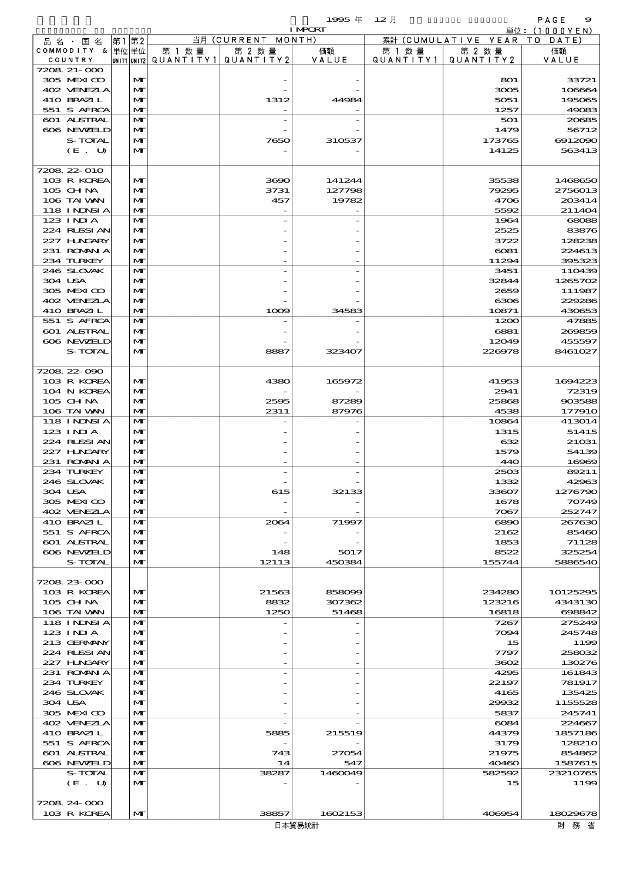1995 年 12 月

IMPORT

単位：(1000YEN)

| 品名・国名 COMMODITY & COUNTRY | 第1 単位 UNIT1 | 第2 単位 UNIT2 | 当月 (CURRENT MONTH) 第1数量 QUANTITY1 | 第2数量 QUANTITY2 | 価額 VALUE | 累計 (CUMULATIVE YEAR TO DATE) 第1数量 QUANTITY1 | 第2数量 QUANTITY2 | 価額 VALUE |
|---|---|---|---|---|---|---|---|---|
| 7208.21-000 | | | | | | | | |
| 305 MEXICO | | MT | | - | - | | 801 | 33721 |
| 402 VENEZLA | | MT | | - | - | | 3005 | 106664 |
| 410 BRAZIL | | MT | | 1312 | 44984 | | 5051 | 195065 |
| 551 S AFRCA | | MT | | - | - | | 1257 | 49083 |
| 601 AUSTRAL | | MT | | - | - | | 501 | 20685 |
| 606 NEWZELD | | MT | | - | - | | 1479 | 56712 |
| S-TOTAL | | MT | | 7650 | 310537 | | 173765 | 6912090 |
| (E. U) | | MT | | - | - | | 14125 | 563413 |
| 7208.22-010 | | | | | | | | |
| 103 R KOREA | | MT | | 3690 | 141244 | | 35538 | 1468650 |
| 105 CHINA | | MT | | 3731 | 127798 | | 79295 | 2756013 |
| 106 TAIWAN | | MT | | 457 | 19782 | | 4706 | 203414 |
| 118 INDNSIA | | MT | | - | - | | 5592 | 211404 |
| 123 INDIA | | MT | | - | - | | 1964 | 68088 |
| 224 RUSSIAN | | MT | | - | - | | 2525 | 83876 |
| 227 HUNGARY | | MT | | - | - | | 3722 | 128238 |
| 231 ROMANIA | | MT | | - | - | | 6081 | 224613 |
| 234 TURKEY | | MT | | - | - | | 11294 | 395323 |
| 246 SLOVAK | | MT | | - | - | | 3451 | 110439 |
| 304 USA | | MT | | - | - | | 32844 | 1265702 |
| 305 MEXICO | | MT | | - | - | | 2659 | 111987 |
| 402 VENEZLA | | MT | | - | - | | 6306 | 229286 |
| 410 BRAZIL | | MT | | 1009 | 34583 | | 10871 | 430653 |
| 551 S AFRCA | | MT | | - | - | | 1200 | 47885 |
| 601 AUSTRAL | | MT | | - | - | | 6881 | 269859 |
| 606 NEWZELD | | MT | | - | - | | 12049 | 455597 |
| S-TOTAL | | MT | | 8887 | 323407 | | 226978 | 8461027 |
| 7208.22-090 | | | | | | | | |
| 103 R KOREA | | MT | | 4380 | 165972 | | 41953 | 1694223 |
| 104 N KOREA | | MT | | - | - | | 2941 | 72319 |
| 105 CHINA | | MT | | 2595 | 87289 | | 25868 | 903588 |
| 106 TAIWAN | | MT | | 2311 | 87976 | | 4538 | 177910 |
| 118 INDNSIA | | MT | | - | - | | 10864 | 413014 |
| 123 INDIA | | MT | | - | - | | 1315 | 51415 |
| 224 RUSSIAN | | MT | | - | - | | 632 | 21031 |
| 227 HUNGARY | | MT | | - | - | | 1579 | 54139 |
| 231 ROMANIA | | MT | | - | - | | 440 | 16969 |
| 234 TURKEY | | MT | | - | - | | 2503 | 89211 |
| 246 SLOVAK | | MT | | - | - | | 1332 | 42963 |
| 304 USA | | MT | | 615 | 32133 | | 33607 | 1276790 |
| 305 MEXICO | | MT | | - | - | | 1678 | 70749 |
| 402 VENEZLA | | MT | | - | - | | 7067 | 252747 |
| 410 BRAZIL | | MT | | 2064 | 71997 | | 6890 | 267630 |
| 551 S AFRCA | | MT | | - | - | | 2162 | 85460 |
| 601 AUSTRAL | | MT | | - | - | | 1853 | 71128 |
| 606 NEWZELD | | MT | | 148 | 5017 | | 8522 | 325254 |
| S-TOTAL | | MT | | 12113 | 450384 | | 155744 | 5886540 |
| 7208.23-000 | | | | | | | | |
| 103 R KOREA | | MT | | 21563 | 858099 | | 234280 | 10125295 |
| 105 CHINA | | MT | | 8832 | 307362 | | 123216 | 4343130 |
| 106 TAIWAN | | MT | | 1250 | 51468 | | 16818 | 698842 |
| 118 INDNSIA | | MT | | - | - | | 7267 | 275249 |
| 123 INDIA | | MT | | - | - | | 7094 | 245748 |
| 213 GERMANY | | MT | | - | - | | 15 | 1199 |
| 224 RUSSIAN | | MT | | - | - | | 7797 | 258032 |
| 227 HUNGARY | | MT | | - | - | | 3602 | 130276 |
| 231 ROMANIA | | MT | | - | - | | 4295 | 161843 |
| 234 TURKEY | | MT | | - | - | | 22197 | 781917 |
| 246 SLOVAK | | MT | | - | - | | 4165 | 135425 |
| 304 USA | | MT | | - | - | | 29932 | 1155528 |
| 305 MEXICO | | MT | | - | - | | 5837 | 245741 |
| 402 VENEZLA | | MT | | - | - | | 6084 | 224667 |
| 410 BRAZIL | | MT | | 5885 | 215519 | | 44379 | 1857186 |
| 551 S AFRCA | | MT | | - | - | | 3179 | 128210 |
| 601 AUSTRAL | | MT | | 743 | 27054 | | 21975 | 854862 |
| 606 NEWZELD | | MT | | 14 | 547 | | 40460 | 1587615 |
| S-TOTAL | | MT | | 38287 | 1460049 | | 582592 | 23210765 |
| (E. U) | | MT | | - | - | | 15 | 1199 |
| 7208.24-000 | | | | | | | | |
| 103 R KOREA | | MT | | 38857 | 1602153 | | 406954 | 18029678 |

日本貿易統計

財務省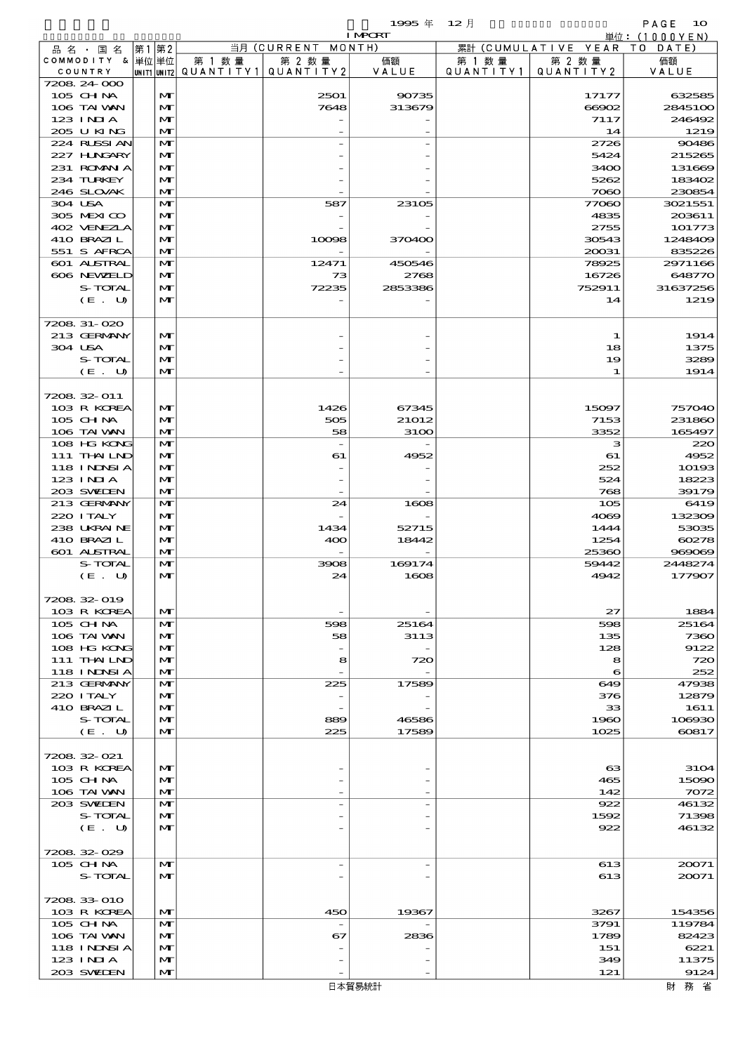| 品名・国名 COMMODITY & COUNTRY | 第1 単位 UNIT1 | 第2 単位 UNIT2 | 当月 (CURRENT MONTH) 第1数量 QUANTITY1 | 第2数量 QUANTITY2 | 価額 VALUE | 累計 (CUMULATIVE YEAR TO DATE) 第1数量 QUANTITY1 | 第2数量 QUANTITY2 | 価額 VALUE |
|---|---|---|---|---|---|---|---|---|
| 7208.24-000 | | | | | | | | |
| 105 CHINA | | MT | | 2501 | 90735 | | 17177 | 632585 |
| 106 TAIWAN | | MT | | 7648 | 313679 | | 66902 | 2845100 |
| 123 INDIA | | MT | | - | - | | 7117 | 246492 |
| 205 U KING | | MT | | - | - | | 14 | 1219 |
| 224 RUSSIAN | | MT | | - | - | | 2726 | 90486 |
| 227 HUNGARY | | MT | | - | - | | 5424 | 215265 |
| 231 ROMANIA | | MT | | - | - | | 3400 | 131669 |
| 234 TURKEY | | MT | | - | - | | 5262 | 183402 |
| 246 SLOVAK | | MT | | - | - | | 7060 | 230854 |
| 304 USA | | MT | | 587 | 23105 | | 77060 | 3021551 |
| 305 MEXICO | | MT | | - | - | | 4835 | 203611 |
| 402 VENEZLA | | MT | | - | - | | 2755 | 101773 |
| 410 BRAZIL | | MT | | 10098 | 370400 | | 30543 | 1248409 |
| 551 S AFRCA | | MT | | - | - | | 20031 | 835226 |
| 601 AUSTRAL | | MT | | 12471 | 450546 | | 78925 | 2971166 |
| 606 NEWZELD | | MT | | 73 | 2768 | | 16726 | 648770 |
| S-TOTAL | | MT | | 72235 | 2853386 | | 752911 | 31637256 |
| (E. U) | | MT | | - | - | | 14 | 1219 |
| 7208.31-020 | | | | | | | | |
| 213 GERMANY | | MT | | - | - | | 1 | 1914 |
| 304 USA | | MT | | - | - | | 18 | 1375 |
| S-TOTAL | | MT | | - | - | | 19 | 3289 |
| (E. U) | | MT | | - | - | | 1 | 1914 |
| 7208.32-011 | | | | | | | | |
| 103 R KOREA | | MT | | 1426 | 67345 | | 15097 | 757040 |
| 105 CHINA | | MT | | 505 | 21012 | | 7153 | 231860 |
| 106 TAIWAN | | MT | | 58 | 3100 | | 3352 | 165497 |
| 108 HG KONG | | MT | | - | - | | 3 | 220 |
| 111 THAILND | | MT | | 61 | 4952 | | 61 | 4952 |
| 118 INDNSIA | | MT | | - | - | | 252 | 10193 |
| 123 INDIA | | MT | | - | - | | 524 | 18223 |
| 203 SWEDEN | | MT | | - | - | | 768 | 39179 |
| 213 GERMANY | | MT | | 24 | 1608 | | 105 | 6419 |
| 220 ITALY | | MT | | - | - | | 4069 | 132309 |
| 238 UKRAINE | | MT | | 1434 | 52715 | | 1444 | 53035 |
| 410 BRAZIL | | MT | | 400 | 18442 | | 1254 | 60278 |
| 601 AUSTRAL | | MT | | - | - | | 25360 | 969069 |
| S-TOTAL | | MT | | 3908 | 169174 | | 59442 | 2448274 |
| (E. U) | | MT | | 24 | 1608 | | 4942 | 177907 |
| 7208.32-019 | | | | | | | | |
| 103 R KOREA | | MT | | - | - | | 27 | 1884 |
| 105 CHINA | | MT | | 598 | 25164 | | 598 | 25164 |
| 106 TAIWAN | | MT | | 58 | 3113 | | 135 | 7360 |
| 108 HG KONG | | MT | | - | - | | 128 | 9122 |
| 111 THAILND | | MT | | 8 | 720 | | 8 | 720 |
| 118 INDNSIA | | MT | | - | - | | 6 | 252 |
| 213 GERMANY | | MT | | 225 | 17589 | | 649 | 47938 |
| 220 ITALY | | MT | | - | - | | 376 | 12879 |
| 410 BRAZIL | | MT | | - | - | | 33 | 1611 |
| S-TOTAL | | MT | | 889 | 46586 | | 1960 | 106930 |
| (E. U) | | MT | | 225 | 17589 | | 1025 | 60817 |
| 7208.32-021 | | | | | | | | |
| 103 R KOREA | | MT | | - | - | | 63 | 3104 |
| 105 CHINA | | MT | | - | - | | 465 | 15090 |
| 106 TAIWAN | | MT | | - | - | | 142 | 7072 |
| 203 SWEDEN | | MT | | - | - | | 922 | 46132 |
| S-TOTAL | | MT | | - | - | | 1592 | 71398 |
| (E. U) | | MT | | - | - | | 922 | 46132 |
| 7208.32-029 | | | | | | | | |
| 105 CHINA | | MT | | - | - | | 613 | 20071 |
| S-TOTAL | | MT | | - | - | | 613 | 20071 |
| 7208.33-010 | | | | | | | | |
| 103 R KOREA | | MT | | 450 | 19367 | | 3267 | 154356 |
| 105 CHINA | | MT | | - | - | | 3791 | 119784 |
| 106 TAIWAN | | MT | | 67 | 2836 | | 1789 | 82423 |
| 118 INDNSIA | | MT | | - | - | | 151 | 6221 |
| 123 INDIA | | MT | | - | - | | 349 | 11375 |
| 203 SWEDEN | | MT | | - | - | | 121 | 9124 |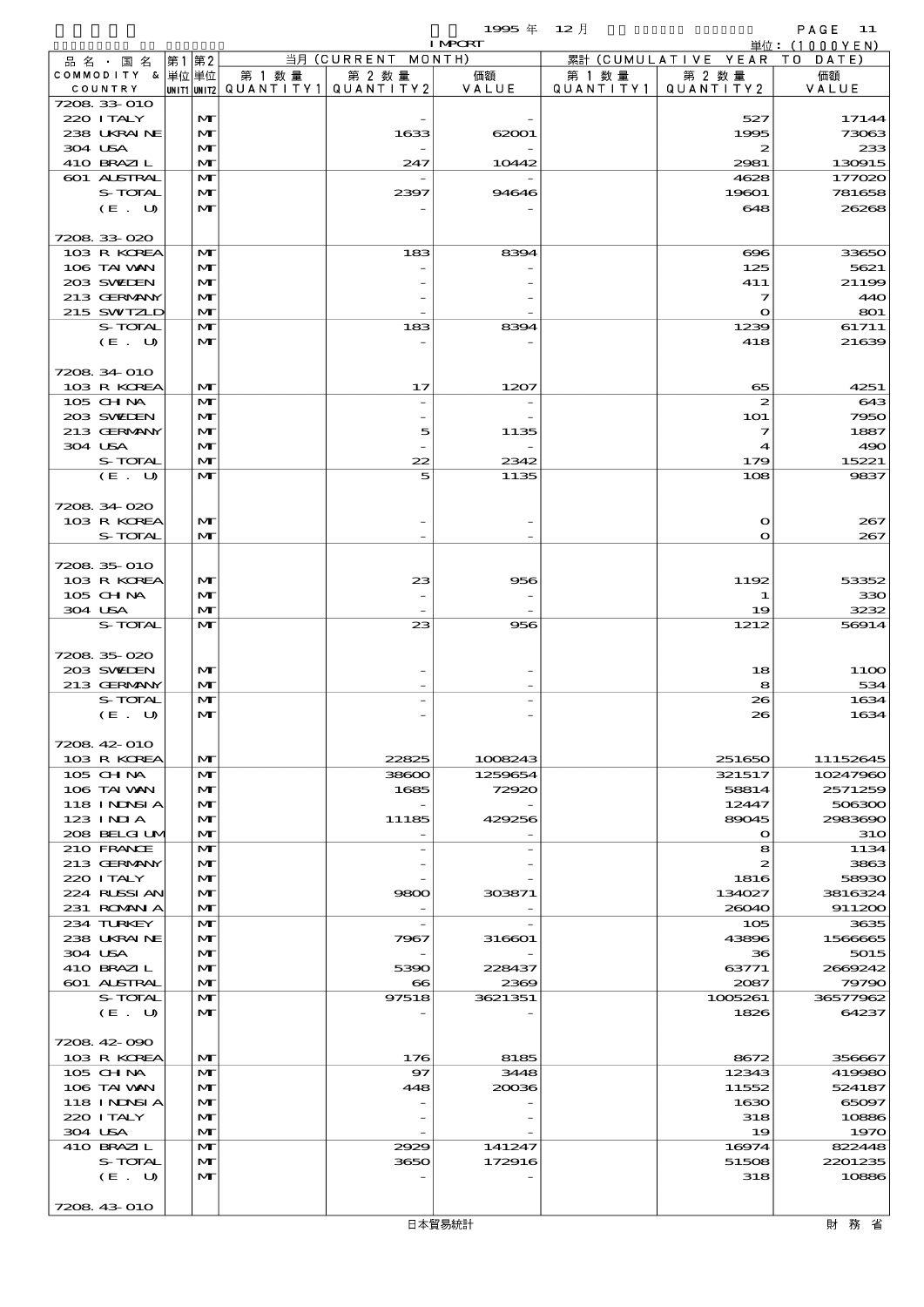1995 年 12 月 IMPORT

単位：(1000YEN)

| 品名・国名 COMMODITY & COUNTRY | 第1 単位 UNIT1 | 第2 単位 UNIT2 | 当月 (CURRENT MONTH) 第1数量 QUANTITY1 | 第2数量 QUANTITY2 | 価額 VALUE | 累計 (CUMULATIVE YEAR TO DATE) 第1数量 QUANTITY1 | 第2数量 QUANTITY2 | 価額 VALUE |
|---|---|---|---|---|---|---|---|---|
| 7208.33-010 | | | | | | | | |
| 220 ITALY | | MT | | - | - | | 527 | 17144 |
| 238 UKRAINE | | MT | | 1633 | 62001 | | 1995 | 73063 |
| 304 USA | | MT | | - | - | | 2 | 233 |
| 410 BRAZIL | | MT | | 247 | 10442 | | 2981 | 130915 |
| 601 AUSTRAL | | MT | | - | - | | 4628 | 177020 |
| S-TOTAL | | MT | | 2397 | 94646 | | 19601 | 781658 |
| (E. U) | | MT | | - | - | | 648 | 26268 |
| 7208.33-020 | | | | | | | | |
| 103 R KOREA | | MT | | 183 | 8394 | | 696 | 33650 |
| 106 TAIWAN | | MT | | - | - | | 125 | 5621 |
| 203 SWEDEN | | MT | | - | - | | 411 | 21199 |
| 213 GERMANY | | MT | | - | - | | 7 | 440 |
| 215 SWITZLD | | MT | | - | - | | 0 | 801 |
| S-TOTAL | | MT | | 183 | 8394 | | 1239 | 61711 |
| (E. U) | | MT | | - | - | | 418 | 21639 |
| 7208.34-010 | | | | | | | | |
| 103 R KOREA | | MT | | 17 | 1207 | | 65 | 4251 |
| 105 CHINA | | MT | | - | - | | 2 | 643 |
| 203 SWEDEN | | MT | | - | - | | 101 | 7950 |
| 213 GERMANY | | MT | | 5 | 1135 | | 7 | 1887 |
| 304 USA | | MT | | - | - | | 4 | 490 |
| S-TOTAL | | MT | | 22 | 2342 | | 179 | 15221 |
| (E. U) | | MT | | 5 | 1135 | | 108 | 9837 |
| 7208.34-020 | | | | | | | | |
| 103 R KOREA | | MT | | - | - | | 0 | 267 |
| S-TOTAL | | MT | | - | - | | 0 | 267 |
| 7208.35-010 | | | | | | | | |
| 103 R KOREA | | MT | | 23 | 956 | | 1192 | 53352 |
| 105 CHINA | | MT | | - | - | | 1 | 330 |
| 304 USA | | MT | | - | - | | 19 | 3232 |
| S-TOTAL | | MT | | 23 | 956 | | 1212 | 56914 |
| 7208.35-020 | | | | | | | | |
| 203 SWEDEN | | MT | | - | - | | 18 | 1100 |
| 213 GERMANY | | MT | | - | - | | 8 | 534 |
| S-TOTAL | | MT | | - | - | | 26 | 1634 |
| (E. U) | | MT | | - | - | | 26 | 1634 |
| 7208.42-010 | | | | | | | | |
| 103 R KOREA | | MT | | 22825 | 1008243 | | 251650 | 11152645 |
| 105 CHINA | | MT | | 38600 | 1259654 | | 321517 | 10247960 |
| 106 TAIWAN | | MT | | 1685 | 72920 | | 58814 | 2571259 |
| 118 INDNSIA | | MT | | - | - | | 12447 | 506300 |
| 123 INDIA | | MT | | 11185 | 429256 | | 89045 | 2983690 |
| 208 BELGIUM | | MT | | - | - | | 0 | 310 |
| 210 FRANCE | | MT | | - | - | | 8 | 1134 |
| 213 GERMANY | | MT | | - | - | | 2 | 3863 |
| 220 ITALY | | MT | | - | - | | 1816 | 58930 |
| 224 RUSSIAN | | MT | | 9800 | 303871 | | 134027 | 3816324 |
| 231 ROMANIA | | MT | | - | - | | 26040 | 911200 |
| 234 TURKEY | | MT | | - | - | | 105 | 3635 |
| 238 UKRAINE | | MT | | 7967 | 316601 | | 43896 | 1566665 |
| 304 USA | | MT | | - | - | | 36 | 5015 |
| 410 BRAZIL | | MT | | 5390 | 228437 | | 63771 | 2669242 |
| 601 AUSTRAL | | MT | | 66 | 2369 | | 2087 | 79790 |
| S-TOTAL | | MT | | 97518 | 3621351 | | 1005261 | 36577962 |
| (E. U) | | MT | | - | - | | 1826 | 64237 |
| 7208.42-090 | | | | | | | | |
| 103 R KOREA | | MT | | 176 | 8185 | | 8672 | 356667 |
| 105 CHINA | | MT | | 97 | 3448 | | 12343 | 419980 |
| 106 TAIWAN | | MT | | 448 | 20036 | | 11552 | 524187 |
| 118 INDNSIA | | MT | | - | - | | 1630 | 65097 |
| 220 ITALY | | MT | | - | - | | 318 | 10886 |
| 304 USA | | MT | | - | - | | 19 | 1970 |
| 410 BRAZIL | | MT | | 2929 | 141247 | | 16974 | 822448 |
| S-TOTAL | | MT | | 3650 | 172916 | | 51508 | 2201235 |
| (E. U) | | MT | | - | - | | 318 | 10886 |
| 7208.43-010 | | | | | | | | |

日本貿易統計　財務省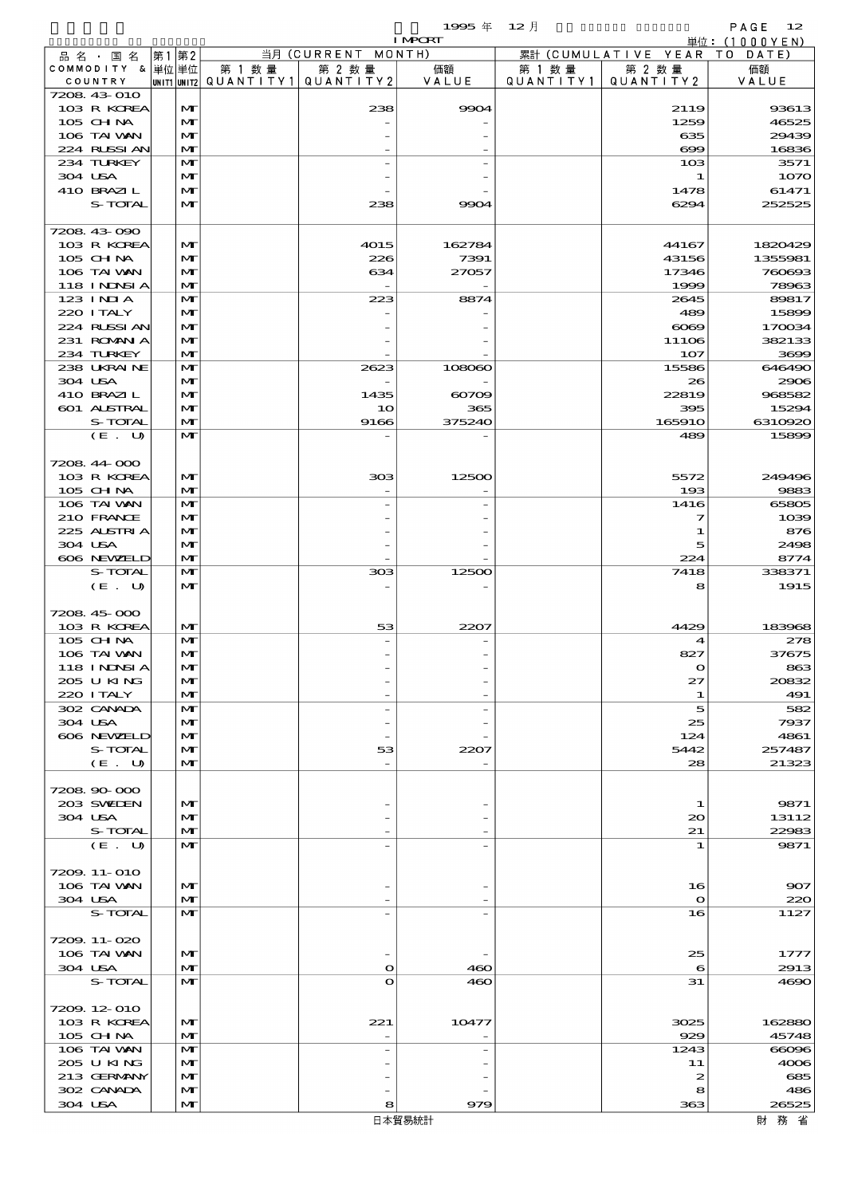1995 年 12 月

IMPORT

単位：(1000YEN)

| 品名・国名 COMMODITY & COUNTRY | 第1 単位 UNIT1 | 第2 単位 UNIT2 | 当月 (CURRENT MONTH) 第1数量 QUANTITY1 | 第2数量 QUANTITY2 | 価額 VALUE | 累計 (CUMULATIVE YEAR TO DATE) 第1数量 QUANTITY1 | 第2数量 QUANTITY2 | 価額 VALUE |
|---|---|---|---|---|---|---|---|---|
| 7208.43-010 | | | | | | | | |
| 103 R KOREA | | MT | | 238 | 9904 | | 2119 | 93613 |
| 105 CHINA | | MT | | - | - | | 1259 | 46525 |
| 106 TAIWAN | | MT | | - | - | | 635 | 29439 |
| 224 RUSSIAN | | MT | | - | - | | 699 | 16836 |
| 234 TURKEY | | MT | | - | - | | 103 | 3571 |
| 304 USA | | MT | | - | - | | 1 | 1070 |
| 410 BRAZIL | | MT | | - | - | | 1478 | 61471 |
| S-TOTAL | | MT | | 238 | 9904 | | 6294 | 252525 |
| 7208.43-090 | | | | | | | | |
| 103 R KOREA | | MT | | 4015 | 162784 | | 44167 | 1820429 |
| 105 CHINA | | MT | | 226 | 7391 | | 43156 | 1355981 |
| 106 TAIWAN | | MT | | 634 | 27057 | | 17346 | 760693 |
| 118 INDNSIA | | MT | | - | - | | 1999 | 78963 |
| 123 INDIA | | MT | | 223 | 8874 | | 2645 | 89817 |
| 220 ITALY | | MT | | - | - | | 489 | 15899 |
| 224 RUSSIAN | | MT | | - | - | | 6069 | 170034 |
| 231 ROMANIA | | MT | | - | - | | 11106 | 382133 |
| 234 TURKEY | | MT | | - | - | | 107 | 3699 |
| 238 UKRAINE | | MT | | 2623 | 108060 | | 15586 | 646490 |
| 304 USA | | MT | | - | - | | 26 | 2906 |
| 410 BRAZIL | | MT | | 1435 | 60709 | | 22819 | 968582 |
| 601 AUSTRAL | | MT | | 10 | 365 | | 395 | 15294 |
| S-TOTAL | | MT | | 9166 | 375240 | | 165910 | 6310920 |
| (E. U) | | MT | | - | - | | 489 | 15899 |
| 7208.44-000 | | | | | | | | |
| 103 R KOREA | | MT | | 303 | 12500 | | 5572 | 249496 |
| 105 CHINA | | MT | | - | - | | 193 | 9883 |
| 106 TAIWAN | | MT | | - | - | | 1416 | 65805 |
| 210 FRANCE | | MT | | - | - | | 7 | 1039 |
| 225 AUSTRIA | | MT | | - | - | | 1 | 876 |
| 304 USA | | MT | | - | - | | 5 | 2498 |
| 606 NEWZELD | | MT | | - | - | | 224 | 8774 |
| S-TOTAL | | MT | | 303 | 12500 | | 7418 | 338371 |
| (E. U) | | MT | | - | - | | 8 | 1915 |
| 7208.45-000 | | | | | | | | |
| 103 R KOREA | | MT | | 53 | 2207 | | 4429 | 183968 |
| 105 CHINA | | MT | | - | - | | 4 | 278 |
| 106 TAIWAN | | MT | | - | - | | 827 | 37675 |
| 118 INDNSIA | | MT | | - | - | | 0 | 863 |
| 205 U KING | | MT | | - | - | | 27 | 20832 |
| 220 ITALY | | MT | | - | - | | 1 | 491 |
| 302 CANADA | | MT | | - | - | | 5 | 582 |
| 304 USA | | MT | | - | - | | 25 | 7937 |
| 606 NEWZELD | | MT | | - | - | | 124 | 4861 |
| S-TOTAL | | MT | | 53 | 2207 | | 5442 | 257487 |
| (E. U) | | MT | | - | - | | 28 | 21323 |
| 7208.90-000 | | | | | | | | |
| 203 SWEDEN | | MT | | - | - | | 1 | 9871 |
| 304 USA | | MT | | - | - | | 20 | 13112 |
| S-TOTAL | | MT | | - | - | | 21 | 22983 |
| (E. U) | | MT | | - | - | | 1 | 9871 |
| 7209.11-010 | | | | | | | | |
| 106 TAIWAN | | MT | | - | - | | 16 | 907 |
| 304 USA | | MT | | - | - | | 0 | 220 |
| S-TOTAL | | MT | | - | - | | 16 | 1127 |
| 7209.11-020 | | | | | | | | |
| 106 TAIWAN | | MT | | - | - | | 25 | 1777 |
| 304 USA | | MT | | 0 | 460 | | 6 | 2913 |
| S-TOTAL | | MT | | 0 | 460 | | 31 | 4690 |
| 7209.12-010 | | | | | | | | |
| 103 R KOREA | | MT | | 221 | 10477 | | 3025 | 162880 |
| 105 CHINA | | MT | | - | - | | 929 | 45748 |
| 106 TAIWAN | | MT | | - | - | | 1243 | 66096 |
| 205 U KING | | MT | | - | - | | 11 | 4006 |
| 213 GERMANY | | MT | | - | - | | 2 | 685 |
| 302 CANADA | | MT | | - | - | | 8 | 486 |
| 304 USA | | MT | | 8 | 979 | | 363 | 26525 |

日本貿易統計　　財務省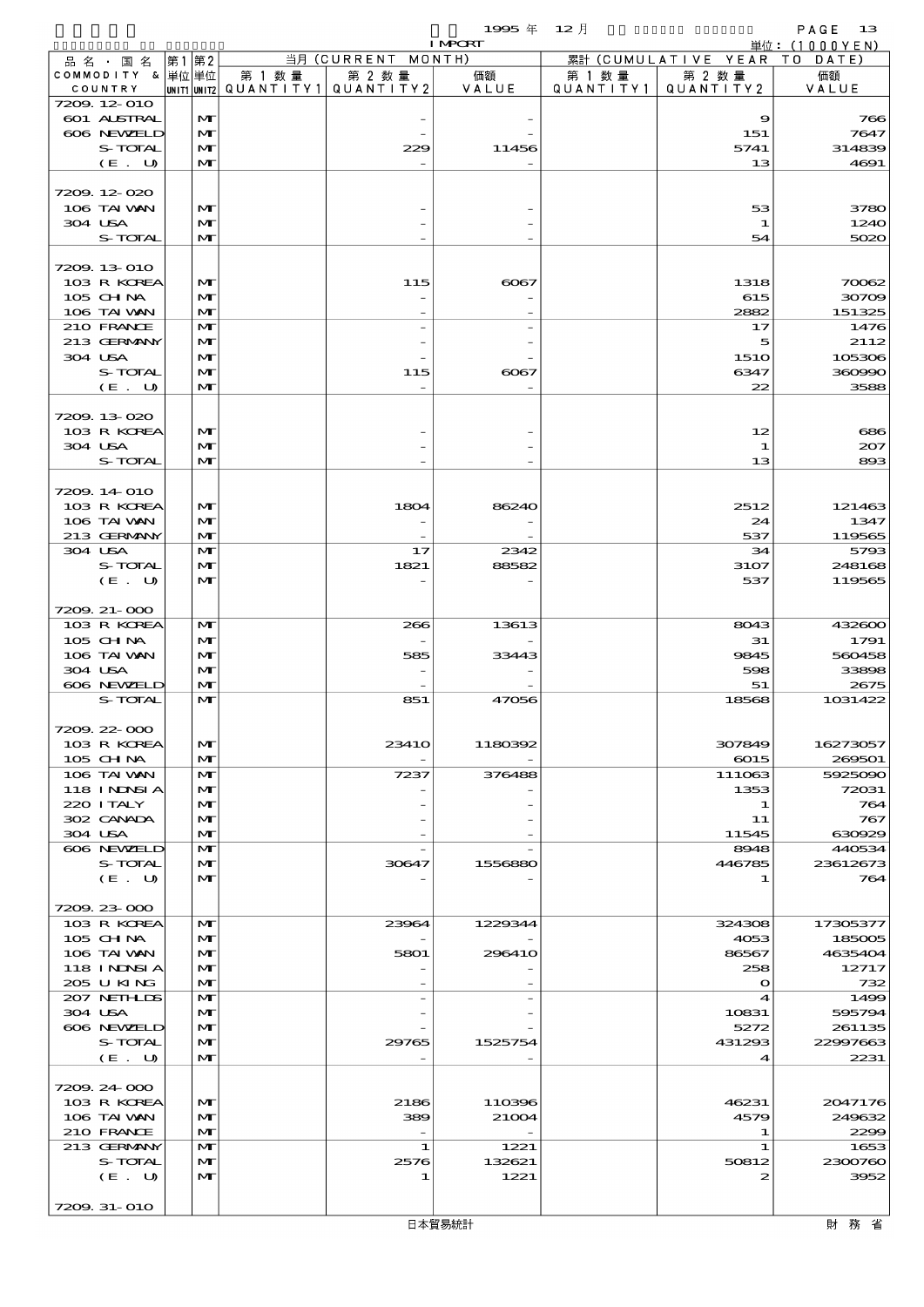1995 年 12 月 IMPORT

単位：(1000YEN)

| 品名・国名 COMMODITY & COUNTRY | 第1 単位 UNIT1 | 第2 単位 UNIT2 | 当月 (CURRENT MONTH) 第1数量 QUANTITY1 | 第2数量 QUANTITY2 | 価額 VALUE | 累計 (CUMULATIVE YEAR TO DATE) 第1数量 QUANTITY1 | 第2数量 QUANTITY2 | 価額 VALUE |
|---|---|---|---|---|---|---|---|---|
| 7209.12-010 | | | | | | | | |
| 601 AUSTRAL | | MT | | - | - | | 9 | 766 |
| 606 NEWZELD | | MT | | - | - | | 151 | 7647 |
| S-TOTAL | | MT | | 229 | 11456 | | 5741 | 314839 |
| (E. U) | | MT | | - | - | | 13 | 4691 |
| 7209.12-020 | | | | | | | | |
| 106 TAIWAN | | MT | | - | - | | 53 | 3780 |
| 304 USA | | MT | | - | - | | 1 | 1240 |
| S-TOTAL | | MT | | - | - | | 54 | 5020 |
| 7209.13-010 | | | | | | | | |
| 103 R KOREA | | MT | | 115 | 6067 | | 1318 | 70062 |
| 105 CHINA | | MT | | - | - | | 615 | 30709 |
| 106 TAIWAN | | MT | | - | - | | 2882 | 151325 |
| 210 FRANCE | | MT | | - | - | | 17 | 1476 |
| 213 GERMANY | | MT | | - | - | | 5 | 2112 |
| 304 USA | | MT | | - | - | | 1510 | 105306 |
| S-TOTAL | | MT | | 115 | 6067 | | 6347 | 360990 |
| (E. U) | | MT | | - | - | | 22 | 3588 |
| 7209.13-020 | | | | | | | | |
| 103 R KOREA | | MT | | - | - | | 12 | 686 |
| 304 USA | | MT | | - | - | | 1 | 207 |
| S-TOTAL | | MT | | - | - | | 13 | 893 |
| 7209.14-010 | | | | | | | | |
| 103 R KOREA | | MT | | 1804 | 86240 | | 2512 | 121463 |
| 106 TAIWAN | | MT | | - | - | | 24 | 1347 |
| 213 GERMANY | | MT | | - | - | | 537 | 119565 |
| 304 USA | | MT | | 17 | 2342 | | 34 | 5793 |
| S-TOTAL | | MT | | 1821 | 88582 | | 3107 | 248168 |
| (E. U) | | MT | | - | - | | 537 | 119565 |
| 7209.21-000 | | | | | | | | |
| 103 R KOREA | | MT | | 266 | 13613 | | 8043 | 432600 |
| 105 CHINA | | MT | | - | - | | 31 | 1791 |
| 106 TAIWAN | | MT | | 585 | 33443 | | 9845 | 560458 |
| 304 USA | | MT | | - | - | | 598 | 33898 |
| 606 NEWZELD | | MT | | - | - | | 51 | 2675 |
| S-TOTAL | | MT | | 851 | 47056 | | 18568 | 1031422 |
| 7209.22-000 | | | | | | | | |
| 103 R KOREA | | MT | | 23410 | 1180392 | | 307849 | 16273057 |
| 105 CHINA | | MT | | - | - | | 6015 | 269501 |
| 106 TAIWAN | | MT | | 7237 | 376488 | | 111063 | 5925090 |
| 118 INDNSIA | | MT | | - | - | | 1353 | 72031 |
| 220 ITALY | | MT | | - | - | | 1 | 764 |
| 302 CANADA | | MT | | - | - | | 11 | 767 |
| 304 USA | | MT | | - | - | | 11545 | 630929 |
| 606 NEWZELD | | MT | | - | - | | 8948 | 440534 |
| S-TOTAL | | MT | | 30647 | 1556880 | | 446785 | 23612673 |
| (E. U) | | MT | | - | - | | 1 | 764 |
| 7209.23-000 | | | | | | | | |
| 103 R KOREA | | MT | | 23964 | 1229344 | | 324308 | 17305377 |
| 105 CHINA | | MT | | - | - | | 4053 | 185005 |
| 106 TAIWAN | | MT | | 5801 | 296410 | | 86567 | 4635404 |
| 118 INDNSIA | | MT | | - | - | | 258 | 12717 |
| 205 U KING | | MT | | - | - | | 0 | 732 |
| 207 NETHLDS | | MT | | - | - | | 4 | 1499 |
| 304 USA | | MT | | - | - | | 10831 | 595794 |
| 606 NEWZELD | | MT | | - | - | | 5272 | 261135 |
| S-TOTAL | | MT | | 29765 | 1525754 | | 431293 | 22997663 |
| (E. U) | | MT | | - | - | | 4 | 2231 |
| 7209.24-000 | | | | | | | | |
| 103 R KOREA | | MT | | 2186 | 110396 | | 46231 | 2047176 |
| 106 TAIWAN | | MT | | 389 | 21004 | | 4579 | 249632 |
| 210 FRANCE | | MT | | - | - | | 1 | 2299 |
| 213 GERMANY | | MT | | 1 | 1221 | | 1 | 1653 |
| S-TOTAL | | MT | | 2576 | 132621 | | 50812 | 2300760 |
| (E. U) | | MT | | 1 | 1221 | | 2 | 3952 |
| 7209.31-010 | | | | | | | | |

日本貿易統計　財務省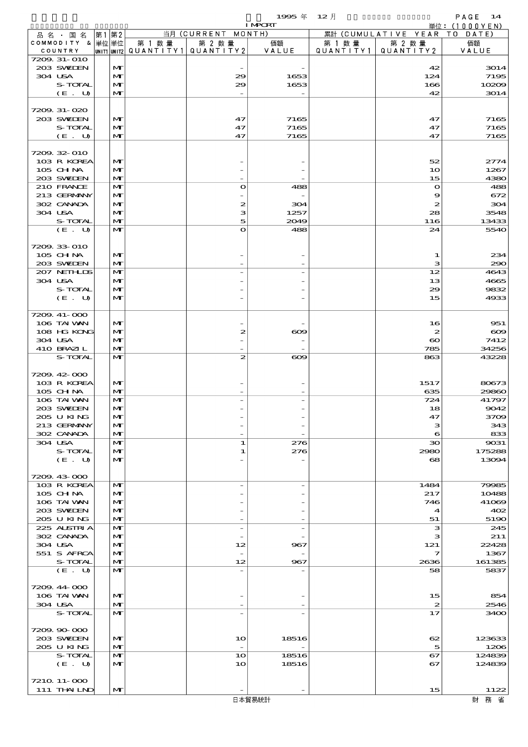1995 年 12 月 IMPORT

単位：(1000YEN)

| 品名・国名 COMMODITY & COUNTRY | 第1 単位 UNIT1 | 第2 単位 UNIT2 | 当月 (CURRENT MONTH) 第1数量 QUANTITY1 | 第2数量 QUANTITY2 | 価額 VALUE | 累計 (CUMULATIVE YEAR TO DATE) 第1数量 QUANTITY1 | 第2数量 QUANTITY2 | 価額 VALUE |
|---|---|---|---|---|---|---|---|---|
| 7209.31-010 | | | | | | | | |
| 203 SWEDEN | | MT | | - | - | | 42 | 3014 |
| 304 USA | | MT | | 29 | 1653 | | 124 | 7195 |
| S-TOTAL | | MT | | 29 | 1653 | | 166 | 10209 |
| (E. U) | | MT | | - | - | | 42 | 3014 |
| 7209.31-020 | | | | | | | | |
| 203 SWEDEN | | MT | | 47 | 7165 | | 47 | 7165 |
| S-TOTAL | | MT | | 47 | 7165 | | 47 | 7165 |
| (E. U) | | MT | | 47 | 7165 | | 47 | 7165 |
| 7209.32-010 | | | | | | | | |
| 103 R KOREA | | MT | | - | - | | 52 | 2774 |
| 105 CHINA | | MT | | - | - | | 10 | 1267 |
| 203 SWEDEN | | MT | | - | - | | 15 | 4380 |
| 210 FRANCE | | MT | | 0 | 488 | | 0 | 488 |
| 213 GERMANY | | MT | | - | - | | 9 | 672 |
| 302 CANADA | | MT | | 2 | 304 | | 2 | 304 |
| 304 USA | | MT | | 3 | 1257 | | 28 | 3548 |
| S-TOTAL | | MT | | 5 | 2049 | | 116 | 13433 |
| (E. U) | | MT | | 0 | 488 | | 24 | 5540 |
| 7209.33-010 | | | | | | | | |
| 105 CHINA | | MT | | - | - | | 1 | 234 |
| 203 SWEDEN | | MT | | - | - | | 3 | 290 |
| 207 NETHLDS | | MT | | - | - | | 12 | 4643 |
| 304 USA | | MT | | - | - | | 13 | 4665 |
| S-TOTAL | | MT | | - | - | | 29 | 9832 |
| (E. U) | | MT | | - | - | | 15 | 4933 |
| 7209.41-000 | | | | | | | | |
| 106 TAIWAN | | MT | | - | - | | 16 | 951 |
| 108 HG KONG | | MT | | 2 | 609 | | 2 | 609 |
| 304 USA | | MT | | - | - | | 60 | 7412 |
| 410 BRAZIL | | MT | | - | - | | 785 | 34256 |
| S-TOTAL | | MT | | 2 | 609 | | 863 | 43228 |
| 7209.42-000 | | | | | | | | |
| 103 R KOREA | | MT | | - | - | | 1517 | 80673 |
| 105 CHINA | | MT | | - | - | | 635 | 29860 |
| 106 TAIWAN | | MT | | - | - | | 724 | 41797 |
| 203 SWEDEN | | MT | | - | - | | 18 | 9042 |
| 205 U KING | | MT | | - | - | | 47 | 3709 |
| 213 GERMANY | | MT | | - | - | | 3 | 343 |
| 302 CANADA | | MT | | - | - | | 6 | 833 |
| 304 USA | | MT | | 1 | 276 | | 30 | 9031 |
| S-TOTAL | | MT | | 1 | 276 | | 2980 | 175288 |
| (E. U) | | MT | | - | - | | 68 | 13094 |
| 7209.43-000 | | | | | | | | |
| 103 R KOREA | | MT | | - | - | | 1484 | 79985 |
| 105 CHINA | | MT | | - | - | | 217 | 10488 |
| 106 TAIWAN | | MT | | - | - | | 746 | 41069 |
| 203 SWEDEN | | MT | | - | - | | 4 | 402 |
| 205 U KING | | MT | | - | - | | 51 | 5190 |
| 225 AUSTRIA | | MT | | - | - | | 3 | 245 |
| 302 CANADA | | MT | | - | - | | 3 | 211 |
| 304 USA | | MT | | 12 | 967 | | 121 | 22428 |
| 551 S AFRCA | | MT | | - | - | | 7 | 1367 |
| S-TOTAL | | MT | | 12 | 967 | | 2636 | 161385 |
| (E. U) | | MT | | - | - | | 58 | 5837 |
| 7209.44-000 | | | | | | | | |
| 106 TAIWAN | | MT | | - | - | | 15 | 854 |
| 304 USA | | MT | | - | - | | 2 | 2546 |
| S-TOTAL | | MT | | - | - | | 17 | 3400 |
| 7209.90-000 | | | | | | | | |
| 203 SWEDEN | | MT | | 10 | 18516 | | 62 | 123633 |
| 205 U KING | | MT | | - | - | | 5 | 1206 |
| S-TOTAL | | MT | | 10 | 18516 | | 67 | 124839 |
| (E. U) | | MT | | 10 | 18516 | | 67 | 124839 |
| 7210.11-000 | | | | | | | | |
| 111 THAILND | | MT | | - | - | | 15 | 1122 |

日本貿易統計　　財務省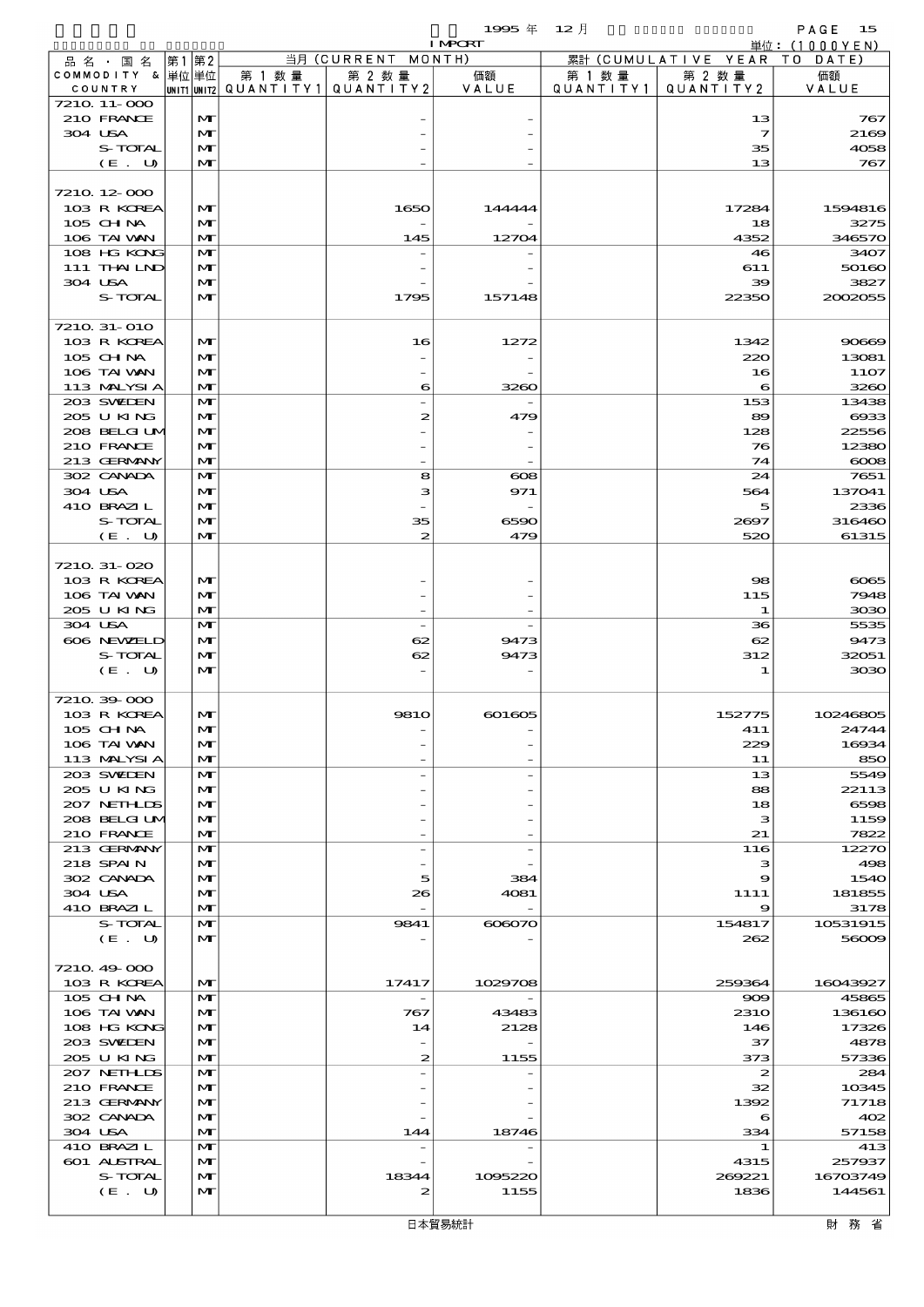1995 年 12 月 IMPORT 単位：(1000YEN)

| 品名・国名 COMMODITY & COUNTRY | 第1 単位 UNIT1 | 第2 単位 UNIT2 | 当月 (CURRENT MONTH) 第1数量 QUANTITY1 | 第2数量 QUANTITY2 | 価額 VALUE | 累計 (CUMULATIVE YEAR TO DATE) 第1数量 QUANTITY1 | 第2数量 QUANTITY2 | 価額 VALUE |
|---|---|---|---|---|---|---|---|---|
| 7210.11-000 | | | | | | | | |
| 210 FRANCE | | MT | | - | - | | 13 | 767 |
| 304 USA | | MT | | - | - | | 7 | 2169 |
| S-TOTAL | | MT | | - | - | | 35 | 4058 |
| (E. U) | | MT | | - | - | | 13 | 767 |
| 7210.12-000 | | | | | | | | |
| 103 R KOREA | | MT | | 1650 | 144444 | | 17284 | 1594816 |
| 105 CHINA | | MT | | - | - | | 18 | 3275 |
| 106 TAIWAN | | MT | | 145 | 12704 | | 4352 | 346570 |
| 108 HG KONG | | MT | | - | - | | 46 | 3407 |
| 111 THAILND | | MT | | - | - | | 611 | 50160 |
| 304 USA | | MT | | - | - | | 39 | 3827 |
| S-TOTAL | | MT | | 1795 | 157148 | | 22350 | 2002055 |
| 7210.31-010 | | | | | | | | |
| 103 R KOREA | | MT | | 16 | 1272 | | 1342 | 90669 |
| 105 CHINA | | MT | | - | - | | 220 | 13081 |
| 106 TAIWAN | | MT | | - | - | | 16 | 1107 |
| 113 MALYSIA | | MT | | 6 | 3260 | | 6 | 3260 |
| 203 SWEDEN | | MT | | - | - | | 153 | 13438 |
| 205 U KING | | MT | | 2 | 479 | | 89 | 6933 |
| 208 BELGIUM | | MT | | - | - | | 128 | 22556 |
| 210 FRANCE | | MT | | - | - | | 76 | 12380 |
| 213 GERMANY | | MT | | - | - | | 74 | 6008 |
| 302 CANADA | | MT | | 8 | 608 | | 24 | 7651 |
| 304 USA | | MT | | 3 | 971 | | 564 | 137041 |
| 410 BRAZIL | | MT | | - | - | | 5 | 2336 |
| S-TOTAL | | MT | | 35 | 6590 | | 2697 | 316460 |
| (E. U) | | MT | | 2 | 479 | | 520 | 61315 |
| 7210.31-020 | | | | | | | | |
| 103 R KOREA | | MT | | - | - | | 98 | 6065 |
| 106 TAIWAN | | MT | | - | - | | 115 | 7948 |
| 205 U KING | | MT | | - | - | | 1 | 3030 |
| 304 USA | | MT | | - | - | | 36 | 5535 |
| 606 NEWZELD | | MT | | 62 | 9473 | | 62 | 9473 |
| S-TOTAL | | MT | | 62 | 9473 | | 312 | 32051 |
| (E. U) | | MT | | - | - | | 1 | 3030 |
| 7210.39-000 | | | | | | | | |
| 103 R KOREA | | MT | | 9810 | 601605 | | 152775 | 10246805 |
| 105 CHINA | | MT | | - | - | | 411 | 24744 |
| 106 TAIWAN | | MT | | - | - | | 229 | 16934 |
| 113 MALYSIA | | MT | | - | - | | 11 | 850 |
| 203 SWEDEN | | MT | | - | - | | 13 | 5549 |
| 205 U KING | | MT | | - | - | | 88 | 22113 |
| 207 NETHLDS | | MT | | - | - | | 18 | 6598 |
| 208 BELGIUM | | MT | | - | - | | 3 | 1159 |
| 210 FRANCE | | MT | | - | - | | 21 | 7822 |
| 213 GERMANY | | MT | | - | - | | 116 | 12270 |
| 218 SPAIN | | MT | | - | - | | 3 | 498 |
| 302 CANADA | | MT | | 5 | 384 | | 9 | 1540 |
| 304 USA | | MT | | 26 | 4081 | | 1111 | 181855 |
| 410 BRAZIL | | MT | | - | - | | 9 | 3178 |
| S-TOTAL | | MT | | 9841 | 606070 | | 154817 | 10531915 |
| (E. U) | | MT | | - | - | | 262 | 56009 |
| 7210.49-000 | | | | | | | | |
| 103 R KOREA | | MT | | 17417 | 1029708 | | 259364 | 16043927 |
| 105 CHINA | | MT | | - | - | | 909 | 45865 |
| 106 TAIWAN | | MT | | 767 | 43483 | | 2310 | 136160 |
| 108 HG KONG | | MT | | 14 | 2128 | | 146 | 17326 |
| 203 SWEDEN | | MT | | - | - | | 37 | 4878 |
| 205 U KING | | MT | | 2 | 1155 | | 373 | 57336 |
| 207 NETHLDS | | MT | | - | - | | 2 | 284 |
| 210 FRANCE | | MT | | - | - | | 32 | 10345 |
| 213 GERMANY | | MT | | - | - | | 1392 | 71718 |
| 302 CANADA | | MT | | - | - | | 6 | 402 |
| 304 USA | | MT | | 144 | 18746 | | 334 | 57158 |
| 410 BRAZIL | | MT | | - | - | | 1 | 413 |
| 601 AUSTRAL | | MT | | - | - | | 4315 | 257937 |
| S-TOTAL | | MT | | 18344 | 1095220 | | 269221 | 16703749 |
| (E. U) | | MT | | 2 | 1155 | | 1836 | 144561 |

日本貿易統計 財務省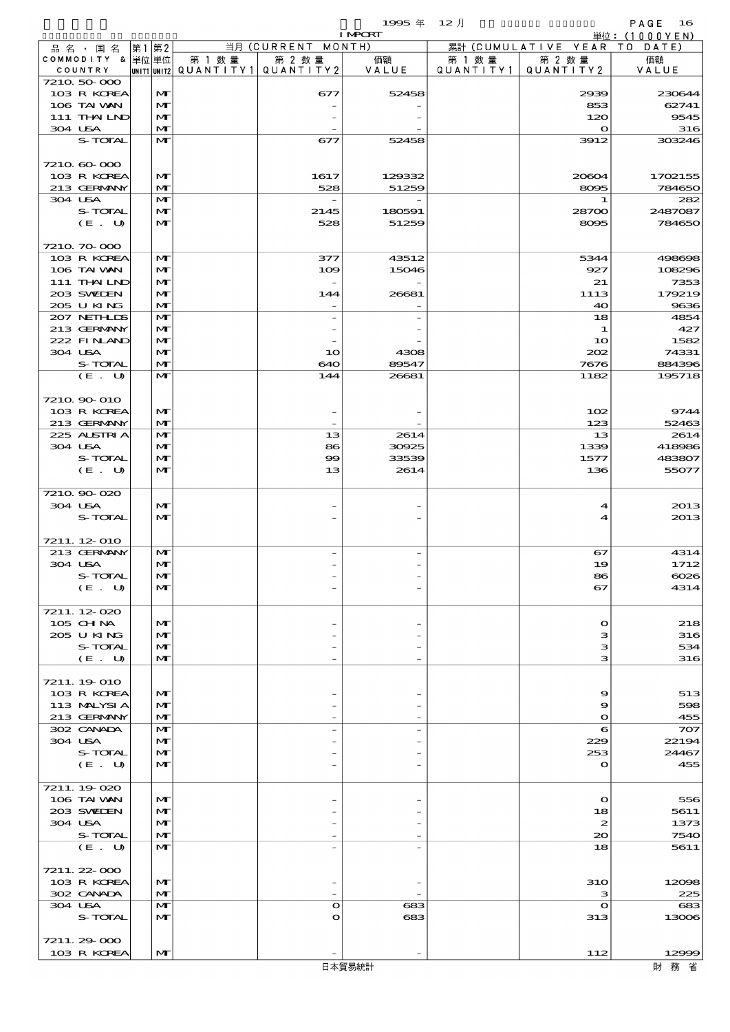1995 年 12 月 IMPORT

単位：(1000YEN)

| 品名・国名 COMMODITY & COUNTRY | 第1 単位 UNIT1 | 第2 単位 UNIT2 | 当月 (CURRENT MONTH) 第1数量 QUANTITY1 | 第2数量 QUANTITY2 | 価額 VALUE | 累計 (CUMULATIVE YEAR TO DATE) 第1数量 QUANTITY1 | 第2数量 QUANTITY2 | 価額 VALUE |
|---|---|---|---|---|---|---|---|---|
| 7210.50-000 | | | | | | | | |
| 103 R KOREA | | MT | | 677 | 52458 | | 2939 | 230644 |
| 106 TAIWAN | | MT | | - | - | | 853 | 62741 |
| 111 THAILND | | MT | | - | - | | 120 | 9545 |
| 304 USA | | MT | | - | - | | 0 | 316 |
| S-TOTAL | | MT | | 677 | 52458 | | 3912 | 303246 |
| 7210.60-000 | | | | | | | | |
| 103 R KOREA | | MT | | 1617 | 129332 | | 20604 | 1702155 |
| 213 GERMANY | | MT | | 528 | 51259 | | 8095 | 784650 |
| 304 USA | | MT | | - | - | | 1 | 282 |
| S-TOTAL | | MT | | 2145 | 180591 | | 28700 | 2487087 |
| (E. U) | | MT | | 528 | 51259 | | 8095 | 784650 |
| 7210.70-000 | | | | | | | | |
| 103 R KOREA | | MT | | 377 | 43512 | | 5344 | 498698 |
| 106 TAIWAN | | MT | | 109 | 15046 | | 927 | 108296 |
| 111 THAILND | | MT | | - | - | | 21 | 7353 |
| 203 SWEDEN | | MT | | 144 | 26681 | | 1113 | 179219 |
| 205 U KING | | MT | | - | - | | 40 | 9636 |
| 207 NETHLDS | | MT | | - | - | | 18 | 4854 |
| 213 GERMANY | | MT | | - | - | | 1 | 427 |
| 222 FINLAND | | MT | | - | - | | 10 | 1582 |
| 304 USA | | MT | | 10 | 4308 | | 202 | 74331 |
| S-TOTAL | | MT | | 640 | 89547 | | 7676 | 884396 |
| (E. U) | | MT | | 144 | 26681 | | 1182 | 195718 |
| 7210.90-010 | | | | | | | | |
| 103 R KOREA | | MT | | - | - | | 102 | 9744 |
| 213 GERMANY | | MT | | - | - | | 123 | 52463 |
| 225 AUSTRIA | | MT | | 13 | 2614 | | 13 | 2614 |
| 304 USA | | MT | | 86 | 30925 | | 1339 | 418986 |
| S-TOTAL | | MT | | 99 | 33539 | | 1577 | 483807 |
| (E. U) | | MT | | 13 | 2614 | | 136 | 55077 |
| 7210.90-020 | | | | | | | | |
| 304 USA | | MT | | - | - | | 4 | 2013 |
| S-TOTAL | | MT | | - | - | | 4 | 2013 |
| 7211.12-010 | | | | | | | | |
| 213 GERMANY | | MT | | - | - | | 67 | 4314 |
| 304 USA | | MT | | - | - | | 19 | 1712 |
| S-TOTAL | | MT | | - | - | | 86 | 6026 |
| (E. U) | | MT | | - | - | | 67 | 4314 |
| 7211.12-020 | | | | | | | | |
| 105 CHINA | | MT | | - | - | | 0 | 218 |
| 205 U KING | | MT | | - | - | | 3 | 316 |
| S-TOTAL | | MT | | - | - | | 3 | 534 |
| (E. U) | | MT | | - | - | | 3 | 316 |
| 7211.19-010 | | | | | | | | |
| 103 R KOREA | | MT | | - | - | | 9 | 513 |
| 113 MALYSIA | | MT | | - | - | | 9 | 598 |
| 213 GERMANY | | MT | | - | - | | 0 | 455 |
| 302 CANADA | | MT | | - | - | | 6 | 707 |
| 304 USA | | MT | | - | - | | 229 | 22194 |
| S-TOTAL | | MT | | - | - | | 253 | 24467 |
| (E. U) | | MT | | - | - | | 0 | 455 |
| 7211.19-020 | | | | | | | | |
| 106 TAIWAN | | MT | | - | - | | 0 | 556 |
| 203 SWEDEN | | MT | | - | - | | 18 | 5611 |
| 304 USA | | MT | | - | - | | 2 | 1373 |
| S-TOTAL | | MT | | - | - | | 20 | 7540 |
| (E. U) | | MT | | - | - | | 18 | 5611 |
| 7211.22-000 | | | | | | | | |
| 103 R KOREA | | MT | | - | - | | 310 | 12098 |
| 302 CANADA | | MT | | - | - | | 3 | 225 |
| 304 USA | | MT | | 0 | 683 | | 0 | 683 |
| S-TOTAL | | MT | | 0 | 683 | | 313 | 13006 |
| 7211.29-000 | | | | | | | | |
| 103 R KOREA | | MT | | - | - | | 112 | 12999 |

日本貿易統計　財務省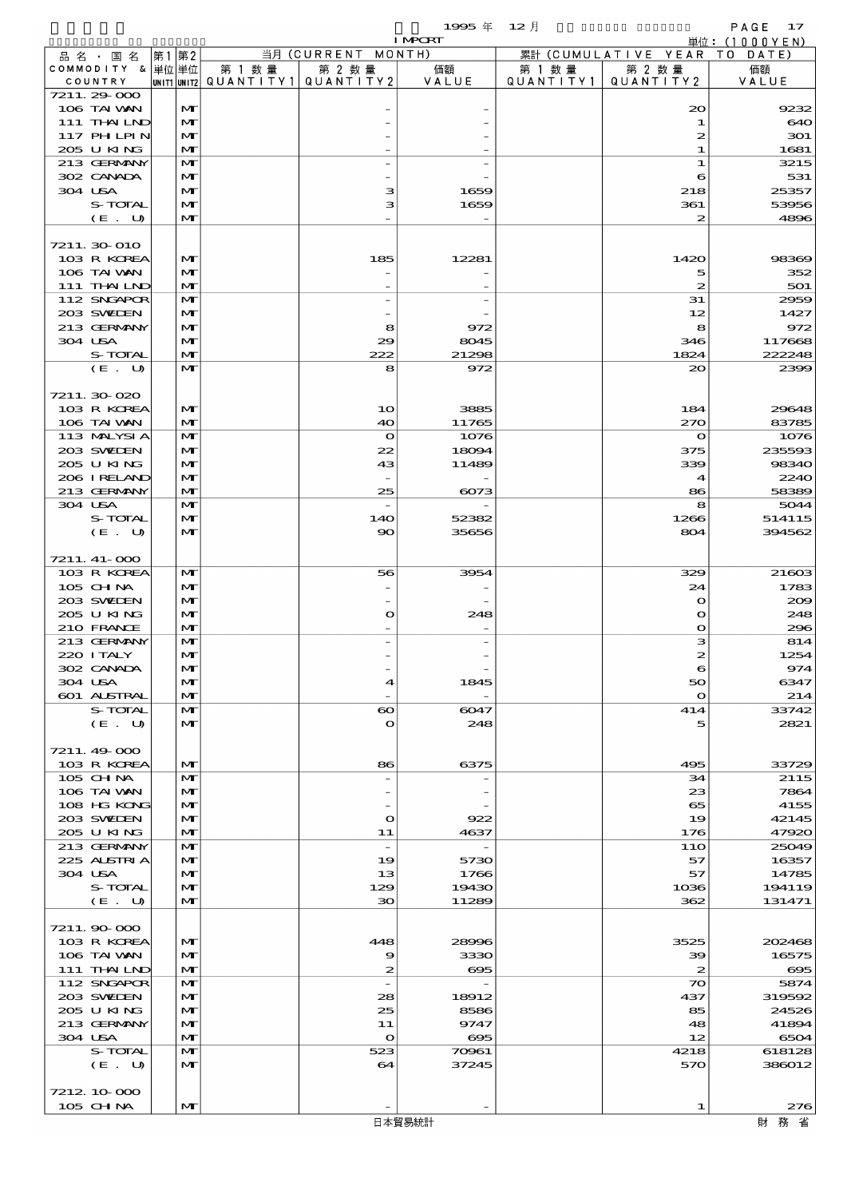1995 年 12 月 IMPORT

単位：(1000YEN)

| 品名・国名 COMMODITY & COUNTRY | 第1 単位 UNIT1 | 第2 単位 UNIT2 | 当月 (CURRENT MONTH) 第1数量 QUANTITY1 | 第2数量 QUANTITY2 | 価額 VALUE | 累計 (CUMULATIVE YEAR TO DATE) 第1数量 QUANTITY1 | 第2数量 QUANTITY2 | 価額 VALUE |
|---|---|---|---|---|---|---|---|---|
| 7211.29-000 | | | | | | | | |
| 106 TAIWAN | | MT | | - | - | | 20 | 9232 |
| 111 THAILND | | MT | | - | - | | 1 | 640 |
| 117 PHILPIN | | MT | | - | - | | 2 | 301 |
| 205 U KING | | MT | | - | - | | 1 | 1681 |
| 213 GERMANY | | MT | | - | - | | 1 | 3215 |
| 302 CANADA | | MT | | - | - | | 6 | 531 |
| 304 USA | | MT | | 3 | 1659 | | 218 | 25357 |
| S-TOTAL | | MT | | 3 | 1659 | | 361 | 53956 |
| (E. U) | | MT | | - | - | | 2 | 4896 |
| 7211.30-010 | | | | | | | | |
| 103 R KOREA | | MT | | 185 | 12281 | | 1420 | 98369 |
| 106 TAIWAN | | MT | | - | - | | 5 | 352 |
| 111 THAILND | | MT | | - | - | | 2 | 501 |
| 112 SNGAPOR | | MT | | - | - | | 31 | 2959 |
| 203 SWEDEN | | MT | | - | - | | 12 | 1427 |
| 213 GERMANY | | MT | | 8 | 972 | | 8 | 972 |
| 304 USA | | MT | | 29 | 8045 | | 346 | 117668 |
| S-TOTAL | | MT | | 222 | 21298 | | 1824 | 222248 |
| (E. U) | | MT | | 8 | 972 | | 20 | 2399 |
| 7211.30-020 | | | | | | | | |
| 103 R KOREA | | MT | | 10 | 3885 | | 184 | 29648 |
| 106 TAIWAN | | MT | | 40 | 11765 | | 270 | 83785 |
| 113 MALYSIA | | MT | | 0 | 1076 | | 0 | 1076 |
| 203 SWEDEN | | MT | | 22 | 18094 | | 375 | 235593 |
| 205 U KING | | MT | | 43 | 11489 | | 339 | 98340 |
| 206 IRELAND | | MT | | - | - | | 4 | 2240 |
| 213 GERMANY | | MT | | 25 | 6073 | | 86 | 58389 |
| 304 USA | | MT | | - | - | | 8 | 5044 |
| S-TOTAL | | MT | | 140 | 52382 | | 1266 | 514115 |
| (E. U) | | MT | | 90 | 35656 | | 804 | 394562 |
| 7211.41-000 | | | | | | | | |
| 103 R KOREA | | MT | | 56 | 3954 | | 329 | 21603 |
| 105 CHINA | | MT | | - | - | | 24 | 1783 |
| 203 SWEDEN | | MT | | - | - | | 0 | 209 |
| 205 U KING | | MT | | 0 | 248 | | 0 | 248 |
| 210 FRANCE | | MT | | - | - | | 0 | 296 |
| 213 GERMANY | | MT | | - | - | | 3 | 814 |
| 220 ITALY | | MT | | - | - | | 2 | 1254 |
| 302 CANADA | | MT | | - | - | | 6 | 974 |
| 304 USA | | MT | | 4 | 1845 | | 50 | 6347 |
| 601 AUSTRAL | | MT | | - | - | | 0 | 214 |
| S-TOTAL | | MT | | 60 | 6047 | | 414 | 33742 |
| (E. U) | | MT | | 0 | 248 | | 5 | 2821 |
| 7211.49-000 | | | | | | | | |
| 103 R KOREA | | MT | | 86 | 6375 | | 495 | 33729 |
| 105 CHINA | | MT | | - | - | | 34 | 2115 |
| 106 TAIWAN | | MT | | - | - | | 23 | 7864 |
| 108 HG KONG | | MT | | - | - | | 65 | 4155 |
| 203 SWEDEN | | MT | | 0 | 922 | | 19 | 42145 |
| 205 U KING | | MT | | 11 | 4637 | | 176 | 47920 |
| 213 GERMANY | | MT | | - | - | | 110 | 25049 |
| 225 AUSTRIA | | MT | | 19 | 5730 | | 57 | 16357 |
| 304 USA | | MT | | 13 | 1766 | | 57 | 14785 |
| S-TOTAL | | MT | | 129 | 19430 | | 1036 | 194119 |
| (E. U) | | MT | | 30 | 11289 | | 362 | 131471 |
| 7211.90-000 | | | | | | | | |
| 103 R KOREA | | MT | | 448 | 28996 | | 3525 | 202468 |
| 106 TAIWAN | | MT | | 9 | 3330 | | 39 | 16575 |
| 111 THAILND | | MT | | 2 | 695 | | 2 | 695 |
| 112 SNGAPOR | | MT | | - | - | | 70 | 5874 |
| 203 SWEDEN | | MT | | 28 | 18912 | | 437 | 319592 |
| 205 U KING | | MT | | 25 | 8586 | | 85 | 24526 |
| 213 GERMANY | | MT | | 11 | 9747 | | 48 | 41894 |
| 304 USA | | MT | | 0 | 695 | | 12 | 6504 |
| S-TOTAL | | MT | | 523 | 70961 | | 4218 | 618128 |
| (E. U) | | MT | | 64 | 37245 | | 570 | 386012 |
| 7212.10-000 | | | | | | | | |
| 105 CHINA | | MT | | - | - | | 1 | 276 |

日本貿易統計　財務省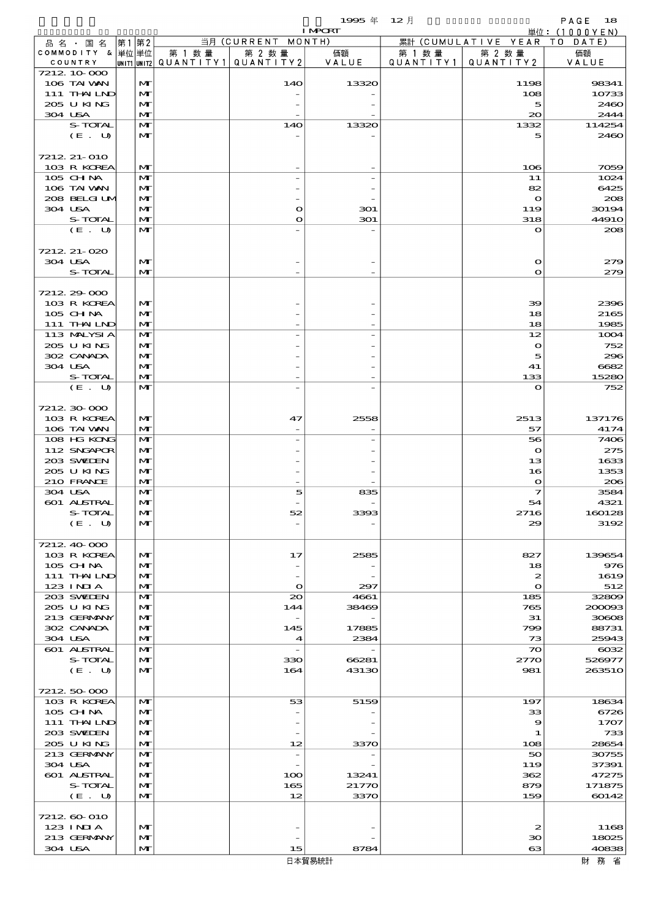1995 年 12 月 IMPORT 単位：(1000YEN)

| 品名・国名 COMMODITY & COUNTRY | 第1 単位 UNIT1 | 第2 単位 UNIT2 | 当月 (CURRENT MONTH) 第1数量 QUANTITY1 | 第2数量 QUANTITY2 | 価額 VALUE | 累計 (CUMULATIVE YEAR TO DATE) 第1数量 QUANTITY1 | 第2数量 QUANTITY2 | 価額 VALUE |
|---|---|---|---|---|---|---|---|---|
| 7212.10-000 | | | | | | | | |
| 106 TAIWAN | | MT | | 140 | 13320 | | 1198 | 98341 |
| 111 THAILND | | MT | | - | - | | 108 | 10733 |
| 205 U KING | | MT | | - | - | | 5 | 2460 |
| 304 USA | | MT | | - | - | | 20 | 2444 |
| S-TOTAL | | MT | | 140 | 13320 | | 1332 | 114254 |
| (E. U) | | MT | | - | - | | 5 | 2460 |
| 7212.21-010 | | | | | | | | |
| 103 R KOREA | | MT | | - | - | | 106 | 7059 |
| 105 CHINA | | MT | | - | - | | 11 | 1024 |
| 106 TAIWAN | | MT | | - | - | | 82 | 6425 |
| 208 BELGIUM | | MT | | - | - | | 0 | 208 |
| 304 USA | | MT | | 0 | 301 | | 119 | 30194 |
| S-TOTAL | | MT | | 0 | 301 | | 318 | 44910 |
| (E. U) | | MT | | - | - | | 0 | 208 |
| 7212.21-020 | | | | | | | | |
| 304 USA | | MT | | - | - | | 0 | 279 |
| S-TOTAL | | MT | | - | - | | 0 | 279 |
| 7212.29-000 | | | | | | | | |
| 103 R KOREA | | MT | | - | - | | 39 | 2396 |
| 105 CHINA | | MT | | - | - | | 18 | 2165 |
| 111 THAILND | | MT | | - | - | | 18 | 1985 |
| 113 MALYSIA | | MT | | - | - | | 12 | 1004 |
| 205 U KING | | MT | | - | - | | 0 | 752 |
| 302 CANADA | | MT | | - | - | | 5 | 296 |
| 304 USA | | MT | | - | - | | 41 | 6682 |
| S-TOTAL | | MT | | - | - | | 133 | 15280 |
| (E. U) | | MT | | - | - | | 0 | 752 |
| 7212.30-000 | | | | | | | | |
| 103 R KOREA | | MT | | 47 | 2558 | | 2513 | 137176 |
| 106 TAIWAN | | MT | | - | - | | 57 | 4174 |
| 108 HG KONG | | MT | | - | - | | 56 | 7406 |
| 112 SNGAPOR | | MT | | - | - | | 0 | 275 |
| 203 SWEDEN | | MT | | - | - | | 13 | 1633 |
| 205 U KING | | MT | | - | - | | 16 | 1353 |
| 210 FRANCE | | MT | | - | - | | 0 | 206 |
| 304 USA | | MT | | 5 | 835 | | 7 | 3584 |
| 601 AUSTRAL | | MT | | - | - | | 54 | 4321 |
| S-TOTAL | | MT | | 52 | 3393 | | 2716 | 160128 |
| (E. U) | | MT | | - | - | | 29 | 3192 |
| 7212.40-000 | | | | | | | | |
| 103 R KOREA | | MT | | 17 | 2585 | | 827 | 139654 |
| 105 CHINA | | MT | | - | - | | 18 | 976 |
| 111 THAILND | | MT | | - | - | | 2 | 1619 |
| 123 INDIA | | MT | | 0 | 297 | | 0 | 512 |
| 203 SWEDEN | | MT | | 20 | 4661 | | 185 | 32809 |
| 205 U KING | | MT | | 144 | 38469 | | 765 | 200093 |
| 213 GERMANY | | MT | | - | - | | 31 | 30608 |
| 302 CANADA | | MT | | 145 | 17885 | | 799 | 88731 |
| 304 USA | | MT | | 4 | 2384 | | 73 | 25943 |
| 601 AUSTRAL | | MT | | - | - | | 70 | 6032 |
| S-TOTAL | | MT | | 330 | 66281 | | 2770 | 526977 |
| (E. U) | | MT | | 164 | 43130 | | 981 | 263510 |
| 7212.50-000 | | | | | | | | |
| 103 R KOREA | | MT | | 53 | 5159 | | 197 | 18634 |
| 105 CHINA | | MT | | - | - | | 33 | 6726 |
| 111 THAILND | | MT | | - | - | | 9 | 1707 |
| 203 SWEDEN | | MT | | - | - | | 1 | 733 |
| 205 U KING | | MT | | 12 | 3370 | | 108 | 28654 |
| 213 GERMANY | | MT | | - | - | | 50 | 30755 |
| 304 USA | | MT | | - | - | | 119 | 37391 |
| 601 AUSTRAL | | MT | | 100 | 13241 | | 362 | 47275 |
| S-TOTAL | | MT | | 165 | 21770 | | 879 | 171875 |
| (E. U) | | MT | | 12 | 3370 | | 159 | 60142 |
| 7212.60-010 | | | | | | | | |
| 123 INDIA | | MT | | - | - | | 2 | 1168 |
| 213 GERMANY | | MT | | - | - | | 30 | 18025 |
| 304 USA | | MT | | 15 | 8784 | | 63 | 40838 |

日本貿易統計　財務省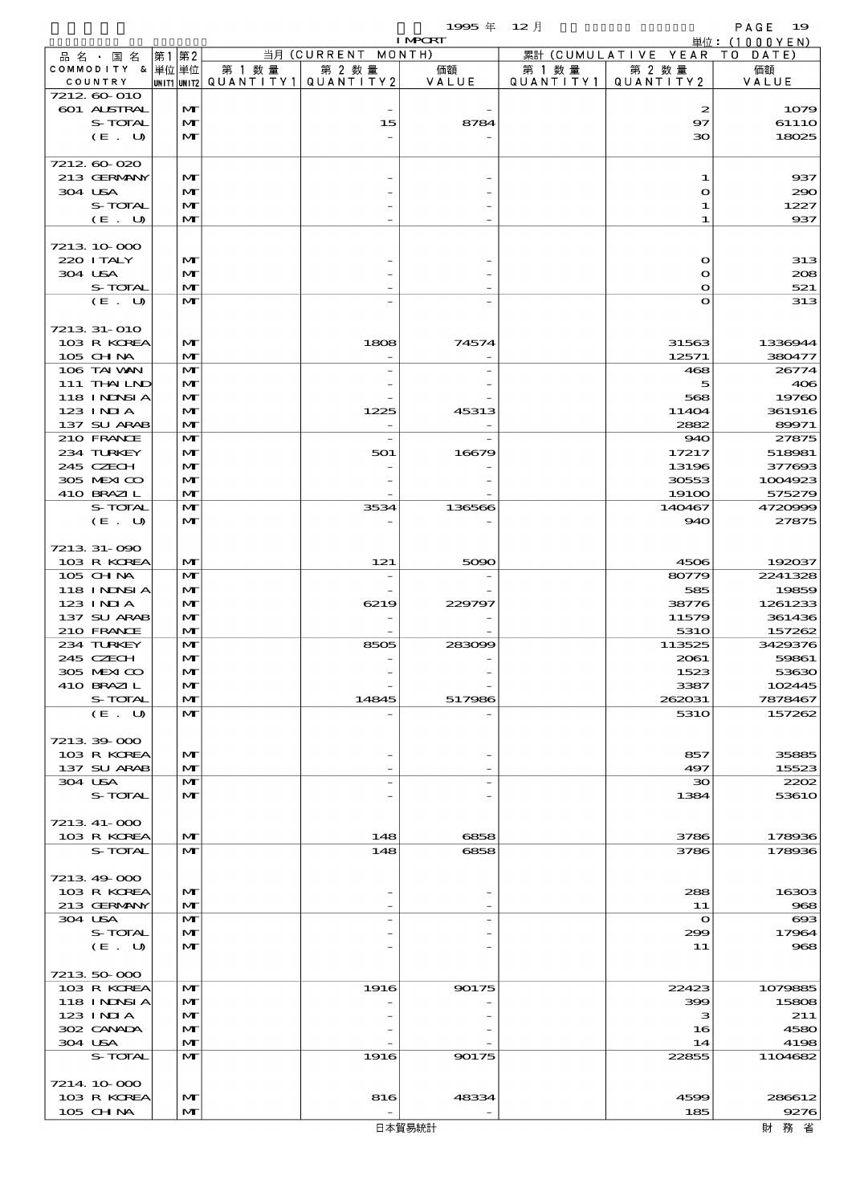1995 年 12 月 IMPORT 単位：(1000YEN)

| 品名・国名 COMMODITY & COUNTRY | 第1 単位 UNIT1 | 第2 単位 UNIT2 | 当月 (CURRENT MONTH) 第1数量 QUANTITY1 | 第2数量 QUANTITY2 | 価額 VALUE | 累計 (CUMULATIVE YEAR TO DATE) 第1数量 QUANTITY1 | 第2数量 QUANTITY2 | 価額 VALUE |
|---|---|---|---|---|---|---|---|---|
| 7212.60-010 | | | | | | | | |
| 601 AUSTRAL | | MT | | - | - | | 2 | 1079 |
| S-TOTAL | | MT | | 15 | 8784 | | 97 | 61110 |
| (E. U) | | MT | | - | - | | 30 | 18025 |
| 7212.60-020 | | | | | | | | |
| 213 GERMANY | | MT | | - | - | | 1 | 937 |
| 304 USA | | MT | | - | - | | 0 | 290 |
| S-TOTAL | | MT | | - | - | | 1 | 1227 |
| (E. U) | | MT | | - | - | | 1 | 937 |
| 7213.10-000 | | | | | | | | |
| 220 ITALY | | MT | | - | - | | 0 | 313 |
| 304 USA | | MT | | - | - | | 0 | 208 |
| S-TOTAL | | MT | | - | - | | 0 | 521 |
| (E. U) | | MT | | - | - | | 0 | 313 |
| 7213.31-010 | | | | | | | | |
| 103 R KOREA | | MT | | 1808 | 74574 | | 31563 | 1336944 |
| 105 CHINA | | MT | | - | - | | 12571 | 380477 |
| 106 TAIWAN | | MT | | - | - | | 468 | 26774 |
| 111 THAILND | | MT | | - | - | | 5 | 406 |
| 118 INDNSIA | | MT | | - | - | | 568 | 19760 |
| 123 INDIA | | MT | | 1225 | 45313 | | 11404 | 361916 |
| 137 SU ARAB | | MT | | - | - | | 2882 | 89971 |
| 210 FRANCE | | MT | | - | - | | 940 | 27875 |
| 234 TURKEY | | MT | | 501 | 16679 | | 17217 | 518981 |
| 245 CZECH | | MT | | - | - | | 13196 | 377693 |
| 305 MEXICO | | MT | | - | - | | 30553 | 1004923 |
| 410 BRAZIL | | MT | | - | - | | 19100 | 575279 |
| S-TOTAL | | MT | | 3534 | 136566 | | 140467 | 4720999 |
| (E. U) | | MT | | - | - | | 940 | 27875 |
| 7213.31-090 | | | | | | | | |
| 103 R KOREA | | MT | | 121 | 5090 | | 4506 | 192037 |
| 105 CHINA | | MT | | - | - | | 80779 | 2241328 |
| 118 INDNSIA | | MT | | - | - | | 585 | 19859 |
| 123 INDIA | | MT | | 6219 | 229797 | | 38776 | 1261233 |
| 137 SU ARAB | | MT | | - | - | | 11579 | 361436 |
| 210 FRANCE | | MT | | - | - | | 5310 | 157262 |
| 234 TURKEY | | MT | | 8505 | 283099 | | 113525 | 3429376 |
| 245 CZECH | | MT | | - | - | | 2061 | 59861 |
| 305 MEXICO | | MT | | - | - | | 1523 | 53630 |
| 410 BRAZIL | | MT | | - | - | | 3387 | 102445 |
| S-TOTAL | | MT | | 14845 | 517986 | | 262031 | 7878467 |
| (E. U) | | MT | | - | - | | 5310 | 157262 |
| 7213.39-000 | | | | | | | | |
| 103 R KOREA | | MT | | - | - | | 857 | 35885 |
| 137 SU ARAB | | MT | | - | - | | 497 | 15523 |
| 304 USA | | MT | | - | - | | 30 | 2202 |
| S-TOTAL | | MT | | - | - | | 1384 | 53610 |
| 7213.41-000 | | | | | | | | |
| 103 R KOREA | | MT | | 148 | 6858 | | 3786 | 178936 |
| S-TOTAL | | MT | | 148 | 6858 | | 3786 | 178936 |
| 7213.49-000 | | | | | | | | |
| 103 R KOREA | | MT | | - | - | | 288 | 16303 |
| 213 GERMANY | | MT | | - | - | | 11 | 968 |
| 304 USA | | MT | | - | - | | 0 | 693 |
| S-TOTAL | | MT | | - | - | | 299 | 17964 |
| (E. U) | | MT | | - | - | | 11 | 968 |
| 7213.50-000 | | | | | | | | |
| 103 R KOREA | | MT | | 1916 | 90175 | | 22423 | 1079885 |
| 118 INDNSIA | | MT | | - | - | | 399 | 15808 |
| 123 INDIA | | MT | | - | - | | 3 | 211 |
| 302 CANADA | | MT | | - | - | | 16 | 4580 |
| 304 USA | | MT | | - | - | | 14 | 4198 |
| S-TOTAL | | MT | | 1916 | 90175 | | 22855 | 1104682 |
| 7214.10-000 | | | | | | | | |
| 103 R KOREA | | MT | | 816 | 48334 | | 4599 | 286612 |
| 105 CHINA | | MT | | - | - | | 185 | 9276 |

日本貿易統計 財務省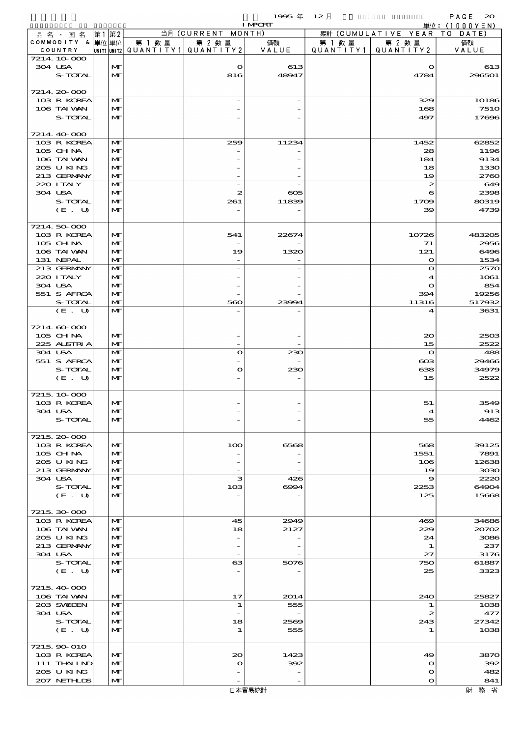1995 年 12 月 IMPORT 単位：(1000YEN)

| 品名・国名 COMMODITY & COUNTRY | 第1単位 UNIT1 | 第2単位 UNIT2 | 当月 (CURRENT MONTH) 第1数量 QUANTITY1 | 第2数量 QUANTITY2 | 価額 VALUE | 累計 (CUMULATIVE YEAR TO DATE) 第1数量 QUANTITY1 | 第2数量 QUANTITY2 | 価額 VALUE |
|---|---|---|---|---|---|---|---|---|
| 7214.10-000 | | | | | | | | |
| 304 USA | | MT | | 0 | 613 | | 0 | 613 |
| S-TOTAL | | MT | | 816 | 48947 | | 4784 | 296501 |
| 7214.20-000 | | | | | | | | |
| 103 R KOREA | | MT | | - | - | | 329 | 10186 |
| 106 TAIWAN | | MT | | - | - | | 168 | 7510 |
| S-TOTAL | | MT | | - | - | | 497 | 17696 |
| 7214.40-000 | | | | | | | | |
| 103 R KOREA | | MT | | 259 | 11234 | | 1452 | 62852 |
| 105 CHINA | | MT | | - | - | | 28 | 1196 |
| 106 TAIWAN | | MT | | - | - | | 184 | 9134 |
| 205 U KING | | MT | | - | - | | 18 | 1330 |
| 213 GERMANY | | MT | | - | - | | 19 | 2760 |
| 220 ITALY | | MT | | - | - | | 2 | 649 |
| 304 USA | | MT | | 2 | 605 | | 6 | 2398 |
| S-TOTAL | | MT | | 261 | 11839 | | 1709 | 80319 |
| (E. U) | | MT | | - | - | | 39 | 4739 |
| 7214.50-000 | | | | | | | | |
| 103 R KOREA | | MT | | 541 | 22674 | | 10726 | 483205 |
| 105 CHINA | | MT | | - | - | | 71 | 2956 |
| 106 TAIWAN | | MT | | 19 | 1320 | | 121 | 6496 |
| 131 NEPAL | | MT | | - | - | | 0 | 1534 |
| 213 GERMANY | | MT | | - | - | | 0 | 2570 |
| 220 ITALY | | MT | | - | - | | 4 | 1061 |
| 304 USA | | MT | | - | - | | 0 | 854 |
| 551 S AFRCA | | MT | | - | - | | 394 | 19256 |
| S-TOTAL | | MT | | 560 | 23994 | | 11316 | 517932 |
| (E. U) | | MT | | - | - | | 4 | 3631 |
| 7214.60-000 | | | | | | | | |
| 105 CHINA | | MT | | - | - | | 20 | 2503 |
| 225 AUSTRIA | | MT | | - | - | | 15 | 2522 |
| 304 USA | | MT | | 0 | 230 | | 0 | 488 |
| 551 S AFRCA | | MT | | - | - | | 603 | 29466 |
| S-TOTAL | | MT | | 0 | 230 | | 638 | 34979 |
| (E. U) | | MT | | - | - | | 15 | 2522 |
| 7215.10-000 | | | | | | | | |
| 103 R KOREA | | MT | | - | - | | 51 | 3549 |
| 304 USA | | MT | | - | - | | 4 | 913 |
| S-TOTAL | | MT | | - | - | | 55 | 4462 |
| 7215.20-000 | | | | | | | | |
| 103 R KOREA | | MT | | 100 | 6568 | | 568 | 39125 |
| 105 CHINA | | MT | | - | - | | 1551 | 7891 |
| 205 U KING | | MT | | - | - | | 106 | 12638 |
| 213 GERMANY | | MT | | - | - | | 19 | 3030 |
| 304 USA | | MT | | 3 | 426 | | 9 | 2220 |
| S-TOTAL | | MT | | 103 | 6994 | | 2253 | 64904 |
| (E. U) | | MT | | - | - | | 125 | 15668 |
| 7215.30-000 | | | | | | | | |
| 103 R KOREA | | MT | | 45 | 2949 | | 469 | 34686 |
| 106 TAIWAN | | MT | | 18 | 2127 | | 229 | 20702 |
| 205 U KING | | MT | | - | - | | 24 | 3086 |
| 213 GERMANY | | MT | | - | - | | 1 | 237 |
| 304 USA | | MT | | - | - | | 27 | 3176 |
| S-TOTAL | | MT | | 63 | 5076 | | 750 | 61887 |
| (E. U) | | MT | | - | - | | 25 | 3323 |
| 7215.40-000 | | | | | | | | |
| 106 TAIWAN | | MT | | 17 | 2014 | | 240 | 25827 |
| 203 SWEDEN | | MT | | 1 | 555 | | 1 | 1038 |
| 304 USA | | MT | | - | - | | 2 | 477 |
| S-TOTAL | | MT | | 18 | 2569 | | 243 | 27342 |
| (E. U) | | MT | | 1 | 555 | | 1 | 1038 |
| 7215.90-010 | | | | | | | | |
| 103 R KOREA | | MT | | 20 | 1423 | | 49 | 3870 |
| 111 THAILND | | MT | | 0 | 392 | | 0 | 392 |
| 205 U KING | | MT | | - | - | | 0 | 482 |
| 207 NETHLDS | | MT | | - | - | | 0 | 841 |

日本貿易統計　財務省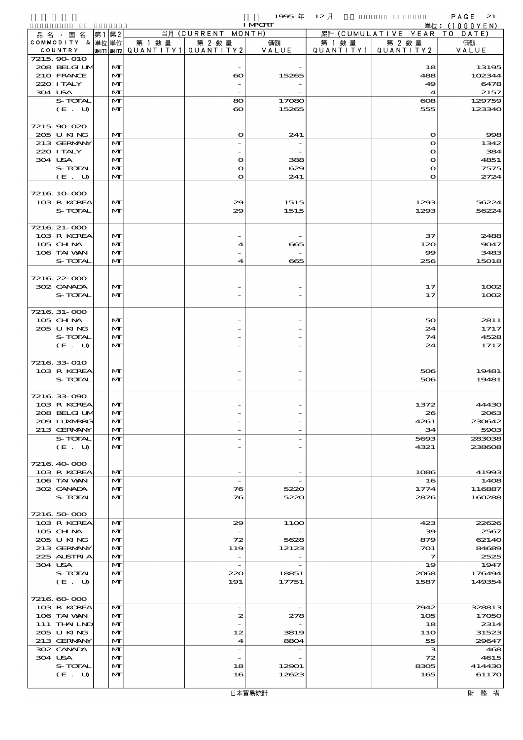| 品名・国名 COMMODITY & COUNTRY | 第1 単位 UNIT1 | 第2 単位 UNIT2 | 当月 (CURRENT MONTH) 第1数量 QUANTITY1 | 第2数量 QUANTITY2 | 価額 VALUE | 累計 (CUMULATIVE YEAR TO DATE) 第1数量 QUANTITY1 | 第2数量 QUANTITY2 | 価額 VALUE |
|---|---|---|---|---|---|---|---|---|
| 7215.90-010 | | | | | | | | |
| 208 BELGIUM | | MT | | - | - | | 18 | 13195 |
| 210 FRANCE | | MT | | 60 | 15265 | | 488 | 102344 |
| 220 ITALY | | MT | | - | - | | 49 | 6478 |
| 304 USA | | MT | | - | - | | 4 | 2157 |
| S-TOTAL | | MT | | 80 | 17080 | | 608 | 129759 |
| (E. U) | | MT | | 60 | 15265 | | 555 | 123340 |
| 7215.90-020 | | | | | | | | |
| 205 U KING | | MT | | 0 | 241 | | 0 | 998 |
| 213 GERMANY | | MT | | - | - | | 0 | 1342 |
| 220 ITALY | | MT | | - | - | | 0 | 384 |
| 304 USA | | MT | | 0 | 388 | | 0 | 4851 |
| S-TOTAL | | MT | | 0 | 629 | | 0 | 7575 |
| (E. U) | | MT | | 0 | 241 | | 0 | 2724 |
| 7216.10-000 | | | | | | | | |
| 103 R KOREA | | MT | | 29 | 1515 | | 1293 | 56224 |
| S-TOTAL | | MT | | 29 | 1515 | | 1293 | 56224 |
| 7216.21-000 | | | | | | | | |
| 103 R KOREA | | MT | | - | - | | 37 | 2488 |
| 105 CHINA | | MT | | 4 | 665 | | 120 | 9047 |
| 106 TAIWAN | | MT | | - | - | | 99 | 3483 |
| S-TOTAL | | MT | | 4 | 665 | | 256 | 15018 |
| 7216.22-000 | | | | | | | | |
| 302 CANADA | | MT | | - | - | | 17 | 1002 |
| S-TOTAL | | MT | | - | - | | 17 | 1002 |
| 7216.31-000 | | | | | | | | |
| 105 CHINA | | MT | | - | - | | 50 | 2811 |
| 205 U KING | | MT | | - | - | | 24 | 1717 |
| S-TOTAL | | MT | | - | - | | 74 | 4528 |
| (E. U) | | MT | | - | - | | 24 | 1717 |
| 7216.33-010 | | | | | | | | |
| 103 R KOREA | | MT | | - | - | | 506 | 19481 |
| S-TOTAL | | MT | | - | - | | 506 | 19481 |
| 7216.33-090 | | | | | | | | |
| 103 R KOREA | | MT | | - | - | | 1372 | 44430 |
| 208 BELGIUM | | MT | | - | - | | 26 | 2063 |
| 209 LUXMBRG | | MT | | - | - | | 4261 | 230642 |
| 213 GERMANY | | MT | | - | - | | 34 | 5903 |
| S-TOTAL | | MT | | - | - | | 5693 | 283038 |
| (E. U) | | MT | | - | - | | 4321 | 238608 |
| 7216.40-000 | | | | | | | | |
| 103 R KOREA | | MT | | - | - | | 1086 | 41993 |
| 106 TAIWAN | | MT | | - | - | | 16 | 1408 |
| 302 CANADA | | MT | | 76 | 5220 | | 1774 | 116887 |
| S-TOTAL | | MT | | 76 | 5220 | | 2876 | 160288 |
| 7216.50-000 | | | | | | | | |
| 103 R KOREA | | MT | | 29 | 1100 | | 423 | 22626 |
| 105 CHINA | | MT | | - | - | | 39 | 2567 |
| 205 U KING | | MT | | 72 | 5628 | | 879 | 62140 |
| 213 GERMANY | | MT | | 119 | 12123 | | 701 | 84689 |
| 225 AUSTRIA | | MT | | - | - | | 7 | 2525 |
| 304 USA | | MT | | - | - | | 19 | 1947 |
| S-TOTAL | | MT | | 220 | 18851 | | 2068 | 176494 |
| (E. U) | | MT | | 191 | 17751 | | 1587 | 149354 |
| 7216.60-000 | | | | | | | | |
| 103 R KOREA | | MT | | - | - | | 7942 | 328813 |
| 106 TAIWAN | | MT | | 2 | 278 | | 105 | 17050 |
| 111 THAILND | | MT | | - | - | | 18 | 2314 |
| 205 U KING | | MT | | 12 | 3819 | | 110 | 31523 |
| 213 GERMANY | | MT | | 4 | 8804 | | 55 | 29647 |
| 302 CANADA | | MT | | - | - | | 3 | 468 |
| 304 USA | | MT | | - | - | | 72 | 4615 |
| S-TOTAL | | MT | | 18 | 12901 | | 8305 | 414430 |
| (E. U) | | MT | | 16 | 12623 | | 165 | 61170 |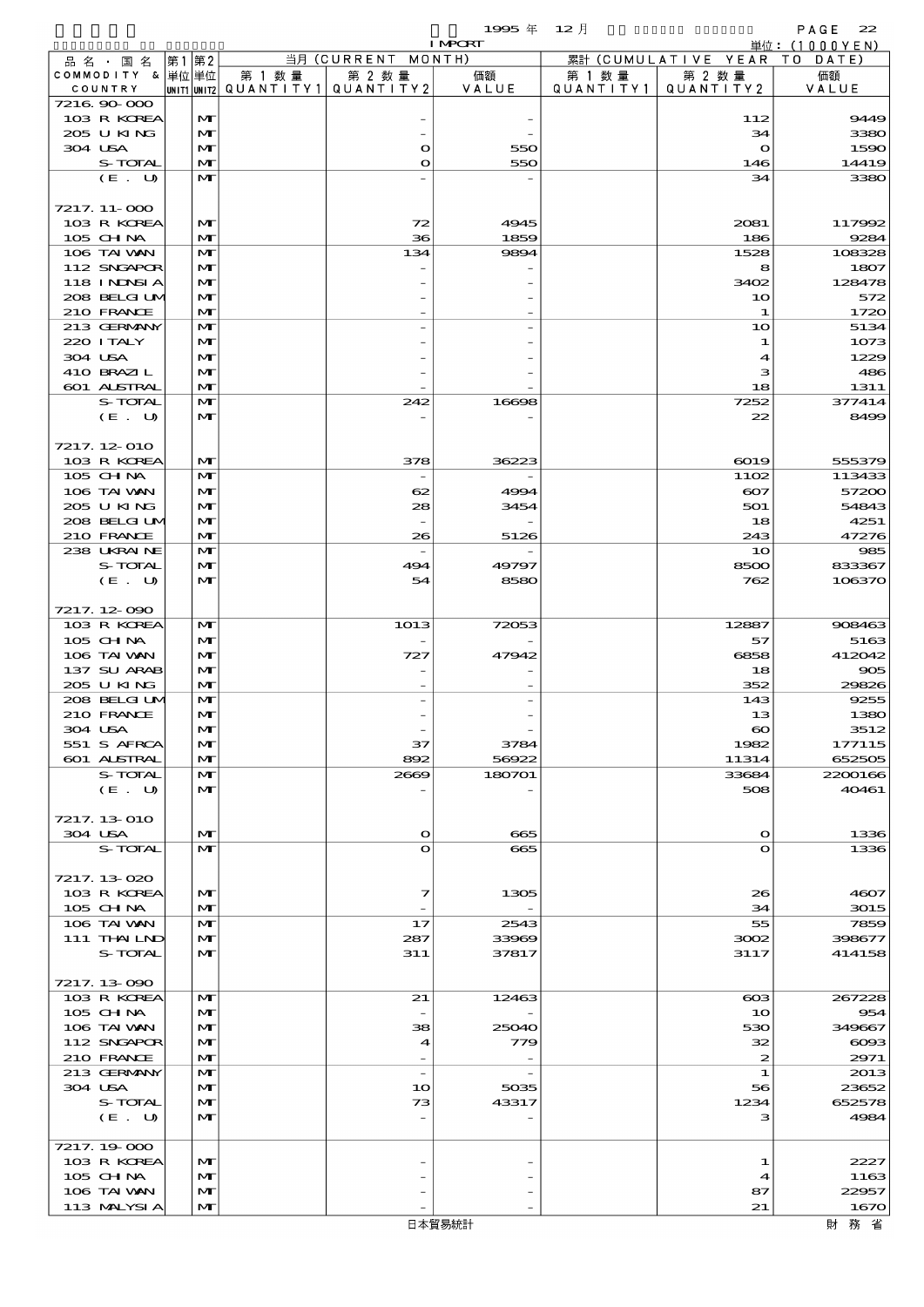| 品名・国名 COMMODITY & COUNTRY | 第1 単位 UNIT1 | 第2 単位 UNIT2 | 当月 (CURRENT MONTH) 第1数量 QUANTITY1 | 第2数量 QUANTITY2 | 価額 VALUE | 累計 (CUMULATIVE YEAR TO DATE) 第1数量 QUANTITY1 | 第2数量 QUANTITY2 | 価額 VALUE |
|---|---|---|---|---|---|---|---|---|
| 7216.90-000 | | | | | | | | |
| 103 R KOREA | | MT | | - | - | | 112 | 9449 |
| 205 U KING | | MT | | - | - | | 34 | 3380 |
| 304 USA | | MT | | 0 | 550 | | 0 | 1590 |
| S-TOTAL | | MT | | 0 | 550 | | 146 | 14419 |
| (E. U) | | MT | | - | - | | 34 | 3380 |
| 7217.11-000 | | | | | | | | |
| 103 R KOREA | | MT | | 72 | 4945 | | 2081 | 117992 |
| 105 CHINA | | MT | | 36 | 1859 | | 186 | 9284 |
| 106 TAIWAN | | MT | | 134 | 9894 | | 1528 | 108328 |
| 112 SNGAPOR | | MT | | - | - | | 8 | 1807 |
| 118 INDNSIA | | MT | | - | - | | 3402 | 128478 |
| 208 BELGIUM | | MT | | - | - | | 10 | 572 |
| 210 FRANCE | | MT | | - | - | | 1 | 1720 |
| 213 GERMANY | | MT | | - | - | | 10 | 5134 |
| 220 ITALY | | MT | | - | - | | 1 | 1073 |
| 304 USA | | MT | | - | - | | 4 | 1229 |
| 410 BRAZIL | | MT | | - | - | | 3 | 486 |
| 601 AUSTRAL | | MT | | - | - | | 18 | 1311 |
| S-TOTAL | | MT | | 242 | 16698 | | 7252 | 377414 |
| (E. U) | | MT | | - | - | | 22 | 8499 |
| 7217.12-010 | | | | | | | | |
| 103 R KOREA | | MT | | 378 | 36223 | | 6019 | 555379 |
| 105 CHINA | | MT | | - | - | | 1102 | 113433 |
| 106 TAIWAN | | MT | | 62 | 4994 | | 607 | 57200 |
| 205 U KING | | MT | | 28 | 3454 | | 501 | 54843 |
| 208 BELGIUM | | MT | | - | - | | 18 | 4251 |
| 210 FRANCE | | MT | | 26 | 5126 | | 243 | 47276 |
| 238 UKRAINE | | MT | | - | - | | 10 | 985 |
| S-TOTAL | | MT | | 494 | 49797 | | 8500 | 833367 |
| (E. U) | | MT | | 54 | 8580 | | 762 | 106370 |
| 7217.12-090 | | | | | | | | |
| 103 R KOREA | | MT | | 1013 | 72053 | | 12887 | 908463 |
| 105 CHINA | | MT | | - | - | | 57 | 5163 |
| 106 TAIWAN | | MT | | 727 | 47942 | | 6858 | 412042 |
| 137 SU ARAB | | MT | | - | - | | 18 | 905 |
| 205 U KING | | MT | | - | - | | 352 | 29826 |
| 208 BELGIUM | | MT | | - | - | | 143 | 9255 |
| 210 FRANCE | | MT | | - | - | | 13 | 1380 |
| 304 USA | | MT | | - | - | | 60 | 3512 |
| 551 S AFRCA | | MT | | 37 | 3784 | | 1982 | 177115 |
| 601 AUSTRAL | | MT | | 892 | 56922 | | 11314 | 652505 |
| S-TOTAL | | MT | | 2669 | 180701 | | 33684 | 2200166 |
| (E. U) | | MT | | - | - | | 508 | 40461 |
| 7217.13-010 | | | | | | | | |
| 304 USA | | MT | | 0 | 665 | | 0 | 1336 |
| S-TOTAL | | MT | | 0 | 665 | | 0 | 1336 |
| 7217.13-020 | | | | | | | | |
| 103 R KOREA | | MT | | 7 | 1305 | | 26 | 4607 |
| 105 CHINA | | MT | | - | - | | 34 | 3015 |
| 106 TAIWAN | | MT | | 17 | 2543 | | 55 | 7859 |
| 111 THAILND | | MT | | 287 | 33969 | | 3002 | 398677 |
| S-TOTAL | | MT | | 311 | 37817 | | 3117 | 414158 |
| 7217.13-090 | | | | | | | | |
| 103 R KOREA | | MT | | 21 | 12463 | | 603 | 267228 |
| 105 CHINA | | MT | | - | - | | 10 | 954 |
| 106 TAIWAN | | MT | | 38 | 25040 | | 530 | 349667 |
| 112 SNGAPOR | | MT | | 4 | 779 | | 32 | 6093 |
| 210 FRANCE | | MT | | - | - | | 2 | 2971 |
| 213 GERMANY | | MT | | - | - | | 1 | 2013 |
| 304 USA | | MT | | 10 | 5035 | | 56 | 23652 |
| S-TOTAL | | MT | | 73 | 43317 | | 1234 | 652578 |
| (E. U) | | MT | | - | - | | 3 | 4984 |
| 7217.19-000 | | | | | | | | |
| 103 R KOREA | | MT | | - | - | | 1 | 2227 |
| 105 CHINA | | MT | | - | - | | 4 | 1163 |
| 106 TAIWAN | | MT | | - | - | | 87 | 22957 |
| 113 MALYSIA | | MT | | - | - | | 21 | 1670 |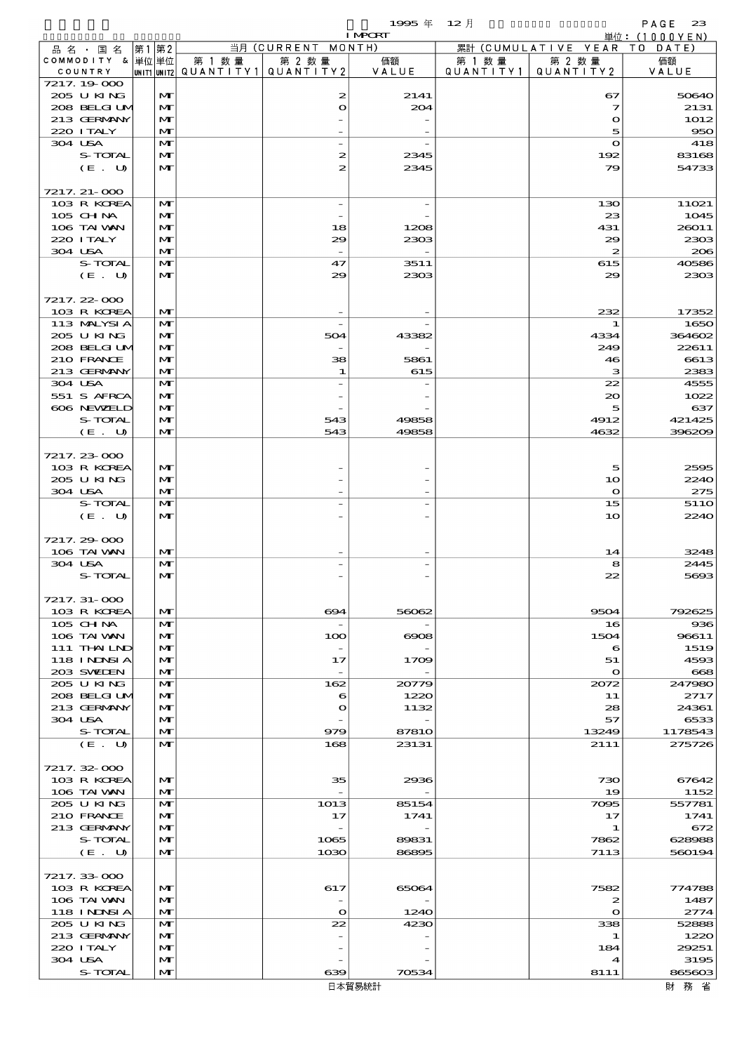| 品名・国名 COMMODITY & COUNTRY | 第1単位 UNIT1 | 第2単位 UNIT2 | 当月 (CURRENT MONTH) 第1数量 QUANTITY1 | 第2数量 QUANTITY2 | 価額 VALUE | 累計 (CUMULATIVE YEAR TO DATE) 第1数量 QUANTITY1 | 第2数量 QUANTITY2 | 価額 VALUE |
|---|---|---|---|---|---|---|---|---|
| 7217.19-000 | | | | | | | | |
| 205 U KING | | MT | | 2 | 2141 | | 67 | 50640 |
| 208 BELGIUM | | MT | | 0 | 204 | | 7 | 2131 |
| 213 GERMANY | | MT | | - | - | | 0 | 1012 |
| 220 ITALY | | MT | | - | - | | 5 | 950 |
| 304 USA | | MT | | - | - | | 0 | 418 |
| S-TOTAL | | MT | | 2 | 2345 | | 192 | 83168 |
| (E. U) | | MT | | 2 | 2345 | | 79 | 54733 |
| 7217.21-000 | | | | | | | | |
| 103 R KOREA | | MT | | - | - | | 130 | 11021 |
| 105 CHINA | | MT | | - | - | | 23 | 1045 |
| 106 TAIWAN | | MT | | 18 | 1208 | | 431 | 26011 |
| 220 ITALY | | MT | | 29 | 2303 | | 29 | 2303 |
| 304 USA | | MT | | - | - | | 2 | 206 |
| S-TOTAL | | MT | | 47 | 3511 | | 615 | 40586 |
| (E. U) | | MT | | 29 | 2303 | | 29 | 2303 |
| 7217.22-000 | | | | | | | | |
| 103 R KOREA | | MT | | - | - | | 232 | 17352 |
| 113 MALYSIA | | MT | | - | - | | 1 | 1650 |
| 205 U KING | | MT | | 504 | 43382 | | 4334 | 364602 |
| 208 BELGIUM | | MT | | - | - | | 249 | 22611 |
| 210 FRANCE | | MT | | 38 | 5861 | | 46 | 6613 |
| 213 GERMANY | | MT | | 1 | 615 | | 3 | 2383 |
| 304 USA | | MT | | - | - | | 22 | 4555 |
| 551 S AFRCA | | MT | | - | - | | 20 | 1022 |
| 606 NEWZELD | | MT | | - | - | | 5 | 637 |
| S-TOTAL | | MT | | 543 | 49858 | | 4912 | 421425 |
| (E. U) | | MT | | 543 | 49858 | | 4632 | 396209 |
| 7217.23-000 | | | | | | | | |
| 103 R KOREA | | MT | | - | - | | 5 | 2595 |
| 205 U KING | | MT | | - | - | | 10 | 2240 |
| 304 USA | | MT | | - | - | | 0 | 275 |
| S-TOTAL | | MT | | - | - | | 15 | 5110 |
| (E. U) | | MT | | - | - | | 10 | 2240 |
| 7217.29-000 | | | | | | | | |
| 106 TAIWAN | | MT | | - | - | | 14 | 3248 |
| 304 USA | | MT | | - | - | | 8 | 2445 |
| S-TOTAL | | MT | | - | - | | 22 | 5693 |
| 7217.31-000 | | | | | | | | |
| 103 R KOREA | | MT | | 694 | 56062 | | 9504 | 792625 |
| 105 CHINA | | MT | | - | - | | 16 | 936 |
| 106 TAIWAN | | MT | | 100 | 6908 | | 1504 | 96611 |
| 111 THAILND | | MT | | - | - | | 6 | 1519 |
| 118 INDNSIA | | MT | | 17 | 1709 | | 51 | 4593 |
| 203 SWEDEN | | MT | | - | - | | 0 | 668 |
| 205 U KING | | MT | | 162 | 20779 | | 2072 | 247980 |
| 208 BELGIUM | | MT | | 6 | 1220 | | 11 | 2717 |
| 213 GERMANY | | MT | | 0 | 1132 | | 28 | 24361 |
| 304 USA | | MT | | - | - | | 57 | 6533 |
| S-TOTAL | | MT | | 979 | 87810 | | 13249 | 1178543 |
| (E. U) | | MT | | 168 | 23131 | | 2111 | 275726 |
| 7217.32-000 | | | | | | | | |
| 103 R KOREA | | MT | | 35 | 2936 | | 730 | 67642 |
| 106 TAIWAN | | MT | | - | - | | 19 | 1152 |
| 205 U KING | | MT | | 1013 | 85154 | | 7095 | 557781 |
| 210 FRANCE | | MT | | 17 | 1741 | | 17 | 1741 |
| 213 GERMANY | | MT | | - | - | | 1 | 672 |
| S-TOTAL | | MT | | 1065 | 89831 | | 7862 | 628988 |
| (E. U) | | MT | | 1030 | 86895 | | 7113 | 560194 |
| 7217.33-000 | | | | | | | | |
| 103 R KOREA | | MT | | 617 | 65064 | | 7582 | 774788 |
| 106 TAIWAN | | MT | | - | - | | 2 | 1487 |
| 118 INDNSIA | | MT | | 0 | 1240 | | 0 | 2774 |
| 205 U KING | | MT | | 22 | 4230 | | 338 | 52888 |
| 213 GERMANY | | MT | | - | - | | 1 | 1220 |
| 220 ITALY | | MT | | - | - | | 184 | 29251 |
| 304 USA | | MT | | - | - | | 4 | 3195 |
| S-TOTAL | | MT | | 639 | 70534 | | 8111 | 865603 |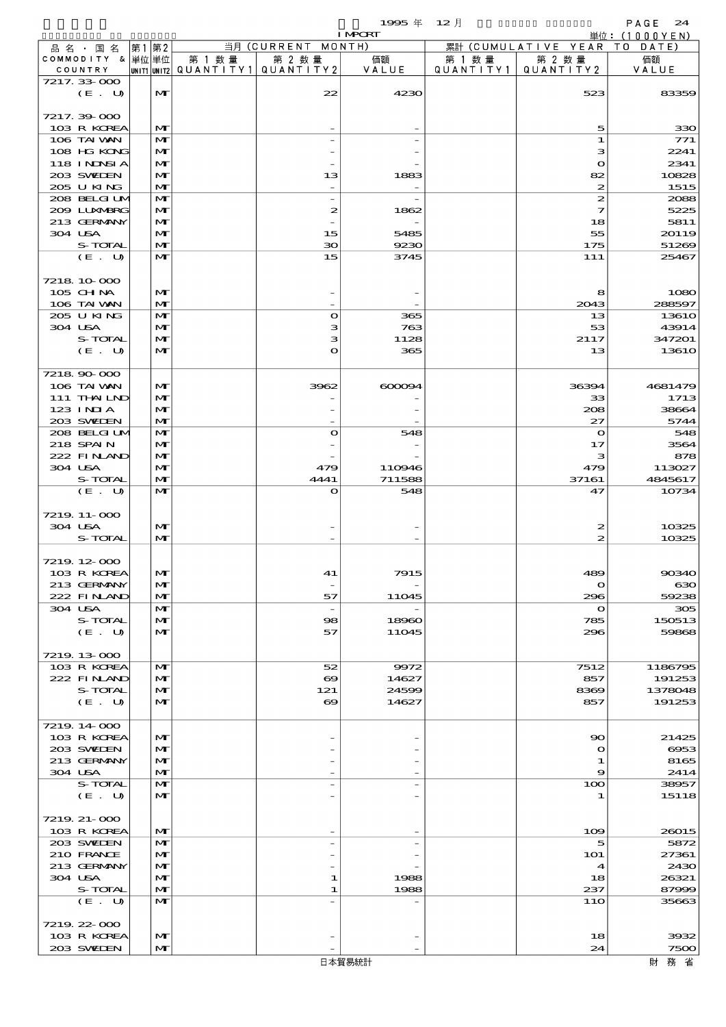| 品名・国名 COMMODITY & COUNTRY | 第1 単位 UNIT1 | 第2 単位 UNIT2 | 当月 (CURRENT MONTH) 第1数量 QUANTITY1 | 第2数量 QUANTITY2 | 価額 VALUE | 累計 (CUMULATIVE YEAR TO DATE) 第1数量 QUANTITY1 | 第2数量 QUANTITY2 | 価額 VALUE |
|---|---|---|---|---|---|---|---|---|
| 7217.33-000 | | | | | | | | |
| (E. U) | | MT | | 22 | 4230 | | 523 | 83359 |
| 7217.39-000 | | | | | | | | |
| 103 R KOREA | | MT | | - | - | | 5 | 330 |
| 106 TAIWAN | | MT | | - | - | | 1 | 771 |
| 108 HG KONG | | MT | | - | - | | 3 | 2241 |
| 118 INDNSIA | | MT | | - | - | | 0 | 2341 |
| 203 SWEDEN | | MT | | 13 | 1883 | | 82 | 10828 |
| 205 U KING | | MT | | - | - | | 2 | 1515 |
| 208 BELGIUM | | MT | | - | - | | 2 | 2088 |
| 209 LUXMBRG | | MT | | 2 | 1862 | | 7 | 5225 |
| 213 GERMANY | | MT | | - | - | | 18 | 5811 |
| 304 USA | | MT | | 15 | 5485 | | 55 | 20119 |
| S-TOTAL | | MT | | 30 | 9230 | | 175 | 51269 |
| (E. U) | | MT | | 15 | 3745 | | 111 | 25467 |
| 7218.10-000 | | | | | | | | |
| 105 CHINA | | MT | | - | - | | 8 | 1080 |
| 106 TAIWAN | | MT | | - | - | | 2043 | 288597 |
| 205 U KING | | MT | | 0 | 365 | | 13 | 13610 |
| 304 USA | | MT | | 3 | 763 | | 53 | 43914 |
| S-TOTAL | | MT | | 3 | 1128 | | 2117 | 347201 |
| (E. U) | | MT | | 0 | 365 | | 13 | 13610 |
| 7218.90-000 | | | | | | | | |
| 106 TAIWAN | | MT | | 3962 | 600094 | | 36394 | 4681479 |
| 111 THAILND | | MT | | - | - | | 33 | 1713 |
| 123 INDIA | | MT | | - | - | | 208 | 38664 |
| 203 SWEDEN | | MT | | - | - | | 27 | 5744 |
| 208 BELGIUM | | MT | | 0 | 548 | | 0 | 548 |
| 218 SPAIN | | MT | | - | - | | 17 | 3564 |
| 222 FINLAND | | MT | | - | - | | 3 | 878 |
| 304 USA | | MT | | 479 | 110946 | | 479 | 113027 |
| S-TOTAL | | MT | | 4441 | 711588 | | 37161 | 4845617 |
| (E. U) | | MT | | 0 | 548 | | 47 | 10734 |
| 7219.11-000 | | | | | | | | |
| 304 USA | | MT | | - | - | | 2 | 10325 |
| S-TOTAL | | MT | | - | - | | 2 | 10325 |
| 7219.12-000 | | | | | | | | |
| 103 R KOREA | | MT | | 41 | 7915 | | 489 | 90340 |
| 213 GERMANY | | MT | | - | - | | 0 | 630 |
| 222 FINLAND | | MT | | 57 | 11045 | | 296 | 59238 |
| 304 USA | | MT | | - | - | | 0 | 305 |
| S-TOTAL | | MT | | 98 | 18960 | | 785 | 150513 |
| (E. U) | | MT | | 57 | 11045 | | 296 | 59868 |
| 7219.13-000 | | | | | | | | |
| 103 R KOREA | | MT | | 52 | 9972 | | 7512 | 1186795 |
| 222 FINLAND | | MT | | 69 | 14627 | | 857 | 191253 |
| S-TOTAL | | MT | | 121 | 24599 | | 8369 | 1378048 |
| (E. U) | | MT | | 69 | 14627 | | 857 | 191253 |
| 7219.14-000 | | | | | | | | |
| 103 R KOREA | | MT | | - | - | | 90 | 21425 |
| 203 SWEDEN | | MT | | - | - | | 0 | 6953 |
| 213 GERMANY | | MT | | - | - | | 1 | 8165 |
| 304 USA | | MT | | - | - | | 9 | 2414 |
| S-TOTAL | | MT | | - | - | | 100 | 38957 |
| (E. U) | | MT | | - | - | | 1 | 15118 |
| 7219.21-000 | | | | | | | | |
| 103 R KOREA | | MT | | - | - | | 109 | 26015 |
| 203 SWEDEN | | MT | | - | - | | 5 | 5872 |
| 210 FRANCE | | MT | | - | - | | 101 | 27361 |
| 213 GERMANY | | MT | | - | - | | 4 | 2430 |
| 304 USA | | MT | | 1 | 1988 | | 18 | 26321 |
| S-TOTAL | | MT | | 1 | 1988 | | 237 | 87999 |
| (E. U) | | MT | | - | - | | 110 | 35663 |
| 7219.22-000 | | | | | | | | |
| 103 R KOREA | | MT | | - | - | | 18 | 3932 |
| 203 SWEDEN | | MT | | - | - | | 24 | 7500 |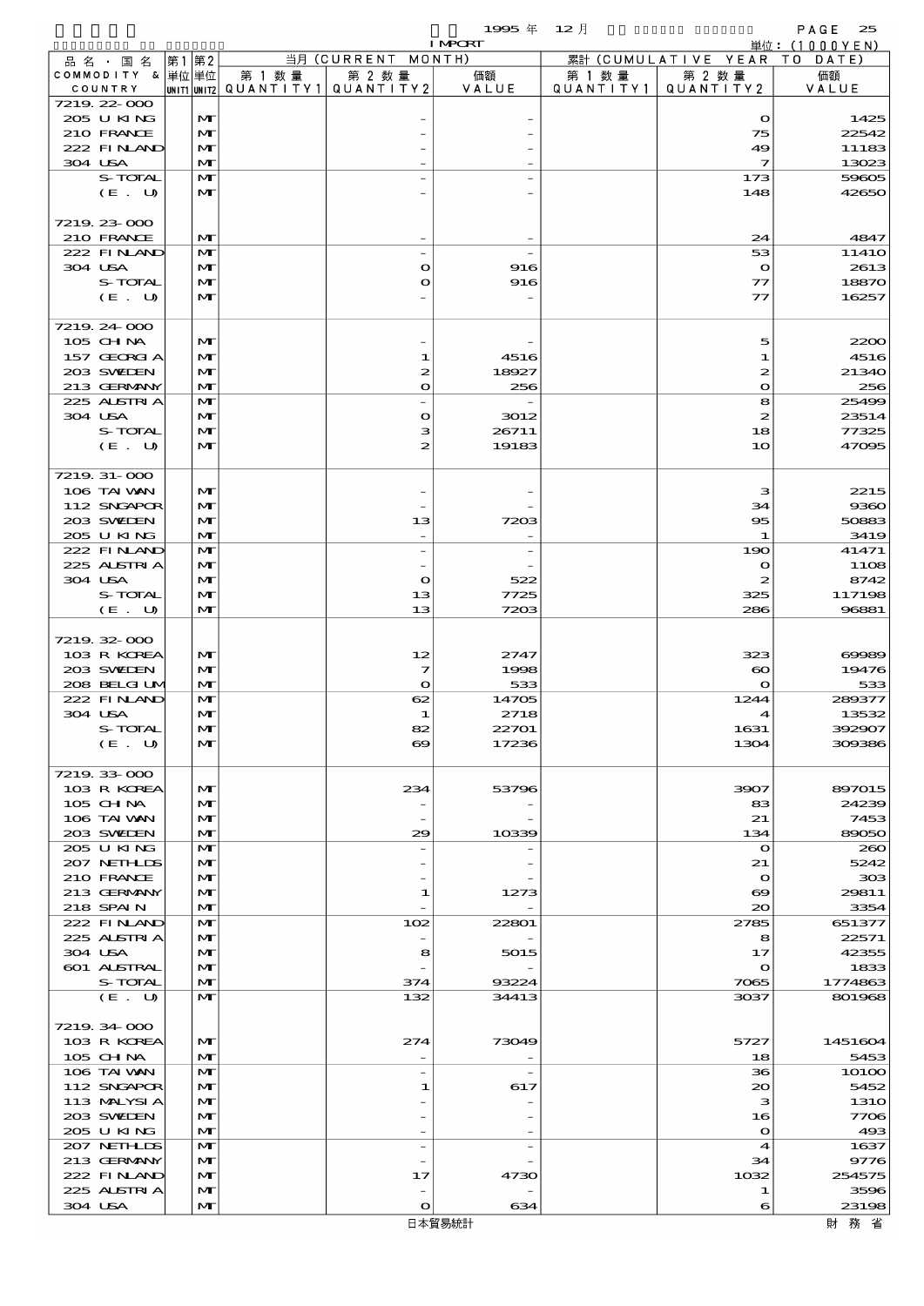| 品名・国名 COMMODITY & COUNTRY | 第1単位 UNIT1 | 第2単位 UNIT2 | 当月 (CURRENT MONTH) 第1数量 QUANTITY1 | 第2数量 QUANTITY2 | 価額 VALUE | 累計 (CUMULATIVE YEAR TO DATE) 第1数量 QUANTITY1 | 第2数量 QUANTITY2 | 価額 VALUE |
|---|---|---|---|---|---|---|---|---|
| 7219.22-000 | | | | | | | | |
| 205 U KING | | MT | | - | - | | 0 | 1425 |
| 210 FRANCE | | MT | | - | - | | 75 | 22542 |
| 222 FINLAND | | MT | | - | - | | 49 | 11183 |
| 304 USA | | MT | | - | - | | 7 | 13023 |
| S-TOTAL | | MT | | - | - | | 173 | 59605 |
| (E. U) | | MT | | - | - | | 148 | 42650 |
| 7219.23-000 | | | | | | | | |
| 210 FRANCE | | MT | | - | - | | 24 | 4847 |
| 222 FINLAND | | MT | | - | - | | 53 | 11410 |
| 304 USA | | MT | | 0 | 916 | | 0 | 2613 |
| S-TOTAL | | MT | | 0 | 916 | | 77 | 18870 |
| (E. U) | | MT | | - | - | | 77 | 16257 |
| 7219.24-000 | | | | | | | | |
| 105 CHINA | | MT | | - | - | | 5 | 2200 |
| 157 GEORGIA | | MT | | 1 | 4516 | | 1 | 4516 |
| 203 SWEDEN | | MT | | 2 | 18927 | | 2 | 21340 |
| 213 GERMANY | | MT | | 0 | 256 | | 0 | 256 |
| 225 AUSTRIA | | MT | | - | - | | 8 | 25499 |
| 304 USA | | MT | | 0 | 3012 | | 2 | 23514 |
| S-TOTAL | | MT | | 3 | 26711 | | 18 | 77325 |
| (E. U) | | MT | | 2 | 19183 | | 10 | 47095 |
| 7219.31-000 | | | | | | | | |
| 106 TAIWAN | | MT | | - | - | | 3 | 2215 |
| 112 SNGAPOR | | MT | | - | - | | 34 | 9360 |
| 203 SWEDEN | | MT | | 13 | 7203 | | 95 | 50883 |
| 205 U KING | | MT | | - | - | | 1 | 3419 |
| 222 FINLAND | | MT | | - | - | | 190 | 41471 |
| 225 AUSTRIA | | MT | | - | - | | 0 | 1108 |
| 304 USA | | MT | | 0 | 522 | | 2 | 8742 |
| S-TOTAL | | MT | | 13 | 7725 | | 325 | 117198 |
| (E. U) | | MT | | 13 | 7203 | | 286 | 96881 |
| 7219.32-000 | | | | | | | | |
| 103 R KOREA | | MT | | 12 | 2747 | | 323 | 69989 |
| 203 SWEDEN | | MT | | 7 | 1998 | | 60 | 19476 |
| 208 BELGIUM | | MT | | 0 | 533 | | 0 | 533 |
| 222 FINLAND | | MT | | 62 | 14705 | | 1244 | 289377 |
| 304 USA | | MT | | 1 | 2718 | | 4 | 13532 |
| S-TOTAL | | MT | | 82 | 22701 | | 1631 | 392907 |
| (E. U) | | MT | | 69 | 17236 | | 1304 | 309386 |
| 7219.33-000 | | | | | | | | |
| 103 R KOREA | | MT | | 234 | 53796 | | 3907 | 897015 |
| 105 CHINA | | MT | | - | - | | 83 | 24239 |
| 106 TAIWAN | | MT | | - | - | | 21 | 7453 |
| 203 SWEDEN | | MT | | 29 | 10339 | | 134 | 89050 |
| 205 U KING | | MT | | - | - | | 0 | 260 |
| 207 NETHLDS | | MT | | - | - | | 21 | 5242 |
| 210 FRANCE | | MT | | - | - | | 0 | 303 |
| 213 GERMANY | | MT | | 1 | 1273 | | 69 | 29811 |
| 218 SPAIN | | MT | | - | - | | 20 | 3354 |
| 222 FINLAND | | MT | | 102 | 22801 | | 2785 | 651377 |
| 225 AUSTRIA | | MT | | - | - | | 8 | 22571 |
| 304 USA | | MT | | 8 | 5015 | | 17 | 42355 |
| 601 AUSTRAL | | MT | | - | - | | 0 | 1833 |
| S-TOTAL | | MT | | 374 | 93224 | | 7065 | 1774863 |
| (E. U) | | MT | | 132 | 34413 | | 3037 | 801968 |
| 7219.34-000 | | | | | | | | |
| 103 R KOREA | | MT | | 274 | 73049 | | 5727 | 1451604 |
| 105 CHINA | | MT | | - | - | | 18 | 5453 |
| 106 TAIWAN | | MT | | - | - | | 36 | 10100 |
| 112 SNGAPOR | | MT | | 1 | 617 | | 20 | 5452 |
| 113 MALYSIA | | MT | | - | - | | 3 | 1310 |
| 203 SWEDEN | | MT | | - | - | | 16 | 7706 |
| 205 U KING | | MT | | - | - | | 0 | 493 |
| 207 NETHLDS | | MT | | - | - | | 4 | 1637 |
| 213 GERMANY | | MT | | - | - | | 34 | 9776 |
| 222 FINLAND | | MT | | 17 | 4730 | | 1032 | 254575 |
| 225 AUSTRIA | | MT | | - | - | | 1 | 3596 |
| 304 USA | | MT | | 0 | 634 | | 6 | 23198 |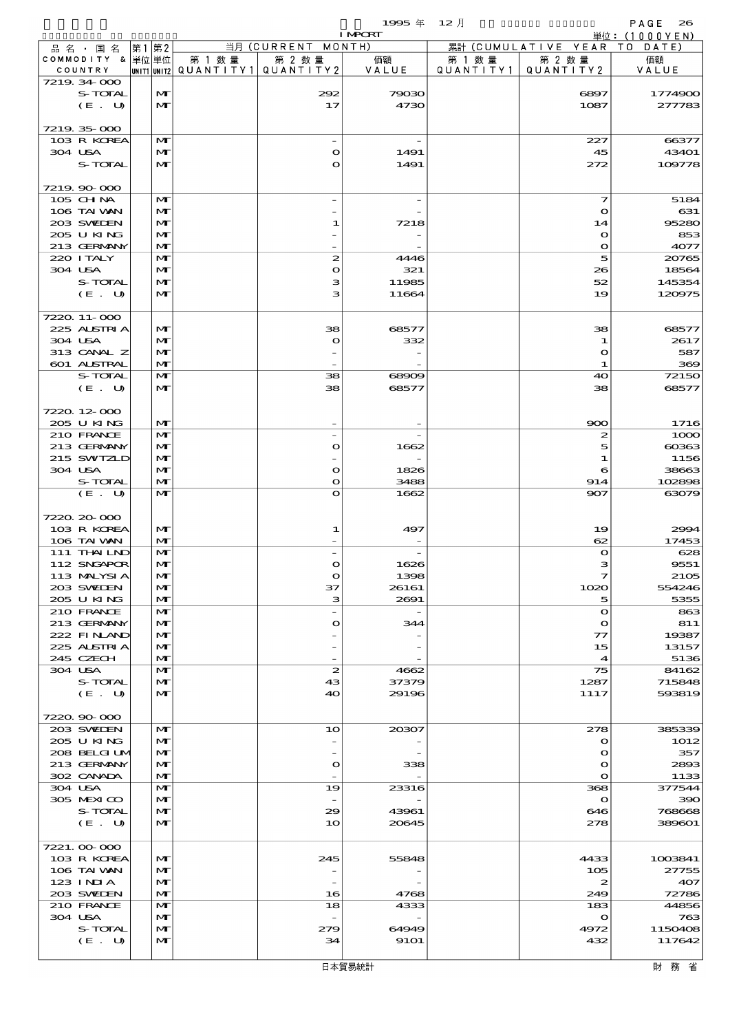1995 年 12 月 IMPORT 単位：(1000YEN)

| 品名・国名 COMMODITY & COUNTRY | 第1 単位 UNIT1 | 第2 単位 UNIT2 | 当月 (CURRENT MONTH) 第1数量 QUANTITY1 | 第2数量 QUANTITY2 | 価額 VALUE | 累計 (CUMULATIVE YEAR TO DATE) 第1数量 QUANTITY1 | 第2数量 QUANTITY2 | 価額 VALUE |
|---|---|---|---|---|---|---|---|---|
| 7219.34-000 | | | | | | | | |
| S-TOTAL | | MT | | 292 | 79030 | | 6897 | 1774900 |
| (E. U) | | MT | | 17 | 4730 | | 1087 | 277783 |
| 7219.35-000 | | | | | | | | |
| 103 R KOREA | | MT | | - | - | | 227 | 66377 |
| 304 USA | | MT | | 0 | 1491 | | 45 | 43401 |
| S-TOTAL | | MT | | 0 | 1491 | | 272 | 109778 |
| 7219.90-000 | | | | | | | | |
| 105 CHINA | | MT | | - | - | | 7 | 5184 |
| 106 TAIWAN | | MT | | - | - | | 0 | 631 |
| 203 SWEDEN | | MT | | 1 | 7218 | | 14 | 95280 |
| 205 U KING | | MT | | - | - | | 0 | 853 |
| 213 GERMANY | | MT | | - | - | | 0 | 4077 |
| 220 ITALY | | MT | | 2 | 4446 | | 5 | 20765 |
| 304 USA | | MT | | 0 | 321 | | 26 | 18564 |
| S-TOTAL | | MT | | 3 | 11985 | | 52 | 145354 |
| (E. U) | | MT | | 3 | 11664 | | 19 | 120975 |
| 7220.11-000 | | | | | | | | |
| 225 AUSTRIA | | MT | | 38 | 68577 | | 38 | 68577 |
| 304 USA | | MT | | 0 | 332 | | 1 | 2617 |
| 313 CANAL Z | | MT | | - | - | | 0 | 587 |
| 601 AUSTRAL | | MT | | - | - | | 1 | 369 |
| S-TOTAL | | MT | | 38 | 68909 | | 40 | 72150 |
| (E. U) | | MT | | 38 | 68577 | | 38 | 68577 |
| 7220.12-000 | | | | | | | | |
| 205 U KING | | MT | | - | - | | 900 | 1716 |
| 210 FRANCE | | MT | | - | - | | 2 | 1000 |
| 213 GERMANY | | MT | | 0 | 1662 | | 5 | 60363 |
| 215 SWITZLD | | MT | | - | - | | 1 | 1156 |
| 304 USA | | MT | | 0 | 1826 | | 6 | 38663 |
| S-TOTAL | | MT | | 0 | 3488 | | 914 | 102898 |
| (E. U) | | MT | | 0 | 1662 | | 907 | 63079 |
| 7220.20-000 | | | | | | | | |
| 103 R KOREA | | MT | | 1 | 497 | | 19 | 2994 |
| 106 TAIWAN | | MT | | - | - | | 62 | 17453 |
| 111 THAILND | | MT | | - | - | | 0 | 628 |
| 112 SNGAPOR | | MT | | 0 | 1626 | | 3 | 9551 |
| 113 MALYSIA | | MT | | 0 | 1398 | | 7 | 2105 |
| 203 SWEDEN | | MT | | 37 | 26161 | | 1020 | 554246 |
| 205 U KING | | MT | | 3 | 2691 | | 5 | 5355 |
| 210 FRANCE | | MT | | - | - | | 0 | 863 |
| 213 GERMANY | | MT | | 0 | 344 | | 0 | 811 |
| 222 FINLAND | | MT | | - | - | | 77 | 19387 |
| 225 AUSTRIA | | MT | | - | - | | 15 | 13157 |
| 245 CZECH | | MT | | - | - | | 4 | 5136 |
| 304 USA | | MT | | 2 | 4662 | | 75 | 84162 |
| S-TOTAL | | MT | | 43 | 37379 | | 1287 | 715848 |
| (E. U) | | MT | | 40 | 29196 | | 1117 | 593819 |
| 7220.90-000 | | | | | | | | |
| 203 SWEDEN | | MT | | 10 | 20307 | | 278 | 385339 |
| 205 U KING | | MT | | - | - | | 0 | 1012 |
| 208 BELGIUM | | MT | | - | - | | 0 | 357 |
| 213 GERMANY | | MT | | 0 | 338 | | 0 | 2893 |
| 302 CANADA | | MT | | - | - | | 0 | 1133 |
| 304 USA | | MT | | 19 | 23316 | | 368 | 377544 |
| 305 MEXICO | | MT | | - | - | | 0 | 390 |
| S-TOTAL | | MT | | 29 | 43961 | | 646 | 768668 |
| (E. U) | | MT | | 10 | 20645 | | 278 | 389601 |
| 7221.00-000 | | | | | | | | |
| 103 R KOREA | | MT | | 245 | 55848 | | 4433 | 1003841 |
| 106 TAIWAN | | MT | | - | - | | 105 | 27755 |
| 123 INDIA | | MT | | - | - | | 2 | 407 |
| 203 SWEDEN | | MT | | 16 | 4768 | | 249 | 72786 |
| 210 FRANCE | | MT | | 18 | 4333 | | 183 | 44856 |
| 304 USA | | MT | | - | - | | 0 | 763 |
| S-TOTAL | | MT | | 279 | 64949 | | 4972 | 1150408 |
| (E. U) | | MT | | 34 | 9101 | | 432 | 117642 |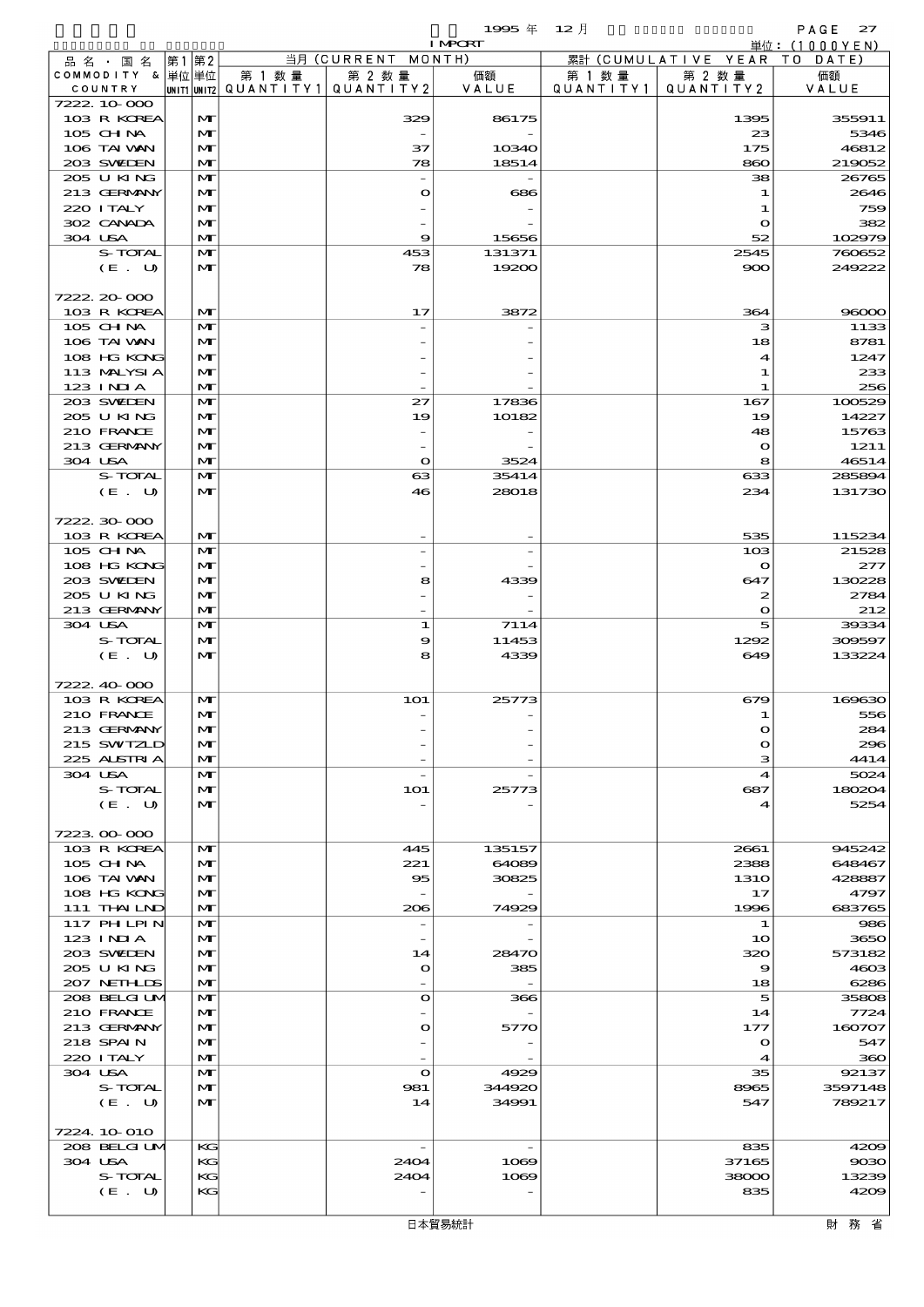1995 年 12 月 IMPORT 単位：(1000YEN)

| 品名・国名 COMMODITY & COUNTRY | 第1 単位 UNIT1 | 第2 単位 UNIT2 | 当月 (CURRENT MONTH) 第1数量 QUANTITY1 | 第2数量 QUANTITY2 | 価額 VALUE | 累計 (CUMULATIVE YEAR TO DATE) 第1数量 QUANTITY1 | 第2数量 QUANTITY2 | 価額 VALUE |
|---|---|---|---|---|---|---|---|---|
| 7222.10-000 | | | | | | | | |
| 103 R KOREA | | MT | | 329 | 86175 | | 1395 | 355911 |
| 105 CHINA | | MT | | - | - | | 23 | 5346 |
| 106 TAIWAN | | MT | | 37 | 10340 | | 175 | 46812 |
| 203 SWEDEN | | MT | | 78 | 18514 | | 860 | 219052 |
| 205 U KING | | MT | | - | - | | 38 | 26765 |
| 213 GERMANY | | MT | | 0 | 686 | | 1 | 2646 |
| 220 ITALY | | MT | | - | - | | 1 | 759 |
| 302 CANADA | | MT | | - | - | | 0 | 382 |
| 304 USA | | MT | | 9 | 15656 | | 52 | 102979 |
| S-TOTAL | | MT | | 453 | 131371 | | 2545 | 760652 |
| (E. U) | | MT | | 78 | 19200 | | 900 | 249222 |
| 7222.20-000 | | | | | | | | |
| 103 R KOREA | | MT | | 17 | 3872 | | 364 | 96000 |
| 105 CHINA | | MT | | - | - | | 3 | 1133 |
| 106 TAIWAN | | MT | | - | - | | 18 | 8781 |
| 108 HG KONG | | MT | | - | - | | 4 | 1247 |
| 113 MALYSIA | | MT | | - | - | | 1 | 233 |
| 123 INDIA | | MT | | - | - | | 1 | 256 |
| 203 SWEDEN | | MT | | 27 | 17836 | | 167 | 100529 |
| 205 U KING | | MT | | 19 | 10182 | | 19 | 14227 |
| 210 FRANCE | | MT | | - | - | | 48 | 15763 |
| 213 GERMANY | | MT | | - | - | | 0 | 1211 |
| 304 USA | | MT | | 0 | 3524 | | 8 | 46514 |
| S-TOTAL | | MT | | 63 | 35414 | | 633 | 285894 |
| (E. U) | | MT | | 46 | 28018 | | 234 | 131730 |
| 7222.30-000 | | | | | | | | |
| 103 R KOREA | | MT | | - | - | | 535 | 115234 |
| 105 CHINA | | MT | | - | - | | 103 | 21528 |
| 108 HG KONG | | MT | | - | - | | 0 | 277 |
| 203 SWEDEN | | MT | | 8 | 4339 | | 647 | 130228 |
| 205 U KING | | MT | | - | - | | 2 | 2784 |
| 213 GERMANY | | MT | | - | - | | 0 | 212 |
| 304 USA | | MT | | 1 | 7114 | | 5 | 39334 |
| S-TOTAL | | MT | | 9 | 11453 | | 1292 | 309597 |
| (E. U) | | MT | | 8 | 4339 | | 649 | 133224 |
| 7222.40-000 | | | | | | | | |
| 103 R KOREA | | MT | | 101 | 25773 | | 679 | 169630 |
| 210 FRANCE | | MT | | - | - | | 1 | 556 |
| 213 GERMANY | | MT | | - | - | | 0 | 284 |
| 215 SWITZLD | | MT | | - | - | | 0 | 296 |
| 225 AUSTRIA | | MT | | - | - | | 3 | 4414 |
| 304 USA | | MT | | - | - | | 4 | 5024 |
| S-TOTAL | | MT | | 101 | 25773 | | 687 | 180204 |
| (E. U) | | MT | | - | - | | 4 | 5254 |
| 7223.00-000 | | | | | | | | |
| 103 R KOREA | | MT | | 445 | 135157 | | 2661 | 945242 |
| 105 CHINA | | MT | | 221 | 64089 | | 2388 | 648467 |
| 106 TAIWAN | | MT | | 95 | 30825 | | 1310 | 428887 |
| 108 HG KONG | | MT | | - | - | | 17 | 4797 |
| 111 THAILND | | MT | | 206 | 74929 | | 1996 | 683765 |
| 117 PHILPIN | | MT | | - | - | | 1 | 986 |
| 123 INDIA | | MT | | - | - | | 10 | 3650 |
| 203 SWEDEN | | MT | | 14 | 28470 | | 320 | 573182 |
| 205 U KING | | MT | | 0 | 385 | | 9 | 4603 |
| 207 NETHLDS | | MT | | - | - | | 18 | 6286 |
| 208 BELGIUM | | MT | | 0 | 366 | | 5 | 35808 |
| 210 FRANCE | | MT | | - | - | | 14 | 7724 |
| 213 GERMANY | | MT | | 0 | 5770 | | 177 | 160707 |
| 218 SPAIN | | MT | | - | - | | 0 | 547 |
| 220 ITALY | | MT | | - | - | | 4 | 360 |
| 304 USA | | MT | | 0 | 4929 | | 35 | 92137 |
| S-TOTAL | | MT | | 981 | 344920 | | 8965 | 3597148 |
| (E. U) | | MT | | 14 | 34991 | | 547 | 789217 |
| 7224.10-010 | | | | | | | | |
| 208 BELGIUM | | KG | | - | - | | 835 | 4209 |
| 304 USA | | KG | | 2404 | 1069 | | 37165 | 9030 |
| S-TOTAL | | KG | | 2404 | 1069 | | 38000 | 13239 |
| (E. U) | | KG | | - | - | | 835 | 4209 |

日本貿易統計　財務省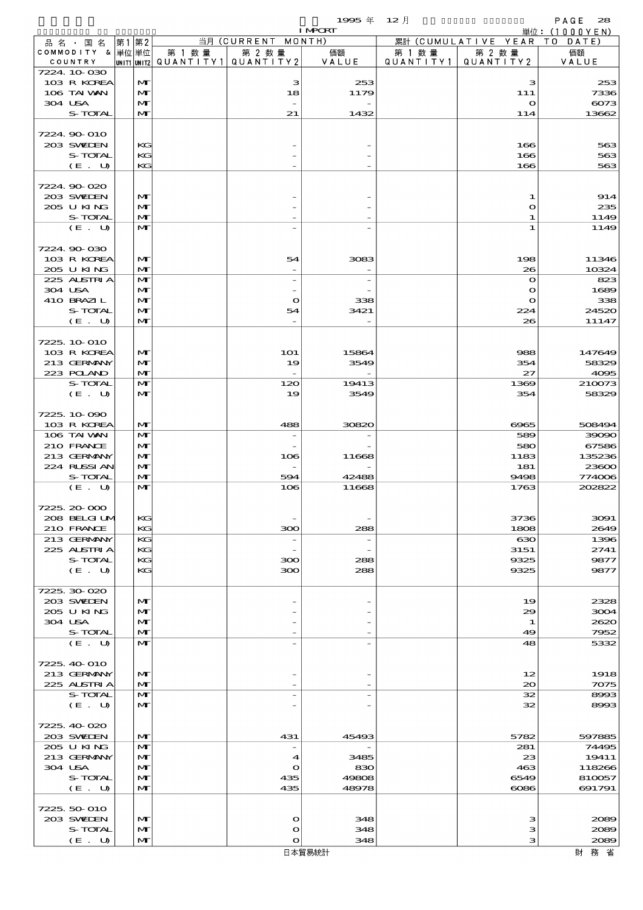1995 年 12 月 IMPORT

単位：(1000YEN)

| 品名・国名 COMMODITY & COUNTRY | 第1 単位 UNIT1 | 第2 単位 UNIT2 | 当月 (CURRENT MONTH) 第1数量 QUANTITY1 | 第2数量 QUANTITY2 | 価額 VALUE | 累計 (CUMULATIVE YEAR TO DATE) 第1数量 QUANTITY1 | 第2数量 QUANTITY2 | 価額 VALUE |
|---|---|---|---|---|---|---|---|---|
| 7224.10-030 | | | | | | | | |
| 103 R KOREA | | MT | | 3 | 253 | | 3 | 253 |
| 106 TAIWAN | | MT | | 18 | 1179 | | 111 | 7336 |
| 304 USA | | MT | | - | - | | 0 | 6073 |
| S-TOTAL | | MT | | 21 | 1432 | | 114 | 13662 |
| 7224.90-010 | | | | | | | | |
| 203 SWEDEN | | KG | | - | - | | 166 | 563 |
| S-TOTAL | | KG | | - | - | | 166 | 563 |
| (E. U) | | KG | | - | - | | 166 | 563 |
| 7224.90-020 | | | | | | | | |
| 203 SWEDEN | | MT | | - | - | | 1 | 914 |
| 205 U KING | | MT | | - | - | | 0 | 235 |
| S-TOTAL | | MT | | - | - | | 1 | 1149 |
| (E. U) | | MT | | - | - | | 1 | 1149 |
| 7224.90-030 | | | | | | | | |
| 103 R KOREA | | MT | | 54 | 3083 | | 198 | 11346 |
| 205 U KING | | MT | | - | - | | 26 | 10324 |
| 225 AUSTRIA | | MT | | - | - | | 0 | 823 |
| 304 USA | | MT | | - | - | | 0 | 1689 |
| 410 BRAZIL | | MT | | 0 | 338 | | 0 | 338 |
| S-TOTAL | | MT | | 54 | 3421 | | 224 | 24520 |
| (E. U) | | MT | | - | - | | 26 | 11147 |
| 7225.10-010 | | | | | | | | |
| 103 R KOREA | | MT | | 101 | 15864 | | 988 | 147649 |
| 213 GERMANY | | MT | | 19 | 3549 | | 354 | 58329 |
| 223 POLAND | | MT | | - | - | | 27 | 4095 |
| S-TOTAL | | MT | | 120 | 19413 | | 1369 | 210073 |
| (E. U) | | MT | | 19 | 3549 | | 354 | 58329 |
| 7225.10-090 | | | | | | | | |
| 103 R KOREA | | MT | | 488 | 30820 | | 6965 | 508494 |
| 106 TAIWAN | | MT | | - | - | | 589 | 39090 |
| 210 FRANCE | | MT | | - | - | | 580 | 67586 |
| 213 GERMANY | | MT | | 106 | 11668 | | 1183 | 135236 |
| 224 RUSSIAN | | MT | | - | - | | 181 | 23600 |
| S-TOTAL | | MT | | 594 | 42488 | | 9498 | 774006 |
| (E. U) | | MT | | 106 | 11668 | | 1763 | 202822 |
| 7225.20-000 | | | | | | | | |
| 208 BELGIUM | | KG | | - | - | | 3736 | 3091 |
| 210 FRANCE | | KG | | 300 | 288 | | 1808 | 2649 |
| 213 GERMANY | | KG | | - | - | | 630 | 1396 |
| 225 AUSTRIA | | KG | | - | - | | 3151 | 2741 |
| S-TOTAL | | KG | | 300 | 288 | | 9325 | 9877 |
| (E. U) | | KG | | 300 | 288 | | 9325 | 9877 |
| 7225.30-020 | | | | | | | | |
| 203 SWEDEN | | MT | | - | - | | 19 | 2328 |
| 205 U KING | | MT | | - | - | | 29 | 3004 |
| 304 USA | | MT | | - | - | | 1 | 2620 |
| S-TOTAL | | MT | | - | - | | 49 | 7952 |
| (E. U) | | MT | | - | - | | 48 | 5332 |
| 7225.40-010 | | | | | | | | |
| 213 GERMANY | | MT | | - | - | | 12 | 1918 |
| 225 AUSTRIA | | MT | | - | - | | 20 | 7075 |
| S-TOTAL | | MT | | - | - | | 32 | 8993 |
| (E. U) | | MT | | - | - | | 32 | 8993 |
| 7225.40-020 | | | | | | | | |
| 203 SWEDEN | | MT | | 431 | 45493 | | 5782 | 597885 |
| 205 U KING | | MT | | - | - | | 281 | 74495 |
| 213 GERMANY | | MT | | 4 | 3485 | | 23 | 19411 |
| 304 USA | | MT | | 0 | 830 | | 463 | 118266 |
| S-TOTAL | | MT | | 435 | 49808 | | 6549 | 810057 |
| (E. U) | | MT | | 435 | 48978 | | 6086 | 691791 |
| 7225.50-010 | | | | | | | | |
| 203 SWEDEN | | MT | | 0 | 348 | | 3 | 2089 |
| S-TOTAL | | MT | | 0 | 348 | | 3 | 2089 |
| (E. U) | | MT | | 0 | 348 | | 3 | 2089 |

日本貿易統計　　財務省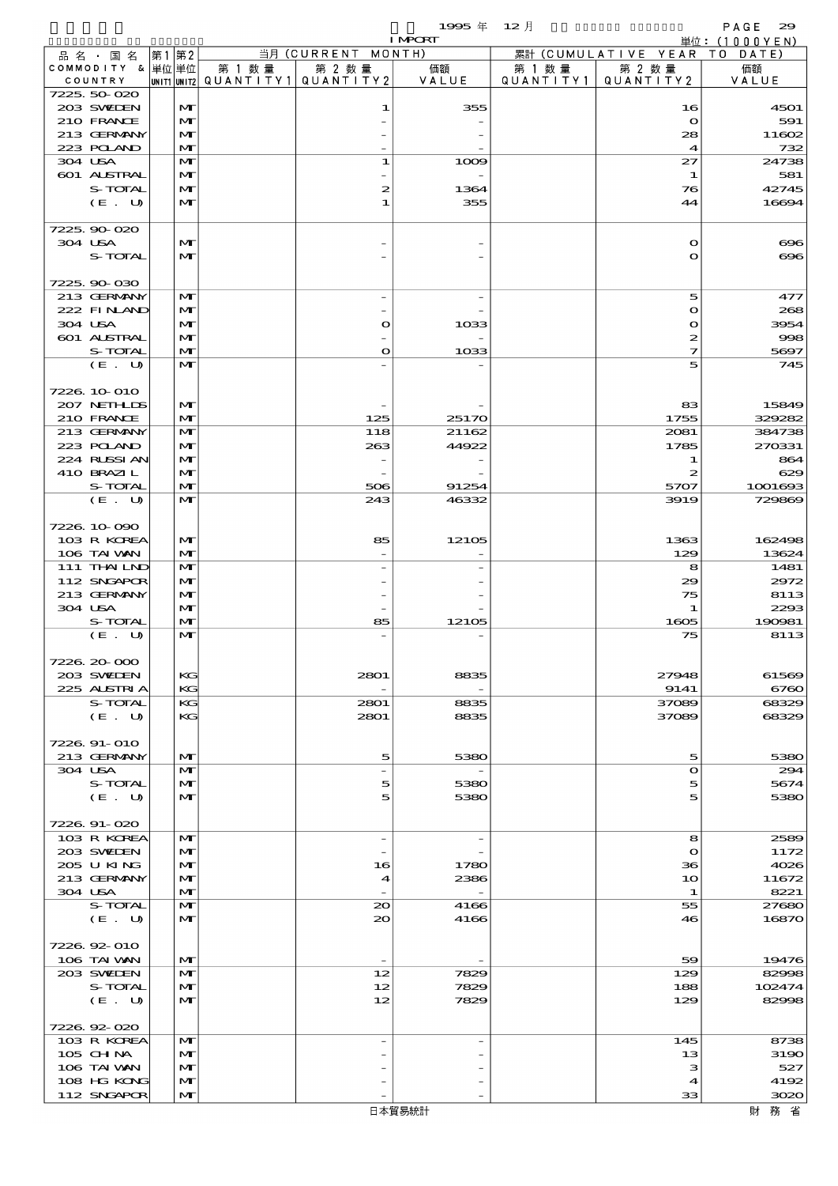| 品名・国名 COMMODITY & COUNTRY | 第1 単位 UNIT1 | 第2 単位 UNIT2 | 当月 (CURRENT MONTH) 第1数量 QUANTITY1 | 第2数量 QUANTITY2 | 価額 VALUE | 累計 (CUMULATIVE YEAR TO DATE) 第1数量 QUANTITY1 | 第2数量 QUANTITY2 | 価額 VALUE |
|---|---|---|---|---|---|---|---|---|
| 7225.50-020 | | | | | | | | |
| 203 SWEDEN | | MT | | 1 | 355 | | 16 | 4501 |
| 210 FRANCE | | MT | | - | - | | 0 | 591 |
| 213 GERMANY | | MT | | - | - | | 28 | 11602 |
| 223 POLAND | | MT | | - | - | | 4 | 732 |
| 304 USA | | MT | | 1 | 1009 | | 27 | 24738 |
| 601 AUSTRAL | | MT | | - | - | | 1 | 581 |
| S-TOTAL | | MT | | 2 | 1364 | | 76 | 42745 |
| (E. U) | | MT | | 1 | 355 | | 44 | 16694 |
| 7225.90-020 | | | | | | | | |
| 304 USA | | MT | | - | - | | 0 | 696 |
| S-TOTAL | | MT | | - | - | | 0 | 696 |
| 7225.90-030 | | | | | | | | |
| 213 GERMANY | | MT | | - | - | | 5 | 477 |
| 222 FINLAND | | MT | | - | - | | 0 | 268 |
| 304 USA | | MT | | 0 | 1033 | | 0 | 3954 |
| 601 AUSTRAL | | MT | | - | - | | 2 | 998 |
| S-TOTAL | | MT | | 0 | 1033 | | 7 | 5697 |
| (E. U) | | MT | | - | - | | 5 | 745 |
| 7226.10-010 | | | | | | | | |
| 207 NETHLDS | | MT | | - | - | | 83 | 15849 |
| 210 FRANCE | | MT | | 125 | 25170 | | 1755 | 329282 |
| 213 GERMANY | | MT | | 118 | 21162 | | 2081 | 384738 |
| 223 POLAND | | MT | | 263 | 44922 | | 1785 | 270331 |
| 224 RUSSIAN | | MT | | - | - | | 1 | 864 |
| 410 BRAZIL | | MT | | - | - | | 2 | 629 |
| S-TOTAL | | MT | | 506 | 91254 | | 5707 | 1001693 |
| (E. U) | | MT | | 243 | 46332 | | 3919 | 729869 |
| 7226.10-090 | | | | | | | | |
| 103 R KOREA | | MT | | 85 | 12105 | | 1363 | 162498 |
| 106 TAIWAN | | MT | | - | - | | 129 | 13624 |
| 111 THAILND | | MT | | - | - | | 8 | 1481 |
| 112 SNGAPOR | | MT | | - | - | | 29 | 2972 |
| 213 GERMANY | | MT | | - | - | | 75 | 8113 |
| 304 USA | | MT | | - | - | | 1 | 2293 |
| S-TOTAL | | MT | | 85 | 12105 | | 1605 | 190981 |
| (E. U) | | MT | | - | - | | 75 | 8113 |
| 7226.20-000 | | | | | | | | |
| 203 SWEDEN | | KG | | 2801 | 8835 | | 27948 | 61569 |
| 225 AUSTRIA | | KG | | - | - | | 9141 | 6760 |
| S-TOTAL | | KG | | 2801 | 8835 | | 37089 | 68329 |
| (E. U) | | KG | | 2801 | 8835 | | 37089 | 68329 |
| 7226.91-010 | | | | | | | | |
| 213 GERMANY | | MT | | 5 | 5380 | | 5 | 5380 |
| 304 USA | | MT | | - | - | | 0 | 294 |
| S-TOTAL | | MT | | 5 | 5380 | | 5 | 5674 |
| (E. U) | | MT | | 5 | 5380 | | 5 | 5380 |
| 7226.91-020 | | | | | | | | |
| 103 R KOREA | | MT | | - | - | | 8 | 2589 |
| 203 SWEDEN | | MT | | - | - | | 0 | 1172 |
| 205 U KING | | MT | | 16 | 1780 | | 36 | 4026 |
| 213 GERMANY | | MT | | 4 | 2386 | | 10 | 11672 |
| 304 USA | | MT | | - | - | | 1 | 8221 |
| S-TOTAL | | MT | | 20 | 4166 | | 55 | 27680 |
| (E. U) | | MT | | 20 | 4166 | | 46 | 16870 |
| 7226.92-010 | | | | | | | | |
| 106 TAIWAN | | MT | | - | - | | 59 | 19476 |
| 203 SWEDEN | | MT | | 12 | 7829 | | 129 | 82998 |
| S-TOTAL | | MT | | 12 | 7829 | | 188 | 102474 |
| (E. U) | | MT | | 12 | 7829 | | 129 | 82998 |
| 7226.92-020 | | | | | | | | |
| 103 R KOREA | | MT | | - | - | | 145 | 8738 |
| 105 CHINA | | MT | | - | - | | 13 | 3190 |
| 106 TAIWAN | | MT | | - | - | | 3 | 527 |
| 108 HG KONG | | MT | | - | - | | 4 | 4192 |
| 112 SNGAPOR | | MT | | - | - | | 33 | 3020 |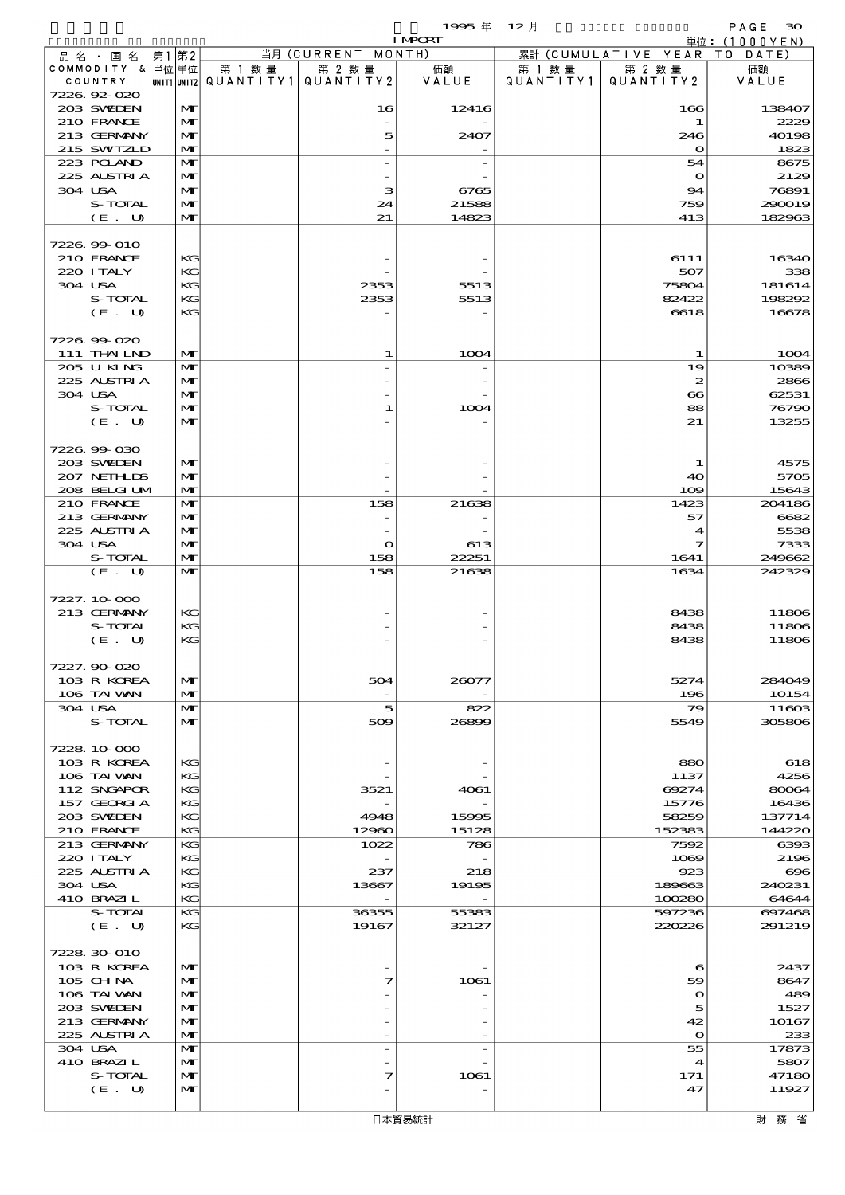| 品名・国名 COMMODITY & COUNTRY | 第1単位 UNIT1 | 第2単位 UNIT2 | 当月 (CURRENT MONTH) 第1数量 QUANTITY1 | 第2数量 QUANTITY2 | 価額 VALUE | 累計 (CUMULATIVE YEAR TO DATE) 第1数量 QUANTITY1 | 第2数量 QUANTITY2 | 価額 VALUE |
|---|---|---|---|---|---|---|---|---|
| 7226.92-020 | | | | | | | | |
| 203 SWEDEN | | MT | | 16 | 12416 | | 166 | 138407 |
| 210 FRANCE | | MT | | - | - | | 1 | 2229 |
| 213 GERMANY | | MT | | 5 | 2407 | | 246 | 40198 |
| 215 SWTZLD | | MT | | - | - | | 0 | 1823 |
| 223 POLAND | | MT | | - | - | | 54 | 8675 |
| 225 AUSTRIA | | MT | | - | - | | 0 | 2129 |
| 304 USA | | MT | | 3 | 6765 | | 94 | 76891 |
| S-TOTAL | | MT | | 24 | 21588 | | 759 | 290019 |
| (E. U) | | MT | | 21 | 14823 | | 413 | 182963 |
| 7226.99-010 | | | | | | | | |
| 210 FRANCE | | KG | | - | - | | 6111 | 16340 |
| 220 ITALY | | KG | | - | - | | 507 | 338 |
| 304 USA | | KG | | 2353 | 5513 | | 75804 | 181614 |
| S-TOTAL | | KG | | 2353 | 5513 | | 82422 | 198292 |
| (E. U) | | KG | | - | - | | 6618 | 16678 |
| 7226.99-020 | | | | | | | | |
| 111 THAILND | | MT | | 1 | 1004 | | 1 | 1004 |
| 205 U KING | | MT | | - | - | | 19 | 10389 |
| 225 AUSTRIA | | MT | | - | - | | 2 | 2866 |
| 304 USA | | MT | | - | - | | 66 | 62531 |
| S-TOTAL | | MT | | 1 | 1004 | | 88 | 76790 |
| (E. U) | | MT | | - | - | | 21 | 13255 |
| 7226.99-030 | | | | | | | | |
| 203 SWEDEN | | MT | | - | - | | 1 | 4575 |
| 207 NETHLDS | | MT | | - | - | | 40 | 5705 |
| 208 BELGIUM | | MT | | - | - | | 109 | 15643 |
| 210 FRANCE | | MT | | 158 | 21638 | | 1423 | 204186 |
| 213 GERMANY | | MT | | - | - | | 57 | 6682 |
| 225 AUSTRIA | | MT | | - | - | | 4 | 5538 |
| 304 USA | | MT | | 0 | 613 | | 7 | 7333 |
| S-TOTAL | | MT | | 158 | 22251 | | 1641 | 249662 |
| (E. U) | | MT | | 158 | 21638 | | 1634 | 242329 |
| 7227.10-000 | | | | | | | | |
| 213 GERMANY | | KG | | - | - | | 8438 | 11806 |
| S-TOTAL | | KG | | - | - | | 8438 | 11806 |
| (E. U) | | KG | | - | - | | 8438 | 11806 |
| 7227.90-020 | | | | | | | | |
| 103 R KOREA | | MT | | 504 | 26077 | | 5274 | 284049 |
| 106 TAIWAN | | MT | | - | - | | 196 | 10154 |
| 304 USA | | MT | | 5 | 822 | | 79 | 11603 |
| S-TOTAL | | MT | | 509 | 26899 | | 5549 | 305806 |
| 7228.10-000 | | | | | | | | |
| 103 R KOREA | | KG | | - | - | | 880 | 618 |
| 106 TAIWAN | | KG | | - | - | | 1137 | 4256 |
| 112 SNGAPOR | | KG | | 3521 | 4061 | | 69274 | 80064 |
| 157 GEORGIA | | KG | | - | - | | 15776 | 16436 |
| 203 SWEDEN | | KG | | 4948 | 15995 | | 58259 | 137714 |
| 210 FRANCE | | KG | | 12960 | 15128 | | 152383 | 144220 |
| 213 GERMANY | | KG | | 1022 | 786 | | 7592 | 6393 |
| 220 ITALY | | KG | | - | - | | 1069 | 2196 |
| 225 AUSTRIA | | KG | | 237 | 218 | | 923 | 696 |
| 304 USA | | KG | | 13667 | 19195 | | 189663 | 240231 |
| 410 BRAZIL | | KG | | - | - | | 100280 | 64644 |
| S-TOTAL | | KG | | 36355 | 55383 | | 597236 | 697468 |
| (E. U) | | KG | | 19167 | 32127 | | 220226 | 291219 |
| 7228.30-010 | | | | | | | | |
| 103 R KOREA | | MT | | - | - | | 6 | 2437 |
| 105 CHINA | | MT | | 7 | 1061 | | 59 | 8647 |
| 106 TAIWAN | | MT | | - | - | | 0 | 489 |
| 203 SWEDEN | | MT | | - | - | | 5 | 1527 |
| 213 GERMANY | | MT | | - | - | | 42 | 10167 |
| 225 AUSTRIA | | MT | | - | - | | 0 | 233 |
| 304 USA | | MT | | - | - | | 55 | 17873 |
| 410 BRAZIL | | MT | | - | - | | 4 | 5807 |
| S-TOTAL | | MT | | 7 | 1061 | | 171 | 47180 |
| (E. U) | | MT | | - | - | | 47 | 11927 |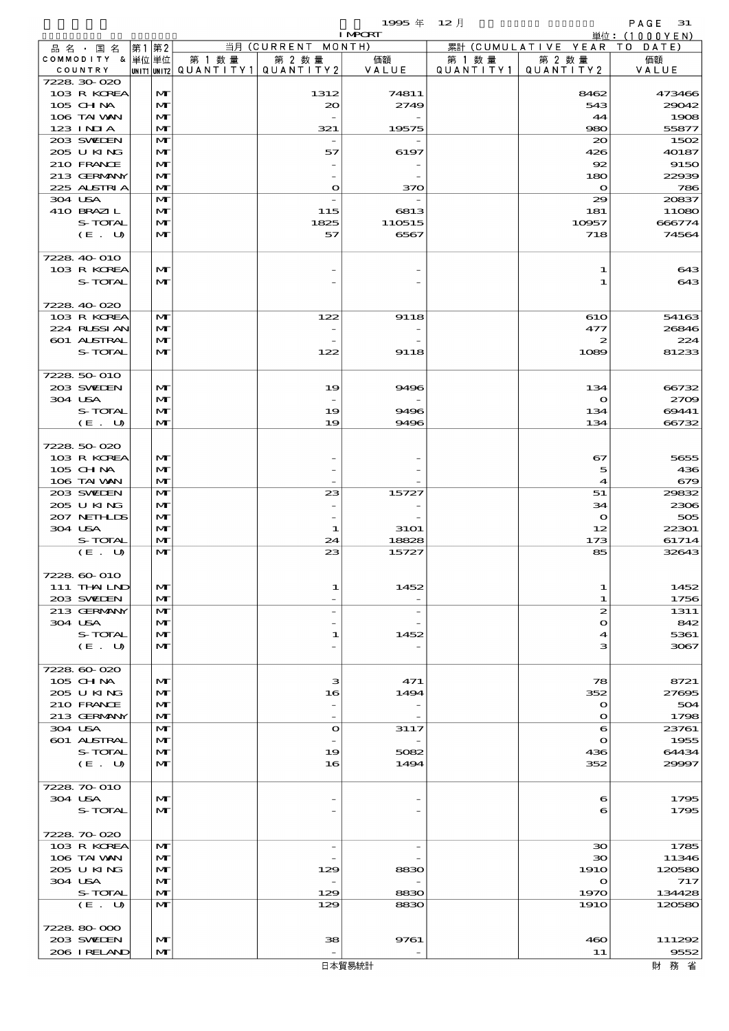| 品名・国名 COMMODITY & COUNTRY | 第1 単位 UNIT1 | 第2 単位 UNIT2 | 当月 (CURRENT MONTH) 第1数量 QUANTITY1 | 第2数量 QUANTITY2 | 価額 VALUE | 累計 (CUMULATIVE YEAR TO DATE) 第1数量 QUANTITY1 | 第2数量 QUANTITY2 | 価額 VALUE |
|---|---|---|---|---|---|---|---|---|
| 7228.30-020 | | | | | | | | |
| 103 R KOREA | | MT | | 1312 | 74811 | | 8462 | 473466 |
| 105 CHINA | | MT | | 20 | 2749 | | 543 | 29042 |
| 106 TAIWAN | | MT | | - | - | | 44 | 1908 |
| 123 INDIA | | MT | | 321 | 19575 | | 980 | 55877 |
| 203 SWEDEN | | MT | | - | - | | 20 | 1502 |
| 205 U KING | | MT | | 57 | 6197 | | 426 | 40187 |
| 210 FRANCE | | MT | | - | - | | 92 | 9150 |
| 213 GERMANY | | MT | | - | - | | 180 | 22939 |
| 225 AUSTRIA | | MT | | 0 | 370 | | 0 | 786 |
| 304 USA | | MT | | - | - | | 29 | 20837 |
| 410 BRAZIL | | MT | | 115 | 6813 | | 181 | 11080 |
| S-TOTAL | | MT | | 1825 | 110515 | | 10957 | 666774 |
| (E. U) | | MT | | 57 | 6567 | | 718 | 74564 |
| 7228.40-010 | | | | | | | | |
| 103 R KOREA | | MT | | - | - | | 1 | 643 |
| S-TOTAL | | MT | | - | - | | 1 | 643 |
| 7228.40-020 | | | | | | | | |
| 103 R KOREA | | MT | | 122 | 9118 | | 610 | 54163 |
| 224 RUSSIAN | | MT | | - | - | | 477 | 26846 |
| 601 AUSTRAL | | MT | | - | - | | 2 | 224 |
| S-TOTAL | | MT | | 122 | 9118 | | 1089 | 81233 |
| 7228.50-010 | | | | | | | | |
| 203 SWEDEN | | MT | | 19 | 9496 | | 134 | 66732 |
| 304 USA | | MT | | - | - | | 0 | 2709 |
| S-TOTAL | | MT | | 19 | 9496 | | 134 | 69441 |
| (E. U) | | MT | | 19 | 9496 | | 134 | 66732 |
| 7228.50-020 | | | | | | | | |
| 103 R KOREA | | MT | | - | - | | 67 | 5655 |
| 105 CHINA | | MT | | - | - | | 5 | 436 |
| 106 TAIWAN | | MT | | - | - | | 4 | 679 |
| 203 SWEDEN | | MT | | 23 | 15727 | | 51 | 29832 |
| 205 U KING | | MT | | - | - | | 34 | 2306 |
| 207 NETHLDS | | MT | | - | - | | 0 | 505 |
| 304 USA | | MT | | 1 | 3101 | | 12 | 22301 |
| S-TOTAL | | MT | | 24 | 18828 | | 173 | 61714 |
| (E. U) | | MT | | 23 | 15727 | | 85 | 32643 |
| 7228.60-010 | | | | | | | | |
| 111 THAILND | | MT | | 1 | 1452 | | 1 | 1452 |
| 203 SWEDEN | | MT | | - | - | | 1 | 1756 |
| 213 GERMANY | | MT | | - | - | | 2 | 1311 |
| 304 USA | | MT | | - | - | | 0 | 842 |
| S-TOTAL | | MT | | 1 | 1452 | | 4 | 5361 |
| (E. U) | | MT | | - | - | | 3 | 3067 |
| 7228.60-020 | | | | | | | | |
| 105 CHINA | | MT | | 3 | 471 | | 78 | 8721 |
| 205 U KING | | MT | | 16 | 1494 | | 352 | 27695 |
| 210 FRANCE | | MT | | - | - | | 0 | 504 |
| 213 GERMANY | | MT | | - | - | | 0 | 1798 |
| 304 USA | | MT | | 0 | 3117 | | 6 | 23761 |
| 601 AUSTRAL | | MT | | - | - | | 0 | 1955 |
| S-TOTAL | | MT | | 19 | 5082 | | 436 | 64434 |
| (E. U) | | MT | | 16 | 1494 | | 352 | 29997 |
| 7228.70-010 | | | | | | | | |
| 304 USA | | MT | | - | - | | 6 | 1795 |
| S-TOTAL | | MT | | - | - | | 6 | 1795 |
| 7228.70-020 | | | | | | | | |
| 103 R KOREA | | MT | | - | - | | 30 | 1785 |
| 106 TAIWAN | | MT | | - | - | | 30 | 11346 |
| 205 U KING | | MT | | 129 | 8830 | | 1910 | 120580 |
| 304 USA | | MT | | - | - | | 0 | 717 |
| S-TOTAL | | MT | | 129 | 8830 | | 1970 | 134428 |
| (E. U) | | MT | | 129 | 8830 | | 1910 | 120580 |
| 7228.80-000 | | | | | | | | |
| 203 SWEDEN | | MT | | 38 | 9761 | | 460 | 111292 |
| 206 IRELAND | | MT | | - | - | | 11 | 9552 |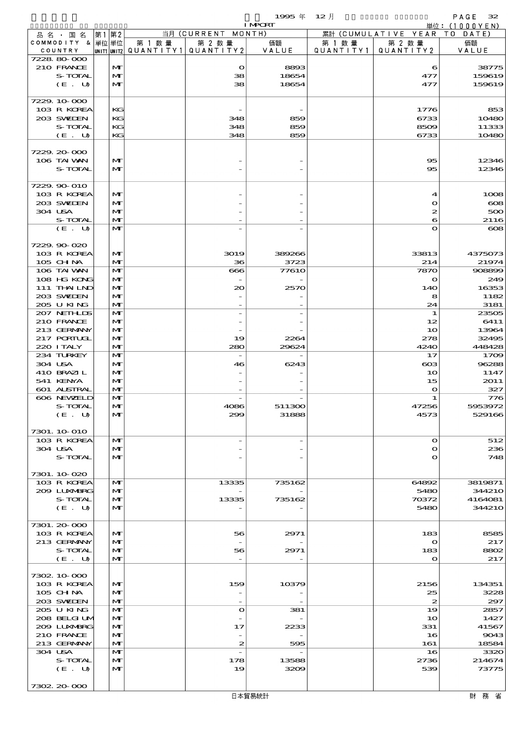| 品名・国名 COMMODITY & COUNTRY | 第1単位 UNIT1 | 第2単位 UNIT2 | 当月 (CURRENT MONTH) 第1数量 QUANTITY1 | 第2数量 QUANTITY2 | 価額 VALUE | 累計 (CUMULATIVE YEAR TO DATE) 第1数量 QUANTITY1 | 第2数量 QUANTITY2 | 価額 VALUE |
|---|---|---|---|---|---|---|---|---|
| 7228.80-000 | | | | | | | | |
| 210 FRANCE | | MT | | 0 | 8893 | | 6 | 38775 |
| S-TOTAL | | MT | | 38 | 18654 | | 477 | 159619 |
| (E. U) | | MT | | 38 | 18654 | | 477 | 159619 |
| 7229.10-000 | | | | | | | | |
| 103 R KOREA | | KG | | - | - | | 1776 | 853 |
| 203 SWEDEN | | KG | | 348 | 859 | | 6733 | 10480 |
| S-TOTAL | | KG | | 348 | 859 | | 8509 | 11333 |
| (E. U) | | KG | | 348 | 859 | | 6733 | 10480 |
| 7229.20-000 | | | | | | | | |
| 106 TAIWAN | | MT | | - | - | | 95 | 12346 |
| S-TOTAL | | MT | | - | - | | 95 | 12346 |
| 7229.90-010 | | | | | | | | |
| 103 R KOREA | | MT | | - | - | | 4 | 1008 |
| 203 SWEDEN | | MT | | - | - | | 0 | 608 |
| 304 USA | | MT | | - | - | | 2 | 500 |
| S-TOTAL | | MT | | - | - | | 6 | 2116 |
| (E. U) | | MT | | - | - | | 0 | 608 |
| 7229.90-020 | | | | | | | | |
| 103 R KOREA | | MT | | 3019 | 389266 | | 33813 | 4375073 |
| 105 CHINA | | MT | | 36 | 3723 | | 214 | 21974 |
| 106 TAIWAN | | MT | | 666 | 77610 | | 7870 | 908899 |
| 108 HG KONG | | MT | | - | - | | 0 | 249 |
| 111 THAILND | | MT | | 20 | 2570 | | 140 | 16353 |
| 203 SWEDEN | | MT | | - | - | | 8 | 1182 |
| 205 U KING | | MT | | - | - | | 24 | 3181 |
| 207 NETHLDS | | MT | | - | - | | 1 | 23505 |
| 210 FRANCE | | MT | | - | - | | 12 | 6411 |
| 213 GERMANY | | MT | | - | - | | 10 | 13964 |
| 217 PORTUGL | | MT | | 19 | 2264 | | 278 | 32495 |
| 220 ITALY | | MT | | 280 | 29624 | | 4240 | 448428 |
| 234 TURKEY | | MT | | - | - | | 17 | 1709 |
| 304 USA | | MT | | 46 | 6243 | | 603 | 96288 |
| 410 BRAZIL | | MT | | - | - | | 10 | 1147 |
| 541 KENYA | | MT | | - | - | | 15 | 2011 |
| 601 AUSTRAL | | MT | | - | - | | 0 | 327 |
| 606 NEWZELD | | MT | | - | - | | 1 | 776 |
| S-TOTAL | | MT | | 4086 | 511300 | | 47256 | 5953972 |
| (E. U) | | MT | | 299 | 31888 | | 4573 | 529166 |
| 7301.10-010 | | | | | | | | |
| 103 R KOREA | | MT | | - | - | | 0 | 512 |
| 304 USA | | MT | | - | - | | 0 | 236 |
| S-TOTAL | | MT | | - | - | | 0 | 748 |
| 7301.10-020 | | | | | | | | |
| 103 R KOREA | | MT | | 13335 | 735162 | | 64892 | 3819871 |
| 209 LUXMBRG | | MT | | - | - | | 5480 | 344210 |
| S-TOTAL | | MT | | 13335 | 735162 | | 70372 | 4164081 |
| (E. U) | | MT | | - | - | | 5480 | 344210 |
| 7301.20-000 | | | | | | | | |
| 103 R KOREA | | MT | | 56 | 2971 | | 183 | 8585 |
| 213 GERMANY | | MT | | - | - | | 0 | 217 |
| S-TOTAL | | MT | | 56 | 2971 | | 183 | 8802 |
| (E. U) | | MT | | - | - | | 0 | 217 |
| 7302.10-000 | | | | | | | | |
| 103 R KOREA | | MT | | 159 | 10379 | | 2156 | 134351 |
| 105 CHINA | | MT | | - | - | | 25 | 3228 |
| 203 SWEDEN | | MT | | - | - | | 2 | 297 |
| 205 U KING | | MT | | 0 | 381 | | 19 | 2857 |
| 208 BELGIUM | | MT | | - | - | | 10 | 1427 |
| 209 LUXMBRG | | MT | | 17 | 2233 | | 331 | 41567 |
| 210 FRANCE | | MT | | - | - | | 16 | 9043 |
| 213 GERMANY | | MT | | 2 | 595 | | 161 | 18584 |
| 304 USA | | MT | | - | - | | 16 | 3320 |
| S-TOTAL | | MT | | 178 | 13588 | | 2736 | 214674 |
| (E. U) | | MT | | 19 | 3209 | | 539 | 73775 |
| 7302.20-000 | | | | | | | | |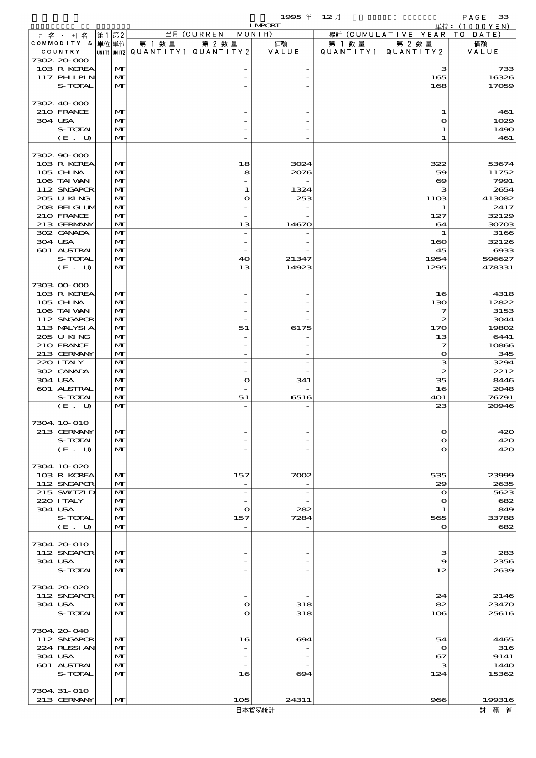| 品名・国名 COMMODITY & COUNTRY | 第1単位 UNIT1 | 第2単位 UNIT2 | 当月 (CURRENT MONTH) 第1数量 QUANTITY1 | 第2数量 QUANTITY2 | 価額 VALUE | 累計 (CUMULATIVE YEAR TO DATE) 第1数量 QUANTITY1 | 第2数量 QUANTITY2 | 価額 VALUE |
|---|---|---|---|---|---|---|---|---|
| 7302.20-000 | | | | | | | | |
| 103 R KOREA | | MT | | - | - | | 3 | 733 |
| 117 PHILPIN | | MT | | - | - | | 165 | 16326 |
| S-TOTAL | | MT | | - | - | | 168 | 17059 |
| 7302.40-000 | | | | | | | | |
| 210 FRANCE | | MT | | - | - | | 1 | 461 |
| 304 USA | | MT | | - | - | | 0 | 1029 |
| S-TOTAL | | MT | | - | - | | 1 | 1490 |
| (E. U) | | MT | | - | - | | 1 | 461 |
| 7302.90-000 | | | | | | | | |
| 103 R KOREA | | MT | | 18 | 3024 | | 322 | 53674 |
| 105 CHINA | | MT | | 8 | 2076 | | 59 | 11752 |
| 106 TAIWAN | | MT | | - | - | | 69 | 7991 |
| 112 SNGAPOR | | MT | | 1 | 1324 | | 3 | 2654 |
| 205 U KING | | MT | | 0 | 253 | | 1103 | 413082 |
| 208 BELGIUM | | MT | | - | - | | 1 | 2417 |
| 210 FRANCE | | MT | | - | - | | 127 | 32129 |
| 213 GERMANY | | MT | | 13 | 14670 | | 64 | 30703 |
| 302 CANADA | | MT | | - | - | | 1 | 3166 |
| 304 USA | | MT | | - | - | | 160 | 32126 |
| 601 AUSTRAL | | MT | | - | - | | 45 | 6933 |
| S-TOTAL | | MT | | 40 | 21347 | | 1954 | 596627 |
| (E. U) | | MT | | 13 | 14923 | | 1295 | 478331 |
| 7303.00-000 | | | | | | | | |
| 103 R KOREA | | MT | | - | - | | 16 | 4318 |
| 105 CHINA | | MT | | - | - | | 130 | 12822 |
| 106 TAIWAN | | MT | | - | - | | 7 | 3153 |
| 112 SNGAPOR | | MT | | - | - | | 2 | 3044 |
| 113 MALYSIA | | MT | | 51 | 6175 | | 170 | 19802 |
| 205 U KING | | MT | | - | - | | 13 | 6441 |
| 210 FRANCE | | MT | | - | - | | 7 | 10866 |
| 213 GERMANY | | MT | | - | - | | 0 | 345 |
| 220 ITALY | | MT | | - | - | | 3 | 3294 |
| 302 CANADA | | MT | | - | - | | 2 | 2212 |
| 304 USA | | MT | | 0 | 341 | | 35 | 8446 |
| 601 AUSTRAL | | MT | | - | - | | 16 | 2048 |
| S-TOTAL | | MT | | 51 | 6516 | | 401 | 76791 |
| (E. U) | | MT | | - | - | | 23 | 20946 |
| 7304.10-010 | | | | | | | | |
| 213 GERMANY | | MT | | - | - | | 0 | 420 |
| S-TOTAL | | MT | | - | - | | 0 | 420 |
| (E. U) | | MT | | - | - | | 0 | 420 |
| 7304.10-020 | | | | | | | | |
| 103 R KOREA | | MT | | 157 | 7002 | | 535 | 23999 |
| 112 SNGAPOR | | MT | | - | - | | 29 | 2635 |
| 215 SWITZLD | | MT | | - | - | | 0 | 5623 |
| 220 ITALY | | MT | | - | - | | 0 | 682 |
| 304 USA | | MT | | 0 | 282 | | 1 | 849 |
| S-TOTAL | | MT | | 157 | 7284 | | 565 | 33788 |
| (E. U) | | MT | | - | - | | 0 | 682 |
| 7304.20-010 | | | | | | | | |
| 112 SNGAPOR | | MT | | - | - | | 3 | 283 |
| 304 USA | | MT | | - | - | | 9 | 2356 |
| S-TOTAL | | MT | | - | - | | 12 | 2639 |
| 7304.20-020 | | | | | | | | |
| 112 SNGAPOR | | MT | | - | - | | 24 | 2146 |
| 304 USA | | MT | | 0 | 318 | | 82 | 23470 |
| S-TOTAL | | MT | | 0 | 318 | | 106 | 25616 |
| 7304.20-040 | | | | | | | | |
| 112 SNGAPOR | | MT | | 16 | 694 | | 54 | 4465 |
| 224 RUSSIAN | | MT | | - | - | | 0 | 316 |
| 304 USA | | MT | | - | - | | 67 | 9141 |
| 601 AUSTRAL | | MT | | - | - | | 3 | 1440 |
| S-TOTAL | | MT | | 16 | 694 | | 124 | 15362 |
| 7304.31-010 | | | | | | | | |
| 213 GERMANY | | MT | | 105 | 24311 | | 966 | 199316 |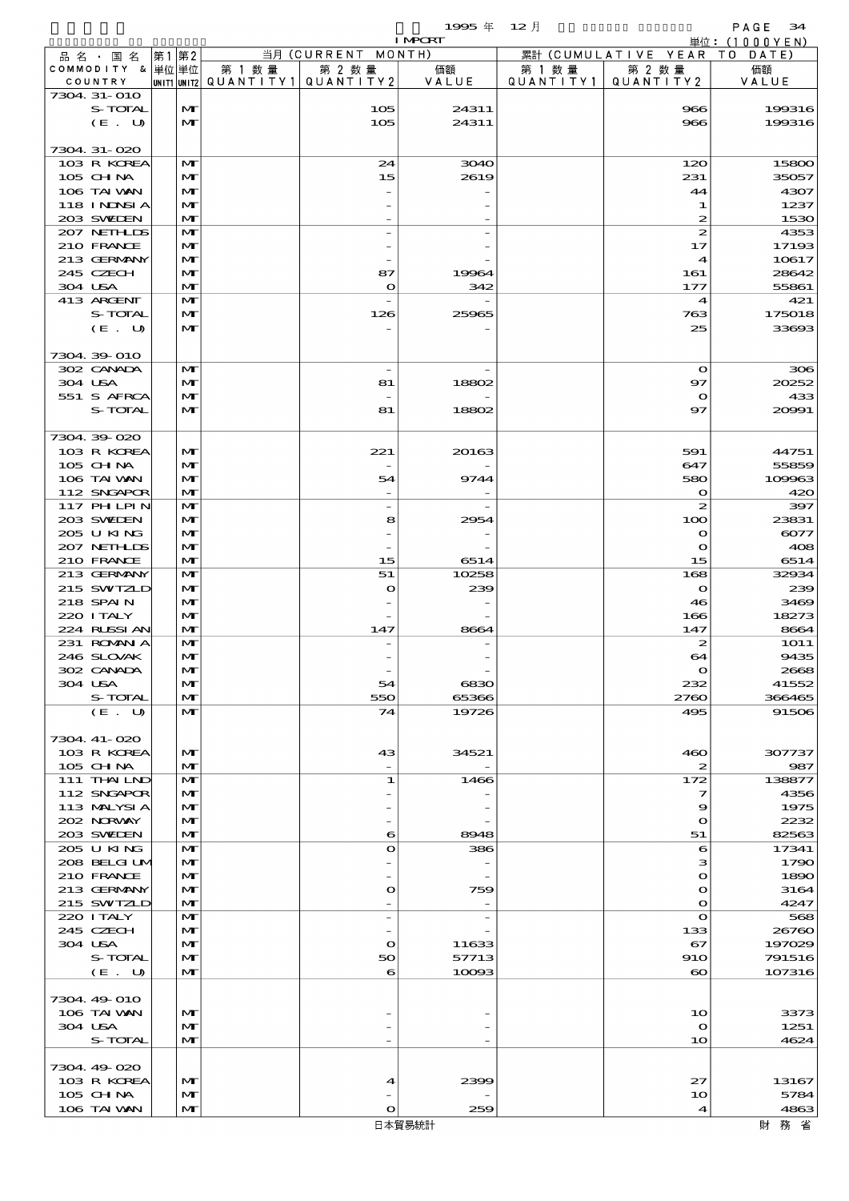1995年 12月 IMPORT

単位：(1000YEN)

| 品名・国名 COMMODITY & COUNTRY | 第1 単位 UNIT1 | 第2 単位 UNIT2 | 当月 (CURRENT MONTH) 第1数量 QUANTITY1 | 第2数量 QUANTITY2 | 価額 VALUE | 累計 (CUMULATIVE YEAR TO DATE) 第1数量 QUANTITY1 | 第2数量 QUANTITY2 | 価額 VALUE |
|---|---|---|---|---|---|---|---|---|
| 7304.31-010 | | | | | | | | |
| S-TOTAL | | MT | | 105 | 24311 | | 966 | 199316 |
| (E. U) | | MT | | 105 | 24311 | | 966 | 199316 |
| 7304.31-020 | | | | | | | | |
| 103 R KOREA | | MT | | 24 | 3040 | | 120 | 15800 |
| 105 CHINA | | MT | | 15 | 2619 | | 231 | 35057 |
| 106 TAIWAN | | MT | | - | - | | 44 | 4307 |
| 118 INDNSIA | | MT | | - | - | | 1 | 1237 |
| 203 SWEDEN | | MT | | - | - | | 2 | 1530 |
| 207 NETHLDS | | MT | | - | - | | 2 | 4353 |
| 210 FRANCE | | MT | | - | - | | 17 | 17193 |
| 213 GERMANY | | MT | | - | - | | 4 | 10617 |
| 245 CZECH | | MT | | 87 | 19964 | | 161 | 28642 |
| 304 USA | | MT | | 0 | 342 | | 177 | 55861 |
| 413 ARGENT | | MT | | - | - | | 4 | 421 |
| S-TOTAL | | MT | | 126 | 25965 | | 763 | 175018 |
| (E. U) | | MT | | - | - | | 25 | 33693 |
| 7304.39-010 | | | | | | | | |
| 302 CANADA | | MT | | - | - | | 0 | 306 |
| 304 USA | | MT | | 81 | 18802 | | 97 | 20252 |
| 551 S AFRCA | | MT | | - | - | | 0 | 433 |
| S-TOTAL | | MT | | 81 | 18802 | | 97 | 20991 |
| 7304.39-020 | | | | | | | | |
| 103 R KOREA | | MT | | 221 | 20163 | | 591 | 44751 |
| 105 CHINA | | MT | | - | - | | 647 | 55859 |
| 106 TAIWAN | | MT | | 54 | 9744 | | 580 | 109963 |
| 112 SNGAPOR | | MT | | - | - | | 0 | 420 |
| 117 PHLPIN | | MT | | - | - | | 2 | 397 |
| 203 SWEDEN | | MT | | 8 | 2954 | | 100 | 23831 |
| 205 U KING | | MT | | - | - | | 0 | 6077 |
| 207 NETHLDS | | MT | | - | - | | 0 | 408 |
| 210 FRANCE | | MT | | 15 | 6514 | | 15 | 6514 |
| 213 GERMANY | | MT | | 51 | 10258 | | 168 | 32934 |
| 215 SWITZLD | | MT | | 0 | 239 | | 0 | 239 |
| 218 SPAIN | | MT | | - | - | | 46 | 3469 |
| 220 ITALY | | MT | | - | - | | 166 | 18273 |
| 224 RUSSIAN | | MT | | 147 | 8664 | | 147 | 8664 |
| 231 ROMANIA | | MT | | - | - | | 2 | 1011 |
| 246 SLOVAK | | MT | | - | - | | 64 | 9435 |
| 302 CANADA | | MT | | - | - | | 0 | 2668 |
| 304 USA | | MT | | 54 | 6830 | | 232 | 41552 |
| S-TOTAL | | MT | | 550 | 65366 | | 2760 | 366465 |
| (E. U) | | MT | | 74 | 19726 | | 495 | 91506 |
| 7304.41-020 | | | | | | | | |
| 103 R KOREA | | MT | | 43 | 34521 | | 460 | 307737 |
| 105 CHINA | | MT | | - | - | | 2 | 987 |
| 111 THAILND | | MT | | 1 | 1466 | | 172 | 138877 |
| 112 SNGAPOR | | MT | | - | - | | 7 | 4356 |
| 113 MALYSIA | | MT | | - | - | | 9 | 1975 |
| 202 NORWAY | | MT | | - | - | | 0 | 2232 |
| 203 SWEDEN | | MT | | 6 | 8948 | | 51 | 82563 |
| 205 U KING | | MT | | 0 | 386 | | 6 | 17341 |
| 208 BELGIUM | | MT | | - | - | | 3 | 1790 |
| 210 FRANCE | | MT | | - | - | | 0 | 1890 |
| 213 GERMANY | | MT | | 0 | 759 | | 0 | 3164 |
| 215 SWITZLD | | MT | | - | - | | 0 | 4247 |
| 220 ITALY | | MT | | - | - | | 0 | 568 |
| 245 CZECH | | MT | | - | - | | 133 | 26760 |
| 304 USA | | MT | | 0 | 11633 | | 67 | 197029 |
| S-TOTAL | | MT | | 50 | 57713 | | 910 | 791516 |
| (E. U) | | MT | | 6 | 10093 | | 60 | 107316 |
| 7304.49-010 | | | | | | | | |
| 106 TAIWAN | | MT | | - | - | | 10 | 3373 |
| 304 USA | | MT | | - | - | | 0 | 1251 |
| S-TOTAL | | MT | | - | - | | 10 | 4624 |
| 7304.49-020 | | | | | | | | |
| 103 R KOREA | | MT | | 4 | 2399 | | 27 | 13167 |
| 105 CHINA | | MT | | - | - | | 10 | 5784 |
| 106 TAIWAN | | MT | | 0 | 259 | | 4 | 4863 |

日本貿易統計　財務省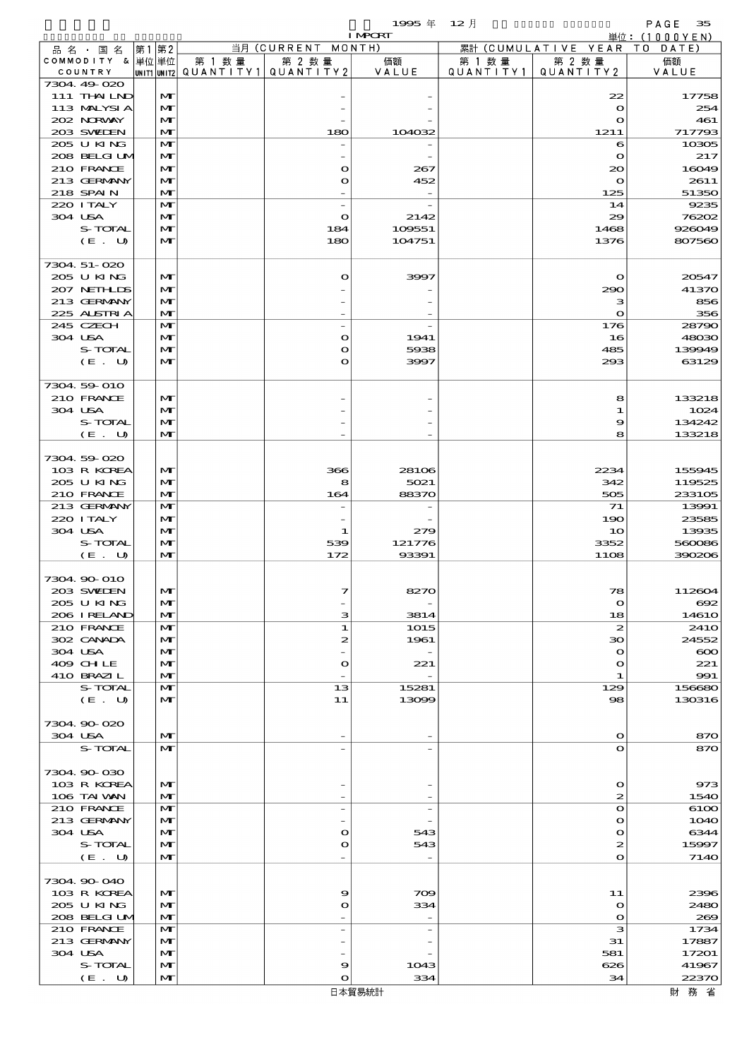1995 年 12 月 IMPORT

単位：(1000YEN)

| 品名・国名 COMMODITY & COUNTRY | 第1 単位 UNIT1 | 第2 単位 UNIT2 | 当月 (CURRENT MONTH) 第1数量 QUANTITY1 | 第2数量 QUANTITY2 | 価額 VALUE | 累計 (CUMULATIVE YEAR TO DATE) 第1数量 QUANTITY1 | 第2数量 QUANTITY2 | 価額 VALUE |
|---|---|---|---|---|---|---|---|---|
| 7304.49-020 | | | | | | | | |
| 111 THAILND | | MT | | - | - | | 22 | 17758 |
| 113 MALYSIA | | MT | | - | - | | 0 | 254 |
| 202 NORWAY | | MT | | - | - | | 0 | 461 |
| 203 SWEDEN | | MT | | 180 | 104032 | | 1211 | 717793 |
| 205 U KING | | MT | | - | - | | 6 | 10305 |
| 208 BELGIUM | | MT | | - | - | | 0 | 217 |
| 210 FRANCE | | MT | | 0 | 267 | | 20 | 16049 |
| 213 GERMANY | | MT | | 0 | 452 | | 0 | 2611 |
| 218 SPAIN | | MT | | - | - | | 125 | 51350 |
| 220 ITALY | | MT | | - | - | | 14 | 9235 |
| 304 USA | | MT | | 0 | 2142 | | 29 | 76202 |
| S-TOTAL | | MT | | 184 | 109551 | | 1468 | 926049 |
| (E. U) | | MT | | 180 | 104751 | | 1376 | 807560 |
| 7304.51-020 | | | | | | | | |
| 205 U KING | | MT | | 0 | 3997 | | 0 | 20547 |
| 207 NETHLDS | | MT | | - | - | | 290 | 41370 |
| 213 GERMANY | | MT | | - | - | | 3 | 856 |
| 225 AUSTRIA | | MT | | - | - | | 0 | 356 |
| 245 CZECH | | MT | | - | - | | 176 | 28790 |
| 304 USA | | MT | | 0 | 1941 | | 16 | 48030 |
| S-TOTAL | | MT | | 0 | 5938 | | 485 | 139949 |
| (E. U) | | MT | | 0 | 3997 | | 293 | 63129 |
| 7304.59-010 | | | | | | | | |
| 210 FRANCE | | MT | | - | - | | 8 | 133218 |
| 304 USA | | MT | | - | - | | 1 | 1024 |
| S-TOTAL | | MT | | - | - | | 9 | 134242 |
| (E. U) | | MT | | - | - | | 8 | 133218 |
| 7304.59-020 | | | | | | | | |
| 103 R KOREA | | MT | | 366 | 28106 | | 2234 | 155945 |
| 205 U KING | | MT | | 8 | 5021 | | 342 | 119525 |
| 210 FRANCE | | MT | | 164 | 88370 | | 505 | 233105 |
| 213 GERMANY | | MT | | - | - | | 71 | 13991 |
| 220 ITALY | | MT | | - | - | | 190 | 23585 |
| 304 USA | | MT | | 1 | 279 | | 10 | 13935 |
| S-TOTAL | | MT | | 539 | 121776 | | 3352 | 560086 |
| (E. U) | | MT | | 172 | 93391 | | 1108 | 390206 |
| 7304.90-010 | | | | | | | | |
| 203 SWEDEN | | MT | | 7 | 8270 | | 78 | 112604 |
| 205 U KING | | MT | | - | - | | 0 | 692 |
| 206 IRELAND | | MT | | 3 | 3814 | | 18 | 14610 |
| 210 FRANCE | | MT | | 1 | 1015 | | 2 | 2410 |
| 302 CANADA | | MT | | 2 | 1961 | | 30 | 24552 |
| 304 USA | | MT | | - | - | | 0 | 600 |
| 409 CHILE | | MT | | 0 | 221 | | 0 | 221 |
| 410 BRAZIL | | MT | | - | - | | 1 | 991 |
| S-TOTAL | | MT | | 13 | 15281 | | 129 | 156680 |
| (E. U) | | MT | | 11 | 13099 | | 98 | 130316 |
| 7304.90-020 | | | | | | | | |
| 304 USA | | MT | | - | - | | 0 | 870 |
| S-TOTAL | | MT | | - | - | | 0 | 870 |
| 7304.90-030 | | | | | | | | |
| 103 R KOREA | | MT | | - | - | | 0 | 973 |
| 106 TAIWAN | | MT | | - | - | | 2 | 1540 |
| 210 FRANCE | | MT | | - | - | | 0 | 6100 |
| 213 GERMANY | | MT | | - | - | | 0 | 1040 |
| 304 USA | | MT | | 0 | 543 | | 0 | 6344 |
| S-TOTAL | | MT | | 0 | 543 | | 2 | 15997 |
| (E. U) | | MT | | - | - | | 0 | 7140 |
| 7304.90-040 | | | | | | | | |
| 103 R KOREA | | MT | | 9 | 709 | | 11 | 2396 |
| 205 U KING | | MT | | 0 | 334 | | 0 | 2480 |
| 208 BELGIUM | | MT | | - | - | | 0 | 269 |
| 210 FRANCE | | MT | | - | - | | 3 | 1734 |
| 213 GERMANY | | MT | | - | - | | 31 | 17887 |
| 304 USA | | MT | | - | - | | 581 | 17201 |
| S-TOTAL | | MT | | 9 | 1043 | | 626 | 41967 |
| (E. U) | | MT | | 0 | 334 | | 34 | 22370 |

日本貿易統計　財務省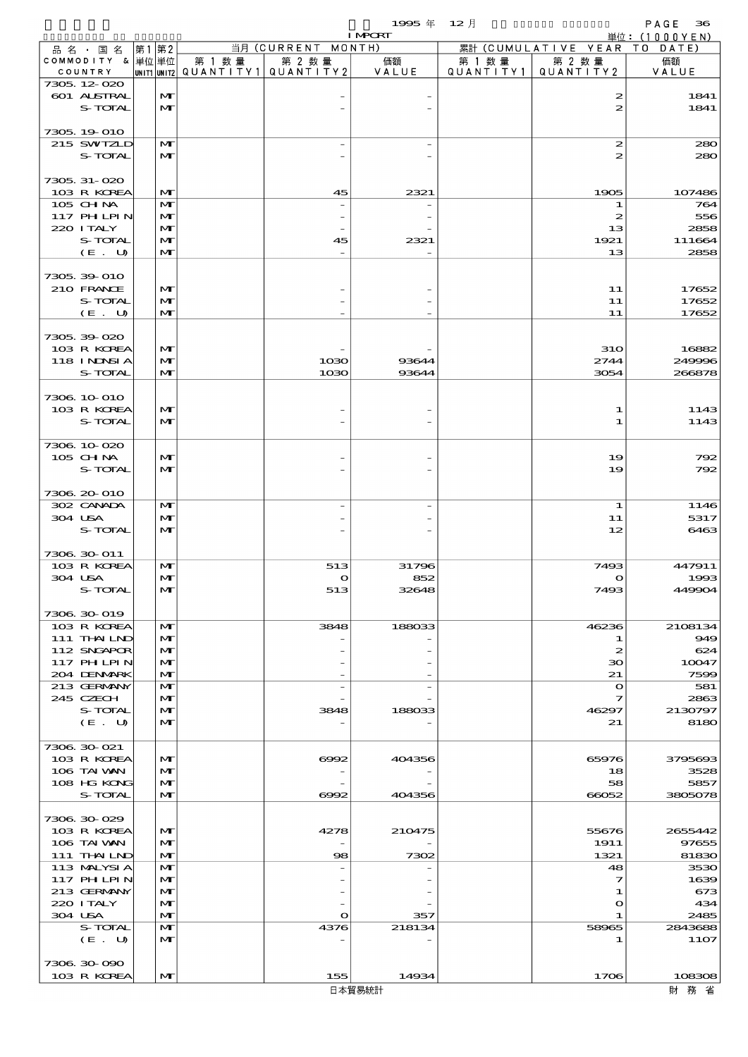1995 年 12 月 IMPORT

単位：(1000YEN)

| 品名・国名 COMMODITY & COUNTRY | 第1 単位 UNIT1 | 第2 単位 UNIT2 | 当月 (CURRENT MONTH) 第1数量 QUANTITY1 | 第2数量 QUANTITY2 | 価額 VALUE | 累計 (CUMULATIVE YEAR TO DATE) 第1数量 QUANTITY1 | 第2数量 QUANTITY2 | 価額 VALUE |
|---|---|---|---|---|---|---|---|---|
| 7305.12-020 | | | | | | | | |
| 601 AUSTRAL | | MT | | - | - | | 2 | 1841 |
| S-TOTAL | | MT | | - | - | | 2 | 1841 |
| 7305.19-010 | | | | | | | | |
| 215 SWTZLD | | MT | | - | - | | 2 | 280 |
| S-TOTAL | | MT | | - | - | | 2 | 280 |
| 7305.31-020 | | | | | | | | |
| 103 R KOREA | | MT | | 45 | 2321 | | 1905 | 107486 |
| 105 CHINA | | MT | | - | - | | 1 | 764 |
| 117 PHILPIN | | MT | | - | - | | 2 | 556 |
| 220 ITALY | | MT | | - | - | | 13 | 2858 |
| S-TOTAL | | MT | | 45 | 2321 | | 1921 | 111664 |
| (E. U) | | MT | | - | - | | 13 | 2858 |
| 7305.39-010 | | | | | | | | |
| 210 FRANCE | | MT | | - | - | | 11 | 17652 |
| S-TOTAL | | MT | | - | - | | 11 | 17652 |
| (E. U) | | MT | | - | - | | 11 | 17652 |
| 7305.39-020 | | | | | | | | |
| 103 R KOREA | | MT | | - | - | | 310 | 16882 |
| 118 INDNSIA | | MT | | 1030 | 93644 | | 2744 | 249996 |
| S-TOTAL | | MT | | 1030 | 93644 | | 3054 | 266878 |
| 7306.10-010 | | | | | | | | |
| 103 R KOREA | | MT | | - | - | | 1 | 1143 |
| S-TOTAL | | MT | | - | - | | 1 | 1143 |
| 7306.10-020 | | | | | | | | |
| 105 CHINA | | MT | | - | - | | 19 | 792 |
| S-TOTAL | | MT | | - | - | | 19 | 792 |
| 7306.20-010 | | | | | | | | |
| 302 CANADA | | MT | | - | - | | 1 | 1146 |
| 304 USA | | MT | | - | - | | 11 | 5317 |
| S-TOTAL | | MT | | - | - | | 12 | 6463 |
| 7306.30-011 | | | | | | | | |
| 103 R KOREA | | MT | | 513 | 31796 | | 7493 | 447911 |
| 304 USA | | MT | | 0 | 852 | | 0 | 1993 |
| S-TOTAL | | MT | | 513 | 32648 | | 7493 | 449904 |
| 7306.30-019 | | | | | | | | |
| 103 R KOREA | | MT | | 3848 | 188033 | | 46236 | 2108134 |
| 111 THAILND | | MT | | - | - | | 1 | 949 |
| 112 SNGAPOR | | MT | | - | - | | 2 | 624 |
| 117 PHILPIN | | MT | | - | - | | 30 | 10047 |
| 204 DENMARK | | MT | | - | - | | 21 | 7599 |
| 213 GERMANY | | MT | | - | - | | 0 | 581 |
| 245 CZECH | | MT | | - | - | | 7 | 2863 |
| S-TOTAL | | MT | | 3848 | 188033 | | 46297 | 2130797 |
| (E. U) | | MT | | - | - | | 21 | 8180 |
| 7306.30-021 | | | | | | | | |
| 103 R KOREA | | MT | | 6992 | 404356 | | 65976 | 3795693 |
| 106 TAIWAN | | MT | | - | - | | 18 | 3528 |
| 108 HG KONG | | MT | | - | - | | 58 | 5857 |
| S-TOTAL | | MT | | 6992 | 404356 | | 66052 | 3805078 |
| 7306.30-029 | | | | | | | | |
| 103 R KOREA | | MT | | 4278 | 210475 | | 55676 | 2655442 |
| 106 TAIWAN | | MT | | - | - | | 1911 | 97655 |
| 111 THAILND | | MT | | 98 | 7302 | | 1321 | 81830 |
| 113 MALYSIA | | MT | | - | - | | 48 | 3530 |
| 117 PHILPIN | | MT | | - | - | | 7 | 1639 |
| 213 GERMANY | | MT | | - | - | | 1 | 673 |
| 220 ITALY | | MT | | - | - | | 0 | 434 |
| 304 USA | | MT | | 0 | 357 | | 1 | 2485 |
| S-TOTAL | | MT | | 4376 | 218134 | | 58965 | 2843688 |
| (E. U) | | MT | | - | - | | 1 | 1107 |
| 7306.30-090 | | | | | | | | |
| 103 R KOREA | | MT | | 155 | 14934 | | 1706 | 108308 |

日本貿易統計　財務省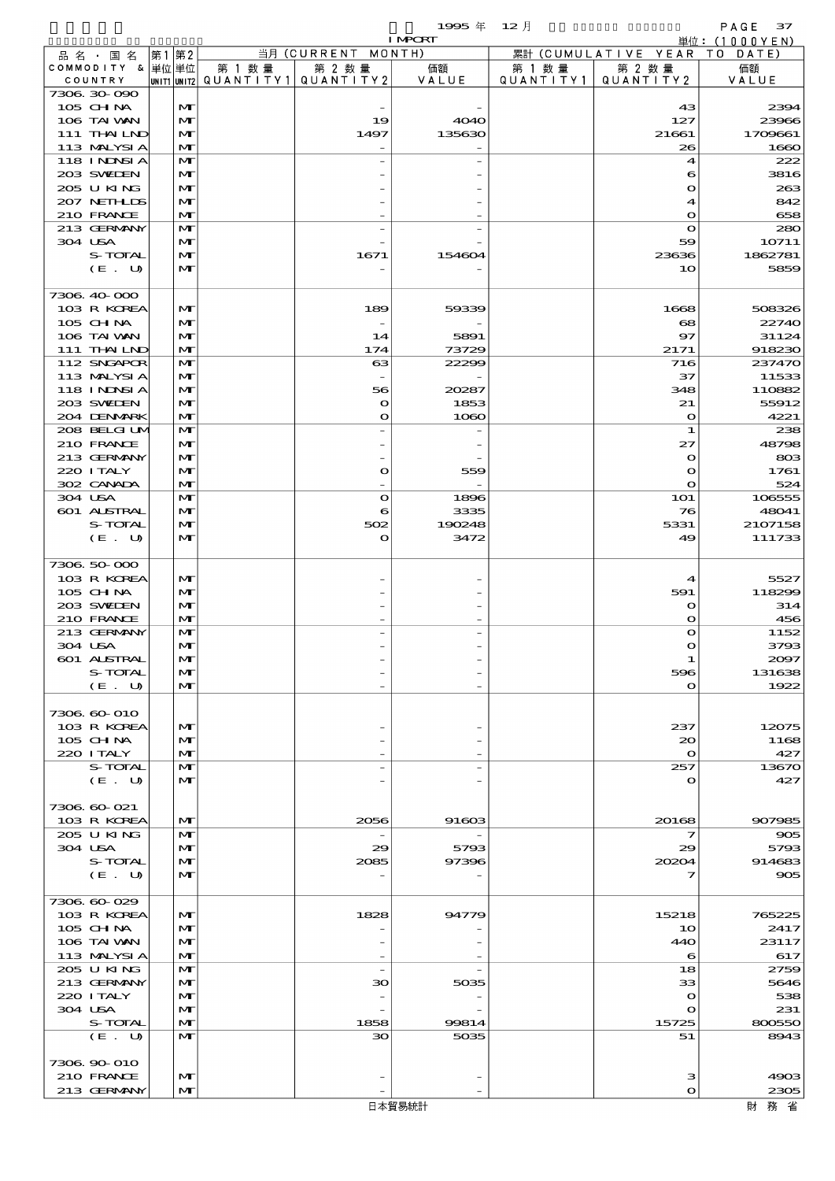| 品名・国名 COMMODITY & COUNTRY | 第1 単位 UNIT1 | 第2 単位 UNIT2 | 当月 (CURRENT MONTH) 第1数量 QUANTITY1 | 第2数量 QUANTITY2 | 価額 VALUE | 累計 (CUMULATIVE YEAR TO DATE) 第1数量 QUANTITY1 | 第2数量 QUANTITY2 | 価額 VALUE |
|---|---|---|---|---|---|---|---|---|
| 7306.30-090 | | | | | | | | |
| 105 CHINA | | MT | | - | - | | 43 | 2394 |
| 106 TAIWAN | | MT | | 19 | 4040 | | 127 | 23966 |
| 111 THAILND | | MT | | 1497 | 135630 | | 21661 | 1709661 |
| 113 MALYSIA | | MT | | - | - | | 26 | 1660 |
| 118 INDNSIA | | MT | | - | - | | 4 | 222 |
| 203 SWEDEN | | MT | | - | - | | 6 | 3816 |
| 205 U KING | | MT | | - | - | | 0 | 263 |
| 207 NETHLDS | | MT | | - | - | | 4 | 842 |
| 210 FRANCE | | MT | | - | - | | 0 | 658 |
| 213 GERMANY | | MT | | - | - | | 0 | 280 |
| 304 USA | | MT | | - | - | | 59 | 10711 |
| S-TOTAL | | MT | | 1671 | 154604 | | 23636 | 1862781 |
| (E. U) | | MT | | - | - | | 10 | 5859 |
| 7306.40-000 | | | | | | | | |
| 103 R KOREA | | MT | | 189 | 59339 | | 1668 | 508326 |
| 105 CHINA | | MT | | - | - | | 68 | 22740 |
| 106 TAIWAN | | MT | | 14 | 5891 | | 97 | 31124 |
| 111 THAILND | | MT | | 174 | 73729 | | 2171 | 918230 |
| 112 SNGAPOR | | MT | | 63 | 22299 | | 716 | 237470 |
| 113 MALYSIA | | MT | | - | - | | 37 | 11533 |
| 118 INDNSIA | | MT | | 56 | 20287 | | 348 | 110882 |
| 203 SWEDEN | | MT | | 0 | 1853 | | 21 | 55912 |
| 204 DENMARK | | MT | | 0 | 1060 | | 0 | 4221 |
| 208 BELGIUM | | MT | | - | - | | 1 | 238 |
| 210 FRANCE | | MT | | - | - | | 27 | 48798 |
| 213 GERMANY | | MT | | - | - | | 0 | 803 |
| 220 ITALY | | MT | | 0 | 559 | | 0 | 1761 |
| 302 CANADA | | MT | | - | - | | 0 | 524 |
| 304 USA | | MT | | 0 | 1896 | | 101 | 106555 |
| 601 AUSTRAL | | MT | | 6 | 3335 | | 76 | 48041 |
| S-TOTAL | | MT | | 502 | 190248 | | 5331 | 2107158 |
| (E. U) | | MT | | 0 | 3472 | | 49 | 111733 |
| 7306.50-000 | | | | | | | | |
| 103 R KOREA | | MT | | - | - | | 4 | 5527 |
| 105 CHINA | | MT | | - | - | | 591 | 118299 |
| 203 SWEDEN | | MT | | - | - | | 0 | 314 |
| 210 FRANCE | | MT | | - | - | | 0 | 456 |
| 213 GERMANY | | MT | | - | - | | 0 | 1152 |
| 304 USA | | MT | | - | - | | 0 | 3793 |
| 601 AUSTRAL | | MT | | - | - | | 1 | 2097 |
| S-TOTAL | | MT | | - | - | | 596 | 131638 |
| (E. U) | | MT | | - | - | | 0 | 1922 |
| 7306.60-010 | | | | | | | | |
| 103 R KOREA | | MT | | - | - | | 237 | 12075 |
| 105 CHINA | | MT | | - | - | | 20 | 1168 |
| 220 ITALY | | MT | | - | - | | 0 | 427 |
| S-TOTAL | | MT | | - | - | | 257 | 13670 |
| (E. U) | | MT | | - | - | | 0 | 427 |
| 7306.60-021 | | | | | | | | |
| 103 R KOREA | | MT | | 2056 | 91603 | | 20168 | 907985 |
| 205 U KING | | MT | | - | - | | 7 | 905 |
| 304 USA | | MT | | 29 | 5793 | | 29 | 5793 |
| S-TOTAL | | MT | | 2085 | 97396 | | 20204 | 914683 |
| (E. U) | | MT | | - | - | | 7 | 905 |
| 7306.60-029 | | | | | | | | |
| 103 R KOREA | | MT | | 1828 | 94779 | | 15218 | 765225 |
| 105 CHINA | | MT | | - | - | | 10 | 2417 |
| 106 TAIWAN | | MT | | - | - | | 440 | 23117 |
| 113 MALYSIA | | MT | | - | - | | 6 | 617 |
| 205 U KING | | MT | | - | - | | 18 | 2759 |
| 213 GERMANY | | MT | | 30 | 5035 | | 33 | 5646 |
| 220 ITALY | | MT | | - | - | | 0 | 538 |
| 304 USA | | MT | | - | - | | 0 | 231 |
| S-TOTAL | | MT | | 1858 | 99814 | | 15725 | 800550 |
| (E. U) | | MT | | 30 | 5035 | | 51 | 8943 |
| 7306.90-010 | | | | | | | | |
| 210 FRANCE | | MT | | - | - | | 3 | 4903 |
| 213 GERMANY | | MT | | - | - | | 0 | 2305 |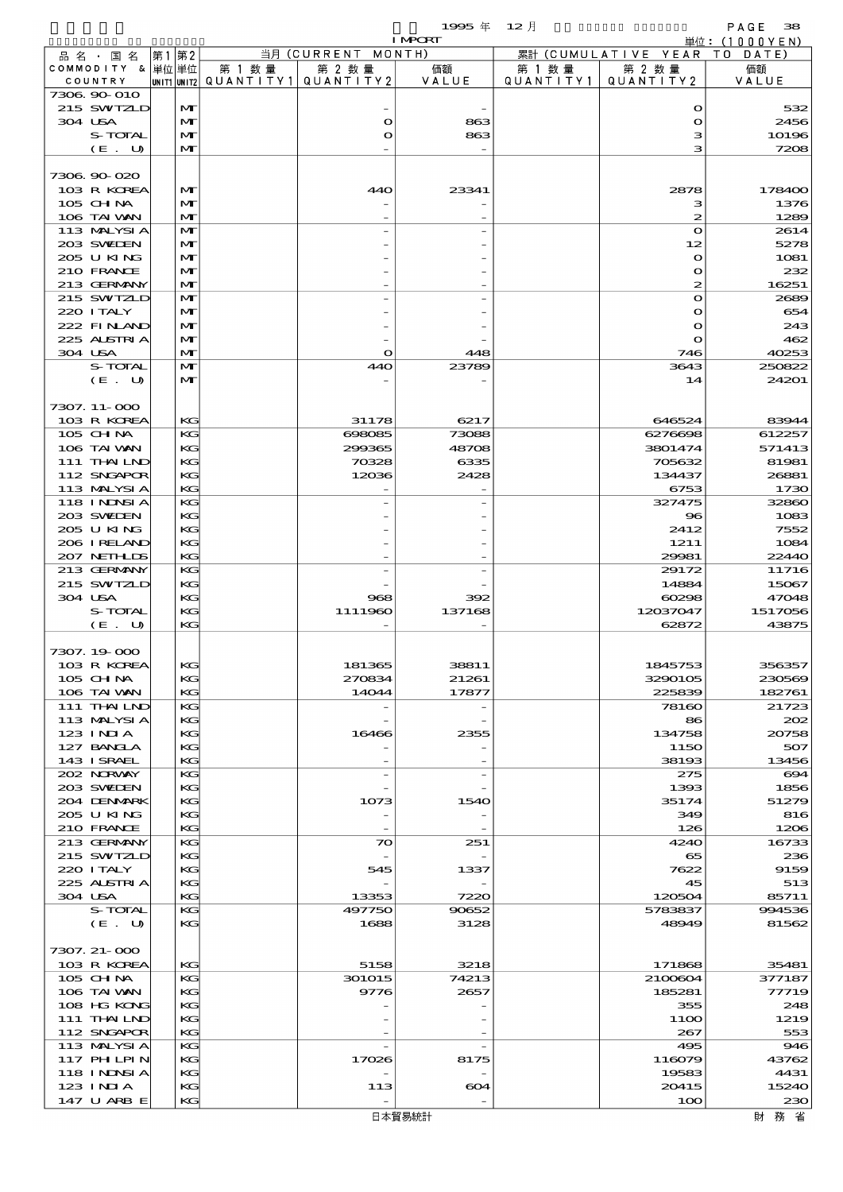1995 年 12 月 IMPORT 単位：(1000YEN)

| 品名・国名 COMMODITY & COUNTRY | 第1 単位 UNIT1 | 第2 単位 UNIT2 | 当月 (CURRENT MONTH) 第1数量 QUANTITY1 | 第2数量 QUANTITY2 | 価額 VALUE | 累計 (CUMULATIVE YEAR TO DATE) 第1数量 QUANTITY1 | 第2数量 QUANTITY2 | 価額 VALUE |
|---|---|---|---|---|---|---|---|---|
| 7306.90-010 | | | | | | | | |
| 215 SWTZLD | | MT | | - | - | | 0 | 532 |
| 304 USA | | MT | | 0 | 863 | | 0 | 2456 |
| S-TOTAL | | MT | | 0 | 863 | | 3 | 10196 |
| (E. U) | | MT | | - | - | | 3 | 7208 |
| 7306.90-020 | | | | | | | | |
| 103 R KOREA | | MT | | 440 | 23341 | | 2878 | 178400 |
| 105 CHINA | | MT | | - | - | | 3 | 1376 |
| 106 TAIWAN | | MT | | - | - | | 2 | 1289 |
| 113 MALYSIA | | MT | | - | - | | 0 | 2614 |
| 203 SWEDEN | | MT | | - | - | | 12 | 5278 |
| 205 U KING | | MT | | - | - | | 0 | 1081 |
| 210 FRANCE | | MT | | - | - | | 0 | 232 |
| 213 GERMANY | | MT | | - | - | | 2 | 16251 |
| 215 SWTZLD | | MT | | - | - | | 0 | 2689 |
| 220 ITALY | | MT | | - | - | | 0 | 654 |
| 222 FINLAND | | MT | | - | - | | 0 | 243 |
| 225 AUSTRIA | | MT | | - | - | | 0 | 462 |
| 304 USA | | MT | | 0 | 448 | | 746 | 40253 |
| S-TOTAL | | MT | | 440 | 23789 | | 3643 | 250822 |
| (E. U) | | MT | | - | - | | 14 | 24201 |
| 7307.11-000 | | | | | | | | |
| 103 R KOREA | | KG | | 31178 | 6217 | | 646524 | 83944 |
| 105 CHINA | | KG | | 698085 | 73088 | | 6276698 | 612257 |
| 106 TAIWAN | | KG | | 299365 | 48708 | | 3801474 | 571413 |
| 111 THAILND | | KG | | 70328 | 6335 | | 705632 | 81981 |
| 112 SNGAPOR | | KG | | 12036 | 2428 | | 134437 | 26881 |
| 113 MALYSIA | | KG | | - | - | | 6753 | 1730 |
| 118 INDNSIA | | KG | | - | - | | 327475 | 32860 |
| 203 SWEDEN | | KG | | - | - | | 96 | 1083 |
| 205 U KING | | KG | | - | - | | 2412 | 7552 |
| 206 IRELAND | | KG | | - | - | | 1211 | 1084 |
| 207 NETHLDS | | KG | | - | - | | 29981 | 22440 |
| 213 GERMANY | | KG | | - | - | | 29172 | 11716 |
| 215 SWTZLD | | KG | | - | - | | 14884 | 15067 |
| 304 USA | | KG | | 968 | 392 | | 60298 | 47048 |
| S-TOTAL | | KG | | 1111960 | 137168 | | 12037047 | 1517056 |
| (E. U) | | KG | | - | - | | 62872 | 43875 |
| 7307.19-000 | | | | | | | | |
| 103 R KOREA | | KG | | 181365 | 38811 | | 1845753 | 356357 |
| 105 CHINA | | KG | | 270834 | 21261 | | 3290105 | 230569 |
| 106 TAIWAN | | KG | | 14044 | 17877 | | 225839 | 182761 |
| 111 THAILND | | KG | | - | - | | 78160 | 21723 |
| 113 MALYSIA | | KG | | - | - | | 86 | 202 |
| 123 INDIA | | KG | | 16466 | 2355 | | 134758 | 20758 |
| 127 BANGLA | | KG | | - | - | | 1150 | 507 |
| 143 ISRAEL | | KG | | - | - | | 38193 | 13456 |
| 202 NORWAY | | KG | | - | - | | 275 | 694 |
| 203 SWEDEN | | KG | | - | - | | 1393 | 1856 |
| 204 DENMARK | | KG | | 1073 | 1540 | | 35174 | 51279 |
| 205 U KING | | KG | | - | - | | 349 | 816 |
| 210 FRANCE | | KG | | - | - | | 126 | 1206 |
| 213 GERMANY | | KG | | 70 | 251 | | 4240 | 16733 |
| 215 SWTZLD | | KG | | - | - | | 65 | 236 |
| 220 ITALY | | KG | | 545 | 1337 | | 7622 | 9159 |
| 225 AUSTRIA | | KG | | - | - | | 45 | 513 |
| 304 USA | | KG | | 13353 | 7220 | | 120504 | 85711 |
| S-TOTAL | | KG | | 497750 | 90652 | | 5783837 | 994536 |
| (E. U) | | KG | | 1688 | 3128 | | 48949 | 81562 |
| 7307.21-000 | | | | | | | | |
| 103 R KOREA | | KG | | 5158 | 3218 | | 171868 | 35481 |
| 105 CHINA | | KG | | 301015 | 74213 | | 2100604 | 377187 |
| 106 TAIWAN | | KG | | 9776 | 2657 | | 185281 | 77719 |
| 108 HG KONG | | KG | | - | - | | 355 | 248 |
| 111 THAILND | | KG | | - | - | | 1100 | 1219 |
| 112 SNGAPOR | | KG | | - | - | | 267 | 553 |
| 113 MALYSIA | | KG | | - | - | | 495 | 946 |
| 117 PHILPIN | | KG | | 17026 | 8175 | | 116079 | 43762 |
| 118 INDNSIA | | KG | | - | - | | 19583 | 4431 |
| 123 INDIA | | KG | | 113 | 604 | | 20415 | 15240 |
| 147 U ARB E | | KG | | - | - | | 100 | 230 |

日本貿易統計　財務省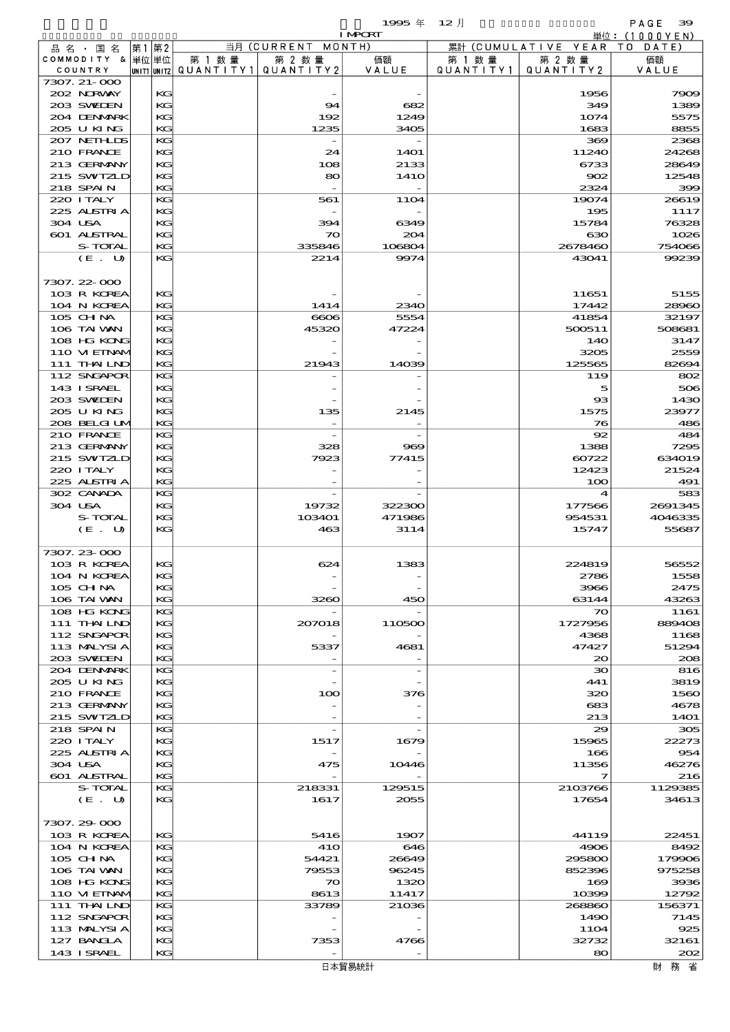1995 年 12 月 IMPORT

単位：(1000YEN)

| 品名・国名 COMMODITY & COUNTRY | 第1 単位 UNIT1 | 第2 単位 UNIT2 | 当月 (CURRENT MONTH) 第1数量 QUANTITY1 | 第2数量 QUANTITY2 | 価額 VALUE | 累計 (CUMULATIVE YEAR TO DATE) 第1数量 QUANTITY1 | 第2数量 QUANTITY2 | 価額 VALUE |
|---|---|---|---|---|---|---|---|---|
| 7307.21-000 | | | | | | | | |
| 202 NORWAY | | KG | | - | - | | 1956 | 7909 |
| 203 SWEDEN | | KG | | 94 | 682 | | 349 | 1389 |
| 204 DENMARK | | KG | | 192 | 1249 | | 1074 | 5575 |
| 205 U KING | | KG | | 1235 | 3405 | | 1683 | 8855 |
| 207 NETHLDS | | KG | | - | - | | 369 | 2368 |
| 210 FRANCE | | KG | | 24 | 1401 | | 11240 | 24268 |
| 213 GERMANY | | KG | | 108 | 2133 | | 6733 | 28649 |
| 215 SWTZLD | | KG | | 80 | 1410 | | 902 | 12548 |
| 218 SPAIN | | KG | | - | - | | 2324 | 399 |
| 220 ITALY | | KG | | 561 | 1104 | | 19074 | 26619 |
| 225 AUSTRIA | | KG | | - | - | | 195 | 1117 |
| 304 USA | | KG | | 394 | 6349 | | 15784 | 76328 |
| 601 AUSTRAL | | KG | | 70 | 204 | | 630 | 1026 |
| S-TOTAL | | KG | | 335846 | 106804 | | 2678460 | 754066 |
| (E. U) | | KG | | 2214 | 9974 | | 43041 | 99239 |
| 7307.22-000 | | | | | | | | |
| 103 R KOREA | | KG | | - | - | | 11651 | 5155 |
| 104 N KOREA | | KG | | 1414 | 2340 | | 17442 | 28960 |
| 105 CHINA | | KG | | 6606 | 5554 | | 41854 | 32197 |
| 106 TAIWAN | | KG | | 45320 | 47224 | | 500511 | 508681 |
| 108 HG KONG | | KG | | - | - | | 140 | 3147 |
| 110 VIETNAM | | KG | | - | - | | 3205 | 2559 |
| 111 THAILND | | KG | | 21943 | 14039 | | 125565 | 82694 |
| 112 SNGAPOR | | KG | | - | - | | 119 | 802 |
| 143 ISRAEL | | KG | | - | - | | 5 | 506 |
| 203 SWEDEN | | KG | | - | - | | 93 | 1430 |
| 205 U KING | | KG | | 135 | 2145 | | 1575 | 23977 |
| 208 BELGIUM | | KG | | - | - | | 76 | 486 |
| 210 FRANCE | | KG | | - | - | | 92 | 484 |
| 213 GERMANY | | KG | | 328 | 969 | | 1388 | 7295 |
| 215 SWTZLD | | KG | | 7923 | 77415 | | 60722 | 634019 |
| 220 ITALY | | KG | | - | - | | 12423 | 21524 |
| 225 AUSTRIA | | KG | | - | - | | 100 | 491 |
| 302 CANADA | | KG | | - | - | | 4 | 583 |
| 304 USA | | KG | | 19732 | 322300 | | 177566 | 2691345 |
| S-TOTAL | | KG | | 103401 | 471986 | | 954531 | 4046335 |
| (E. U) | | KG | | 463 | 3114 | | 15747 | 55687 |
| 7307.23-000 | | | | | | | | |
| 103 R KOREA | | KG | | 624 | 1383 | | 224819 | 56552 |
| 104 N KOREA | | KG | | - | - | | 2786 | 1558 |
| 105 CHINA | | KG | | - | - | | 3966 | 2475 |
| 106 TAIWAN | | KG | | 3260 | 450 | | 63144 | 43263 |
| 108 HG KONG | | KG | | - | - | | 70 | 1161 |
| 111 THAILND | | KG | | 207018 | 110500 | | 1727956 | 889408 |
| 112 SNGAPOR | | KG | | - | - | | 4368 | 1168 |
| 113 MALYSIA | | KG | | 5337 | 4681 | | 47427 | 51294 |
| 203 SWEDEN | | KG | | - | - | | 20 | 208 |
| 204 DENMARK | | KG | | - | - | | 30 | 816 |
| 205 U KING | | KG | | - | - | | 441 | 3819 |
| 210 FRANCE | | KG | | 100 | 376 | | 320 | 1560 |
| 213 GERMANY | | KG | | - | - | | 683 | 4678 |
| 215 SWTZLD | | KG | | - | - | | 213 | 1401 |
| 218 SPAIN | | KG | | - | - | | 29 | 305 |
| 220 ITALY | | KG | | 1517 | 1679 | | 15965 | 22273 |
| 225 AUSTRIA | | KG | | - | - | | 166 | 954 |
| 304 USA | | KG | | 475 | 10446 | | 11356 | 46276 |
| 601 AUSTRAL | | KG | | - | - | | 7 | 216 |
| S-TOTAL | | KG | | 218331 | 129515 | | 2103766 | 1129385 |
| (E. U) | | KG | | 1617 | 2055 | | 17654 | 34613 |
| 7307.29-000 | | | | | | | | |
| 103 R KOREA | | KG | | 5416 | 1907 | | 44119 | 22451 |
| 104 N KOREA | | KG | | 410 | 646 | | 4906 | 8492 |
| 105 CHINA | | KG | | 54421 | 26649 | | 295800 | 179906 |
| 106 TAIWAN | | KG | | 79553 | 96245 | | 852396 | 975258 |
| 108 HG KONG | | KG | | 70 | 1320 | | 169 | 3936 |
| 110 VIETNAM | | KG | | 8613 | 11417 | | 10399 | 12792 |
| 111 THAILND | | KG | | 33789 | 21036 | | 268860 | 156371 |
| 112 SNGAPOR | | KG | | - | - | | 1490 | 7145 |
| 113 MALYSIA | | KG | | - | - | | 1104 | 925 |
| 127 BANGLA | | KG | | 7353 | 4766 | | 32732 | 32161 |
| 143 ISRAEL | | KG | | - | - | | 80 | 202 |

日本貿易統計　　財務省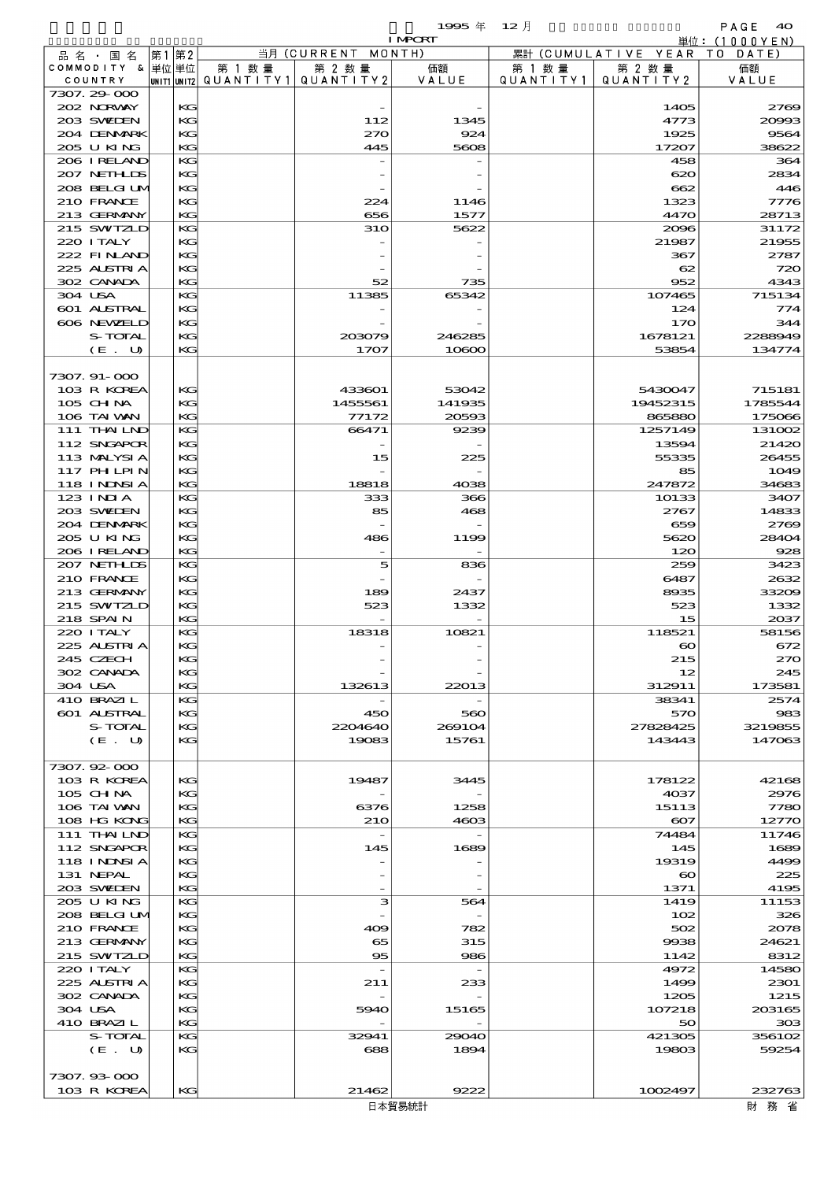1995 年 12 月 IMPORT 単位：(1000YEN)

| 品名・国名 COMMODITY & COUNTRY | 第1 単位 UNIT1 | 第2 単位 UNIT2 | 当月 (CURRENT MONTH) 第1数量 QUANTITY1 | 第2数量 QUANTITY2 | 価額 VALUE | 累計 (CUMULATIVE YEAR TO DATE) 第1数量 QUANTITY1 | 第2数量 QUANTITY2 | 価額 VALUE |
|---|---|---|---|---|---|---|---|---|
| 7307.29-000 | | | | | | | | |
| 202 NORWAY | | KG | | - | - | | 1405 | 2769 |
| 203 SWEDEN | | KG | | 112 | 1345 | | 4773 | 20993 |
| 204 DENMARK | | KG | | 270 | 924 | | 1925 | 9564 |
| 205 U KING | | KG | | 445 | 5608 | | 17207 | 38622 |
| 206 IRELAND | | KG | | - | - | | 458 | 364 |
| 207 NETHLDS | | KG | | - | - | | 620 | 2834 |
| 208 BELGIUM | | KG | | - | - | | 662 | 446 |
| 210 FRANCE | | KG | | 224 | 1146 | | 1323 | 7776 |
| 213 GERMANY | | KG | | 656 | 1577 | | 4470 | 28713 |
| 215 SWITZLD | | KG | | 310 | 5622 | | 2096 | 31172 |
| 220 ITALY | | KG | | - | - | | 21987 | 21955 |
| 222 FINLAND | | KG | | - | - | | 367 | 2787 |
| 225 AUSTRIA | | KG | | - | - | | 62 | 720 |
| 302 CANADA | | KG | | 52 | 735 | | 952 | 4343 |
| 304 USA | | KG | | 11385 | 65342 | | 107465 | 715134 |
| 601 AUSTRAL | | KG | | - | - | | 124 | 774 |
| 606 NEWZELD | | KG | | - | - | | 170 | 344 |
| S-TOTAL | | KG | | 203079 | 246285 | | 1678121 | 2288949 |
| (E. U) | | KG | | 1707 | 10600 | | 53854 | 134774 |
| 7307.91-000 | | | | | | | | |
| 103 R KOREA | | KG | | 433601 | 53042 | | 5430047 | 715181 |
| 105 CHINA | | KG | | 1455561 | 141935 | | 19452315 | 1785544 |
| 106 TAIWAN | | KG | | 77172 | 20593 | | 865880 | 175066 |
| 111 THAILND | | KG | | 66471 | 9239 | | 1257149 | 131002 |
| 112 SNGAPOR | | KG | | - | - | | 13594 | 21420 |
| 113 MALYSIA | | KG | | 15 | 225 | | 55335 | 26455 |
| 117 PHILPIN | | KG | | - | - | | 85 | 1049 |
| 118 INDNSIA | | KG | | 18818 | 4038 | | 247872 | 34683 |
| 123 INDIA | | KG | | 333 | 366 | | 10133 | 3407 |
| 203 SWEDEN | | KG | | 85 | 468 | | 2767 | 14833 |
| 204 DENMARK | | KG | | - | - | | 659 | 2769 |
| 205 U KING | | KG | | 486 | 1199 | | 5620 | 28404 |
| 206 IRELAND | | KG | | - | - | | 120 | 928 |
| 207 NETHLDS | | KG | | 5 | 836 | | 259 | 3423 |
| 210 FRANCE | | KG | | - | - | | 6487 | 2632 |
| 213 GERMANY | | KG | | 189 | 2437 | | 8935 | 33209 |
| 215 SWITZLD | | KG | | 523 | 1332 | | 523 | 1332 |
| 218 SPAIN | | KG | | - | - | | 15 | 2037 |
| 220 ITALY | | KG | | 18318 | 10821 | | 118521 | 58156 |
| 225 AUSTRIA | | KG | | - | - | | 60 | 672 |
| 245 CZECH | | KG | | - | - | | 215 | 270 |
| 302 CANADA | | KG | | - | - | | 12 | 245 |
| 304 USA | | KG | | 132613 | 22013 | | 312911 | 173581 |
| 410 BRAZIL | | KG | | - | - | | 38341 | 2574 |
| 601 AUSTRAL | | KG | | 450 | 560 | | 570 | 983 |
| S-TOTAL | | KG | | 2204640 | 269104 | | 27828425 | 3219855 |
| (E. U) | | KG | | 19083 | 15761 | | 143443 | 147063 |
| 7307.92-000 | | | | | | | | |
| 103 R KOREA | | KG | | 19487 | 3445 | | 178122 | 42168 |
| 105 CHINA | | KG | | - | - | | 4037 | 2976 |
| 106 TAIWAN | | KG | | 6376 | 1258 | | 15113 | 7780 |
| 108 HG KONG | | KG | | 210 | 4603 | | 607 | 12770 |
| 111 THAILND | | KG | | - | - | | 74484 | 11746 |
| 112 SNGAPOR | | KG | | 145 | 1689 | | 145 | 1689 |
| 118 INDNSIA | | KG | | - | - | | 19319 | 4499 |
| 131 NEPAL | | KG | | - | - | | 60 | 225 |
| 203 SWEDEN | | KG | | - | - | | 1371 | 4195 |
| 205 U KING | | KG | | 3 | 564 | | 1419 | 11153 |
| 208 BELGIUM | | KG | | - | - | | 102 | 326 |
| 210 FRANCE | | KG | | 409 | 782 | | 502 | 2078 |
| 213 GERMANY | | KG | | 65 | 315 | | 9938 | 24621 |
| 215 SWITZLD | | KG | | 95 | 986 | | 1142 | 8312 |
| 220 ITALY | | KG | | - | - | | 4972 | 14580 |
| 225 AUSTRIA | | KG | | 211 | 233 | | 1499 | 2301 |
| 302 CANADA | | KG | | - | - | | 1205 | 1215 |
| 304 USA | | KG | | 5940 | 15165 | | 107218 | 203165 |
| 410 BRAZIL | | KG | | - | - | | 50 | 303 |
| S-TOTAL | | KG | | 32941 | 29040 | | 421305 | 356102 |
| (E. U) | | KG | | 688 | 1894 | | 19803 | 59254 |
| 7307.93-000 | | | | | | | | |
| 103 R KOREA | | KG | | 21462 | 9222 | | 1002497 | 232763 |

日本貿易統計　財務省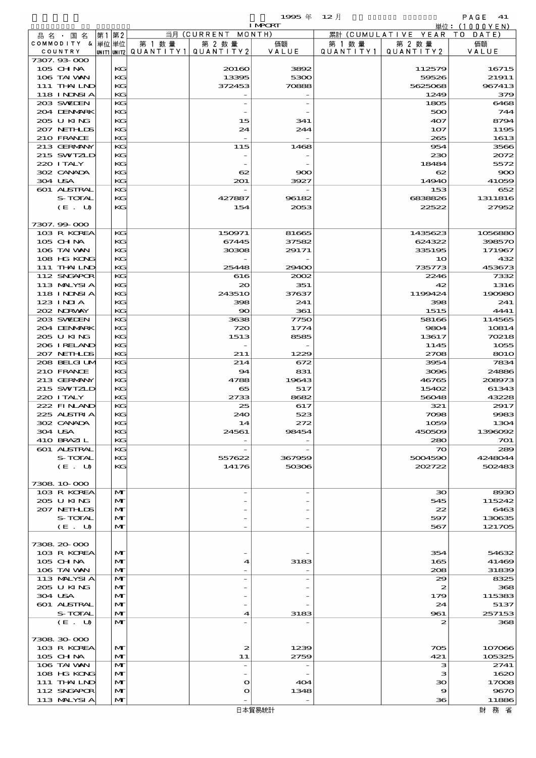1995 年 12 月 IMPORT

単位：(1000YEN)

| 品名・国名 COMMODITY & COUNTRY | 第1 単位 UNIT1 | 第2 単位 UNIT2 | 当月 (CURRENT MONTH) 第1数量 QUANTITY1 | 第2数量 QUANTITY2 | 価額 VALUE | 累計 (CUMULATIVE YEAR TO DATE) 第1数量 QUANTITY1 | 第2数量 QUANTITY2 | 価額 VALUE |
|---|---|---|---|---|---|---|---|---|
| 7307.93-000 | | | | | | | | |
| 105 CHINA | | KG | | 20160 | 3892 | | 112579 | 16715 |
| 106 TAIWAN | | KG | | 13395 | 5300 | | 59526 | 21911 |
| 111 THAILND | | KG | | 372453 | 70888 | | 5625068 | 967413 |
| 118 INDNSIA | | KG | | - | - | | 1249 | 379 |
| 203 SWEDEN | | KG | | - | - | | 1805 | 6468 |
| 204 DENMARK | | KG | | - | - | | 500 | 744 |
| 205 U KING | | KG | | 15 | 341 | | 407 | 8794 |
| 207 NETHLDS | | KG | | 24 | 244 | | 107 | 1195 |
| 210 FRANCE | | KG | | - | - | | 265 | 1613 |
| 213 GERMANY | | KG | | 115 | 1468 | | 954 | 3566 |
| 215 SWITZLD | | KG | | - | - | | 230 | 2072 |
| 220 ITALY | | KG | | - | - | | 18484 | 5572 |
| 302 CANADA | | KG | | 62 | 900 | | 62 | 900 |
| 304 USA | | KG | | 201 | 3927 | | 14940 | 41059 |
| 601 AUSTRAL | | KG | | - | - | | 153 | 652 |
| S-TOTAL | | KG | | 427887 | 96182 | | 6838826 | 1311816 |
| (E. U) | | KG | | 154 | 2053 | | 22522 | 27952 |
| 7307.99-000 | | | | | | | | |
| 103 R KOREA | | KG | | 150971 | 81665 | | 1435623 | 1056880 |
| 105 CHINA | | KG | | 67445 | 37582 | | 624322 | 398570 |
| 106 TAIWAN | | KG | | 30308 | 29171 | | 335195 | 171967 |
| 108 HG KONG | | KG | | - | - | | 10 | 432 |
| 111 THAILND | | KG | | 25448 | 29400 | | 735773 | 453673 |
| 112 SNGAPOR | | KG | | 616 | 2002 | | 2246 | 7332 |
| 113 MALYSIA | | KG | | 20 | 351 | | 42 | 1316 |
| 118 INDNSIA | | KG | | 243510 | 37637 | | 1199424 | 190980 |
| 123 INDIA | | KG | | 398 | 241 | | 398 | 241 |
| 202 NORWAY | | KG | | 90 | 361 | | 1515 | 4441 |
| 203 SWEDEN | | KG | | 3638 | 7750 | | 58166 | 114565 |
| 204 DENMARK | | KG | | 720 | 1774 | | 9804 | 10814 |
| 205 U KING | | KG | | 1513 | 8585 | | 13617 | 70218 |
| 206 IRELAND | | KG | | - | - | | 1145 | 1055 |
| 207 NETHLDS | | KG | | 211 | 1229 | | 2708 | 8010 |
| 208 BELGIUM | | KG | | 214 | 672 | | 3954 | 7834 |
| 210 FRANCE | | KG | | 94 | 831 | | 3096 | 24886 |
| 213 GERMANY | | KG | | 4788 | 19643 | | 46765 | 208973 |
| 215 SWITZLD | | KG | | 65 | 517 | | 15402 | 61343 |
| 220 ITALY | | KG | | 2733 | 8682 | | 56048 | 43228 |
| 222 FINLAND | | KG | | 25 | 617 | | 321 | 2917 |
| 225 AUSTRIA | | KG | | 240 | 523 | | 7098 | 9983 |
| 302 CANADA | | KG | | 14 | 272 | | 1059 | 1304 |
| 304 USA | | KG | | 24561 | 98454 | | 450509 | 1396092 |
| 410 BRAZIL | | KG | | - | - | | 280 | 701 |
| 601 AUSTRAL | | KG | | - | - | | 70 | 289 |
| S-TOTAL | | KG | | 557622 | 367959 | | 5004590 | 4248044 |
| (E. U) | | KG | | 14176 | 50306 | | 202722 | 502483 |
| 7308.10-000 | | | | | | | | |
| 103 R KOREA | | MT | | - | - | | 30 | 8930 |
| 205 U KING | | MT | | - | - | | 545 | 115242 |
| 207 NETHLDS | | MT | | - | - | | 22 | 6463 |
| S-TOTAL | | MT | | - | - | | 597 | 130635 |
| (E. U) | | MT | | - | - | | 567 | 121705 |
| 7308.20-000 | | | | | | | | |
| 103 R KOREA | | MT | | - | - | | 354 | 54632 |
| 105 CHINA | | MT | | 4 | 3183 | | 165 | 41469 |
| 106 TAIWAN | | MT | | - | - | | 208 | 31839 |
| 113 MALYSIA | | MT | | - | - | | 29 | 8325 |
| 205 U KING | | MT | | - | - | | 2 | 368 |
| 304 USA | | MT | | - | - | | 179 | 115383 |
| 601 AUSTRAL | | MT | | - | - | | 24 | 5137 |
| S-TOTAL | | MT | | 4 | 3183 | | 961 | 257153 |
| (E. U) | | MT | | - | - | | 2 | 368 |
| 7308.30-000 | | | | | | | | |
| 103 R KOREA | | MT | | 2 | 1239 | | 705 | 107066 |
| 105 CHINA | | MT | | 11 | 2759 | | 421 | 105325 |
| 106 TAIWAN | | MT | | - | - | | 3 | 2741 |
| 108 HG KONG | | MT | | - | - | | 3 | 1620 |
| 111 THAILND | | MT | | 0 | 404 | | 30 | 17008 |
| 112 SNGAPOR | | MT | | 0 | 1348 | | 9 | 9670 |
| 113 MALYSIA | | MT | | - | - | | 36 | 11886 |

日本貿易統計　　財務省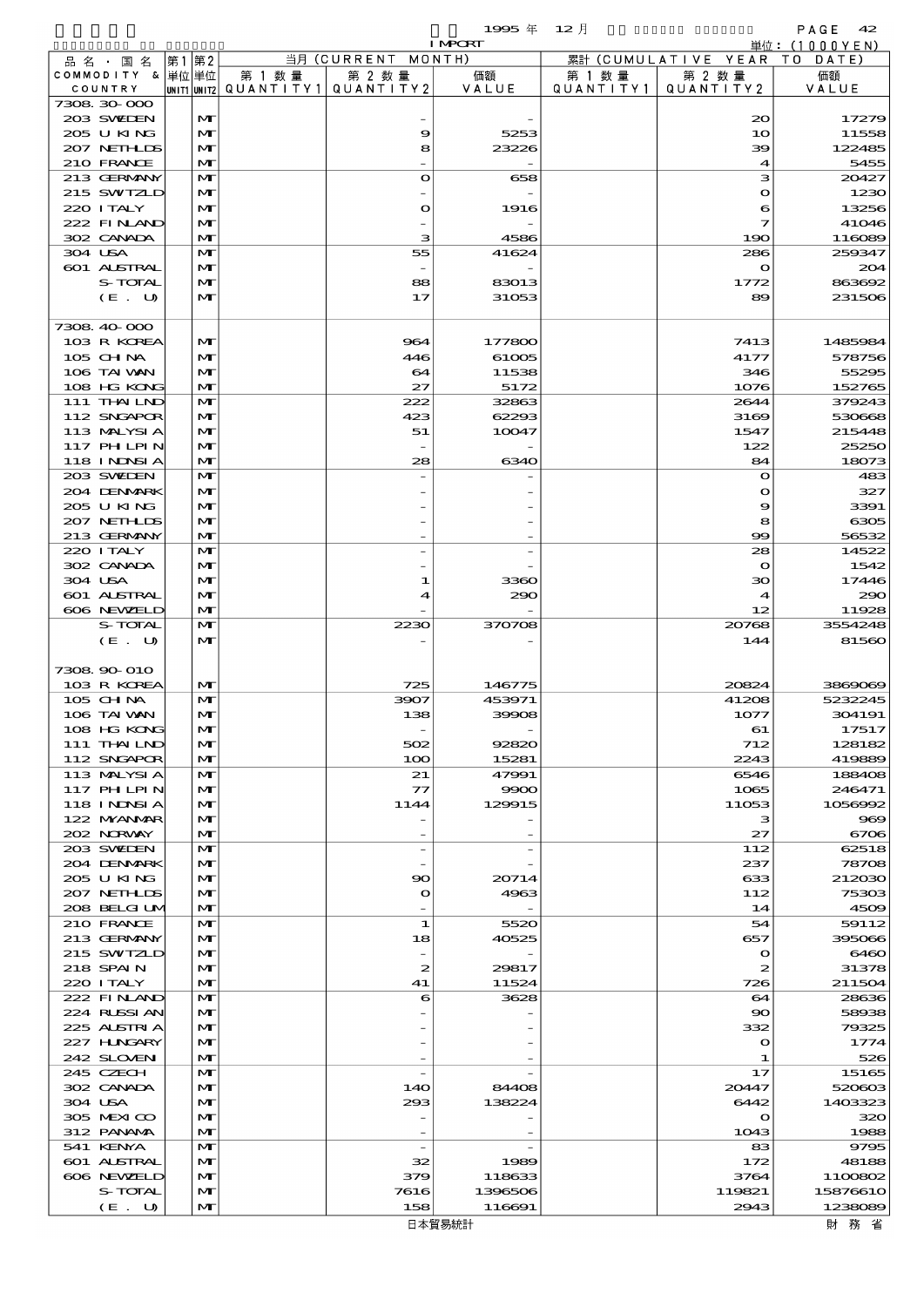1995 年 12 月 IMPORT

単位：(1000YEN)

| 品名・国名 COMMODITY & COUNTRY | 第1 単位 UNIT1 | 第2 単位 UNIT2 | 当月 (CURRENT MONTH) 第1数量 QUANTITY1 | 第2数量 QUANTITY2 | 価額 VALUE | 累計 (CUMULATIVE YEAR TO DATE) 第1数量 QUANTITY1 | 第2数量 QUANTITY2 | 価額 VALUE |
|---|---|---|---|---|---|---|---|---|
| 7308.30-000 | | | | | | | | |
| 203 SWEDEN | | MT | | - | - | | 20 | 17279 |
| 205 U KING | | MT | | 9 | 5253 | | 10 | 11558 |
| 207 NETHLDS | | MT | | 8 | 23226 | | 39 | 122485 |
| 210 FRANCE | | MT | | - | - | | 4 | 5455 |
| 213 GERMANY | | MT | | 0 | 658 | | 3 | 20427 |
| 215 SWITZLD | | MT | | - | - | | 0 | 1230 |
| 220 ITALY | | MT | | 0 | 1916 | | 6 | 13256 |
| 222 FINLAND | | MT | | - | - | | 7 | 41046 |
| 302 CANADA | | MT | | 3 | 4586 | | 190 | 116089 |
| 304 USA | | MT | | 55 | 41624 | | 286 | 259347 |
| 601 AUSTRAL | | MT | | - | - | | 0 | 204 |
| S-TOTAL | | MT | | 88 | 83013 | | 1772 | 863692 |
| (E. U) | | MT | | 17 | 31053 | | 89 | 231506 |
| 7308.40-000 | | | | | | | | |
| 103 R KOREA | | MT | | 964 | 177800 | | 7413 | 1485984 |
| 105 CHINA | | MT | | 446 | 61005 | | 4177 | 578756 |
| 106 TAIWAN | | MT | | 64 | 11538 | | 346 | 55295 |
| 108 HG KONG | | MT | | 27 | 5172 | | 1076 | 152765 |
| 111 THAILND | | MT | | 222 | 32863 | | 2644 | 379243 |
| 112 SNGAPOR | | MT | | 423 | 62293 | | 3169 | 530668 |
| 113 MALYSIA | | MT | | 51 | 10047 | | 1547 | 215448 |
| 117 PHILPIN | | MT | | - | - | | 122 | 25250 |
| 118 INDNSIA | | MT | | 28 | 6340 | | 84 | 18073 |
| 203 SWEDEN | | MT | | - | - | | 0 | 483 |
| 204 DENMARK | | MT | | - | - | | 0 | 327 |
| 205 U KING | | MT | | - | - | | 9 | 3391 |
| 207 NETHLDS | | MT | | - | - | | 8 | 6305 |
| 213 GERMANY | | MT | | - | - | | 99 | 56532 |
| 220 ITALY | | MT | | - | - | | 28 | 14522 |
| 302 CANADA | | MT | | - | - | | 0 | 1542 |
| 304 USA | | MT | | 1 | 3360 | | 30 | 17446 |
| 601 AUSTRAL | | MT | | 4 | 290 | | 4 | 290 |
| 606 NEWZELD | | MT | | - | - | | 12 | 11928 |
| S-TOTAL | | MT | | 2230 | 370708 | | 20768 | 3554248 |
| (E. U) | | MT | | - | - | | 144 | 81560 |
| 7308.90-010 | | | | | | | | |
| 103 R KOREA | | MT | | 725 | 146775 | | 20824 | 3869069 |
| 105 CHINA | | MT | | 3907 | 453971 | | 41208 | 5232245 |
| 106 TAIWAN | | MT | | 138 | 39908 | | 1077 | 304191 |
| 108 HG KONG | | MT | | - | - | | 61 | 17517 |
| 111 THAILND | | MT | | 502 | 92820 | | 712 | 128182 |
| 112 SNGAPOR | | MT | | 100 | 15281 | | 2243 | 419889 |
| 113 MALYSIA | | MT | | 21 | 47991 | | 6546 | 188408 |
| 117 PHILPIN | | MT | | 77 | 9900 | | 1065 | 246471 |
| 118 INDNSIA | | MT | | 1144 | 129915 | | 11053 | 1056992 |
| 122 MYANMAR | | MT | | - | - | | 3 | 969 |
| 202 NORWAY | | MT | | - | - | | 27 | 6706 |
| 203 SWEDEN | | MT | | - | - | | 112 | 62518 |
| 204 DENMARK | | MT | | - | - | | 237 | 78708 |
| 205 U KING | | MT | | 90 | 20714 | | 633 | 212030 |
| 207 NETHLDS | | MT | | 0 | 4963 | | 112 | 75303 |
| 208 BELGIUM | | MT | | - | - | | 14 | 4509 |
| 210 FRANCE | | MT | | 1 | 5520 | | 54 | 59112 |
| 213 GERMANY | | MT | | 18 | 40525 | | 657 | 395066 |
| 215 SWITZLD | | MT | | - | - | | 0 | 6460 |
| 218 SPAIN | | MT | | 2 | 29817 | | 2 | 31378 |
| 220 ITALY | | MT | | 41 | 11524 | | 726 | 211504 |
| 222 FINLAND | | MT | | 6 | 3628 | | 64 | 28636 |
| 224 RUSSIAN | | MT | | - | - | | 90 | 58938 |
| 225 AUSTRIA | | MT | | - | - | | 332 | 79325 |
| 227 HUNGARY | | MT | | - | - | | 0 | 1774 |
| 242 SLOVEN | | MT | | - | - | | 1 | 526 |
| 245 CZECH | | MT | | - | - | | 17 | 15165 |
| 302 CANADA | | MT | | 140 | 84408 | | 20447 | 520603 |
| 304 USA | | MT | | 293 | 138224 | | 6442 | 1403323 |
| 305 MEXICO | | MT | | - | - | | 0 | 320 |
| 312 PANAMA | | MT | | - | - | | 1043 | 1988 |
| 541 KENYA | | MT | | - | - | | 83 | 9795 |
| 601 AUSTRAL | | MT | | 32 | 1989 | | 172 | 48188 |
| 606 NEWZELD | | MT | | 379 | 118633 | | 3764 | 1100802 |
| S-TOTAL | | MT | | 7616 | 1396506 | | 119821 | 15876610 |
| (E. U) | | MT | | 158 | 116691 | | 2943 | 1238089 |

日本貿易統計　　財 務 省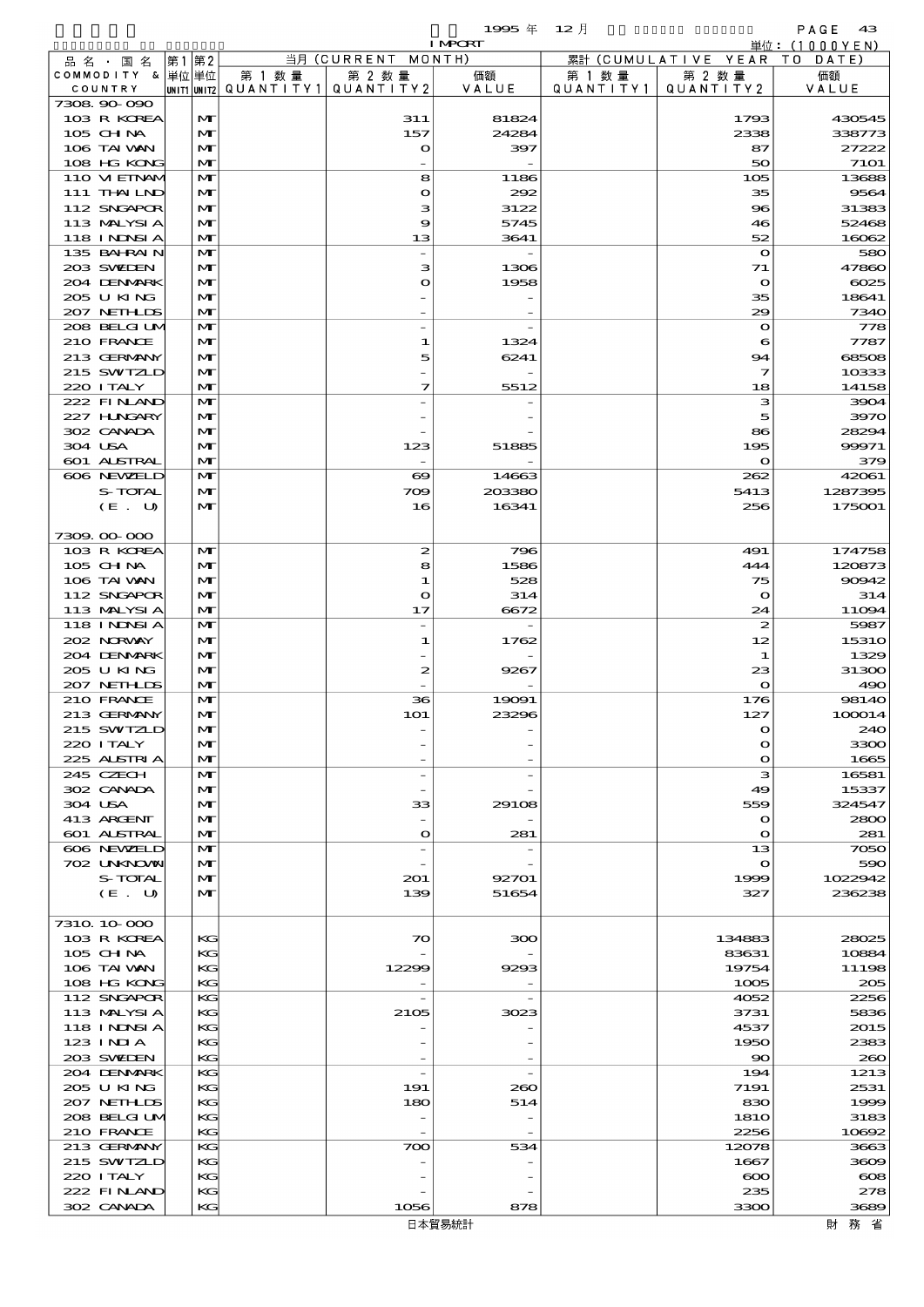| 品名・国名 COMMODITY & COUNTRY | 第1 単位 UNIT1 | 第2 単位 UNIT2 | 当月 (CURRENT MONTH) 第1数量 QUANTITY1 | 第2数量 QUANTITY2 | 価額 VALUE | 累計 (CUMULATIVE YEAR TO DATE) 第1数量 QUANTITY1 | 第2数量 QUANTITY2 | 価額 VALUE |
|---|---|---|---|---|---|---|---|---|
| 7308.90-090 | | | | | | | | |
| 103 R KOREA | | MT | | 311 | 81824 | | 1793 | 430545 |
| 105 CHINA | | MT | | 157 | 24284 | | 2338 | 338773 |
| 106 TAIWAN | | MT | | 0 | 397 | | 87 | 27222 |
| 108 HG KONG | | MT | | - | - | | 50 | 7101 |
| 110 VIETNAM | | MT | | 8 | 1186 | | 105 | 13688 |
| 111 THAILND | | MT | | 0 | 292 | | 35 | 9564 |
| 112 SNGAPOR | | MT | | 3 | 3122 | | 96 | 31383 |
| 113 MALYSIA | | MT | | 9 | 5745 | | 46 | 52468 |
| 118 INDNSIA | | MT | | 13 | 3641 | | 52 | 16062 |
| 135 BAHRAIN | | MT | | - | - | | 0 | 580 |
| 203 SWEDEN | | MT | | 3 | 1306 | | 71 | 47860 |
| 204 DENMARK | | MT | | 0 | 1958 | | 0 | 6025 |
| 205 U KING | | MT | | - | - | | 35 | 18641 |
| 207 NETHLDS | | MT | | - | - | | 29 | 7340 |
| 208 BELGIUM | | MT | | - | - | | 0 | 778 |
| 210 FRANCE | | MT | | 1 | 1324 | | 6 | 7787 |
| 213 GERMANY | | MT | | 5 | 6241 | | 94 | 68508 |
| 215 SWITZLD | | MT | | - | - | | 7 | 10333 |
| 220 ITALY | | MT | | 7 | 5512 | | 18 | 14158 |
| 222 FINLAND | | MT | | - | - | | 3 | 3904 |
| 227 HUNGARY | | MT | | - | - | | 5 | 3970 |
| 302 CANADA | | MT | | - | - | | 86 | 28294 |
| 304 USA | | MT | | 123 | 51885 | | 195 | 99971 |
| 601 AUSTRAL | | MT | | - | - | | 0 | 379 |
| 606 NEWZELD | | MT | | 69 | 14663 | | 262 | 42061 |
| S-TOTAL | | MT | | 709 | 203380 | | 5413 | 1287395 |
| (E. U) | | MT | | 16 | 16341 | | 256 | 175001 |
| 7309.00-000 | | | | | | | | |
| 103 R KOREA | | MT | | 2 | 796 | | 491 | 174758 |
| 105 CHINA | | MT | | 8 | 1586 | | 444 | 120873 |
| 106 TAIWAN | | MT | | 1 | 528 | | 75 | 90942 |
| 112 SNGAPOR | | MT | | 0 | 314 | | 0 | 314 |
| 113 MALYSIA | | MT | | 17 | 6672 | | 24 | 11094 |
| 118 INDNSIA | | MT | | - | - | | 2 | 5987 |
| 202 NORWAY | | MT | | 1 | 1762 | | 12 | 15310 |
| 204 DENMARK | | MT | | - | - | | 1 | 1329 |
| 205 U KING | | MT | | 2 | 9267 | | 23 | 31300 |
| 207 NETHLDS | | MT | | - | - | | 0 | 490 |
| 210 FRANCE | | MT | | 36 | 19091 | | 176 | 98140 |
| 213 GERMANY | | MT | | 101 | 23296 | | 127 | 100014 |
| 215 SWITZLD | | MT | | - | - | | 0 | 240 |
| 220 ITALY | | MT | | - | - | | 0 | 3300 |
| 225 AUSTRIA | | MT | | - | - | | 0 | 1665 |
| 245 CZECH | | MT | | - | - | | 3 | 16581 |
| 302 CANADA | | MT | | - | - | | 49 | 15337 |
| 304 USA | | MT | | 33 | 29108 | | 559 | 324547 |
| 413 ARGENT | | MT | | - | - | | 0 | 2800 |
| 601 AUSTRAL | | MT | | 0 | 281 | | 0 | 281 |
| 606 NEWZELD | | MT | | - | - | | 13 | 7050 |
| 702 UNKNOWN | | MT | | - | - | | 0 | 590 |
| S-TOTAL | | MT | | 201 | 92701 | | 1999 | 1022942 |
| (E. U) | | MT | | 139 | 51654 | | 327 | 236238 |
| 7310.10-000 | | | | | | | | |
| 103 R KOREA | | KG | | 70 | 300 | | 134883 | 28025 |
| 105 CHINA | | KG | | - | - | | 83631 | 10884 |
| 106 TAIWAN | | KG | | 12299 | 9293 | | 19754 | 11198 |
| 108 HG KONG | | KG | | - | - | | 1005 | 205 |
| 112 SNGAPOR | | KG | | - | - | | 4052 | 2256 |
| 113 MALYSIA | | KG | | 2105 | 3023 | | 3731 | 5836 |
| 118 INDNSIA | | KG | | - | - | | 4537 | 2015 |
| 123 INDIA | | KG | | - | - | | 1950 | 2383 |
| 203 SWEDEN | | KG | | - | - | | 90 | 260 |
| 204 DENMARK | | KG | | - | - | | 194 | 1213 |
| 205 U KING | | KG | | 191 | 260 | | 7191 | 2531 |
| 207 NETHLDS | | KG | | 180 | 514 | | 830 | 1999 |
| 208 BELGIUM | | KG | | - | - | | 1810 | 3183 |
| 210 FRANCE | | KG | | - | - | | 2256 | 10692 |
| 213 GERMANY | | KG | | 700 | 534 | | 12078 | 3663 |
| 215 SWITZLD | | KG | | - | - | | 1667 | 3609 |
| 220 ITALY | | KG | | - | - | | 600 | 608 |
| 222 FINLAND | | KG | | - | - | | 235 | 278 |
| 302 CANADA | | KG | | 1056 | 878 | | 3300 | 3689 |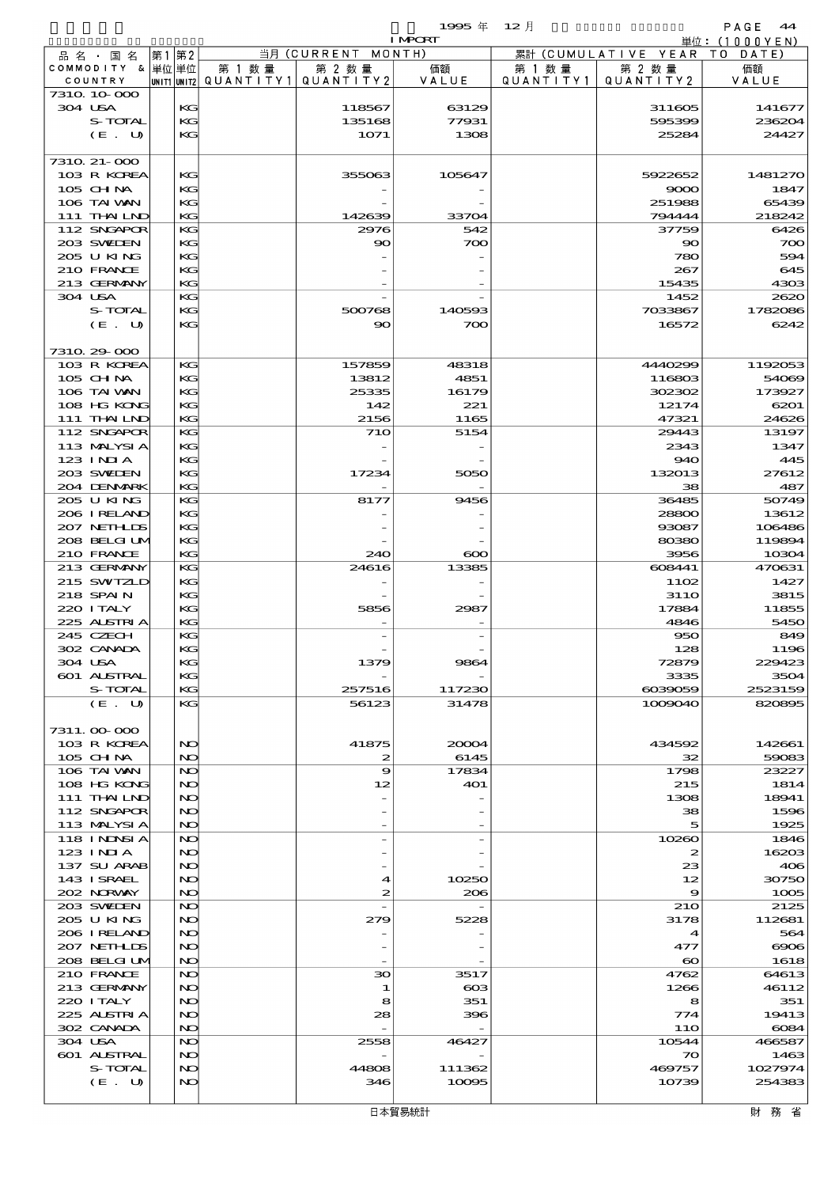1995 年 12 月 IMPORT 単位：(1000YEN)

| 品名・国名 COMMODITY & COUNTRY | 第1 単位 UNIT1 | 第2 単位 UNIT2 | 当月 (CURRENT MONTH) 第1数量 QUANTITY1 | 第2数量 QUANTITY2 | 価額 VALUE | 累計 (CUMULATIVE YEAR TO DATE) 第1数量 QUANTITY1 | 第2数量 QUANTITY2 | 価額 VALUE |
|---|---|---|---|---|---|---|---|---|
| 7310.10-000 | | | | | | | | |
| 304 USA | | KG | | 118567 | 63129 | | 311605 | 141677 |
| S-TOTAL | | KG | | 135168 | 77931 | | 595399 | 236204 |
| (E. U) | | KG | | 1071 | 1308 | | 25284 | 24427 |
| 7310.21-000 | | | | | | | | |
| 103 R KOREA | | KG | | 355063 | 105647 | | 5922652 | 1481270 |
| 105 CHINA | | KG | | - | - | | 9000 | 1847 |
| 106 TAIWAN | | KG | | - | - | | 251988 | 65439 |
| 111 THAILND | | KG | | 142639 | 33704 | | 794444 | 218242 |
| 112 SNGAPOR | | KG | | 2976 | 542 | | 37759 | 6426 |
| 203 SWEDEN | | KG | | 90 | 700 | | 90 | 700 |
| 205 U KING | | KG | | - | - | | 780 | 594 |
| 210 FRANCE | | KG | | - | - | | 267 | 645 |
| 213 GERMANY | | KG | | - | - | | 15435 | 4303 |
| 304 USA | | KG | | - | - | | 1452 | 2620 |
| S-TOTAL | | KG | | 500768 | 140593 | | 7033867 | 1782086 |
| (E. U) | | KG | | 90 | 700 | | 16572 | 6242 |
| 7310.29-000 | | | | | | | | |
| 103 R KOREA | | KG | | 157859 | 48318 | | 4440299 | 1192053 |
| 105 CHINA | | KG | | 13812 | 4851 | | 116803 | 54069 |
| 106 TAIWAN | | KG | | 25335 | 16179 | | 302302 | 173927 |
| 108 HG KONG | | KG | | 142 | 221 | | 12174 | 6201 |
| 111 THAILND | | KG | | 2156 | 1165 | | 47321 | 24626 |
| 112 SNGAPOR | | KG | | 710 | 5154 | | 29443 | 13197 |
| 113 MALYSIA | | KG | | - | - | | 2343 | 1347 |
| 123 INDIA | | KG | | - | - | | 940 | 445 |
| 203 SWEDEN | | KG | | 17234 | 5050 | | 132013 | 27612 |
| 204 DENMARK | | KG | | - | - | | 38 | 487 |
| 205 U KING | | KG | | 8177 | 9456 | | 36485 | 50749 |
| 206 IRELAND | | KG | | - | - | | 28800 | 13612 |
| 207 NETHLDS | | KG | | - | - | | 93087 | 106486 |
| 208 BELGIUM | | KG | | - | - | | 80380 | 119894 |
| 210 FRANCE | | KG | | 240 | 600 | | 3956 | 10304 |
| 213 GERMANY | | KG | | 24616 | 13385 | | 608441 | 470631 |
| 215 SWITZLD | | KG | | - | - | | 1102 | 1427 |
| 218 SPAIN | | KG | | - | - | | 3110 | 3815 |
| 220 ITALY | | KG | | 5856 | 2987 | | 17884 | 11855 |
| 225 AUSTRIA | | KG | | - | - | | 4846 | 5450 |
| 245 CZECH | | KG | | - | - | | 950 | 849 |
| 302 CANADA | | KG | | - | - | | 128 | 1196 |
| 304 USA | | KG | | 1379 | 9864 | | 72879 | 229423 |
| 601 AUSTRAL | | KG | | - | - | | 3335 | 3504 |
| S-TOTAL | | KG | | 257516 | 117230 | | 6039059 | 2523159 |
| (E. U) | | KG | | 56123 | 31478 | | 1009040 | 820895 |
| 7311.00-000 | | | | | | | | |
| 103 R KOREA | | NO | | 41875 | 20004 | | 434592 | 142661 |
| 105 CHINA | | NO | | 2 | 6145 | | 32 | 59083 |
| 106 TAIWAN | | NO | | 9 | 17834 | | 1798 | 23227 |
| 108 HG KONG | | NO | | 12 | 401 | | 215 | 1814 |
| 111 THAILND | | NO | | - | - | | 1308 | 18941 |
| 112 SNGAPOR | | NO | | - | - | | 38 | 1596 |
| 113 MALYSIA | | NO | | - | - | | 5 | 1925 |
| 118 INDNSIA | | NO | | - | - | | 10260 | 1846 |
| 123 INDIA | | NO | | - | - | | 2 | 16203 |
| 137 SU ARAB | | NO | | - | - | | 23 | 406 |
| 143 ISRAEL | | NO | | 4 | 10250 | | 12 | 30750 |
| 202 NORWAY | | NO | | 2 | 206 | | 9 | 1005 |
| 203 SWEDEN | | NO | | - | - | | 210 | 2125 |
| 205 U KING | | NO | | 279 | 5228 | | 3178 | 112681 |
| 206 IRELAND | | NO | | - | - | | 4 | 564 |
| 207 NETHLDS | | NO | | - | - | | 477 | 6906 |
| 208 BELGIUM | | NO | | - | - | | 60 | 1618 |
| 210 FRANCE | | NO | | 30 | 3517 | | 4762 | 64613 |
| 213 GERMANY | | NO | | 1 | 603 | | 1266 | 46112 |
| 220 ITALY | | NO | | 8 | 351 | | 8 | 351 |
| 225 AUSTRIA | | NO | | 28 | 396 | | 774 | 19413 |
| 302 CANADA | | NO | | - | - | | 110 | 6084 |
| 304 USA | | NO | | 2558 | 46427 | | 10544 | 466587 |
| 601 AUSTRAL | | NO | | - | - | | 70 | 1463 |
| S-TOTAL | | NO | | 44808 | 111362 | | 469757 | 1027974 |
| (E. U) | | NO | | 346 | 10095 | | 10739 | 254383 |

日本貿易統計 財務省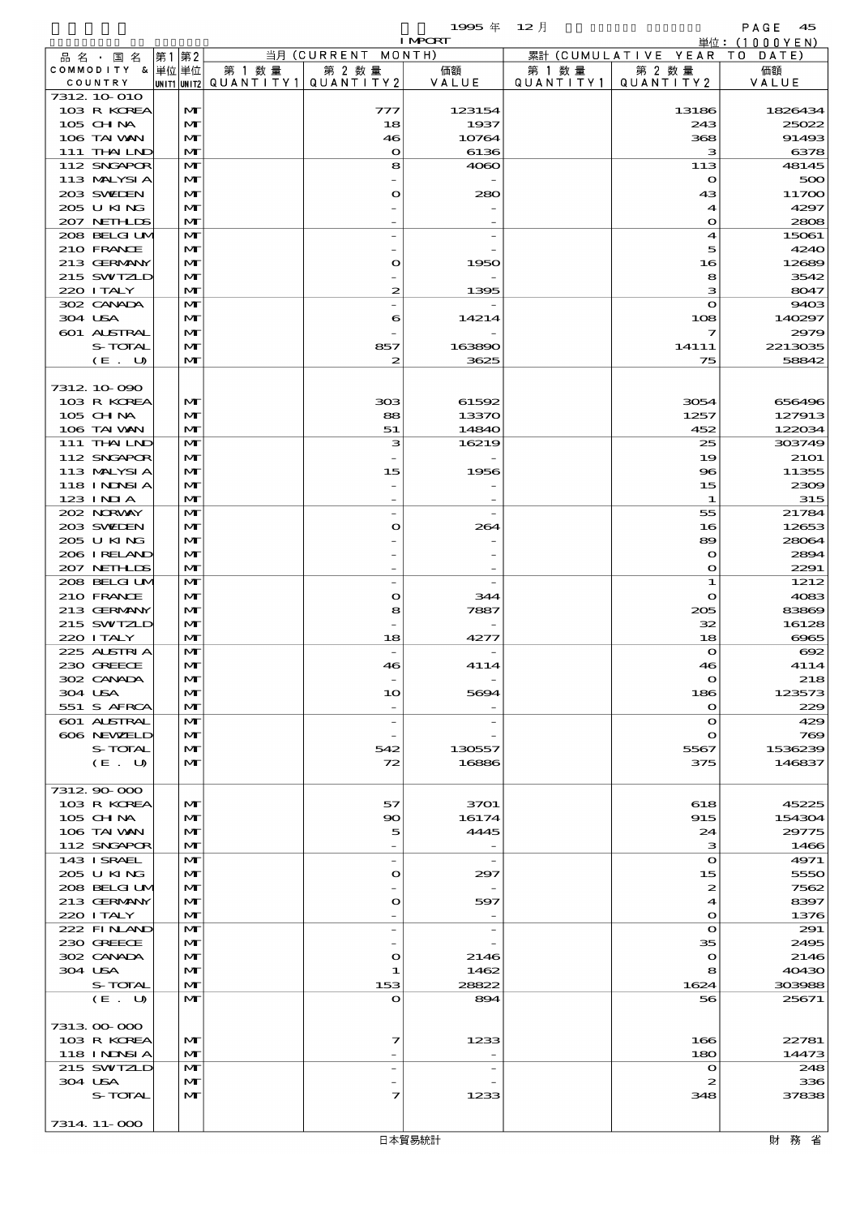| 品名・国名 COMMODITY & COUNTRY | 第1 単位 UNIT1 | 第2 単位 UNIT2 | 当月 (CURRENT MONTH) 第1数量 QUANTITY1 | 第2数量 QUANTITY2 | 価額 VALUE | 累計 (CUMULATIVE YEAR TO DATE) 第1数量 QUANTITY1 | 第2数量 QUANTITY2 | 価額 VALUE |
|---|---|---|---|---|---|---|---|---|
| 7312.10-010 | | | | | | | | |
| 103 R KOREA | | MT | | 777 | 123154 | | 13186 | 1826434 |
| 105 CHINA | | MT | | 18 | 1937 | | 243 | 25022 |
| 106 TAIWAN | | MT | | 46 | 10764 | | 368 | 91493 |
| 111 THAILND | | MT | | 0 | 6136 | | 3 | 6378 |
| 112 SNGAPOR | | MT | | 8 | 4060 | | 113 | 48145 |
| 113 MALYSIA | | MT | | - | - | | 0 | 500 |
| 203 SWEDEN | | MT | | 0 | 280 | | 43 | 11700 |
| 205 U KING | | MT | | - | - | | 4 | 4297 |
| 207 NETHLDS | | MT | | - | - | | 0 | 2808 |
| 208 BELGIUM | | MT | | - | - | | 4 | 15061 |
| 210 FRANCE | | MT | | - | - | | 5 | 4240 |
| 213 GERMANY | | MT | | 0 | 1950 | | 16 | 12689 |
| 215 SWITZLD | | MT | | - | - | | 8 | 3542 |
| 220 ITALY | | MT | | 2 | 1395 | | 3 | 8047 |
| 302 CANADA | | MT | | - | - | | 0 | 9403 |
| 304 USA | | MT | | 6 | 14214 | | 108 | 140297 |
| 601 AUSTRAL | | MT | | - | - | | 7 | 2979 |
| S-TOTAL | | MT | | 857 | 163890 | | 14111 | 2213035 |
| (E. U) | | MT | | 2 | 3625 | | 75 | 58842 |
| | | | | | | | | |
| 7312.10-090 | | | | | | | | |
| 103 R KOREA | | MT | | 303 | 61592 | | 3054 | 656496 |
| 105 CHINA | | MT | | 88 | 13370 | | 1257 | 127913 |
| 106 TAIWAN | | MT | | 51 | 14840 | | 452 | 122034 |
| 111 THAILND | | MT | | 3 | 16219 | | 25 | 303749 |
| 112 SNGAPOR | | MT | | - | - | | 19 | 2101 |
| 113 MALYSIA | | MT | | 15 | 1956 | | 96 | 11355 |
| 118 INDNSIA | | MT | | - | - | | 15 | 2309 |
| 123 INDIA | | MT | | - | - | | 1 | 315 |
| 202 NORWAY | | MT | | - | - | | 55 | 21784 |
| 203 SWEDEN | | MT | | 0 | 264 | | 16 | 12653 |
| 205 U KING | | MT | | - | - | | 89 | 28064 |
| 206 IRELAND | | MT | | - | - | | 0 | 2894 |
| 207 NETHLDS | | MT | | - | - | | 0 | 2291 |
| 208 BELGIUM | | MT | | - | - | | 1 | 1212 |
| 210 FRANCE | | MT | | 0 | 344 | | 0 | 4083 |
| 213 GERMANY | | MT | | 8 | 7887 | | 205 | 83869 |
| 215 SWITZLD | | MT | | - | - | | 32 | 16128 |
| 220 ITALY | | MT | | 18 | 4277 | | 18 | 6965 |
| 225 AUSTRIA | | MT | | - | - | | 0 | 692 |
| 230 GREECE | | MT | | 46 | 4114 | | 46 | 4114 |
| 302 CANADA | | MT | | - | - | | 0 | 218 |
| 304 USA | | MT | | 10 | 5694 | | 186 | 123573 |
| 551 S AFRCA | | MT | | - | - | | 0 | 229 |
| 601 AUSTRAL | | MT | | - | - | | 0 | 429 |
| 606 NEWZELD | | MT | | - | - | | 0 | 769 |
| S-TOTAL | | MT | | 542 | 130557 | | 5567 | 1536239 |
| (E. U) | | MT | | 72 | 16886 | | 375 | 146837 |
| | | | | | | | | |
| 7312.90-000 | | | | | | | | |
| 103 R KOREA | | MT | | 57 | 3701 | | 618 | 45225 |
| 105 CHINA | | MT | | 90 | 16174 | | 915 | 154304 |
| 106 TAIWAN | | MT | | 5 | 4445 | | 24 | 29775 |
| 112 SNGAPOR | | MT | | - | - | | 3 | 1466 |
| 143 ISRAEL | | MT | | - | - | | 0 | 4971 |
| 205 U KING | | MT | | 0 | 297 | | 15 | 5550 |
| 208 BELGIUM | | MT | | - | - | | 2 | 7562 |
| 213 GERMANY | | MT | | 0 | 597 | | 4 | 8397 |
| 220 ITALY | | MT | | - | - | | 0 | 1376 |
| 222 FINLAND | | MT | | - | - | | 0 | 291 |
| 230 GREECE | | MT | | - | - | | 35 | 2495 |
| 302 CANADA | | MT | | 0 | 2146 | | 0 | 2146 |
| 304 USA | | MT | | 1 | 1462 | | 8 | 40430 |
| S-TOTAL | | MT | | 153 | 28822 | | 1624 | 303988 |
| (E. U) | | MT | | 0 | 894 | | 56 | 25671 |
| | | | | | | | | |
| 7313.00-000 | | | | | | | | |
| 103 R KOREA | | MT | | 7 | 1233 | | 166 | 22781 |
| 118 INDNSIA | | MT | | - | - | | 180 | 14473 |
| 215 SWITZLD | | MT | | - | - | | 0 | 248 |
| 304 USA | | MT | | - | - | | 2 | 336 |
| S-TOTAL | | MT | | 7 | 1233 | | 348 | 37838 |
| | | | | | | | | |
| 7314.11-000 | | | | | | | | |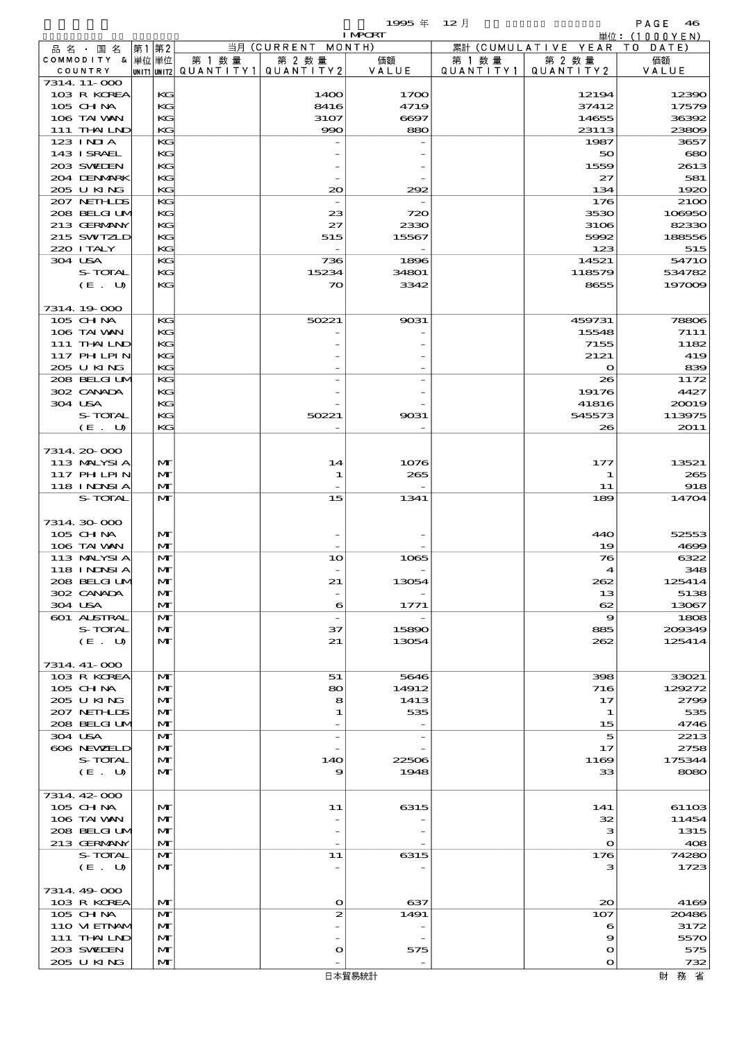1995 年 12 月 IMPORT

単位：(1000YEN)

| 品名・国名 COMMODITY & COUNTRY | 第1単位 UNIT1 | 第2単位 UNIT2 | 当月 (CURRENT MONTH) 第1数量 QUANTITY1 | 第2数量 QUANTITY2 | 価額 VALUE | 累計 (CUMULATIVE YEAR TO DATE) 第1数量 QUANTITY1 | 第2数量 QUANTITY2 | 価額 VALUE |
|---|---|---|---|---|---|---|---|---|
| 7314.11-000 | | | | | | | | |
| 103 R KOREA | | KG | | 1400 | 1700 | | 12194 | 12390 |
| 105 CHINA | | KG | | 8416 | 4719 | | 37412 | 17579 |
| 106 TAIWAN | | KG | | 3107 | 6697 | | 14655 | 36392 |
| 111 THAILND | | KG | | 990 | 880 | | 23113 | 23809 |
| 123 INDIA | | KG | | - | - | | 1987 | 3657 |
| 143 ISRAEL | | KG | | - | - | | 50 | 680 |
| 203 SWEDEN | | KG | | - | - | | 1559 | 2613 |
| 204 DENMARK | | KG | | - | - | | 27 | 581 |
| 205 U KING | | KG | | 20 | 292 | | 134 | 1920 |
| 207 NETHLDS | | KG | | - | - | | 176 | 2100 |
| 208 BELGIUM | | KG | | 23 | 720 | | 3530 | 106950 |
| 213 GERMANY | | KG | | 27 | 2330 | | 3106 | 82330 |
| 215 SWITZLD | | KG | | 515 | 15567 | | 5992 | 188556 |
| 220 ITALY | | KG | | - | - | | 123 | 515 |
| 304 USA | | KG | | 736 | 1896 | | 14521 | 54710 |
| S-TOTAL | | KG | | 15234 | 34801 | | 118579 | 534782 |
| (E. U) | | KG | | 70 | 3342 | | 8655 | 197009 |
| 7314.19-000 | | | | | | | | |
| 105 CHINA | | KG | | 50221 | 9031 | | 459731 | 78806 |
| 106 TAIWAN | | KG | | - | - | | 15548 | 7111 |
| 111 THAILND | | KG | | - | - | | 7155 | 1182 |
| 117 PHILPIN | | KG | | - | - | | 2121 | 419 |
| 205 U KING | | KG | | - | - | | 0 | 839 |
| 208 BELGIUM | | KG | | - | - | | 26 | 1172 |
| 302 CANADA | | KG | | - | - | | 19176 | 4427 |
| 304 USA | | KG | | - | - | | 41816 | 20019 |
| S-TOTAL | | KG | | 50221 | 9031 | | 545573 | 113975 |
| (E. U) | | KG | | - | - | | 26 | 2011 |
| 7314.20-000 | | | | | | | | |
| 113 MALYSIA | | MT | | 14 | 1076 | | 177 | 13521 |
| 117 PHILPIN | | MT | | 1 | 265 | | 1 | 265 |
| 118 INDNSIA | | MT | | - | - | | 11 | 918 |
| S-TOTAL | | MT | | 15 | 1341 | | 189 | 14704 |
| 7314.30-000 | | | | | | | | |
| 105 CHINA | | MT | | - | - | | 440 | 52553 |
| 106 TAIWAN | | MT | | - | - | | 19 | 4699 |
| 113 MALYSIA | | MT | | 10 | 1065 | | 76 | 6322 |
| 118 INDNSIA | | MT | | - | - | | 4 | 348 |
| 208 BELGIUM | | MT | | 21 | 13054 | | 262 | 125414 |
| 302 CANADA | | MT | | - | - | | 13 | 5138 |
| 304 USA | | MT | | 6 | 1771 | | 62 | 13067 |
| 601 AUSTRAL | | MT | | - | - | | 9 | 1808 |
| S-TOTAL | | MT | | 37 | 15890 | | 885 | 209349 |
| (E. U) | | MT | | 21 | 13054 | | 262 | 125414 |
| 7314.41-000 | | | | | | | | |
| 103 R KOREA | | MT | | 51 | 5646 | | 398 | 33021 |
| 105 CHINA | | MT | | 80 | 14912 | | 716 | 129272 |
| 205 U KING | | MT | | 8 | 1413 | | 17 | 2799 |
| 207 NETHLDS | | MT | | 1 | 535 | | 1 | 535 |
| 208 BELGIUM | | MT | | - | - | | 15 | 4746 |
| 304 USA | | MT | | - | - | | 5 | 2213 |
| 606 NEWZELD | | MT | | - | - | | 17 | 2758 |
| S-TOTAL | | MT | | 140 | 22506 | | 1169 | 175344 |
| (E. U) | | MT | | 9 | 1948 | | 33 | 8080 |
| 7314.42-000 | | | | | | | | |
| 105 CHINA | | MT | | 11 | 6315 | | 141 | 61103 |
| 106 TAIWAN | | MT | | - | - | | 32 | 11454 |
| 208 BELGIUM | | MT | | - | - | | 3 | 1315 |
| 213 GERMANY | | MT | | - | - | | 0 | 408 |
| S-TOTAL | | MT | | 11 | 6315 | | 176 | 74280 |
| (E. U) | | MT | | - | - | | 3 | 1723 |
| 7314.49-000 | | | | | | | | |
| 103 R KOREA | | MT | | 0 | 637 | | 20 | 4169 |
| 105 CHINA | | MT | | 2 | 1491 | | 107 | 20486 |
| 110 VIETNAM | | MT | | - | - | | 6 | 3172 |
| 111 THAILND | | MT | | - | - | | 9 | 5570 |
| 203 SWEDEN | | MT | | 0 | 575 | | 0 | 575 |
| 205 U KING | | MT | | - | - | | 0 | 732 |

日本貿易統計　財務省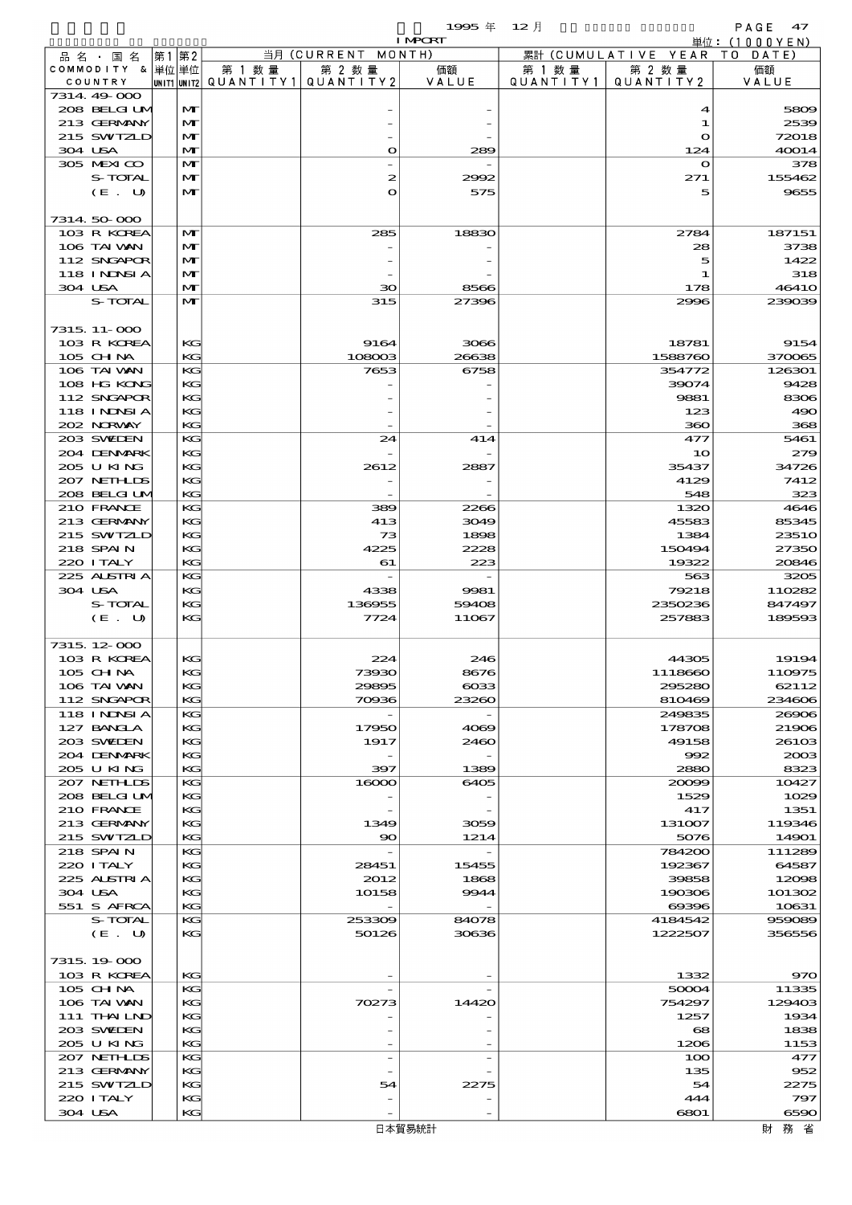1995 年 12 月 IMPORT 単位：(1000YEN)

| 品名・国名 COMMODITY & COUNTRY | 第1 単位 UNIT1 | 第2 単位 UNIT2 | 当月 (CURRENT MONTH) 第1数量 QUANTITY1 | 第2数量 QUANTITY2 | 価額 VALUE | 累計 (CUMULATIVE YEAR TO DATE) 第1数量 QUANTITY1 | 第2数量 QUANTITY2 | 価額 VALUE |
|---|---|---|---|---|---|---|---|---|
| 7314.49-000 | | | | | | | | |
| 208 BELGIUM | | MT | | - | - | | 4 | 5809 |
| 213 GERMANY | | MT | | - | - | | 1 | 2539 |
| 215 SWITZLD | | MT | | - | - | | 0 | 72018 |
| 304 USA | | MT | | 0 | 289 | | 124 | 40014 |
| 305 MEXICO | | MT | | - | - | | 0 | 378 |
| S-TOTAL | | MT | | 2 | 2992 | | 271 | 155462 |
| (E. U) | | MT | | 0 | 575 | | 5 | 9655 |
| 7314.50-000 | | | | | | | | |
| 103 R KOREA | | MT | | 285 | 18830 | | 2784 | 187151 |
| 106 TAIWAN | | MT | | - | - | | 28 | 3738 |
| 112 SNGAPOR | | MT | | - | - | | 5 | 1422 |
| 118 INDNSIA | | MT | | - | - | | 1 | 318 |
| 304 USA | | MT | | 30 | 8566 | | 178 | 46410 |
| S-TOTAL | | MT | | 315 | 27396 | | 2996 | 239039 |
| 7315.11-000 | | | | | | | | |
| 103 R KOREA | | KG | | 9164 | 3066 | | 18781 | 9154 |
| 105 CHINA | | KG | | 108003 | 26638 | | 1588760 | 370065 |
| 106 TAIWAN | | KG | | 7653 | 6758 | | 354772 | 126301 |
| 108 HG KONG | | KG | | - | - | | 39074 | 9428 |
| 112 SNGAPOR | | KG | | - | - | | 9881 | 8306 |
| 118 INDNSIA | | KG | | - | - | | 123 | 490 |
| 202 NORWAY | | KG | | - | - | | 360 | 368 |
| 203 SWEDEN | | KG | | 24 | 414 | | 477 | 5461 |
| 204 DENMARK | | KG | | - | - | | 10 | 279 |
| 205 U KING | | KG | | 2612 | 2887 | | 35437 | 34726 |
| 207 NETHLDS | | KG | | - | - | | 4129 | 7412 |
| 208 BELGIUM | | KG | | - | - | | 548 | 323 |
| 210 FRANCE | | KG | | 389 | 2266 | | 1320 | 4646 |
| 213 GERMANY | | KG | | 413 | 3049 | | 45583 | 85345 |
| 215 SWITZLD | | KG | | 73 | 1898 | | 1384 | 23510 |
| 218 SPAIN | | KG | | 4225 | 2228 | | 150494 | 27350 |
| 220 ITALY | | KG | | 61 | 223 | | 19322 | 20846 |
| 225 AUSTRIA | | KG | | - | - | | 563 | 3205 |
| 304 USA | | KG | | 4338 | 9981 | | 79218 | 110282 |
| S-TOTAL | | KG | | 136955 | 59408 | | 2350236 | 847497 |
| (E. U) | | KG | | 7724 | 11067 | | 257883 | 189593 |
| 7315.12-000 | | | | | | | | |
| 103 R KOREA | | KG | | 224 | 246 | | 44305 | 19194 |
| 105 CHINA | | KG | | 73930 | 8676 | | 1118660 | 110975 |
| 106 TAIWAN | | KG | | 29895 | 6033 | | 295280 | 62112 |
| 112 SNGAPOR | | KG | | 70936 | 23260 | | 810469 | 234606 |
| 118 INDNSIA | | KG | | - | - | | 249835 | 26906 |
| 127 BANGLA | | KG | | 17950 | 4069 | | 178708 | 21906 |
| 203 SWEDEN | | KG | | 1917 | 2460 | | 49158 | 26103 |
| 204 DENMARK | | KG | | - | - | | 992 | 2003 |
| 205 U KING | | KG | | 397 | 1389 | | 2880 | 8323 |
| 207 NETHLDS | | KG | | 16000 | 6405 | | 20099 | 10427 |
| 208 BELGIUM | | KG | | - | - | | 1529 | 1029 |
| 210 FRANCE | | KG | | - | - | | 417 | 1351 |
| 213 GERMANY | | KG | | 1349 | 3059 | | 131007 | 119346 |
| 215 SWITZLD | | KG | | 90 | 1214 | | 5076 | 14901 |
| 218 SPAIN | | KG | | - | - | | 784200 | 111289 |
| 220 ITALY | | KG | | 28451 | 15455 | | 192367 | 64587 |
| 225 AUSTRIA | | KG | | 2012 | 1868 | | 39858 | 12098 |
| 304 USA | | KG | | 10158 | 9944 | | 190306 | 101302 |
| 551 S AFRCA | | KG | | - | - | | 69396 | 10631 |
| S-TOTAL | | KG | | 253309 | 84078 | | 4184542 | 959089 |
| (E. U) | | KG | | 50126 | 30636 | | 1222507 | 356556 |
| 7315.19-000 | | | | | | | | |
| 103 R KOREA | | KG | | - | - | | 1332 | 970 |
| 105 CHINA | | KG | | - | - | | 50004 | 11335 |
| 106 TAIWAN | | KG | | 70273 | 14420 | | 754297 | 129403 |
| 111 THAILND | | KG | | - | - | | 1257 | 1934 |
| 203 SWEDEN | | KG | | - | - | | 68 | 1838 |
| 205 U KING | | KG | | - | - | | 1206 | 1153 |
| 207 NETHLDS | | KG | | - | - | | 100 | 477 |
| 213 GERMANY | | KG | | - | - | | 135 | 952 |
| 215 SWITZLD | | KG | | 54 | 2275 | | 54 | 2275 |
| 220 ITALY | | KG | | - | - | | 444 | 797 |
| 304 USA | | KG | | - | - | | 6801 | 6590 |

日本貿易統計　財務省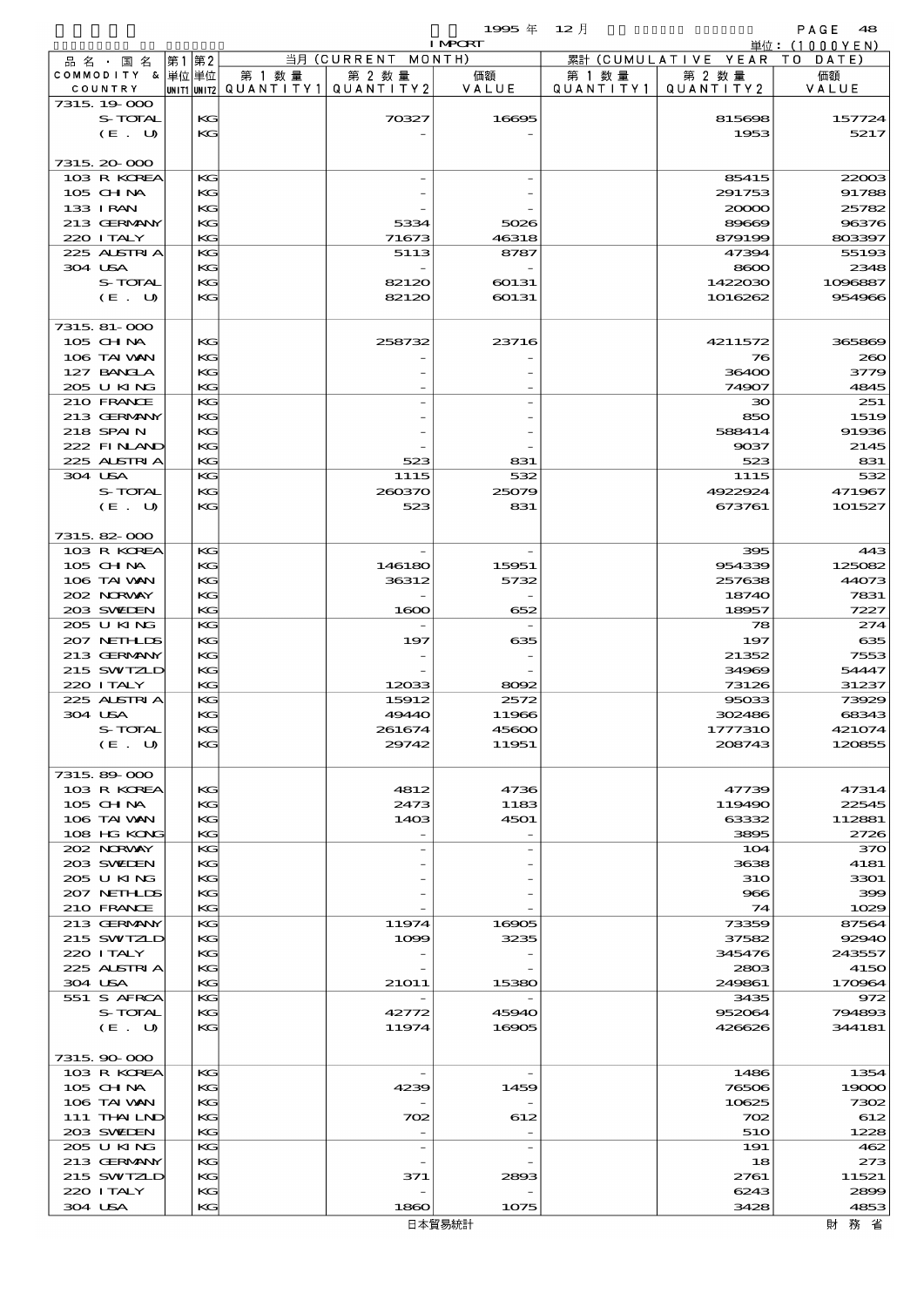1995年 12月 IMPORT

単位：(1000YEN)

| 品名・国名 COMMODITY & COUNTRY | 第1 単位 UNIT1 | 第2 単位 UNIT2 | 当月 (CURRENT MONTH) 第1数量 QUANTITY1 | 第2数量 QUANTITY2 | 価額 VALUE | 累計 (CUMULATIVE YEAR TO DATE) 第1数量 QUANTITY1 | 第2数量 QUANTITY2 | 価額 VALUE |
|---|---|---|---|---|---|---|---|---|
| 7315.19-000 | | | | | | | | |
| S-TOTAL | | KG | | 70327 | 16695 | | 815698 | 157724 |
| (E. U) | | KG | | - | - | | 1953 | 5217 |
| 7315.20-000 | | | | | | | | |
| 103 R KOREA | | KG | | - | - | | 85415 | 22003 |
| 105 CHINA | | KG | | - | - | | 291753 | 91788 |
| 133 IRAN | | KG | | - | - | | 20000 | 25782 |
| 213 GERMANY | | KG | | 5334 | 5026 | | 89669 | 96376 |
| 220 ITALY | | KG | | 71673 | 46318 | | 879199 | 803397 |
| 225 AUSTRIA | | KG | | 5113 | 8787 | | 47394 | 55193 |
| 304 USA | | KG | | - | - | | 8600 | 2348 |
| S-TOTAL | | KG | | 82120 | 60131 | | 1422030 | 1096887 |
| (E. U) | | KG | | 82120 | 60131 | | 1016262 | 954966 |
| 7315.81-000 | | | | | | | | |
| 105 CHINA | | KG | | 258732 | 23716 | | 4211572 | 365869 |
| 106 TAIWAN | | KG | | - | - | | 76 | 260 |
| 127 BANGLA | | KG | | - | - | | 36400 | 3779 |
| 205 U KING | | KG | | - | - | | 74907 | 4845 |
| 210 FRANCE | | KG | | - | - | | 30 | 251 |
| 213 GERMANY | | KG | | - | - | | 850 | 1519 |
| 218 SPAIN | | KG | | - | - | | 588414 | 91936 |
| 222 FINLAND | | KG | | - | - | | 9037 | 2145 |
| 225 AUSTRIA | | KG | | 523 | 831 | | 523 | 831 |
| 304 USA | | KG | | 1115 | 532 | | 1115 | 532 |
| S-TOTAL | | KG | | 260370 | 25079 | | 4922924 | 471967 |
| (E. U) | | KG | | 523 | 831 | | 673761 | 101527 |
| 7315.82-000 | | | | | | | | |
| 103 R KOREA | | KG | | - | - | | 395 | 443 |
| 105 CHINA | | KG | | 146180 | 15951 | | 954339 | 125082 |
| 106 TAIWAN | | KG | | 36312 | 5732 | | 257638 | 44073 |
| 202 NORWAY | | KG | | - | - | | 18740 | 7831 |
| 203 SWEDEN | | KG | | 1600 | 652 | | 18957 | 7227 |
| 205 U KING | | KG | | - | - | | 78 | 274 |
| 207 NETHLDS | | KG | | 197 | 635 | | 197 | 635 |
| 213 GERMANY | | KG | | - | - | | 21352 | 7553 |
| 215 SWITZLD | | KG | | - | - | | 34969 | 54447 |
| 220 ITALY | | KG | | 12033 | 8092 | | 73126 | 31237 |
| 225 AUSTRIA | | KG | | 15912 | 2572 | | 95033 | 73929 |
| 304 USA | | KG | | 49440 | 11966 | | 302486 | 68343 |
| S-TOTAL | | KG | | 261674 | 45600 | | 1777310 | 421074 |
| (E. U) | | KG | | 29742 | 11951 | | 208743 | 120855 |
| 7315.89-000 | | | | | | | | |
| 103 R KOREA | | KG | | 4812 | 4736 | | 47739 | 47314 |
| 105 CHINA | | KG | | 2473 | 1183 | | 119490 | 22545 |
| 106 TAIWAN | | KG | | 1403 | 4501 | | 63332 | 112881 |
| 108 HG KONG | | KG | | - | - | | 3895 | 2726 |
| 202 NORWAY | | KG | | - | - | | 104 | 370 |
| 203 SWEDEN | | KG | | - | - | | 3638 | 4181 |
| 205 U KING | | KG | | - | - | | 310 | 3301 |
| 207 NETHLDS | | KG | | - | - | | 966 | 399 |
| 210 FRANCE | | KG | | - | - | | 74 | 1029 |
| 213 GERMANY | | KG | | 11974 | 16905 | | 73359 | 87564 |
| 215 SWITZLD | | KG | | 1099 | 3235 | | 37582 | 92940 |
| 220 ITALY | | KG | | - | - | | 345476 | 243557 |
| 225 AUSTRIA | | KG | | - | - | | 2803 | 4150 |
| 304 USA | | KG | | 21011 | 15380 | | 249861 | 170964 |
| 551 S AFRCA | | KG | | - | - | | 3435 | 972 |
| S-TOTAL | | KG | | 42772 | 45940 | | 952064 | 794893 |
| (E. U) | | KG | | 11974 | 16905 | | 426626 | 344181 |
| 7315.90-000 | | | | | | | | |
| 103 R KOREA | | KG | | - | - | | 1486 | 1354 |
| 105 CHINA | | KG | | 4239 | 1459 | | 76506 | 19000 |
| 106 TAIWAN | | KG | | - | - | | 10625 | 7302 |
| 111 THAILND | | KG | | 702 | 612 | | 702 | 612 |
| 203 SWEDEN | | KG | | - | - | | 510 | 1228 |
| 205 U KING | | KG | | - | - | | 191 | 462 |
| 213 GERMANY | | KG | | - | - | | 18 | 273 |
| 215 SWITZLD | | KG | | 371 | 2893 | | 2761 | 11521 |
| 220 ITALY | | KG | | - | - | | 6243 | 2899 |
| 304 USA | | KG | | 1860 | 1075 | | 3428 | 4853 |

日本貿易統計　財務省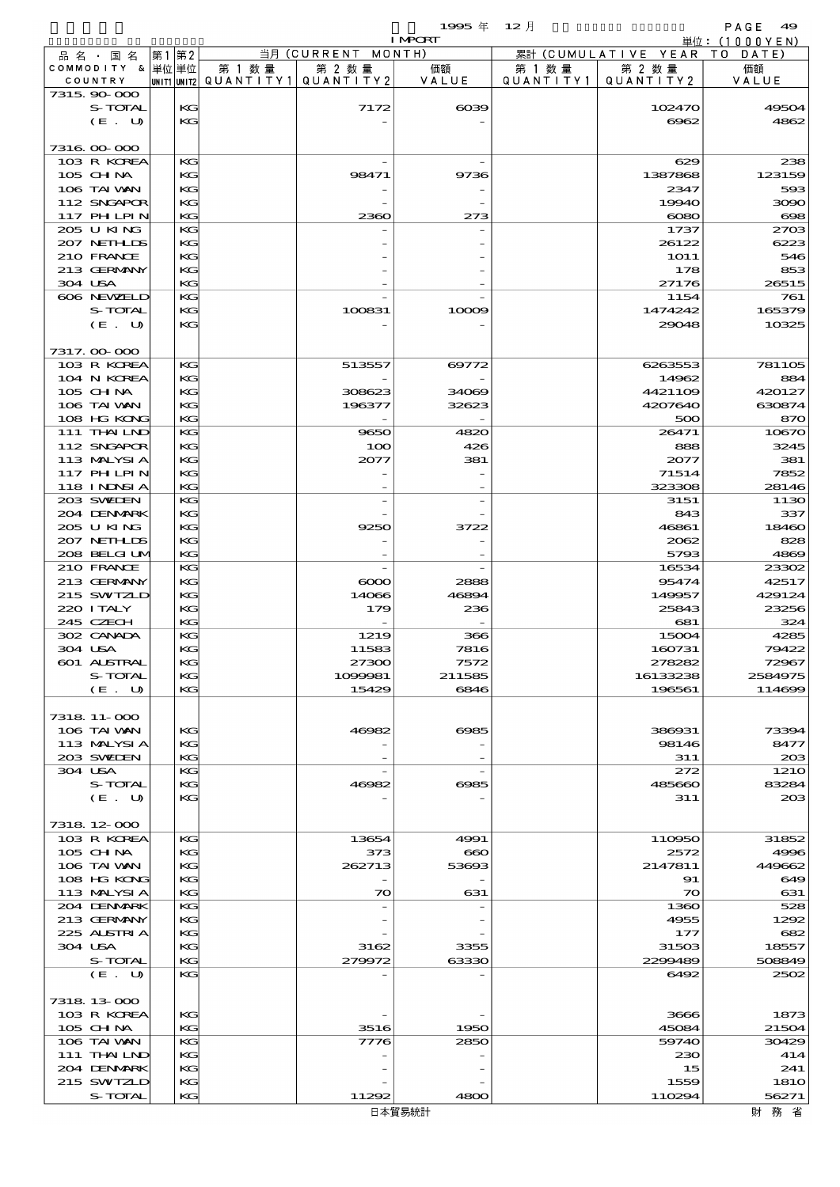1995年 12月 IMPORT

単位：(1000YEN)

| 品名・国名 COMMODITY & COUNTRY | 第1 単位 UNIT1 | 第2 単位 UNIT2 | 当月 (CURRENT MONTH) 第1数量 QUANTITY1 | 第2数量 QUANTITY2 | 価額 VALUE | 累計 (CUMULATIVE YEAR TO DATE) 第1数量 QUANTITY1 | 第2数量 QUANTITY2 | 価額 VALUE |
|---|---|---|---|---|---|---|---|---|
| 7315.90-000 | | | | | | | | |
| S-TOTAL | | KG | | 7172 | 6039 | | 102470 | 49504 |
| (E. U) | | KG | | - | - | | 6962 | 4862 |
| 7316.00-000 | | | | | | | | |
| 103 R KOREA | | KG | | - | - | | 629 | 238 |
| 105 CHINA | | KG | | 98471 | 9736 | | 1387868 | 123159 |
| 106 TAIWAN | | KG | | - | - | | 2347 | 593 |
| 112 SNGAPOR | | KG | | - | - | | 19940 | 3090 |
| 117 PHILPIN | | KG | | 2360 | 273 | | 6080 | 698 |
| 205 U KING | | KG | | - | - | | 1737 | 2703 |
| 207 NETHLDS | | KG | | - | - | | 26122 | 6223 |
| 210 FRANCE | | KG | | - | - | | 1011 | 546 |
| 213 GERMANY | | KG | | - | - | | 178 | 853 |
| 304 USA | | KG | | - | - | | 27176 | 26515 |
| 606 NEWZELD | | KG | | - | - | | 1154 | 761 |
| S-TOTAL | | KG | | 100831 | 10009 | | 1474242 | 165379 |
| (E. U) | | KG | | - | - | | 29048 | 10325 |
| 7317.00-000 | | | | | | | | |
| 103 R KOREA | | KG | | 513557 | 69772 | | 6263553 | 781105 |
| 104 N KOREA | | KG | | - | - | | 14962 | 884 |
| 105 CHINA | | KG | | 308623 | 34069 | | 4421109 | 420127 |
| 106 TAIWAN | | KG | | 196377 | 32623 | | 4207640 | 630874 |
| 108 HG KONG | | KG | | - | - | | 500 | 870 |
| 111 THAILND | | KG | | 9650 | 4820 | | 26471 | 10670 |
| 112 SNGAPOR | | KG | | 100 | 426 | | 888 | 3245 |
| 113 MALYSIA | | KG | | 2077 | 381 | | 2077 | 381 |
| 117 PHILPIN | | KG | | - | - | | 71514 | 7852 |
| 118 INDNSIA | | KG | | - | - | | 323308 | 28146 |
| 203 SWEDEN | | KG | | - | - | | 3151 | 1130 |
| 204 DENMARK | | KG | | - | - | | 843 | 337 |
| 205 U KING | | KG | | 9250 | 3722 | | 46861 | 18460 |
| 207 NETHLDS | | KG | | - | - | | 2062 | 828 |
| 208 BELGIUM | | KG | | - | - | | 5793 | 4869 |
| 210 FRANCE | | KG | | - | - | | 16534 | 23302 |
| 213 GERMANY | | KG | | 6000 | 2888 | | 95474 | 42517 |
| 215 SWITZLD | | KG | | 14066 | 46894 | | 149957 | 429124 |
| 220 ITALY | | KG | | 179 | 236 | | 25843 | 23256 |
| 245 CZECH | | KG | | - | - | | 681 | 324 |
| 302 CANADA | | KG | | 1219 | 366 | | 15004 | 4285 |
| 304 USA | | KG | | 11583 | 7816 | | 160731 | 79422 |
| 601 AUSTRAL | | KG | | 27300 | 7572 | | 278282 | 72967 |
| S-TOTAL | | KG | | 1099981 | 211585 | | 16133238 | 2584975 |
| (E. U) | | KG | | 15429 | 6846 | | 196561 | 114699 |
| 7318.11-000 | | | | | | | | |
| 106 TAIWAN | | KG | | 46982 | 6985 | | 386931 | 73394 |
| 113 MALYSIA | | KG | | - | - | | 98146 | 8477 |
| 203 SWEDEN | | KG | | - | - | | 311 | 203 |
| 304 USA | | KG | | - | - | | 272 | 1210 |
| S-TOTAL | | KG | | 46982 | 6985 | | 485660 | 83284 |
| (E. U) | | KG | | - | - | | 311 | 203 |
| 7318.12-000 | | | | | | | | |
| 103 R KOREA | | KG | | 13654 | 4991 | | 110950 | 31852 |
| 105 CHINA | | KG | | 373 | 660 | | 2572 | 4996 |
| 106 TAIWAN | | KG | | 262713 | 53693 | | 2147811 | 449662 |
| 108 HG KONG | | KG | | - | - | | 91 | 649 |
| 113 MALYSIA | | KG | | 70 | 631 | | 70 | 631 |
| 204 DENMARK | | KG | | - | - | | 1360 | 528 |
| 213 GERMANY | | KG | | - | - | | 4955 | 1292 |
| 225 AUSTRIA | | KG | | - | - | | 177 | 682 |
| 304 USA | | KG | | 3162 | 3355 | | 31503 | 18557 |
| S-TOTAL | | KG | | 279972 | 63330 | | 2299489 | 508849 |
| (E. U) | | KG | | - | - | | 6492 | 2502 |
| 7318.13-000 | | | | | | | | |
| 103 R KOREA | | KG | | - | - | | 3666 | 1873 |
| 105 CHINA | | KG | | 3516 | 1950 | | 45084 | 21504 |
| 106 TAIWAN | | KG | | 7776 | 2850 | | 59740 | 30429 |
| 111 THAILND | | KG | | - | - | | 230 | 414 |
| 204 DENMARK | | KG | | - | - | | 15 | 241 |
| 215 SWITZLD | | KG | | - | - | | 1559 | 1810 |
| S-TOTAL | | KG | | 11292 | 4800 | | 110294 | 56271 |

日本貿易統計　財務省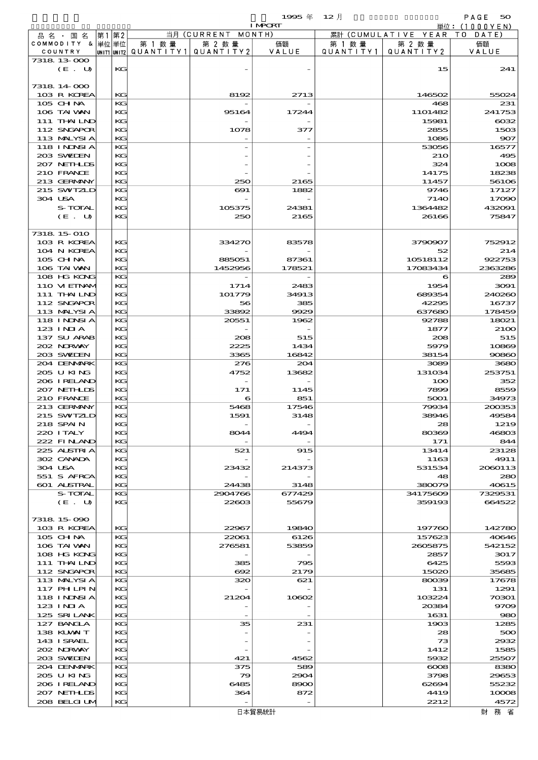| 品名・国名 COMMODITY & COUNTRY | 第1単位 UNIT1 | 第2単位 UNIT2 | 当月 (CURRENT MONTH) 第1数量 QUANTITY1 | 第2数量 QUANTITY2 | 価額 VALUE | 累計 (CUMULATIVE YEAR TO DATE) 第1数量 QUANTITY1 | 第2数量 QUANTITY2 | 価額 VALUE |
|---|---|---|---|---|---|---|---|---|
| 7318.13-000 | | | | | | | | |
| (E. U) | | KG | | - | - | | 15 | 241 |
| 7318.14-000 | | | | | | | | |
| 103 R KOREA | | KG | | 8192 | 2713 | | 146502 | 55024 |
| 105 CHINA | | KG | | - | - | | 468 | 231 |
| 106 TAIWAN | | KG | | 95164 | 17244 | | 1101482 | 241753 |
| 111 THAILND | | KG | | - | - | | 15981 | 6032 |
| 112 SNGAPOR | | KG | | 1078 | 377 | | 2855 | 1503 |
| 113 MALYSIA | | KG | | - | - | | 1086 | 907 |
| 118 INDNSIA | | KG | | - | - | | 53056 | 16577 |
| 203 SWEDEN | | KG | | - | - | | 210 | 495 |
| 207 NETHLDS | | KG | | - | - | | 324 | 1008 |
| 210 FRANCE | | KG | | - | - | | 14175 | 18238 |
| 213 GERMANY | | KG | | 250 | 2165 | | 11457 | 56106 |
| 215 SWITZLD | | KG | | 691 | 1882 | | 9746 | 17127 |
| 304 USA | | KG | | - | - | | 7140 | 17090 |
| S-TOTAL | | KG | | 105375 | 24381 | | 1364482 | 432091 |
| (E. U) | | KG | | 250 | 2165 | | 26166 | 75847 |
| 7318.15-010 | | | | | | | | |
| 103 R KOREA | | KG | | 334270 | 83578 | | 3790907 | 752912 |
| 104 N KOREA | | KG | | - | - | | 52 | 214 |
| 105 CHINA | | KG | | 885051 | 87361 | | 10518112 | 922753 |
| 106 TAIWAN | | KG | | 1452956 | 178521 | | 17083434 | 2363286 |
| 108 HG KONG | | KG | | - | - | | 6 | 289 |
| 110 VIETNAM | | KG | | 1714 | 2483 | | 1954 | 3091 |
| 111 THAILND | | KG | | 101779 | 34913 | | 689354 | 240260 |
| 112 SNGAPOR | | KG | | 56 | 385 | | 42295 | 16737 |
| 113 MALYSIA | | KG | | 33892 | 9929 | | 637680 | 178459 |
| 118 INDNSIA | | KG | | 20551 | 1962 | | 92788 | 18021 |
| 123 INDIA | | KG | | - | - | | 1877 | 2100 |
| 137 SU ARAB | | KG | | 208 | 515 | | 208 | 515 |
| 202 NORWAY | | KG | | 2225 | 1434 | | 5979 | 10869 |
| 203 SWEDEN | | KG | | 3365 | 16842 | | 38154 | 90860 |
| 204 DENMARK | | KG | | 276 | 204 | | 3089 | 3680 |
| 205 U KING | | KG | | 4752 | 13682 | | 131034 | 253751 |
| 206 IRELAND | | KG | | - | - | | 100 | 352 |
| 207 NETHLDS | | KG | | 171 | 1145 | | 7899 | 8559 |
| 210 FRANCE | | KG | | 6 | 851 | | 5001 | 34973 |
| 213 GERMANY | | KG | | 5468 | 17546 | | 79934 | 200353 |
| 215 SWITZLD | | KG | | 1591 | 3148 | | 38946 | 49584 |
| 218 SPAIN | | KG | | - | - | | 28 | 1219 |
| 220 ITALY | | KG | | 8044 | 4494 | | 80369 | 46803 |
| 222 FINLAND | | KG | | - | - | | 171 | 844 |
| 225 AUSTRIA | | KG | | 521 | 915 | | 13414 | 23128 |
| 302 CANADA | | KG | | - | - | | 1163 | 4911 |
| 304 USA | | KG | | 23432 | 214373 | | 531534 | 2060113 |
| 551 S AFRCA | | KG | | - | - | | 48 | 280 |
| 601 AUSTRAL | | KG | | 24438 | 3148 | | 380079 | 40615 |
| S-TOTAL | | KG | | 2904766 | 677429 | | 34175609 | 7329531 |
| (E. U) | | KG | | 22603 | 55679 | | 359193 | 664522 |
| 7318.15-090 | | | | | | | | |
| 103 R KOREA | | KG | | 22967 | 19840 | | 197760 | 142780 |
| 105 CHINA | | KG | | 22061 | 6126 | | 157623 | 40646 |
| 106 TAIWAN | | KG | | 276581 | 53859 | | 2605875 | 542152 |
| 108 HG KONG | | KG | | - | - | | 2857 | 3017 |
| 111 THAILND | | KG | | 385 | 795 | | 6425 | 5593 |
| 112 SNGAPOR | | KG | | 692 | 2179 | | 15020 | 35685 |
| 113 MALYSIA | | KG | | 320 | 621 | | 80039 | 17678 |
| 117 PHILPIN | | KG | | - | - | | 131 | 1291 |
| 118 INDNSIA | | KG | | 21204 | 10602 | | 103224 | 70301 |
| 123 INDIA | | KG | | - | - | | 20384 | 9709 |
| 125 SRI LANK | | KG | | - | - | | 1631 | 980 |
| 127 BANGLA | | KG | | 35 | 231 | | 1903 | 1285 |
| 138 KUWAIT | | KG | | - | - | | 28 | 500 |
| 143 ISRAEL | | KG | | - | - | | 73 | 2932 |
| 202 NORWAY | | KG | | - | - | | 1412 | 1585 |
| 203 SWEDEN | | KG | | 421 | 4562 | | 5932 | 25507 |
| 204 DENMARK | | KG | | 375 | 589 | | 6008 | 8380 |
| 205 U KING | | KG | | 79 | 2904 | | 3798 | 29653 |
| 206 IRELAND | | KG | | 6485 | 8900 | | 62694 | 55232 |
| 207 NETHLDS | | KG | | 364 | 872 | | 4419 | 10008 |
| 208 BELGIUM | | KG | | - | - | | 2212 | 4572 |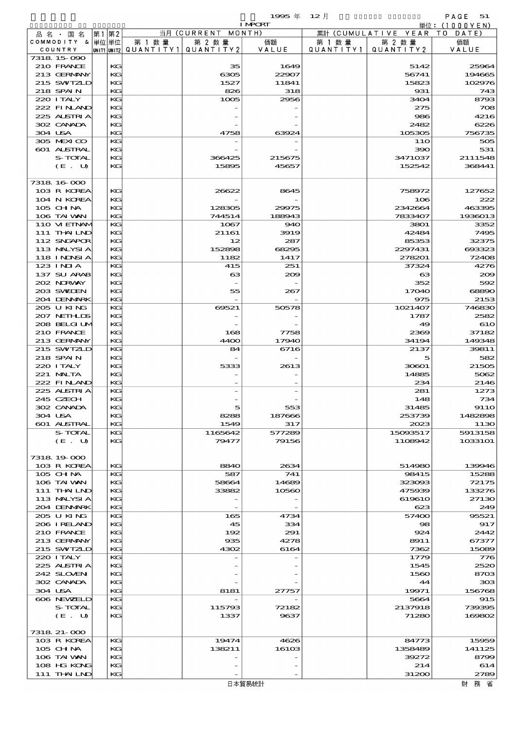| 品名・国名 COMMODITY & COUNTRY | 第1単位 UNIT1 | 第2単位 UNIT2 | 当月 (CURRENT MONTH) 第1数量 QUANTITY1 | 第2数量 QUANTITY2 | 価額 VALUE | 累計 (CUMULATIVE YEAR TO DATE) 第1数量 QUANTITY1 | 第2数量 QUANTITY2 | 価額 VALUE |
|---|---|---|---|---|---|---|---|---|
| 7318.15-090 | | | | | | | | |
| 210 FRANCE | | KG | | 35 | 1649 | | 5142 | 25964 |
| 213 GERMANY | | KG | | 6305 | 22907 | | 56741 | 194665 |
| 215 SWTZLD | | KG | | 1527 | 11841 | | 15823 | 102976 |
| 218 SPAIN | | KG | | 826 | 318 | | 931 | 743 |
| 220 ITALY | | KG | | 1005 | 2956 | | 3404 | 8793 |
| 222 FINLAND | | KG | | - | - | | 275 | 708 |
| 225 AUSTRIA | | KG | | - | - | | 986 | 4216 |
| 302 CANADA | | KG | | - | - | | 2482 | 6226 |
| 304 USA | | KG | | 4758 | 63924 | | 105305 | 756735 |
| 305 MEXICO | | KG | | - | - | | 110 | 505 |
| 601 AUSTRAL | | KG | | - | - | | 390 | 531 |
| S-TOTAL | | KG | | 366425 | 215675 | | 3471037 | 2111548 |
| (E. U) | | KG | | 15895 | 45657 | | 152542 | 368441 |
| 7318.16-000 | | | | | | | | |
| 103 R KOREA | | KG | | 26622 | 8645 | | 758972 | 127652 |
| 104 N KOREA | | KG | | - | - | | 106 | 222 |
| 105 CHINA | | KG | | 128305 | 29975 | | 2342664 | 463395 |
| 106 TAIWAN | | KG | | 744514 | 188943 | | 7833407 | 1936013 |
| 110 VIETNAM | | KG | | 1067 | 940 | | 3801 | 3352 |
| 111 THAILND | | KG | | 21161 | 3919 | | 42484 | 7495 |
| 112 SNGAPOR | | KG | | 12 | 287 | | 85353 | 32375 |
| 113 MALYSIA | | KG | | 152898 | 68295 | | 2297431 | 693323 |
| 118 INDNSIA | | KG | | 1182 | 1417 | | 278201 | 72408 |
| 123 INDIA | | KG | | 415 | 251 | | 37324 | 4276 |
| 137 SU ARAB | | KG | | 63 | 209 | | 63 | 209 |
| 202 NORWAY | | KG | | - | - | | 352 | 592 |
| 203 SWEDEN | | KG | | 55 | 267 | | 17040 | 68890 |
| 204 DENMARK | | KG | | - | - | | 975 | 2153 |
| 205 U KING | | KG | | 69521 | 50578 | | 1021407 | 746830 |
| 207 NETHLDS | | KG | | - | - | | 1787 | 2582 |
| 208 BELGIUM | | KG | | - | - | | 49 | 610 |
| 210 FRANCE | | KG | | 168 | 7758 | | 2369 | 37182 |
| 213 GERMANY | | KG | | 4400 | 17940 | | 34194 | 149348 |
| 215 SWTZLD | | KG | | 84 | 6716 | | 2137 | 39811 |
| 218 SPAIN | | KG | | - | - | | 5 | 582 |
| 220 ITALY | | KG | | 5333 | 2613 | | 30601 | 21505 |
| 221 MALTA | | KG | | - | - | | 14885 | 5062 |
| 222 FINLAND | | KG | | - | - | | 234 | 2146 |
| 225 AUSTRIA | | KG | | - | - | | 281 | 1273 |
| 245 CZECH | | KG | | - | - | | 148 | 734 |
| 302 CANADA | | KG | | 5 | 553 | | 31485 | 9110 |
| 304 USA | | KG | | 8288 | 187666 | | 253739 | 1482898 |
| 601 AUSTRAL | | KG | | 1549 | 317 | | 2023 | 1130 |
| S-TOTAL | | KG | | 1165642 | 577289 | | 15093517 | 5913158 |
| (E. U) | | KG | | 79477 | 79156 | | 1108942 | 1033101 |
| 7318.19-000 | | | | | | | | |
| 103 R KOREA | | KG | | 8840 | 2634 | | 514980 | 139946 |
| 105 CHINA | | KG | | 587 | 741 | | 98415 | 15288 |
| 106 TAIWAN | | KG | | 58664 | 14689 | | 323093 | 72175 |
| 111 THAILND | | KG | | 33882 | 10560 | | 475939 | 133276 |
| 113 MALYSIA | | KG | | - | - | | 619610 | 27130 |
| 204 DENMARK | | KG | | - | - | | 623 | 249 |
| 205 U KING | | KG | | 165 | 4734 | | 57400 | 95521 |
| 206 IRELAND | | KG | | 45 | 334 | | 98 | 917 |
| 210 FRANCE | | KG | | 192 | 291 | | 924 | 2442 |
| 213 GERMANY | | KG | | 935 | 4278 | | 8911 | 67377 |
| 215 SWTZLD | | KG | | 4302 | 6164 | | 7362 | 15089 |
| 220 ITALY | | KG | | - | - | | 1779 | 776 |
| 225 AUSTRIA | | KG | | - | - | | 1545 | 2520 |
| 242 SLOVEN | | KG | | - | - | | 1560 | 8703 |
| 302 CANADA | | KG | | - | - | | 44 | 303 |
| 304 USA | | KG | | 8181 | 27757 | | 19971 | 156768 |
| 606 NEWZELD | | KG | | - | - | | 5664 | 915 |
| S-TOTAL | | KG | | 115793 | 72182 | | 2137918 | 739395 |
| (E. U) | | KG | | 1337 | 9637 | | 71280 | 169802 |
| 7318.21-000 | | | | | | | | |
| 103 R KOREA | | KG | | 19474 | 4626 | | 84773 | 15959 |
| 105 CHINA | | KG | | 138211 | 16103 | | 1358489 | 141125 |
| 106 TAIWAN | | KG | | - | - | | 39272 | 8799 |
| 108 HG KONG | | KG | | - | - | | 214 | 614 |
| 111 THAILND | | KG | | - | - | | 31200 | 2789 |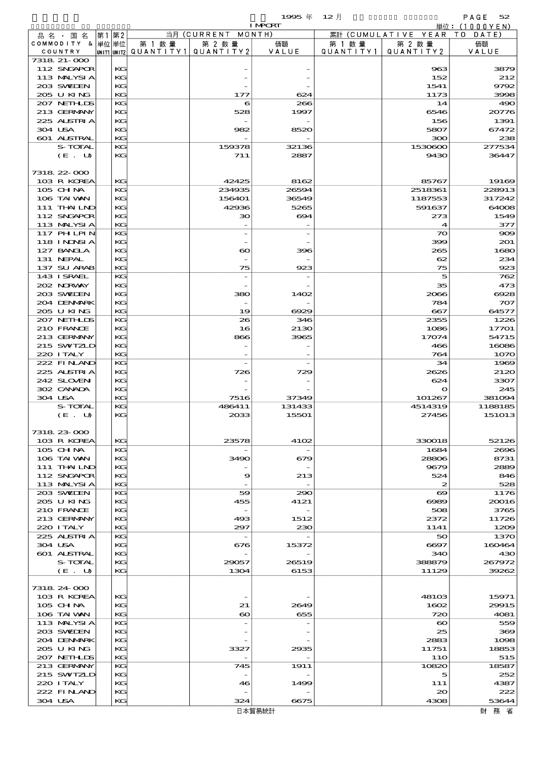1995 年 12 月 IMPORT

単位：(1000YEN)

| 品名・国名 COMMODITY & COUNTRY | 第1 単位 UNIT1 | 第2 単位 UNIT2 | 当月 (CURRENT MONTH) 第1数量 QUANTITY1 | 第2数量 QUANTITY2 | 価額 VALUE | 累計 (CUMULATIVE YEAR TO DATE) 第1数量 QUANTITY1 | 第2数量 QUANTITY2 | 価額 VALUE |
|---|---|---|---|---|---|---|---|---|
| 7318.21-000 | | | | | | | | |
| 112 SNGAPOR | | KG | | - | - | | 963 | 3879 |
| 113 MALYSIA | | KG | | - | - | | 152 | 212 |
| 203 SWEDEN | | KG | | - | - | | 1541 | 9792 |
| 205 U KING | | KG | | 177 | 624 | | 1173 | 3998 |
| 207 NETHLDS | | KG | | 6 | 266 | | 14 | 490 |
| 213 GERMANY | | KG | | 528 | 1997 | | 6546 | 20776 |
| 225 AUSTRIA | | KG | | - | - | | 156 | 1391 |
| 304 USA | | KG | | 982 | 8520 | | 5807 | 67472 |
| 601 AUSTRAL | | KG | | - | - | | 300 | 238 |
| S-TOTAL | | KG | | 159378 | 32136 | | 1530600 | 277534 |
| (E. U) | | KG | | 711 | 2887 | | 9430 | 36447 |
| 7318.22-000 | | | | | | | | |
| 103 R KOREA | | KG | | 42425 | 8162 | | 85767 | 19169 |
| 105 CHINA | | KG | | 234935 | 26594 | | 2518361 | 228913 |
| 106 TAIWAN | | KG | | 156401 | 36549 | | 1187553 | 317242 |
| 111 THAILND | | KG | | 42936 | 5265 | | 591637 | 64008 |
| 112 SNGAPOR | | KG | | 30 | 694 | | 273 | 1549 |
| 113 MALYSIA | | KG | | - | - | | 4 | 377 |
| 117 PHILPIN | | KG | | - | - | | 70 | 909 |
| 118 INDNSIA | | KG | | - | - | | 399 | 201 |
| 127 BANGLA | | KG | | 60 | 396 | | 265 | 1680 |
| 131 NEPAL | | KG | | - | - | | 62 | 234 |
| 137 SU ARAB | | KG | | 75 | 923 | | 75 | 923 |
| 143 ISRAEL | | KG | | - | - | | 5 | 762 |
| 202 NORWAY | | KG | | - | - | | 35 | 473 |
| 203 SWEDEN | | KG | | 380 | 1402 | | 2066 | 6928 |
| 204 DENMARK | | KG | | - | - | | 784 | 707 |
| 205 U KING | | KG | | 19 | 6929 | | 667 | 64577 |
| 207 NETHLDS | | KG | | 26 | 346 | | 2355 | 1226 |
| 210 FRANCE | | KG | | 16 | 2130 | | 1086 | 17701 |
| 213 GERMANY | | KG | | 866 | 3965 | | 17074 | 54715 |
| 215 SWITZLD | | KG | | - | - | | 466 | 16086 |
| 220 ITALY | | KG | | - | - | | 764 | 1070 |
| 222 FINLAND | | KG | | - | - | | 34 | 1969 |
| 225 AUSTRIA | | KG | | 726 | 729 | | 2626 | 2120 |
| 242 SLOVENI | | KG | | - | - | | 624 | 3307 |
| 302 CANADA | | KG | | - | - | | 0 | 245 |
| 304 USA | | KG | | 7516 | 37349 | | 101267 | 381094 |
| S-TOTAL | | KG | | 486411 | 131433 | | 4514319 | 1188185 |
| (E. U) | | KG | | 2033 | 15501 | | 27456 | 151013 |
| 7318.23-000 | | | | | | | | |
| 103 R KOREA | | KG | | 23578 | 4102 | | 330018 | 52126 |
| 105 CHINA | | KG | | - | - | | 1684 | 2696 |
| 106 TAIWAN | | KG | | 3490 | 679 | | 28806 | 8731 |
| 111 THAILND | | KG | | - | - | | 9679 | 2889 |
| 112 SNGAPOR | | KG | | 9 | 213 | | 524 | 846 |
| 113 MALYSIA | | KG | | - | - | | 2 | 528 |
| 203 SWEDEN | | KG | | 59 | 290 | | 69 | 1176 |
| 205 U KING | | KG | | 455 | 4121 | | 6989 | 20016 |
| 210 FRANCE | | KG | | - | - | | 508 | 3765 |
| 213 GERMANY | | KG | | 493 | 1512 | | 2372 | 11726 |
| 220 ITALY | | KG | | 297 | 230 | | 1141 | 1209 |
| 225 AUSTRIA | | KG | | - | - | | 50 | 1370 |
| 304 USA | | KG | | 676 | 15372 | | 6697 | 160464 |
| 601 AUSTRAL | | KG | | - | - | | 340 | 430 |
| S-TOTAL | | KG | | 29057 | 26519 | | 388879 | 267972 |
| (E. U) | | KG | | 1304 | 6153 | | 11129 | 39262 |
| 7318.24-000 | | | | | | | | |
| 103 R KOREA | | KG | | - | - | | 48103 | 15971 |
| 105 CHINA | | KG | | 21 | 2649 | | 1602 | 29915 |
| 106 TAIWAN | | KG | | 60 | 655 | | 720 | 4081 |
| 113 MALYSIA | | KG | | - | - | | 60 | 559 |
| 203 SWEDEN | | KG | | - | - | | 25 | 369 |
| 204 DENMARK | | KG | | - | - | | 2883 | 1098 |
| 205 U KING | | KG | | 3327 | 2935 | | 11751 | 18853 |
| 207 NETHLDS | | KG | | - | - | | 110 | 515 |
| 213 GERMANY | | KG | | 745 | 1911 | | 10820 | 18587 |
| 215 SWITZLD | | KG | | - | - | | 5 | 252 |
| 220 ITALY | | KG | | 46 | 1499 | | 111 | 4387 |
| 222 FINLAND | | KG | | - | - | | 20 | 222 |
| 304 USA | | KG | | 324 | 6675 | | 4308 | 53644 |

日本貿易統計　財務省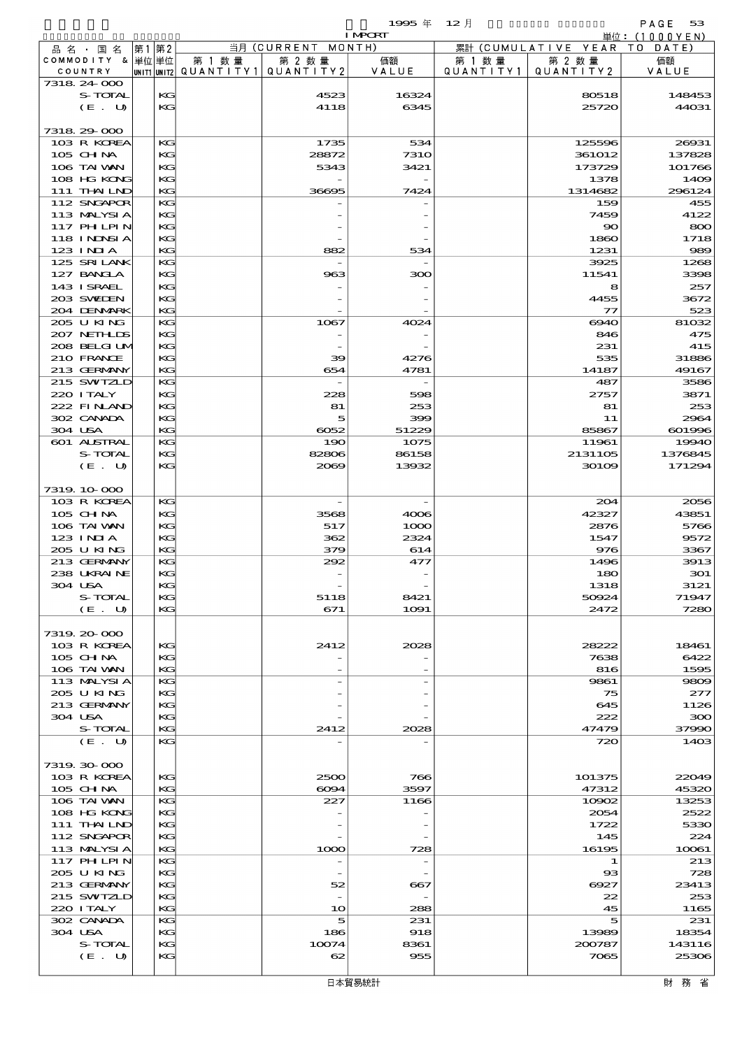| 品名・国名 COMMODITY & COUNTRY | 第1 単位 UNIT1 | 第2 単位 UNIT2 | 当月 (CURRENT MONTH) 第1数量 QUANTITY1 | 第2数量 QUANTITY2 | 価額 VALUE | 累計 (CUMULATIVE YEAR TO DATE) 第1数量 QUANTITY1 | 第2数量 QUANTITY2 | 価額 VALUE |
|---|---|---|---|---|---|---|---|---|
| 7318.24-000 | | | | | | | | |
| S-TOTAL | | KG | | 4523 | 16324 | | 80518 | 148453 |
| (E. U) | | KG | | 4118 | 6345 | | 25720 | 44031 |
| 7318.29-000 | | | | | | | | |
| 103 R KOREA | | KG | | 1735 | 534 | | 125596 | 26931 |
| 105 CHINA | | KG | | 28872 | 7310 | | 361012 | 137828 |
| 106 TAIWAN | | KG | | 5343 | 3421 | | 173729 | 101766 |
| 108 HG KONG | | KG | | - | - | | 1378 | 1409 |
| 111 THAILND | | KG | | 36695 | 7424 | | 1314682 | 296124 |
| 112 SNGAPOR | | KG | | - | - | | 159 | 455 |
| 113 MALYSIA | | KG | | - | - | | 7459 | 4122 |
| 117 PHLPIN | | KG | | - | - | | 90 | 800 |
| 118 INDNSIA | | KG | | - | - | | 1860 | 1718 |
| 123 INDIA | | KG | | 882 | 534 | | 1231 | 989 |
| 125 SRILANK | | KG | | - | - | | 3925 | 1268 |
| 127 BANGLA | | KG | | 963 | 300 | | 11541 | 3398 |
| 143 ISRAEL | | KG | | - | - | | 8 | 257 |
| 203 SWEDEN | | KG | | - | - | | 4455 | 3672 |
| 204 DENMARK | | KG | | - | - | | 77 | 523 |
| 205 U KING | | KG | | 1067 | 4024 | | 6940 | 81032 |
| 207 NETHLDS | | KG | | - | - | | 846 | 475 |
| 208 BELGIUM | | KG | | - | - | | 231 | 415 |
| 210 FRANCE | | KG | | 39 | 4276 | | 535 | 31886 |
| 213 GERMANY | | KG | | 654 | 4781 | | 14187 | 49167 |
| 215 SWITZLD | | KG | | - | - | | 487 | 3586 |
| 220 ITALY | | KG | | 228 | 598 | | 2757 | 3871 |
| 222 FINLAND | | KG | | 81 | 253 | | 81 | 253 |
| 302 CANADA | | KG | | 5 | 399 | | 11 | 2964 |
| 304 USA | | KG | | 6052 | 51229 | | 85867 | 601996 |
| 601 AUSTRAL | | KG | | 190 | 1075 | | 11961 | 19940 |
| S-TOTAL | | KG | | 82806 | 86158 | | 2131105 | 1376845 |
| (E. U) | | KG | | 2069 | 13932 | | 30109 | 171294 |
| 7319.10-000 | | | | | | | | |
| 103 R KOREA | | KG | | - | - | | 204 | 2056 |
| 105 CHINA | | KG | | 3568 | 4006 | | 42327 | 43851 |
| 106 TAIWAN | | KG | | 517 | 1000 | | 2876 | 5766 |
| 123 INDIA | | KG | | 362 | 2324 | | 1547 | 9572 |
| 205 U KING | | KG | | 379 | 614 | | 976 | 3367 |
| 213 GERMANY | | KG | | 292 | 477 | | 1496 | 3913 |
| 238 UKRAINE | | KG | | - | - | | 180 | 301 |
| 304 USA | | KG | | - | - | | 1318 | 3121 |
| S-TOTAL | | KG | | 5118 | 8421 | | 50924 | 71947 |
| (E. U) | | KG | | 671 | 1091 | | 2472 | 7280 |
| 7319.20-000 | | | | | | | | |
| 103 R KOREA | | KG | | 2412 | 2028 | | 28222 | 18461 |
| 105 CHINA | | KG | | - | - | | 7638 | 6422 |
| 106 TAIWAN | | KG | | - | - | | 816 | 1595 |
| 113 MALYSIA | | KG | | - | - | | 9861 | 9809 |
| 205 U KING | | KG | | - | - | | 75 | 277 |
| 213 GERMANY | | KG | | - | - | | 645 | 1126 |
| 304 USA | | KG | | - | - | | 222 | 300 |
| S-TOTAL | | KG | | 2412 | 2028 | | 47479 | 37990 |
| (E. U) | | KG | | - | - | | 720 | 1403 |
| 7319.30-000 | | | | | | | | |
| 103 R KOREA | | KG | | 2500 | 766 | | 101375 | 22049 |
| 105 CHINA | | KG | | 6094 | 3597 | | 47312 | 45320 |
| 106 TAIWAN | | KG | | 227 | 1166 | | 10902 | 13253 |
| 108 HG KONG | | KG | | - | - | | 2054 | 2522 |
| 111 THAILND | | KG | | - | - | | 1722 | 5330 |
| 112 SNGAPOR | | KG | | - | - | | 145 | 224 |
| 113 MALYSIA | | KG | | 1000 | 728 | | 16195 | 10061 |
| 117 PHLPIN | | KG | | - | - | | 1 | 213 |
| 205 U KING | | KG | | - | - | | 93 | 728 |
| 213 GERMANY | | KG | | 52 | 667 | | 6927 | 23413 |
| 215 SWITZLD | | KG | | - | - | | 22 | 253 |
| 220 ITALY | | KG | | 10 | 288 | | 45 | 1165 |
| 302 CANADA | | KG | | 5 | 231 | | 5 | 231 |
| 304 USA | | KG | | 186 | 918 | | 13989 | 18354 |
| S-TOTAL | | KG | | 10074 | 8361 | | 200787 | 143116 |
| (E. U) | | KG | | 62 | 955 | | 7065 | 25306 |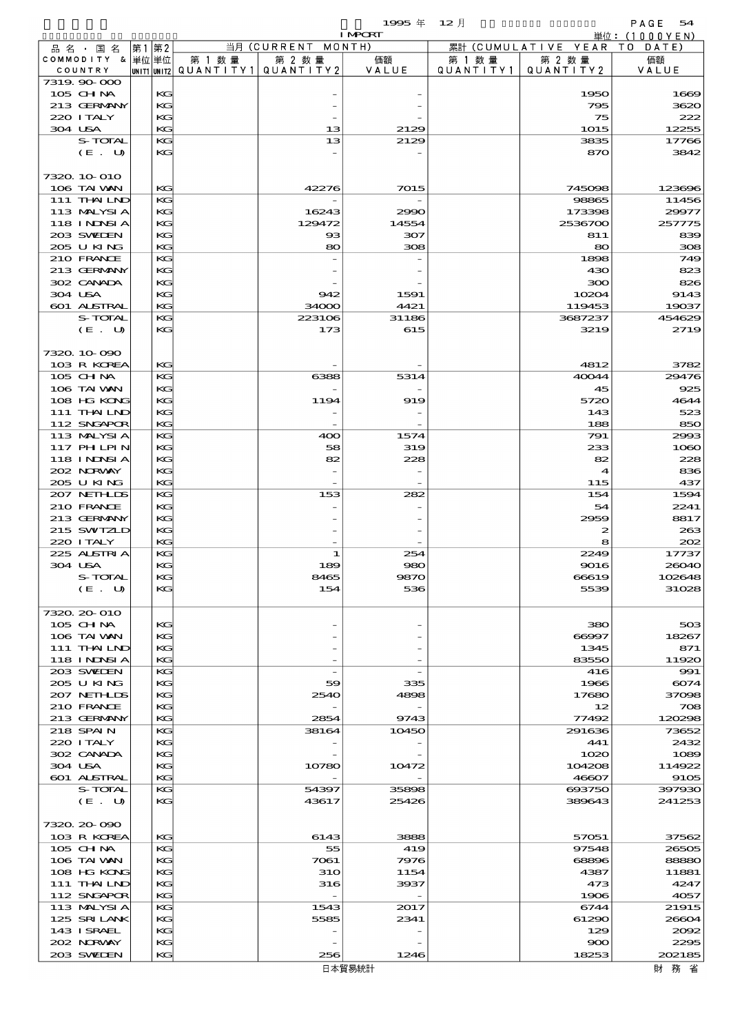| 品名・国名 COMMODITY & COUNTRY | 第1単位 UNIT1 | 第2単位 UNIT2 | 当月 (CURRENT MONTH) 第1数量 QUANTITY1 | 第2数量 QUANTITY2 | 価額 VALUE | 累計 (CUMULATIVE YEAR TO DATE) 第1数量 QUANTITY1 | 第2数量 QUANTITY2 | 価額 VALUE |
|---|---|---|---|---|---|---|---|---|
| 7319.90-000 | | | | | | | | |
| 105 CHINA | | KG | | - | - | | 1950 | 1669 |
| 213 GERMANY | | KG | | - | - | | 795 | 3620 |
| 220 ITALY | | KG | | - | - | | 75 | 222 |
| 304 USA | | KG | | 13 | 2129 | | 1015 | 12255 |
| S-TOTAL | | KG | | 13 | 2129 | | 3835 | 17766 |
| (E. U) | | KG | | - | - | | 870 | 3842 |
| 7320.10-010 | | | | | | | | |
| 106 TAIWAN | | KG | | 42276 | 7015 | | 745098 | 123696 |
| 111 THAILND | | KG | | - | - | | 98865 | 11456 |
| 113 MALYSIA | | KG | | 16243 | 2990 | | 173398 | 29977 |
| 118 INDNSIA | | KG | | 129472 | 14554 | | 2536700 | 257775 |
| 203 SWEDEN | | KG | | 93 | 307 | | 811 | 839 |
| 205 U KING | | KG | | 80 | 308 | | 80 | 308 |
| 210 FRANCE | | KG | | - | - | | 1898 | 749 |
| 213 GERMANY | | KG | | - | - | | 430 | 823 |
| 302 CANADA | | KG | | - | - | | 300 | 826 |
| 304 USA | | KG | | 942 | 1591 | | 10204 | 9143 |
| 601 AUSTRAL | | KG | | 34000 | 4421 | | 119453 | 19037 |
| S-TOTAL | | KG | | 223106 | 31186 | | 3687237 | 454629 |
| (E. U) | | KG | | 173 | 615 | | 3219 | 2719 |
| 7320.10-090 | | | | | | | | |
| 103 R KOREA | | KG | | - | - | | 4812 | 3782 |
| 105 CHINA | | KG | | 6388 | 5314 | | 40044 | 29476 |
| 106 TAIWAN | | KG | | - | - | | 45 | 925 |
| 108 HG KONG | | KG | | 1194 | 919 | | 5720 | 4644 |
| 111 THAILND | | KG | | - | - | | 143 | 523 |
| 112 SNGAPOR | | KG | | - | - | | 188 | 850 |
| 113 MALYSIA | | KG | | 400 | 1574 | | 791 | 2993 |
| 117 PHILPIN | | KG | | 58 | 319 | | 233 | 1060 |
| 118 INDNSIA | | KG | | 82 | 228 | | 82 | 228 |
| 202 NORWAY | | KG | | - | - | | 4 | 836 |
| 205 U KING | | KG | | - | - | | 115 | 437 |
| 207 NETHLDS | | KG | | 153 | 282 | | 154 | 1594 |
| 210 FRANCE | | KG | | - | - | | 54 | 2241 |
| 213 GERMANY | | KG | | - | - | | 2959 | 8817 |
| 215 SWITZLD | | KG | | - | - | | 2 | 263 |
| 220 ITALY | | KG | | - | - | | 8 | 202 |
| 225 AUSTRIA | | KG | | 1 | 254 | | 2249 | 17737 |
| 304 USA | | KG | | 189 | 980 | | 9016 | 26040 |
| S-TOTAL | | KG | | 8465 | 9870 | | 66619 | 102648 |
| (E. U) | | KG | | 154 | 536 | | 5539 | 31028 |
| 7320.20-010 | | | | | | | | |
| 105 CHINA | | KG | | - | - | | 380 | 503 |
| 106 TAIWAN | | KG | | - | - | | 66997 | 18267 |
| 111 THAILND | | KG | | - | - | | 1345 | 871 |
| 118 INDNSIA | | KG | | - | - | | 83550 | 11920 |
| 203 SWEDEN | | KG | | - | - | | 416 | 991 |
| 205 U KING | | KG | | 59 | 335 | | 1966 | 6074 |
| 207 NETHLDS | | KG | | 2540 | 4898 | | 17680 | 37098 |
| 210 FRANCE | | KG | | - | - | | 12 | 708 |
| 213 GERMANY | | KG | | 2854 | 9743 | | 77492 | 120298 |
| 218 SPAIN | | KG | | 38164 | 10450 | | 291636 | 73652 |
| 220 ITALY | | KG | | - | - | | 441 | 2432 |
| 302 CANADA | | KG | | - | - | | 1020 | 1089 |
| 304 USA | | KG | | 10780 | 10472 | | 104208 | 114922 |
| 601 AUSTRAL | | KG | | - | - | | 46607 | 9105 |
| S-TOTAL | | KG | | 54397 | 35898 | | 693750 | 397930 |
| (E. U) | | KG | | 43617 | 25426 | | 389643 | 241253 |
| 7320.20-090 | | | | | | | | |
| 103 R KOREA | | KG | | 6143 | 3888 | | 57051 | 37562 |
| 105 CHINA | | KG | | 55 | 419 | | 97548 | 26505 |
| 106 TAIWAN | | KG | | 7061 | 7976 | | 68896 | 88880 |
| 108 HG KONG | | KG | | 310 | 1154 | | 4387 | 11881 |
| 111 THAILND | | KG | | 316 | 3937 | | 473 | 4247 |
| 112 SNGAPOR | | KG | | - | - | | 1906 | 4057 |
| 113 MALYSIA | | KG | | 1543 | 2017 | | 6744 | 21915 |
| 125 SRI LANK | | KG | | 5585 | 2341 | | 61290 | 26604 |
| 143 ISRAEL | | KG | | - | - | | 129 | 2092 |
| 202 NORWAY | | KG | | - | - | | 900 | 2295 |
| 203 SWEDEN | | KG | | 256 | 1246 | | 18253 | 202185 |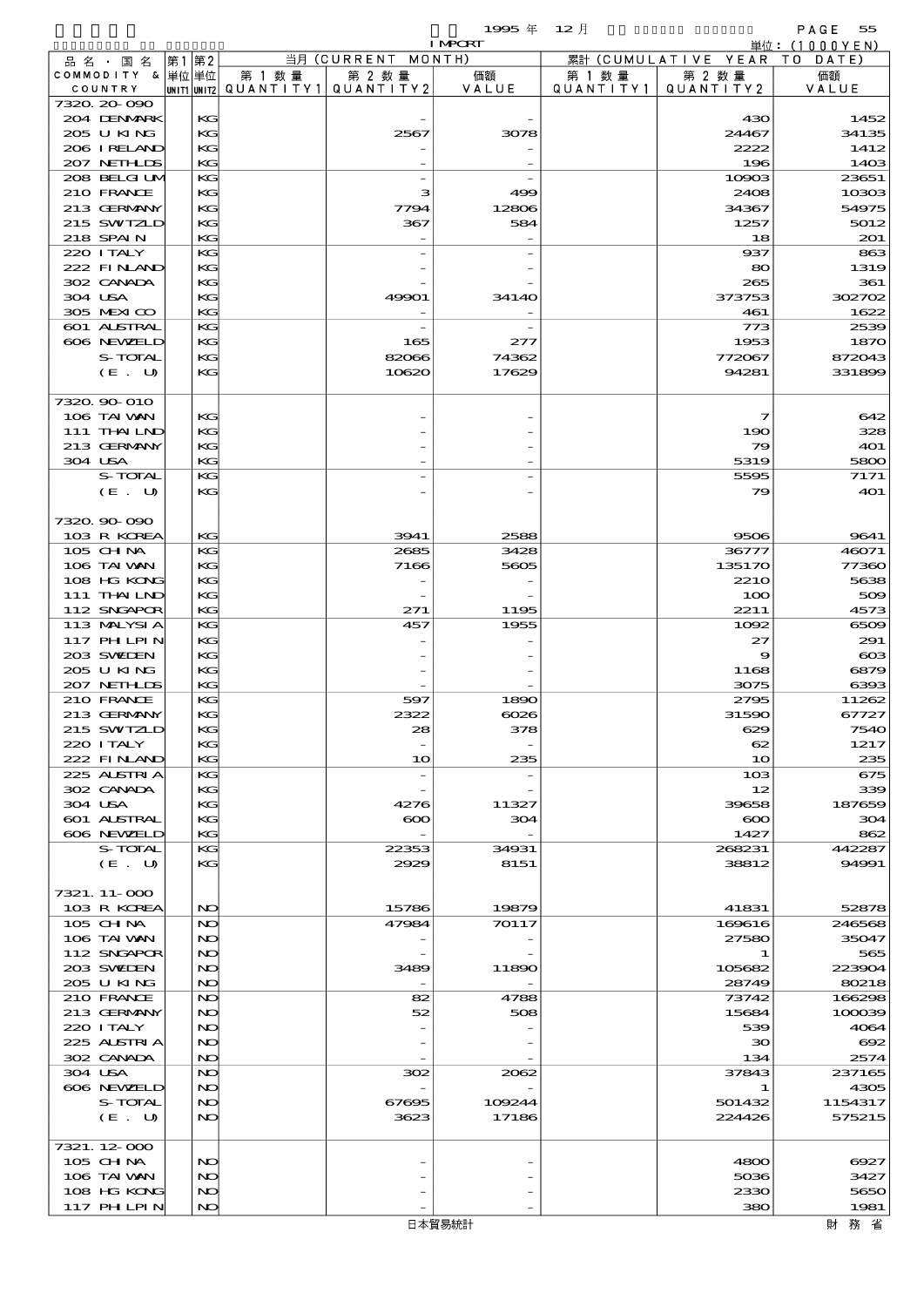| 品名・国名 COMMODITY & COUNTRY | 第1 単位 UNIT1 | 第2 単位 UNIT2 | 当月 (CURRENT MONTH) 第1数量 QUANTITY1 | 第2数量 QUANTITY2 | 価額 VALUE | 累計 (CUMULATIVE YEAR TO DATE) 第1数量 QUANTITY1 | 第2数量 QUANTITY2 | 価額 VALUE |
|---|---|---|---|---|---|---|---|---|
| 7320.20-090 | | | | | | | | |
| 204 DENMARK | | KG | | - | - | | 430 | 1452 |
| 205 U KING | | KG | | 2567 | 3078 | | 24467 | 34135 |
| 206 IRELAND | | KG | | - | - | | 2222 | 1412 |
| 207 NETHLDS | | KG | | - | - | | 196 | 1403 |
| 208 BELGIUM | | KG | | - | - | | 10903 | 23651 |
| 210 FRANCE | | KG | | 3 | 499 | | 2408 | 10303 |
| 213 GERMANY | | KG | | 7794 | 12806 | | 34367 | 54975 |
| 215 SWTZLD | | KG | | 367 | 584 | | 1257 | 5012 |
| 218 SPAIN | | KG | | - | - | | 18 | 201 |
| 220 ITALY | | KG | | - | - | | 937 | 863 |
| 222 FINLAND | | KG | | - | - | | 80 | 1319 |
| 302 CANADA | | KG | | - | - | | 265 | 361 |
| 304 USA | | KG | | 49901 | 34140 | | 373753 | 302702 |
| 305 MEXICO | | KG | | - | - | | 461 | 1622 |
| 601 AUSTRAL | | KG | | - | - | | 773 | 2539 |
| 606 NEWZELD | | KG | | 165 | 277 | | 1953 | 1870 |
| S-TOTAL | | KG | | 82066 | 74362 | | 772067 | 872043 |
| (E. U) | | KG | | 10620 | 17629 | | 94281 | 331899 |
| 7320.90-010 | | | | | | | | |
| 106 TAIWAN | | KG | | - | - | | 7 | 642 |
| 111 THAILND | | KG | | - | - | | 190 | 328 |
| 213 GERMANY | | KG | | - | - | | 79 | 401 |
| 304 USA | | KG | | - | - | | 5319 | 5800 |
| S-TOTAL | | KG | | - | - | | 5595 | 7171 |
| (E. U) | | KG | | - | - | | 79 | 401 |
| 7320.90-090 | | | | | | | | |
| 103 R KOREA | | KG | | 3941 | 2588 | | 9506 | 9641 |
| 105 CHINA | | KG | | 2685 | 3428 | | 36777 | 46071 |
| 106 TAIWAN | | KG | | 7166 | 5605 | | 135170 | 77360 |
| 108 HG KONG | | KG | | - | - | | 2210 | 5638 |
| 111 THAILND | | KG | | - | - | | 100 | 509 |
| 112 SNGAPOR | | KG | | 271 | 1195 | | 2211 | 4573 |
| 113 MALYSIA | | KG | | 457 | 1955 | | 1092 | 6509 |
| 117 PHILPIN | | KG | | - | - | | 27 | 291 |
| 203 SWEDEN | | KG | | - | - | | 9 | 603 |
| 205 U KING | | KG | | - | - | | 1168 | 6879 |
| 207 NETHLDS | | KG | | - | - | | 3075 | 6393 |
| 210 FRANCE | | KG | | 597 | 1890 | | 2795 | 11262 |
| 213 GERMANY | | KG | | 2322 | 6026 | | 31590 | 67727 |
| 215 SWTZLD | | KG | | 28 | 378 | | 629 | 7540 |
| 220 ITALY | | KG | | - | - | | 62 | 1217 |
| 222 FINLAND | | KG | | 10 | 235 | | 10 | 235 |
| 225 AUSTRIA | | KG | | - | - | | 103 | 675 |
| 302 CANADA | | KG | | - | - | | 12 | 339 |
| 304 USA | | KG | | 4276 | 11327 | | 39658 | 187659 |
| 601 AUSTRAL | | KG | | 600 | 304 | | 600 | 304 |
| 606 NEWZELD | | KG | | - | - | | 1427 | 862 |
| S-TOTAL | | KG | | 22353 | 34931 | | 268231 | 442287 |
| (E. U) | | KG | | 2929 | 8151 | | 38812 | 94991 |
| 7321.11-000 | | | | | | | | |
| 103 R KOREA | | NO | | 15786 | 19879 | | 41831 | 52878 |
| 105 CHINA | | NO | | 47984 | 70117 | | 169616 | 246568 |
| 106 TAIWAN | | NO | | - | - | | 27580 | 35047 |
| 112 SNGAPOR | | NO | | - | - | | 1 | 565 |
| 203 SWEDEN | | NO | | 3489 | 11890 | | 105682 | 223904 |
| 205 U KING | | NO | | - | - | | 28749 | 80218 |
| 210 FRANCE | | NO | | 82 | 4788 | | 73742 | 166298 |
| 213 GERMANY | | NO | | 52 | 508 | | 15684 | 100039 |
| 220 ITALY | | NO | | - | - | | 539 | 4064 |
| 225 AUSTRIA | | NO | | - | - | | 30 | 692 |
| 302 CANADA | | NO | | - | - | | 134 | 2574 |
| 304 USA | | NO | | 302 | 2062 | | 37843 | 237165 |
| 606 NEWZELD | | NO | | - | - | | 1 | 4305 |
| S-TOTAL | | NO | | 67695 | 109244 | | 501432 | 1154317 |
| (E. U) | | NO | | 3623 | 17186 | | 224426 | 575215 |
| 7321.12-000 | | | | | | | | |
| 105 CHINA | | NO | | - | - | | 4800 | 6927 |
| 106 TAIWAN | | NO | | - | - | | 5036 | 3427 |
| 108 HG KONG | | NO | | - | - | | 2330 | 5650 |
| 117 PHILPIN | | NO | | - | - | | 380 | 1981 |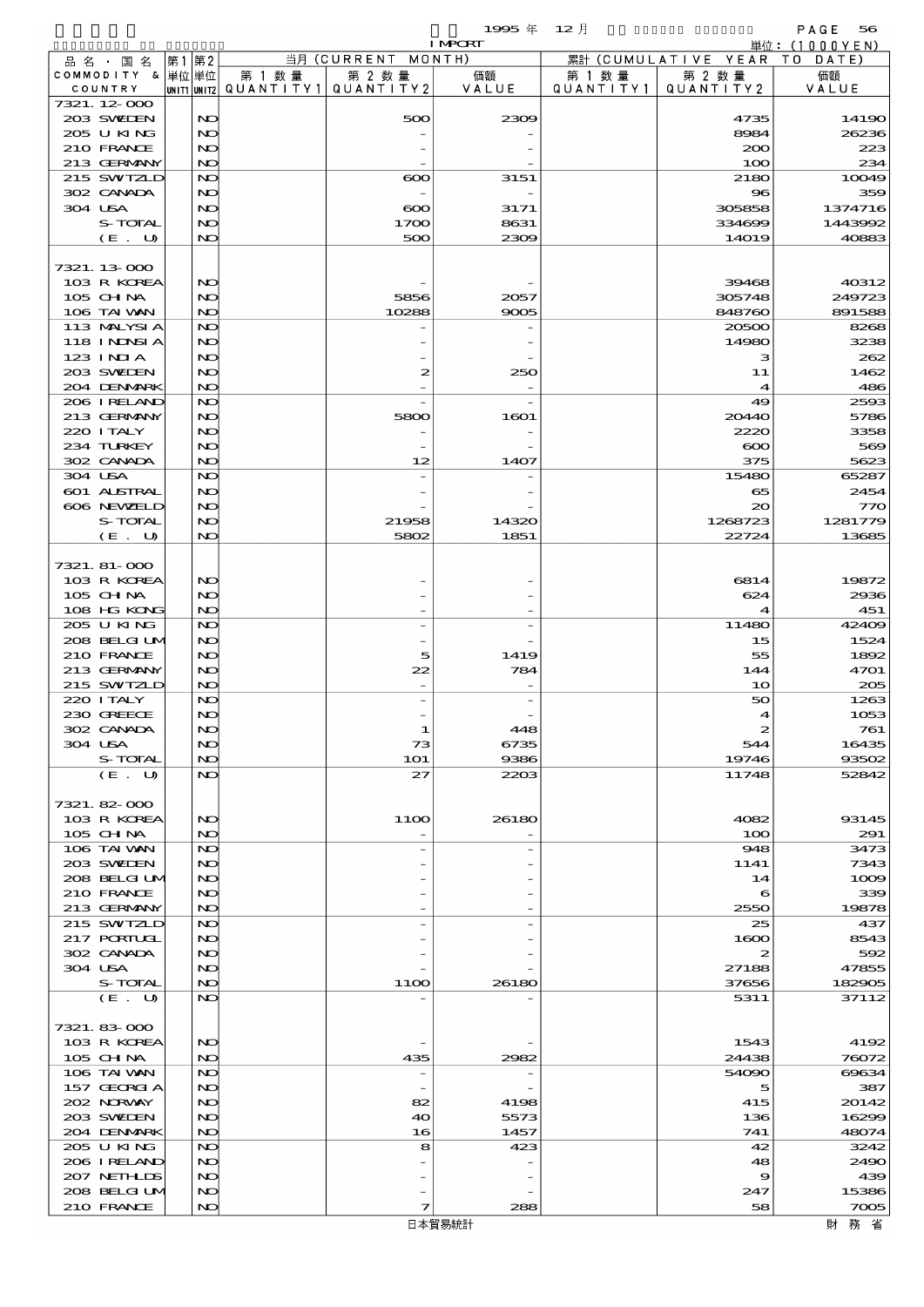| 品名・国名 COMMODITY & COUNTRY | 第1単位 UNIT1 | 第2単位 UNIT2 | 当月 (CURRENT MONTH) 第1数量 QUANTITY1 | 第2数量 QUANTITY2 | 価額 VALUE | 累計 (CUMULATIVE YEAR TO DATE) 第1数量 QUANTITY1 | 第2数量 QUANTITY2 | 価額 VALUE |
|---|---|---|---|---|---|---|---|---|
| 7321.12-000 | | | | | | | | |
| 203 SWEDEN | | NO | | 500 | 2309 | | 4735 | 14190 |
| 205 U KING | | NO | | - | - | | 8984 | 26236 |
| 210 FRANCE | | NO | | - | - | | 200 | 223 |
| 213 GERMANY | | NO | | - | - | | 100 | 234 |
| 215 SWTZLD | | NO | | 600 | 3151 | | 2180 | 10049 |
| 302 CANADA | | NO | | - | - | | 96 | 359 |
| 304 USA | | NO | | 600 | 3171 | | 305858 | 1374716 |
| S-TOTAL | | NO | | 1700 | 8631 | | 334699 | 1443992 |
| (E. U) | | NO | | 500 | 2309 | | 14019 | 40883 |
| 7321.13-000 | | | | | | | | |
| 103 R KOREA | | NO | | - | - | | 39468 | 40312 |
| 105 CHINA | | NO | | 5856 | 2057 | | 305748 | 249723 |
| 106 TAIWAN | | NO | | 10288 | 9005 | | 848760 | 891588 |
| 113 MALYSIA | | NO | | - | - | | 20500 | 8268 |
| 118 INDNSIA | | NO | | - | - | | 14980 | 3238 |
| 123 INDIA | | NO | | - | - | | 3 | 262 |
| 203 SWEDEN | | NO | | 2 | 250 | | 11 | 1462 |
| 204 DENMARK | | NO | | - | - | | 4 | 486 |
| 206 IRELAND | | NO | | - | - | | 49 | 2593 |
| 213 GERMANY | | NO | | 5800 | 1601 | | 20440 | 5786 |
| 220 ITALY | | NO | | - | - | | 2220 | 3358 |
| 234 TURKEY | | NO | | - | - | | 600 | 569 |
| 302 CANADA | | NO | | 12 | 1407 | | 375 | 5623 |
| 304 USA | | NO | | - | - | | 15480 | 65287 |
| 601 AUSTRAL | | NO | | - | - | | 65 | 2454 |
| 606 NEWZELD | | NO | | - | - | | 20 | 770 |
| S-TOTAL | | NO | | 21958 | 14320 | | 1268723 | 1281779 |
| (E. U) | | NO | | 5802 | 1851 | | 22724 | 13685 |
| 7321.81-000 | | | | | | | | |
| 103 R KOREA | | NO | | - | - | | 6814 | 19872 |
| 105 CHINA | | NO | | - | - | | 624 | 2936 |
| 108 HG KONG | | NO | | - | - | | 4 | 451 |
| 205 U KING | | NO | | - | - | | 11480 | 42409 |
| 208 BELGIUM | | NO | | - | - | | 15 | 1524 |
| 210 FRANCE | | NO | | 5 | 1419 | | 55 | 1892 |
| 213 GERMANY | | NO | | 22 | 784 | | 144 | 4701 |
| 215 SWTZLD | | NO | | - | - | | 10 | 205 |
| 220 ITALY | | NO | | - | - | | 50 | 1263 |
| 230 GREECE | | NO | | - | - | | 4 | 1053 |
| 302 CANADA | | NO | | 1 | 448 | | 2 | 761 |
| 304 USA | | NO | | 73 | 6735 | | 544 | 16435 |
| S-TOTAL | | NO | | 101 | 9386 | | 19746 | 93502 |
| (E. U) | | NO | | 27 | 2203 | | 11748 | 52842 |
| 7321.82-000 | | | | | | | | |
| 103 R KOREA | | NO | | 1100 | 26180 | | 4082 | 93145 |
| 105 CHINA | | NO | | - | - | | 100 | 291 |
| 106 TAIWAN | | NO | | - | - | | 948 | 3473 |
| 203 SWEDEN | | NO | | - | - | | 1141 | 7343 |
| 208 BELGIUM | | NO | | - | - | | 14 | 1009 |
| 210 FRANCE | | NO | | - | - | | 6 | 339 |
| 213 GERMANY | | NO | | - | - | | 2550 | 19878 |
| 215 SWTZLD | | NO | | - | - | | 25 | 437 |
| 217 PORTUGL | | NO | | - | - | | 1600 | 8543 |
| 302 CANADA | | NO | | - | - | | 2 | 592 |
| 304 USA | | NO | | - | - | | 27188 | 47855 |
| S-TOTAL | | NO | | 1100 | 26180 | | 37656 | 182905 |
| (E. U) | | NO | | - | - | | 5311 | 37112 |
| 7321.83-000 | | | | | | | | |
| 103 R KOREA | | NO | | - | - | | 1543 | 4192 |
| 105 CHINA | | NO | | 435 | 2982 | | 24438 | 76072 |
| 106 TAIWAN | | NO | | - | - | | 54090 | 69634 |
| 157 GEORGIA | | NO | | - | - | | 5 | 387 |
| 202 NORWAY | | NO | | 82 | 4198 | | 415 | 20142 |
| 203 SWEDEN | | NO | | 40 | 5573 | | 136 | 16299 |
| 204 DENMARK | | NO | | 16 | 1457 | | 741 | 48074 |
| 205 U KING | | NO | | 8 | 423 | | 42 | 3242 |
| 206 IRELAND | | NO | | - | - | | 48 | 2490 |
| 207 NETHLDS | | NO | | - | - | | 9 | 439 |
| 208 BELGIUM | | NO | | - | - | | 247 | 15386 |
| 210 FRANCE | | NO | | 7 | 288 | | 58 | 7005 |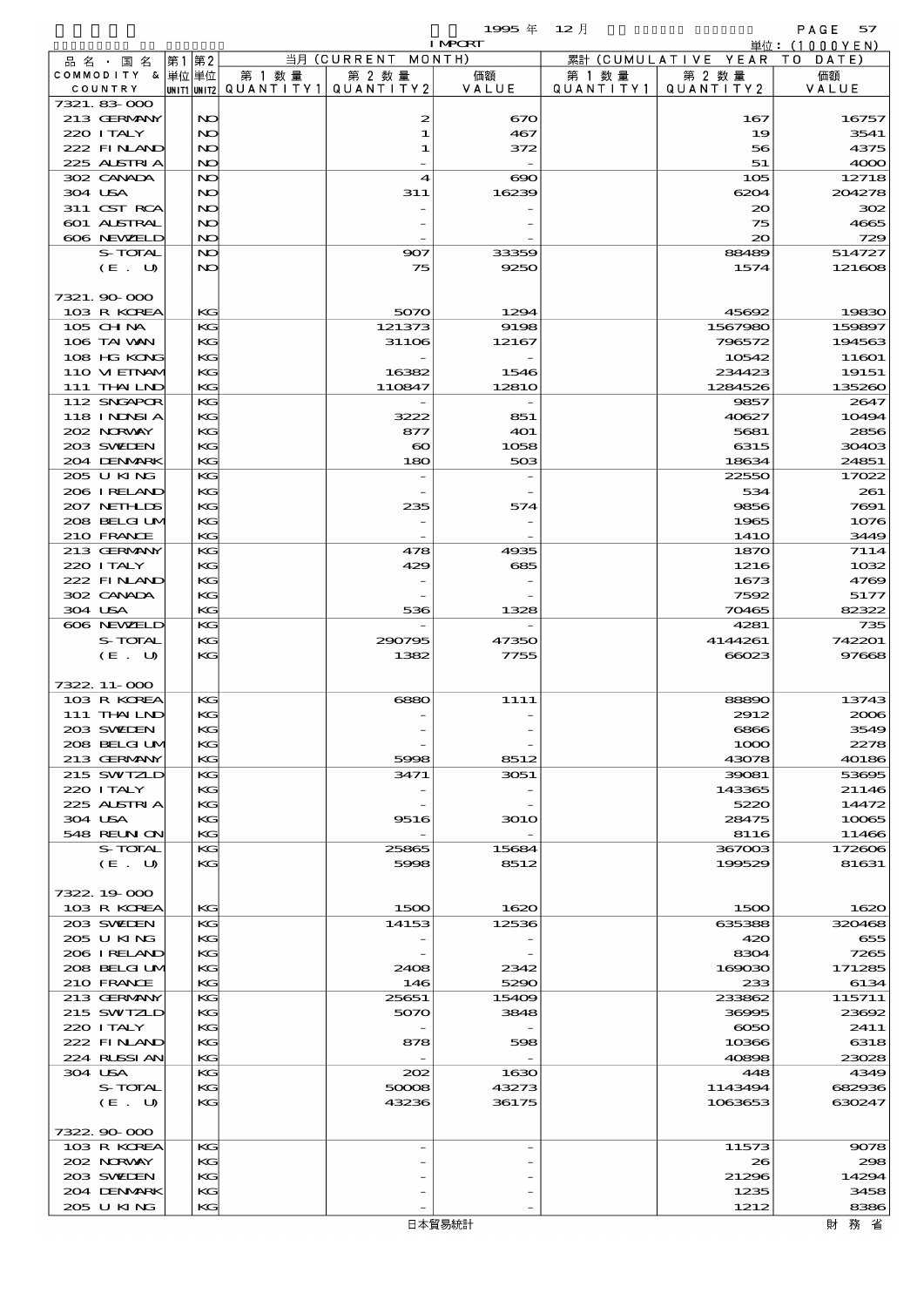1995 年 12 月 IMPORT

単位：(1000YEN)

| 品名・国名 COMMODITY & COUNTRY | 第1単位 UNIT1 | 第2単位 UNIT2 | 当月 (CURRENT MONTH) 第1数量 QUANTITY1 | 第2数量 QUANTITY2 | 価額 VALUE | 累計 (CUMULATIVE YEAR TO DATE) 第1数量 QUANTITY1 | 第2数量 QUANTITY2 | 価額 VALUE |
|---|---|---|---|---|---|---|---|---|
| 7321.83-000 | | | | | | | | |
| 213 GERMANY | | NO | | 2 | 670 | | 167 | 16757 |
| 220 ITALY | | NO | | 1 | 467 | | 19 | 3541 |
| 222 FINLAND | | NO | | 1 | 372 | | 56 | 4375 |
| 225 AUSTRIA | | NO | | - | - | | 51 | 4000 |
| 302 CANADA | | NO | | 4 | 690 | | 105 | 12718 |
| 304 USA | | NO | | 311 | 16239 | | 6204 | 204278 |
| 311 CST RCA | | NO | | - | - | | 20 | 302 |
| 601 AUSTRAL | | NO | | - | - | | 75 | 4665 |
| 606 NEWZELD | | NO | | - | - | | 20 | 729 |
| S-TOTAL | | NO | | 907 | 33359 | | 88489 | 514727 |
| (E. U) | | NO | | 75 | 9250 | | 1574 | 121608 |
| 7321.90-000 | | | | | | | | |
| 103 R KOREA | | KG | | 5070 | 1294 | | 45692 | 19830 |
| 105 CHINA | | KG | | 121373 | 9198 | | 1567980 | 159897 |
| 106 TAIWAN | | KG | | 31106 | 12167 | | 796572 | 194563 |
| 108 HG KONG | | KG | | - | - | | 10542 | 11601 |
| 110 VIETNAM | | KG | | 16382 | 1546 | | 234423 | 19151 |
| 111 THAILND | | KG | | 110847 | 12810 | | 1284526 | 135260 |
| 112 SNGAPOR | | KG | | - | - | | 9857 | 2647 |
| 118 INDNSIA | | KG | | 3222 | 851 | | 40627 | 10494 |
| 202 NORWAY | | KG | | 877 | 401 | | 5681 | 2856 |
| 203 SWEDEN | | KG | | 60 | 1058 | | 6315 | 30403 |
| 204 DENMARK | | KG | | 180 | 503 | | 18634 | 24851 |
| 205 U KING | | KG | | - | - | | 22550 | 17022 |
| 206 IRELAND | | KG | | - | - | | 534 | 261 |
| 207 NETHLDS | | KG | | 235 | 574 | | 9856 | 7691 |
| 208 BELGIUM | | KG | | - | - | | 1965 | 1076 |
| 210 FRANCE | | KG | | - | - | | 1410 | 3449 |
| 213 GERMANY | | KG | | 478 | 4935 | | 1870 | 7114 |
| 220 ITALY | | KG | | 429 | 685 | | 1216 | 1032 |
| 222 FINLAND | | KG | | - | - | | 1673 | 4769 |
| 302 CANADA | | KG | | - | - | | 7592 | 5177 |
| 304 USA | | KG | | 536 | 1328 | | 70465 | 82322 |
| 606 NEWZELD | | KG | | - | - | | 4281 | 735 |
| S-TOTAL | | KG | | 290795 | 47350 | | 4144261 | 742201 |
| (E. U) | | KG | | 1382 | 7755 | | 66023 | 97668 |
| 7322.11-000 | | | | | | | | |
| 103 R KOREA | | KG | | 6880 | 1111 | | 88890 | 13743 |
| 111 THAILND | | KG | | - | - | | 2912 | 2006 |
| 203 SWEDEN | | KG | | - | - | | 6866 | 3549 |
| 208 BELGIUM | | KG | | - | - | | 1000 | 2278 |
| 213 GERMANY | | KG | | 5998 | 8512 | | 43078 | 40186 |
| 215 SWITZLD | | KG | | 3471 | 3051 | | 39081 | 53695 |
| 220 ITALY | | KG | | - | - | | 143365 | 21146 |
| 225 AUSTRIA | | KG | | - | - | | 5220 | 14472 |
| 304 USA | | KG | | 9516 | 3010 | | 28475 | 10065 |
| 548 REUNION | | KG | | - | - | | 8116 | 11466 |
| S-TOTAL | | KG | | 25865 | 15684 | | 367003 | 172606 |
| (E. U) | | KG | | 5998 | 8512 | | 199529 | 81631 |
| 7322.19-000 | | | | | | | | |
| 103 R KOREA | | KG | | 1500 | 1620 | | 1500 | 1620 |
| 203 SWEDEN | | KG | | 14153 | 12536 | | 635388 | 320468 |
| 205 U KING | | KG | | - | - | | 420 | 655 |
| 206 IRELAND | | KG | | - | - | | 8304 | 7265 |
| 208 BELGIUM | | KG | | 2408 | 2342 | | 169030 | 171285 |
| 210 FRANCE | | KG | | 146 | 5290 | | 233 | 6134 |
| 213 GERMANY | | KG | | 25651 | 15409 | | 233862 | 115711 |
| 215 SWITZLD | | KG | | 5070 | 3848 | | 36995 | 23692 |
| 220 ITALY | | KG | | - | - | | 6050 | 2411 |
| 222 FINLAND | | KG | | 878 | 598 | | 10366 | 6318 |
| 224 RUSSIAN | | KG | | - | - | | 40898 | 23028 |
| 304 USA | | KG | | 202 | 1630 | | 448 | 4349 |
| S-TOTAL | | KG | | 50008 | 43273 | | 1143494 | 682936 |
| (E. U) | | KG | | 43236 | 36175 | | 1063653 | 630247 |
| 7322.90-000 | | | | | | | | |
| 103 R KOREA | | KG | | - | - | | 11573 | 9078 |
| 202 NORWAY | | KG | | - | - | | 26 | 298 |
| 203 SWEDEN | | KG | | - | - | | 21296 | 14294 |
| 204 DENMARK | | KG | | - | - | | 1235 | 3458 |
| 205 U KING | | KG | | - | - | | 1212 | 8386 |

日本貿易統計　　財務省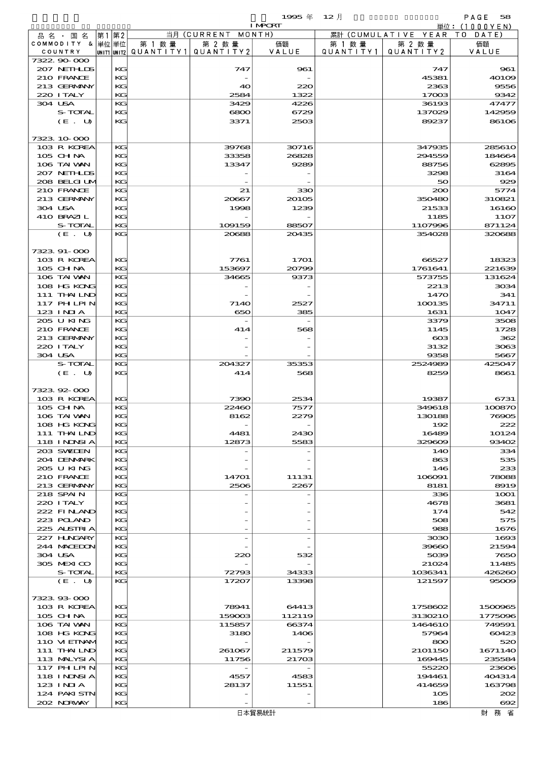| 品名・国名 COMMODITY & COUNTRY | 第1 単位 UNIT1 | 第2 単位 UNIT2 | 当月 (CURRENT MONTH) 第1数量 QUANTITY1 | 第2数量 QUANTITY2 | 価額 VALUE | 累計 (CUMULATIVE YEAR TO DATE) 第1数量 QUANTITY1 | 第2数量 QUANTITY2 | 価額 VALUE |
|---|---|---|---|---|---|---|---|---|
| 7322.90-000 | | | | | | | | |
| 207 NETHLDS | | KG | | 747 | 961 | | 747 | 961 |
| 210 FRANCE | | KG | | - | - | | 45381 | 40109 |
| 213 GERMANY | | KG | | 40 | 220 | | 2363 | 9556 |
| 220 ITALY | | KG | | 2584 | 1322 | | 17003 | 9342 |
| 304 USA | | KG | | 3429 | 4226 | | 36193 | 47477 |
| S-TOTAL | | KG | | 6800 | 6729 | | 137029 | 142959 |
| (E. U) | | KG | | 3371 | 2503 | | 89237 | 86106 |
| 7323.10-000 | | | | | | | | |
| 103 R KOREA | | KG | | 39768 | 30716 | | 347935 | 285610 |
| 105 CHINA | | KG | | 33358 | 26828 | | 294559 | 184664 |
| 106 TAIWAN | | KG | | 13347 | 9289 | | 88756 | 62895 |
| 207 NETHLDS | | KG | | - | - | | 3298 | 3164 |
| 208 BELGIUM | | KG | | - | - | | 50 | 929 |
| 210 FRANCE | | KG | | 21 | 330 | | 200 | 5774 |
| 213 GERMANY | | KG | | 20667 | 20105 | | 350480 | 310821 |
| 304 USA | | KG | | 1998 | 1239 | | 21533 | 16160 |
| 410 BRAZIL | | KG | | - | - | | 1185 | 1107 |
| S-TOTAL | | KG | | 109159 | 88507 | | 1107996 | 871124 |
| (E. U) | | KG | | 20688 | 20435 | | 354028 | 320688 |
| 7323.91-000 | | | | | | | | |
| 103 R KOREA | | KG | | 7761 | 1701 | | 66527 | 18323 |
| 105 CHINA | | KG | | 153697 | 20799 | | 1761641 | 221639 |
| 106 TAIWAN | | KG | | 34665 | 9373 | | 573755 | 131624 |
| 108 HG KONG | | KG | | - | - | | 2213 | 3034 |
| 111 THAILND | | KG | | - | - | | 1470 | 341 |
| 117 PHILPIN | | KG | | 7140 | 2527 | | 100135 | 34711 |
| 123 INDIA | | KG | | 650 | 385 | | 1631 | 1047 |
| 205 U KING | | KG | | - | - | | 3379 | 3508 |
| 210 FRANCE | | KG | | 414 | 568 | | 1145 | 1728 |
| 213 GERMANY | | KG | | - | - | | 603 | 362 |
| 220 ITALY | | KG | | - | - | | 3132 | 3063 |
| 304 USA | | KG | | - | - | | 9358 | 5667 |
| S-TOTAL | | KG | | 204327 | 35353 | | 2524989 | 425047 |
| (E. U) | | KG | | 414 | 568 | | 8259 | 8661 |
| 7323.92-000 | | | | | | | | |
| 103 R KOREA | | KG | | 7390 | 2534 | | 19387 | 6731 |
| 105 CHINA | | KG | | 22460 | 7577 | | 349618 | 100870 |
| 106 TAIWAN | | KG | | 8162 | 2279 | | 130188 | 76905 |
| 108 HG KONG | | KG | | - | - | | 192 | 222 |
| 111 THAILND | | KG | | 4481 | 2430 | | 16489 | 10124 |
| 118 INDNSIA | | KG | | 12873 | 5583 | | 329609 | 93402 |
| 203 SWEDEN | | KG | | - | - | | 140 | 334 |
| 204 DENMARK | | KG | | - | - | | 863 | 535 |
| 205 U KING | | KG | | - | - | | 146 | 233 |
| 210 FRANCE | | KG | | 14701 | 11131 | | 106091 | 78088 |
| 213 GERMANY | | KG | | 2506 | 2267 | | 8181 | 8919 |
| 218 SPAIN | | KG | | - | - | | 336 | 1001 |
| 220 ITALY | | KG | | - | - | | 4678 | 3681 |
| 222 FINLAND | | KG | | - | - | | 174 | 542 |
| 223 POLAND | | KG | | - | - | | 508 | 575 |
| 225 AUSTRIA | | KG | | - | - | | 988 | 1676 |
| 227 HUNGARY | | KG | | - | - | | 3030 | 1693 |
| 244 MACEDON | | KG | | - | - | | 39660 | 21594 |
| 304 USA | | KG | | 220 | 532 | | 5039 | 7650 |
| 305 MEXICO | | KG | | - | - | | 21024 | 11485 |
| S-TOTAL | | KG | | 72793 | 34333 | | 1036341 | 426260 |
| (E. U) | | KG | | 17207 | 13398 | | 121597 | 95009 |
| 7323.93-000 | | | | | | | | |
| 103 R KOREA | | KG | | 78941 | 64413 | | 1758602 | 1500965 |
| 105 CHINA | | KG | | 159003 | 112119 | | 3130210 | 1775096 |
| 106 TAIWAN | | KG | | 115857 | 66374 | | 1464610 | 749591 |
| 108 HG KONG | | KG | | 3180 | 1406 | | 57964 | 60423 |
| 110 VIETNAM | | KG | | - | - | | 800 | 520 |
| 111 THAILND | | KG | | 261067 | 211579 | | 2101150 | 1671140 |
| 113 MALYSIA | | KG | | 11756 | 21703 | | 169445 | 235584 |
| 117 PHILPIN | | KG | | - | - | | 55220 | 23606 |
| 118 INDNSIA | | KG | | 4557 | 4583 | | 194461 | 404314 |
| 123 INDIA | | KG | | 28137 | 11551 | | 414659 | 163798 |
| 124 PAKISTN | | KG | | - | - | | 105 | 202 |
| 202 NORWAY | | KG | | - | - | | 186 | 692 |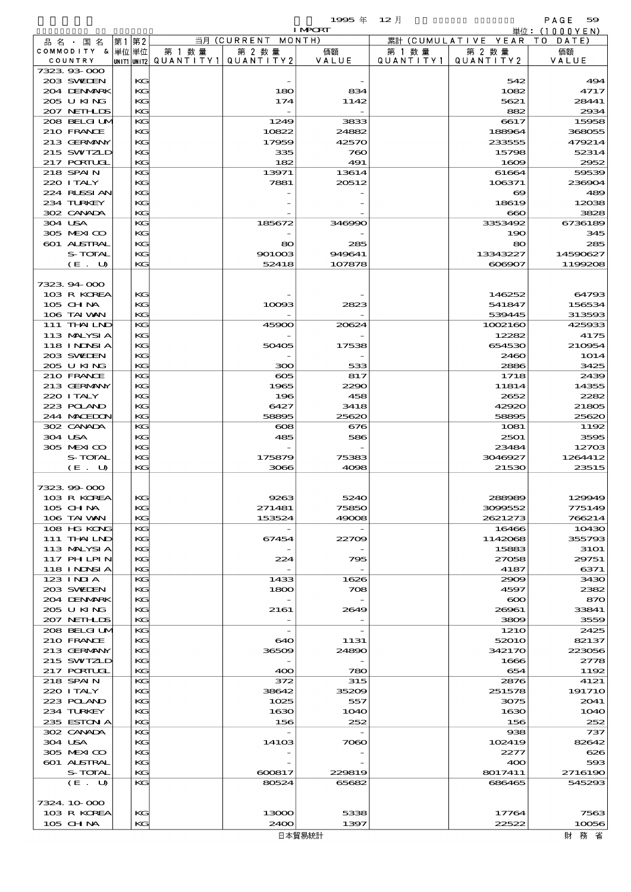| 品名・国名 COMMODITY & COUNTRY | 第1単位 UNIT1 | 第2単位 UNIT2 | 当月 (CURRENT MONTH) 第1数量 QUANTITY1 | 第2数量 QUANTITY2 | 価額 VALUE | 累計 (CUMULATIVE YEAR TO DATE) 第1数量 QUANTITY1 | 第2数量 QUANTITY2 | 価額 VALUE |
|---|---|---|---|---|---|---|---|---|
| 7323.93-000 | | | | | | | | |
| 203 SWEDEN | | KG | | - | - | | 542 | 494 |
| 204 DENMARK | | KG | | 180 | 834 | | 1082 | 4717 |
| 205 U KING | | KG | | 174 | 1142 | | 5621 | 28441 |
| 207 NETHLDS | | KG | | - | - | | 882 | 2934 |
| 208 BELGIUM | | KG | | 1249 | 3833 | | 6617 | 15958 |
| 210 FRANCE | | KG | | 10822 | 24882 | | 188964 | 368055 |
| 213 GERMANY | | KG | | 17959 | 42570 | | 233555 | 479214 |
| 215 SWITZLD | | KG | | 335 | 760 | | 15798 | 52314 |
| 217 PORTUGL | | KG | | 182 | 491 | | 1609 | 2952 |
| 218 SPAIN | | KG | | 13971 | 13614 | | 61664 | 59539 |
| 220 ITALY | | KG | | 7881 | 20512 | | 106371 | 236904 |
| 224 RUSSIAN | | KG | | - | - | | 69 | 489 |
| 234 TURKEY | | KG | | - | - | | 18619 | 12038 |
| 302 CANADA | | KG | | - | - | | 660 | 3828 |
| 304 USA | | KG | | 185672 | 346990 | | 3353492 | 6736189 |
| 305 MEXICO | | KG | | - | - | | 190 | 345 |
| 601 AUSTRAL | | KG | | 80 | 285 | | 80 | 285 |
| S-TOTAL | | KG | | 901003 | 949641 | | 13343227 | 14590627 |
| (E. U) | | KG | | 52418 | 107878 | | 606907 | 1199208 |
| | | | | | | | | |
| 7323.94-000 | | | | | | | | |
| 103 R KOREA | | KG | | - | - | | 146252 | 64793 |
| 105 CHINA | | KG | | 10093 | 2823 | | 541847 | 156534 |
| 106 TAIWAN | | KG | | - | - | | 539445 | 313593 |
| 111 THAILND | | KG | | 45900 | 20624 | | 1002160 | 425933 |
| 113 MALYSIA | | KG | | - | - | | 12282 | 4175 |
| 118 INDNSIA | | KG | | 50405 | 17538 | | 654530 | 210954 |
| 203 SWEDEN | | KG | | - | - | | 2460 | 1014 |
| 205 U KING | | KG | | 300 | 533 | | 2886 | 3425 |
| 210 FRANCE | | KG | | 605 | 817 | | 1718 | 2439 |
| 213 GERMANY | | KG | | 1965 | 2290 | | 11814 | 14355 |
| 220 ITALY | | KG | | 196 | 458 | | 2652 | 2282 |
| 223 POLAND | | KG | | 6427 | 3418 | | 42920 | 21805 |
| 244 MACEDON | | KG | | 58895 | 25620 | | 58895 | 25620 |
| 302 CANADA | | KG | | 608 | 676 | | 1081 | 1192 |
| 304 USA | | KG | | 485 | 586 | | 2501 | 3595 |
| 305 MEXICO | | KG | | - | - | | 23484 | 12703 |
| S-TOTAL | | KG | | 175879 | 75383 | | 3046927 | 1264412 |
| (E. U) | | KG | | 3066 | 4098 | | 21530 | 23515 |
| | | | | | | | | |
| 7323.99-000 | | | | | | | | |
| 103 R KOREA | | KG | | 9263 | 5240 | | 288989 | 129949 |
| 105 CHINA | | KG | | 271481 | 75850 | | 3099552 | 775149 |
| 106 TAIWAN | | KG | | 153524 | 49008 | | 2621273 | 766214 |
| 108 HG KONG | | KG | | - | - | | 16466 | 10430 |
| 111 THAILND | | KG | | 67454 | 22709 | | 1142068 | 355793 |
| 113 MALYSIA | | KG | | - | - | | 15883 | 3101 |
| 117 PHLPIN | | KG | | 224 | 795 | | 27058 | 29751 |
| 118 INDNSIA | | KG | | - | - | | 4187 | 6371 |
| 123 INDIA | | KG | | 1433 | 1626 | | 2909 | 3430 |
| 203 SWEDEN | | KG | | 1800 | 708 | | 4597 | 2382 |
| 204 DENMARK | | KG | | - | - | | 600 | 870 |
| 205 U KING | | KG | | 2161 | 2649 | | 26961 | 33841 |
| 207 NETHLDS | | KG | | - | - | | 3809 | 3559 |
| 208 BELGIUM | | KG | | - | - | | 1210 | 2425 |
| 210 FRANCE | | KG | | 640 | 1131 | | 52010 | 82137 |
| 213 GERMANY | | KG | | 36509 | 24890 | | 342170 | 223056 |
| 215 SWITZLD | | KG | | - | - | | 1666 | 2778 |
| 217 PORTUGL | | KG | | 400 | 780 | | 654 | 1192 |
| 218 SPAIN | | KG | | 372 | 315 | | 2876 | 4121 |
| 220 ITALY | | KG | | 38642 | 35209 | | 251578 | 191710 |
| 223 POLAND | | KG | | 1025 | 557 | | 3075 | 2041 |
| 234 TURKEY | | KG | | 1630 | 1040 | | 1630 | 1040 |
| 235 ESTONIA | | KG | | 156 | 252 | | 156 | 252 |
| 302 CANADA | | KG | | - | - | | 938 | 737 |
| 304 USA | | KG | | 14103 | 7060 | | 102419 | 82642 |
| 305 MEXICO | | KG | | - | - | | 2277 | 626 |
| 601 AUSTRAL | | KG | | - | - | | 400 | 593 |
| S-TOTAL | | KG | | 600817 | 229819 | | 8017411 | 2716190 |
| (E. U) | | KG | | 80524 | 65682 | | 686465 | 545293 |
| | | | | | | | | |
| 7324.10-000 | | | | | | | | |
| 103 R KOREA | | KG | | 13000 | 5338 | | 17764 | 7563 |
| 105 CHINA | | KG | | 2400 | 1397 | | 22522 | 10056 |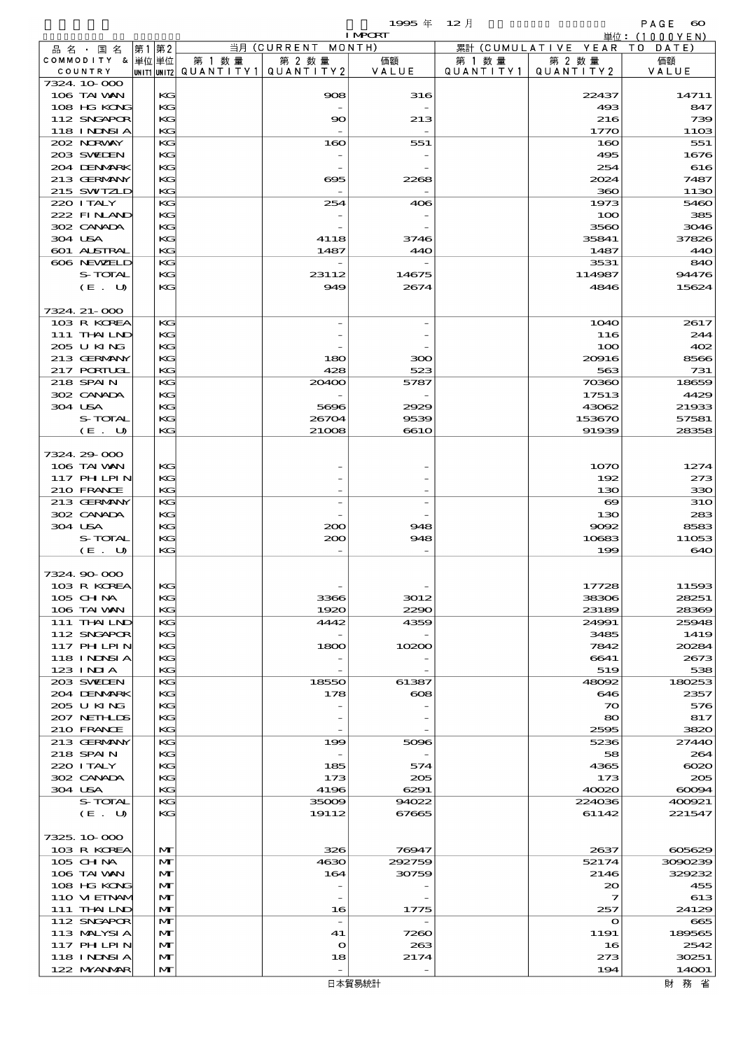| 品名・国名 COMMODITY & COUNTRY | 第1単位 UNIT1 | 第2単位 UNIT2 | 当月 (CURRENT MONTH) 第1数量 QUANTITY1 | 第2数量 QUANTITY2 | 価額 VALUE | 累計 (CUMULATIVE YEAR TO DATE) 第1数量 QUANTITY1 | 第2数量 QUANTITY2 | 価額 VALUE |
|---|---|---|---|---|---|---|---|---|
| 7324.10-000 | | | | | | | | |
| 106 TAIWAN | | KG | | 908 | 316 | | 22437 | 14711 |
| 108 HG KONG | | KG | | - | - | | 493 | 847 |
| 112 SNGAPOR | | KG | | 90 | 213 | | 216 | 739 |
| 118 INDNSIA | | KG | | - | - | | 1770 | 1103 |
| 202 NORWAY | | KG | | 160 | 551 | | 160 | 551 |
| 203 SWEDEN | | KG | | - | - | | 495 | 1676 |
| 204 DENMARK | | KG | | - | - | | 254 | 616 |
| 213 GERMANY | | KG | | 695 | 2268 | | 2024 | 7487 |
| 215 SWTZLD | | KG | | - | - | | 360 | 1130 |
| 220 ITALY | | KG | | 254 | 406 | | 1973 | 5460 |
| 222 FINLAND | | KG | | - | - | | 100 | 385 |
| 302 CANADA | | KG | | - | - | | 3560 | 3046 |
| 304 USA | | KG | | 4118 | 3746 | | 35841 | 37826 |
| 601 AUSTRAL | | KG | | 1487 | 440 | | 1487 | 440 |
| 606 NEWZELD | | KG | | - | - | | 3531 | 840 |
| S-TOTAL | | KG | | 23112 | 14675 | | 114987 | 94476 |
| (E. U) | | KG | | 949 | 2674 | | 4846 | 15624 |
| 7324.21-000 | | | | | | | | |
| 103 R KOREA | | KG | | - | - | | 1040 | 2617 |
| 111 THAILND | | KG | | - | - | | 116 | 244 |
| 205 U KING | | KG | | - | - | | 100 | 402 |
| 213 GERMANY | | KG | | 180 | 300 | | 20916 | 8566 |
| 217 PORTUGL | | KG | | 428 | 523 | | 563 | 731 |
| 218 SPAIN | | KG | | 20400 | 5787 | | 70360 | 18659 |
| 302 CANADA | | KG | | - | - | | 17513 | 4429 |
| 304 USA | | KG | | 5696 | 2929 | | 43062 | 21933 |
| S-TOTAL | | KG | | 26704 | 9539 | | 153670 | 57581 |
| (E. U) | | KG | | 21008 | 6610 | | 91939 | 28358 |
| 7324.29-000 | | | | | | | | |
| 106 TAIWAN | | KG | | - | - | | 1070 | 1274 |
| 117 PHILPIN | | KG | | - | - | | 192 | 273 |
| 210 FRANCE | | KG | | - | - | | 130 | 330 |
| 213 GERMANY | | KG | | - | - | | 69 | 310 |
| 302 CANADA | | KG | | - | - | | 130 | 283 |
| 304 USA | | KG | | 200 | 948 | | 9092 | 8583 |
| S-TOTAL | | KG | | 200 | 948 | | 10683 | 11053 |
| (E. U) | | KG | | - | - | | 199 | 640 |
| 7324.90-000 | | | | | | | | |
| 103 R KOREA | | KG | | - | - | | 17728 | 11593 |
| 105 CHINA | | KG | | 3366 | 3012 | | 38306 | 28251 |
| 106 TAIWAN | | KG | | 1920 | 2290 | | 23189 | 28369 |
| 111 THAILND | | KG | | 4442 | 4359 | | 24991 | 25948 |
| 112 SNGAPOR | | KG | | - | - | | 3485 | 1419 |
| 117 PHILPIN | | KG | | 1800 | 10200 | | 7842 | 20284 |
| 118 INDNSIA | | KG | | - | - | | 6641 | 2673 |
| 123 INDIA | | KG | | - | - | | 519 | 538 |
| 203 SWEDEN | | KG | | 18550 | 61387 | | 48092 | 180253 |
| 204 DENMARK | | KG | | 178 | 608 | | 646 | 2357 |
| 205 U KING | | KG | | - | - | | 70 | 576 |
| 207 NETHLDS | | KG | | - | - | | 80 | 817 |
| 210 FRANCE | | KG | | - | - | | 2595 | 3820 |
| 213 GERMANY | | KG | | 199 | 5096 | | 5236 | 27440 |
| 218 SPAIN | | KG | | - | - | | 58 | 264 |
| 220 ITALY | | KG | | 185 | 574 | | 4365 | 6020 |
| 302 CANADA | | KG | | 173 | 205 | | 173 | 205 |
| 304 USA | | KG | | 4196 | 6291 | | 40020 | 60094 |
| S-TOTAL | | KG | | 35009 | 94022 | | 224036 | 400921 |
| (E. U) | | KG | | 19112 | 67665 | | 61142 | 221547 |
| 7325.10-000 | | | | | | | | |
| 103 R KOREA | | MT | | 326 | 76947 | | 2637 | 605629 |
| 105 CHINA | | MT | | 4630 | 292759 | | 52174 | 3090239 |
| 106 TAIWAN | | MT | | 164 | 30759 | | 2146 | 329232 |
| 108 HG KONG | | MT | | - | - | | 20 | 455 |
| 110 VIETNAM | | MT | | - | - | | 7 | 613 |
| 111 THAILND | | MT | | 16 | 1775 | | 257 | 24129 |
| 112 SNGAPOR | | MT | | - | - | | 0 | 665 |
| 113 MALYSIA | | MT | | 41 | 7260 | | 1191 | 189565 |
| 117 PHILPIN | | MT | | 0 | 263 | | 16 | 2542 |
| 118 INDNSIA | | MT | | 18 | 2174 | | 273 | 30251 |
| 122 MYANMAR | | MT | | - | - | | 194 | 14001 |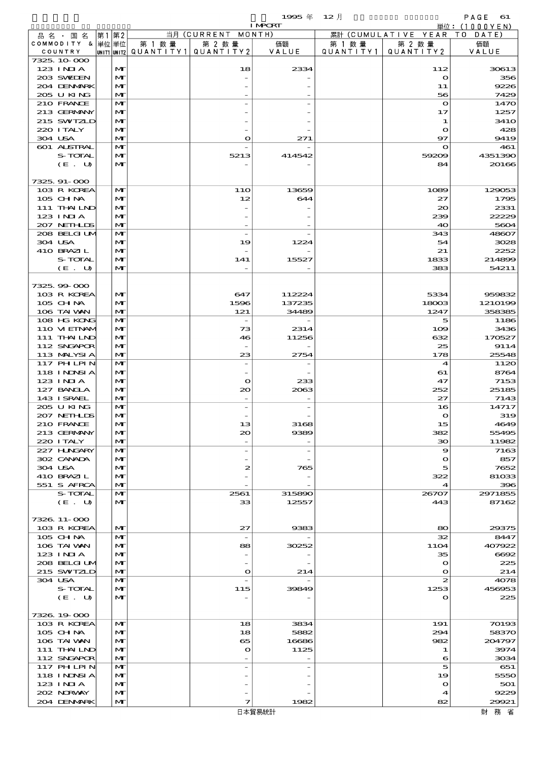1995 年 12 月 IMPORT 単位：(1000YEN)

| 品名・国名 COMMODITY & COUNTRY | 第1 単位 UNIT1 | 第2 単位 UNIT2 | 当月 (CURRENT MONTH) 第1数量 QUANTITY1 | 第2数量 QUANTITY2 | 価額 VALUE | 累計 (CUMULATIVE YEAR TO DATE) 第1数量 QUANTITY1 | 第2数量 QUANTITY2 | 価額 VALUE |
|---|---|---|---|---|---|---|---|---|
| 7325.10-000 | | | | | | | | |
| 123 INDIA | | MT | | 18 | 2334 | | 112 | 30613 |
| 203 SWEDEN | | MT | | - | - | | 0 | 356 |
| 204 DENMARK | | MT | | - | - | | 11 | 9226 |
| 205 U KING | | MT | | - | - | | 56 | 7429 |
| 210 FRANCE | | MT | | - | - | | 0 | 1470 |
| 213 GERMANY | | MT | | - | - | | 17 | 1257 |
| 215 SWITZLD | | MT | | - | - | | 1 | 3410 |
| 220 ITALY | | MT | | - | - | | 0 | 428 |
| 304 USA | | MT | | 0 | 271 | | 97 | 9419 |
| 601 AUSTRAL | | MT | | - | - | | 0 | 461 |
| S-TOTAL | | MT | | 5213 | 414542 | | 59209 | 4351390 |
| (E. U) | | MT | | - | - | | 84 | 20166 |
| 7325.91-000 | | | | | | | | |
| 103 R KOREA | | MT | | 110 | 13659 | | 1089 | 129053 |
| 105 CHINA | | MT | | 12 | 644 | | 27 | 1795 |
| 111 THAILND | | MT | | - | - | | 20 | 2331 |
| 123 INDIA | | MT | | - | - | | 239 | 22229 |
| 207 NETHLDS | | MT | | - | - | | 40 | 5604 |
| 208 BELGIUM | | MT | | - | - | | 343 | 48607 |
| 304 USA | | MT | | 19 | 1224 | | 54 | 3028 |
| 410 BRAZIL | | MT | | - | - | | 21 | 2252 |
| S-TOTAL | | MT | | 141 | 15527 | | 1833 | 214899 |
| (E. U) | | MT | | - | - | | 383 | 54211 |
| 7325.99-000 | | | | | | | | |
| 103 R KOREA | | MT | | 647 | 112224 | | 5334 | 959832 |
| 105 CHINA | | MT | | 1596 | 137235 | | 18003 | 1210199 |
| 106 TAIWAN | | MT | | 121 | 34489 | | 1247 | 358385 |
| 108 HG KONG | | MT | | - | - | | 5 | 1186 |
| 110 VIETNAM | | MT | | 73 | 2314 | | 109 | 3436 |
| 111 THAILND | | MT | | 46 | 11256 | | 632 | 170527 |
| 112 SNGAPOR | | MT | | - | - | | 25 | 9114 |
| 113 MALYSIA | | MT | | 23 | 2754 | | 178 | 25548 |
| 117 PHILPIN | | MT | | - | - | | 4 | 1120 |
| 118 INDNSIA | | MT | | - | - | | 61 | 8764 |
| 123 INDIA | | MT | | 0 | 233 | | 47 | 7153 |
| 127 BANGLA | | MT | | 20 | 2063 | | 252 | 25185 |
| 143 ISRAEL | | MT | | - | - | | 27 | 7143 |
| 205 U KING | | MT | | - | - | | 16 | 14717 |
| 207 NETHLDS | | MT | | - | - | | 0 | 319 |
| 210 FRANCE | | MT | | 13 | 3168 | | 15 | 4649 |
| 213 GERMANY | | MT | | 20 | 9389 | | 382 | 55495 |
| 220 ITALY | | MT | | - | - | | 30 | 11982 |
| 227 HUNGARY | | MT | | - | - | | 9 | 7163 |
| 302 CANADA | | MT | | - | - | | 0 | 857 |
| 304 USA | | MT | | 2 | 765 | | 5 | 7652 |
| 410 BRAZIL | | MT | | - | - | | 322 | 81033 |
| 551 S AFRCA | | MT | | - | - | | 4 | 396 |
| S-TOTAL | | MT | | 2561 | 315890 | | 26707 | 2971855 |
| (E. U) | | MT | | 33 | 12557 | | 443 | 87162 |
| 7326.11-000 | | | | | | | | |
| 103 R KOREA | | MT | | 27 | 9383 | | 80 | 29375 |
| 105 CHINA | | MT | | - | - | | 32 | 8447 |
| 106 TAIWAN | | MT | | 88 | 30252 | | 1104 | 407922 |
| 123 INDIA | | MT | | - | - | | 35 | 6692 |
| 208 BELGIUM | | MT | | - | - | | 0 | 225 |
| 215 SWITZLD | | MT | | 0 | 214 | | 0 | 214 |
| 304 USA | | MT | | - | - | | 2 | 4078 |
| S-TOTAL | | MT | | 115 | 39849 | | 1253 | 456953 |
| (E. U) | | MT | | - | - | | 0 | 225 |
| 7326.19-000 | | | | | | | | |
| 103 R KOREA | | MT | | 18 | 3834 | | 191 | 70193 |
| 105 CHINA | | MT | | 18 | 5882 | | 294 | 58370 |
| 106 TAIWAN | | MT | | 65 | 16686 | | 982 | 204797 |
| 111 THAILND | | MT | | 0 | 1125 | | 1 | 3974 |
| 112 SNGAPOR | | MT | | - | - | | 6 | 3034 |
| 117 PHILPIN | | MT | | - | - | | 5 | 651 |
| 118 INDNSIA | | MT | | - | - | | 19 | 5550 |
| 123 INDIA | | MT | | - | - | | 0 | 501 |
| 202 NORWAY | | MT | | - | - | | 4 | 9229 |
| 204 DENMARK | | MT | | 7 | 1982 | | 82 | 29921 |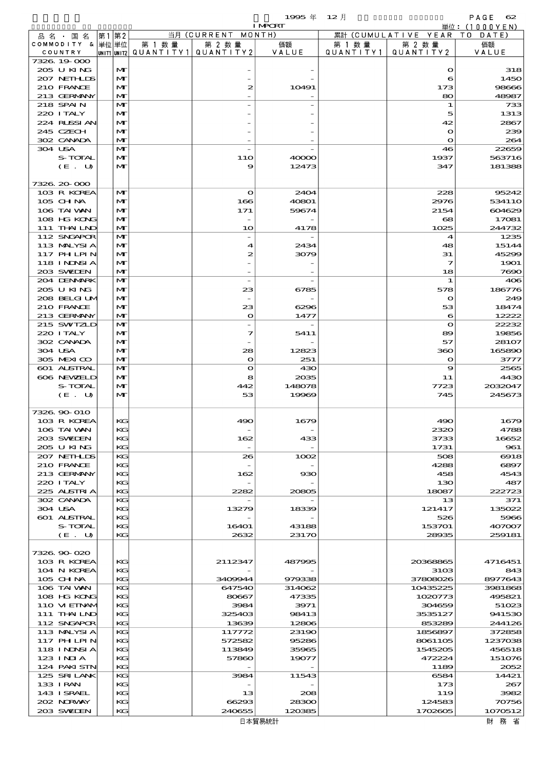1995 年 12 月 IMPORT 単位：(1000YEN)

| 品名・国名 COMMODITY & COUNTRY | 第1 単位 UNIT1 | 第2 単位 UNIT2 | 当月 (CURRENT MONTH) 第1数量 QUANTITY1 | 第2数量 QUANTITY2 | 価額 VALUE | 累計 (CUMULATIVE YEAR TO DATE) 第1数量 QUANTITY1 | 第2数量 QUANTITY2 | 価額 VALUE |
|---|---|---|---|---|---|---|---|---|
| 7326.19-000 | | | | | | | | |
| 205 U KING | | MT | | - | - | | 0 | 318 |
| 207 NETHLDS | | MT | | - | - | | 6 | 1450 |
| 210 FRANCE | | MT | | 2 | 10491 | | 173 | 98666 |
| 213 GERMANY | | MT | | - | - | | 80 | 48987 |
| 218 SPAIN | | MT | | - | - | | 1 | 733 |
| 220 ITALY | | MT | | - | - | | 5 | 1313 |
| 224 RUSSIAN | | MT | | - | - | | 42 | 2867 |
| 245 CZECH | | MT | | - | - | | 0 | 239 |
| 302 CANADA | | MT | | - | - | | 0 | 264 |
| 304 USA | | MT | | - | - | | 46 | 22659 |
| S-TOTAL | | MT | | 110 | 40000 | | 1937 | 563716 |
| (E. U) | | MT | | 9 | 12473 | | 347 | 181388 |
| 7326.20-000 | | | | | | | | |
| 103 R KOREA | | MT | | 0 | 2404 | | 228 | 95242 |
| 105 CHINA | | MT | | 166 | 40801 | | 2976 | 534110 |
| 106 TAIWAN | | MT | | 171 | 59674 | | 2154 | 604629 |
| 108 HG KONG | | MT | | - | - | | 68 | 17081 |
| 111 THAILND | | MT | | 10 | 4178 | | 1025 | 244732 |
| 112 SNGAPOR | | MT | | - | - | | 4 | 1235 |
| 113 MALYSIA | | MT | | 4 | 2434 | | 48 | 15144 |
| 117 PHILPIN | | MT | | 2 | 3079 | | 31 | 45299 |
| 118 INDNSIA | | MT | | - | - | | 7 | 1901 |
| 203 SWEDEN | | MT | | - | - | | 18 | 7690 |
| 204 DENMARK | | MT | | - | - | | 1 | 406 |
| 205 U KING | | MT | | 23 | 6785 | | 578 | 186776 |
| 208 BELGIUM | | MT | | - | - | | 0 | 249 |
| 210 FRANCE | | MT | | 23 | 6296 | | 53 | 18474 |
| 213 GERMANY | | MT | | 0 | 1477 | | 6 | 12222 |
| 215 SWITZLD | | MT | | - | - | | 0 | 22232 |
| 220 ITALY | | MT | | 7 | 5411 | | 89 | 19856 |
| 302 CANADA | | MT | | - | - | | 57 | 28107 |
| 304 USA | | MT | | 28 | 12823 | | 360 | 165890 |
| 305 MEXICO | | MT | | 0 | 251 | | 0 | 3777 |
| 601 AUSTRAL | | MT | | 0 | 430 | | 9 | 2565 |
| 606 NEWZELD | | MT | | 8 | 2035 | | 11 | 4430 |
| S-TOTAL | | MT | | 442 | 148078 | | 7723 | 2032047 |
| (E. U) | | MT | | 53 | 19969 | | 745 | 245673 |
| 7326.90-010 | | | | | | | | |
| 103 R KOREA | | KG | | 490 | 1679 | | 490 | 1679 |
| 106 TAIWAN | | KG | | - | - | | 2320 | 4788 |
| 203 SWEDEN | | KG | | 162 | 433 | | 3733 | 16652 |
| 205 U KING | | KG | | - | - | | 1731 | 961 |
| 207 NETHLDS | | KG | | 26 | 1002 | | 508 | 6918 |
| 210 FRANCE | | KG | | - | - | | 4288 | 6897 |
| 213 GERMANY | | KG | | 162 | 930 | | 458 | 4543 |
| 220 ITALY | | KG | | - | - | | 130 | 487 |
| 225 AUSTRIA | | KG | | 2282 | 20805 | | 18087 | 222723 |
| 302 CANADA | | KG | | - | - | | 13 | 371 |
| 304 USA | | KG | | 13279 | 18339 | | 121417 | 135022 |
| 601 AUSTRAL | | KG | | - | - | | 526 | 5966 |
| S-TOTAL | | KG | | 16401 | 43188 | | 153701 | 407007 |
| (E. U) | | KG | | 2632 | 23170 | | 28935 | 259181 |
| 7326.90-020 | | | | | | | | |
| 103 R KOREA | | KG | | 2112347 | 487995 | | 20368865 | 4716451 |
| 104 N KOREA | | KG | | - | - | | 3103 | 843 |
| 105 CHINA | | KG | | 3409944 | 979338 | | 37808026 | 8977643 |
| 106 TAIWAN | | KG | | 647540 | 314062 | | 10435225 | 3981868 |
| 108 HG KONG | | KG | | 80667 | 47335 | | 1020773 | 495821 |
| 110 VIETNAM | | KG | | 3984 | 3971 | | 304659 | 51023 |
| 111 THAILND | | KG | | 325403 | 98413 | | 3535127 | 941530 |
| 112 SNGAPOR | | KG | | 13639 | 12806 | | 853289 | 244126 |
| 113 MALYSIA | | KG | | 117772 | 23190 | | 1856897 | 372858 |
| 117 PHILPIN | | KG | | 572582 | 95286 | | 8061105 | 1237038 |
| 118 INDNSIA | | KG | | 113849 | 35965 | | 1545205 | 456518 |
| 123 INDIA | | KG | | 57860 | 19077 | | 472224 | 151076 |
| 124 PAKISTN | | KG | | - | - | | 1189 | 2052 |
| 125 SRI LANK | | KG | | 3984 | 11543 | | 6584 | 14421 |
| 133 IRAN | | KG | | - | - | | 173 | 267 |
| 143 ISRAEL | | KG | | 13 | 208 | | 119 | 3982 |
| 202 NORWAY | | KG | | 66293 | 28300 | | 124583 | 70756 |
| 203 SWEDEN | | KG | | 240655 | 120385 | | 1702605 | 1070512 |

日本貿易統計　　財務省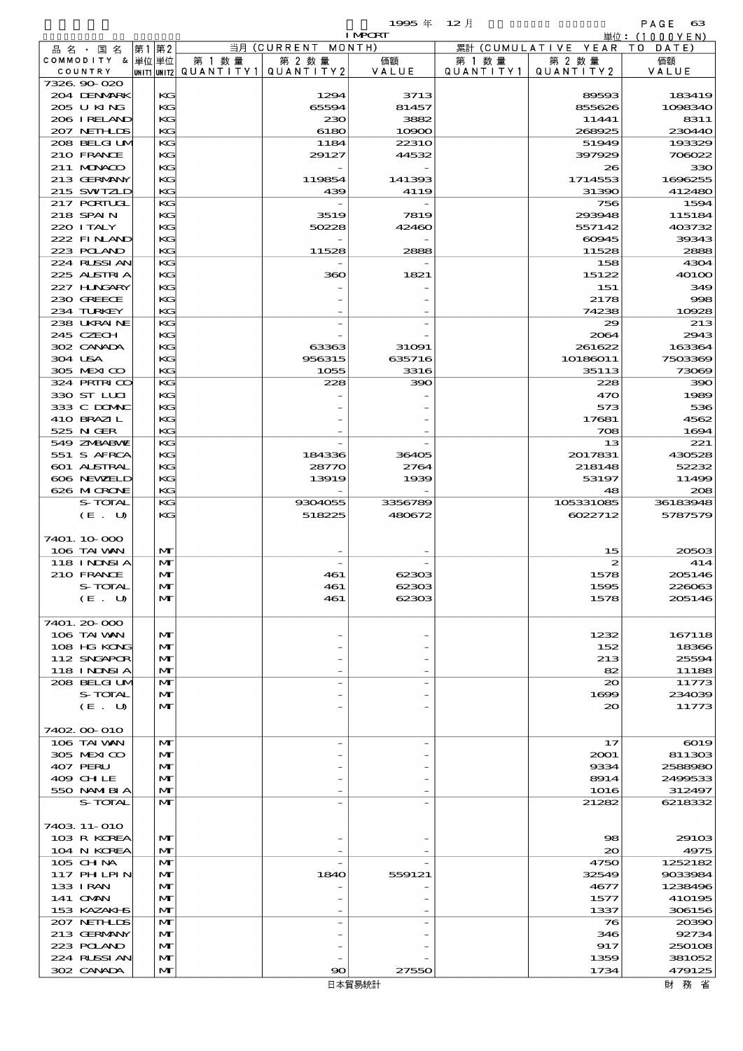1995 年 12 月 IMPORT 単位：(1000YEN)

| 品名・国名 COMMODITY & COUNTRY | 第1 単位 UNIT1 | 第2 単位 UNIT2 | 当月 (CURRENT MONTH) 第1数量 QUANTITY1 | 第2数量 QUANTITY2 | 価額 VALUE | 累計 (CUMULATIVE YEAR TO DATE) 第1数量 QUANTITY1 | 第2数量 QUANTITY2 | 価額 VALUE |
|---|---|---|---|---|---|---|---|---|
| 7326.90-020 | | | | | | | | |
| 204 DENMARK | | KG | | 1294 | 3713 | | 89593 | 183419 |
| 205 U KING | | KG | | 65594 | 81457 | | 855626 | 1098340 |
| 206 IRELAND | | KG | | 230 | 3882 | | 11441 | 8311 |
| 207 NETHLDS | | KG | | 6180 | 10900 | | 268925 | 230440 |
| 208 BELGIUM | | KG | | 1184 | 22310 | | 51949 | 193329 |
| 210 FRANCE | | KG | | 29127 | 44532 | | 397929 | 706022 |
| 211 MONACO | | KG | | - | - | | 26 | 330 |
| 213 GERMANY | | KG | | 119854 | 141393 | | 1714553 | 1696255 |
| 215 SWITZLD | | KG | | 439 | 4119 | | 31390 | 412480 |
| 217 PORTUGL | | KG | | - | - | | 756 | 1594 |
| 218 SPAIN | | KG | | 3519 | 7819 | | 293948 | 115184 |
| 220 ITALY | | KG | | 50228 | 42460 | | 557142 | 403732 |
| 222 FINLAND | | KG | | - | - | | 60945 | 39343 |
| 223 POLAND | | KG | | 11528 | 2888 | | 11528 | 2888 |
| 224 RUSSIAN | | KG | | - | - | | 158 | 4304 |
| 225 AUSTRIA | | KG | | 360 | 1821 | | 15122 | 40100 |
| 227 HUNGARY | | KG | | - | - | | 151 | 349 |
| 230 GREECE | | KG | | - | - | | 2178 | 998 |
| 234 TURKEY | | KG | | - | - | | 74238 | 10928 |
| 238 UKRAINE | | KG | | - | - | | 29 | 213 |
| 245 CZECH | | KG | | - | - | | 2064 | 2943 |
| 302 CANADA | | KG | | 63363 | 31091 | | 261622 | 163364 |
| 304 USA | | KG | | 956315 | 635716 | | 10186011 | 7503369 |
| 305 MEXICO | | KG | | 1055 | 3316 | | 35113 | 73069 |
| 324 PRTRICO | | KG | | 228 | 390 | | 228 | 390 |
| 330 ST LUCI | | KG | | - | - | | 470 | 1989 |
| 333 C DOMNC | | KG | | - | - | | 573 | 536 |
| 410 BRAZIL | | KG | | - | - | | 17681 | 4562 |
| 525 NIGER | | KG | | - | - | | 708 | 1694 |
| 549 ZMBABWE | | KG | | - | - | | 13 | 221 |
| 551 S AFRCA | | KG | | 184336 | 36405 | | 2017831 | 430528 |
| 601 AUSTRAL | | KG | | 28770 | 2764 | | 218148 | 52232 |
| 606 NEWZELD | | KG | | 13919 | 1939 | | 53197 | 11499 |
| 626 MICRONE | | KG | | - | - | | 48 | 208 |
| S-TOTAL | | KG | | 9304055 | 3356789 | | 105331085 | 36183948 |
| (E. U) | | KG | | 518225 | 480672 | | 6022712 | 5787579 |
| 7401.10-000 | | | | | | | | |
| 106 TAIWAN | | MT | | - | - | | 15 | 20503 |
| 118 INDNSIA | | MT | | - | - | | 2 | 414 |
| 210 FRANCE | | MT | | 461 | 62303 | | 1578 | 205146 |
| S-TOTAL | | MT | | 461 | 62303 | | 1595 | 226063 |
| (E. U) | | MT | | 461 | 62303 | | 1578 | 205146 |
| 7401.20-000 | | | | | | | | |
| 106 TAIWAN | | MT | | - | - | | 1232 | 167118 |
| 108 HG KONG | | MT | | - | - | | 152 | 18366 |
| 112 SNGAPOR | | MT | | - | - | | 213 | 25594 |
| 118 INDNSIA | | MT | | - | - | | 82 | 11188 |
| 208 BELGIUM | | MT | | - | - | | 20 | 11773 |
| S-TOTAL | | MT | | - | - | | 1699 | 234039 |
| (E. U) | | MT | | - | - | | 20 | 11773 |
| 7402.00-010 | | | | | | | | |
| 106 TAIWAN | | MT | | - | - | | 17 | 6019 |
| 305 MEXICO | | MT | | - | - | | 2001 | 811303 |
| 407 PERU | | MT | | - | - | | 9334 | 2588980 |
| 409 CHILE | | MT | | - | - | | 8914 | 2499533 |
| 550 NAMIBIA | | MT | | - | - | | 1016 | 312497 |
| S-TOTAL | | MT | | - | - | | 21282 | 6218332 |
| 7403.11-010 | | | | | | | | |
| 103 R KOREA | | MT | | - | - | | 98 | 29103 |
| 104 N KOREA | | MT | | - | - | | 20 | 4975 |
| 105 CHINA | | MT | | - | - | | 4750 | 1252182 |
| 117 PHILPIN | | MT | | 1840 | 559121 | | 32549 | 9033984 |
| 133 IRAN | | MT | | - | - | | 4677 | 1238496 |
| 141 OMAN | | MT | | - | - | | 1577 | 410195 |
| 153 KAZAKHS | | MT | | - | - | | 1337 | 306156 |
| 207 NETHLDS | | MT | | - | - | | 76 | 20390 |
| 213 GERMANY | | MT | | - | - | | 346 | 92734 |
| 223 POLAND | | MT | | - | - | | 917 | 250108 |
| 224 RUSSIAN | | MT | | - | - | | 1359 | 381052 |
| 302 CANADA | | MT | | 90 | 27550 | | 1734 | 479125 |

日本貿易統計　財務省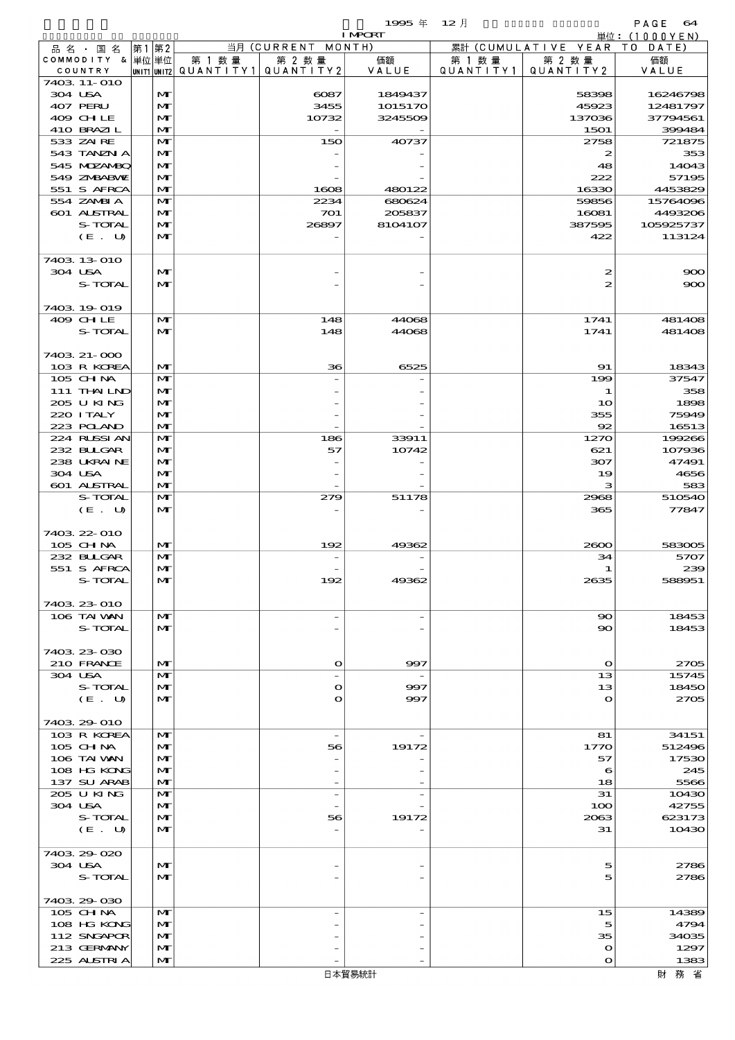| 品名・国名 COMMODITY & COUNTRY | 第1 単位 UNIT1 | 第2 単位 UNIT2 | 当月 (CURRENT MONTH) 第1数量 QUANTITY1 | 第2数量 QUANTITY2 | 価額 VALUE | 累計 (CUMULATIVE YEAR TO DATE) 第1数量 QUANTITY1 | 第2数量 QUANTITY2 | 価額 VALUE |
|---|---|---|---|---|---|---|---|---|
| 7403.11-010 | | | | | | | | |
| 304 USA | | MT | | 6087 | 1849437 | | 58398 | 16246798 |
| 407 PERU | | MT | | 3455 | 1015170 | | 45923 | 12481797 |
| 409 CHILE | | MT | | 10732 | 3245509 | | 137036 | 37794561 |
| 410 BRAZIL | | MT | | - | - | | 1501 | 399484 |
| 533 ZAIRE | | MT | | 150 | 40737 | | 2758 | 721875 |
| 543 TANZNIA | | MT | | - | - | | 2 | 353 |
| 545 MOZAMBQ | | MT | | - | - | | 48 | 14043 |
| 549 ZMBABWE | | MT | | - | - | | 222 | 57195 |
| 551 S AFRCA | | MT | | 1608 | 480122 | | 16330 | 4453829 |
| 554 ZAMBIA | | MT | | 2234 | 680624 | | 59856 | 15764096 |
| 601 AUSTRAL | | MT | | 701 | 205837 | | 16081 | 4493206 |
| S-TOTAL | | MT | | 26897 | 8104107 | | 387595 | 105925737 |
| (E. U) | | MT | | - | - | | 422 | 113124 |
| 7403.13-010 | | | | | | | | |
| 304 USA | | MT | | - | - | | 2 | 900 |
| S-TOTAL | | MT | | - | - | | 2 | 900 |
| 7403.19-019 | | | | | | | | |
| 409 CHILE | | MT | | 148 | 44068 | | 1741 | 481408 |
| S-TOTAL | | MT | | 148 | 44068 | | 1741 | 481408 |
| 7403.21-000 | | | | | | | | |
| 103 R KOREA | | MT | | 36 | 6525 | | 91 | 18343 |
| 105 CHINA | | MT | | - | - | | 199 | 37547 |
| 111 THAILND | | MT | | - | - | | 1 | 358 |
| 205 U KING | | MT | | - | - | | 10 | 1898 |
| 220 ITALY | | MT | | - | - | | 355 | 75949 |
| 223 POLAND | | MT | | - | - | | 92 | 16513 |
| 224 RUSSIAN | | MT | | 186 | 33911 | | 1270 | 199266 |
| 232 BULGAR | | MT | | 57 | 10742 | | 621 | 107936 |
| 238 UKRAINE | | MT | | - | - | | 307 | 47491 |
| 304 USA | | MT | | - | - | | 19 | 4656 |
| 601 AUSTRAL | | MT | | - | - | | 3 | 583 |
| S-TOTAL | | MT | | 279 | 51178 | | 2968 | 510540 |
| (E. U) | | MT | | - | - | | 365 | 77847 |
| 7403.22-010 | | | | | | | | |
| 105 CHINA | | MT | | 192 | 49362 | | 2600 | 583005 |
| 232 BULGAR | | MT | | - | - | | 34 | 5707 |
| 551 S AFRCA | | MT | | - | - | | 1 | 239 |
| S-TOTAL | | MT | | 192 | 49362 | | 2635 | 588951 |
| 7403.23-010 | | | | | | | | |
| 106 TAIWAN | | MT | | - | - | | 90 | 18453 |
| S-TOTAL | | MT | | - | - | | 90 | 18453 |
| 7403.23-030 | | | | | | | | |
| 210 FRANCE | | MT | | 0 | 997 | | 0 | 2705 |
| 304 USA | | MT | | - | - | | 13 | 15745 |
| S-TOTAL | | MT | | 0 | 997 | | 13 | 18450 |
| (E. U) | | MT | | 0 | 997 | | 0 | 2705 |
| 7403.29-010 | | | | | | | | |
| 103 R KOREA | | MT | | - | - | | 81 | 34151 |
| 105 CHINA | | MT | | 56 | 19172 | | 1770 | 512496 |
| 106 TAIWAN | | MT | | - | - | | 57 | 17530 |
| 108 HG KONG | | MT | | - | - | | 6 | 245 |
| 137 SU ARAB | | MT | | - | - | | 18 | 5566 |
| 205 U KING | | MT | | - | - | | 31 | 10430 |
| 304 USA | | MT | | - | - | | 100 | 42755 |
| S-TOTAL | | MT | | 56 | 19172 | | 2063 | 623173 |
| (E. U) | | MT | | - | - | | 31 | 10430 |
| 7403.29-020 | | | | | | | | |
| 304 USA | | MT | | - | - | | 5 | 2786 |
| S-TOTAL | | MT | | - | - | | 5 | 2786 |
| 7403.29-030 | | | | | | | | |
| 105 CHINA | | MT | | - | - | | 15 | 14389 |
| 108 HG KONG | | MT | | - | - | | 5 | 4794 |
| 112 SNGAPOR | | MT | | - | - | | 35 | 34035 |
| 213 GERMANY | | MT | | - | - | | 0 | 1297 |
| 225 AUSTRIA | | MT | | - | - | | 0 | 1383 |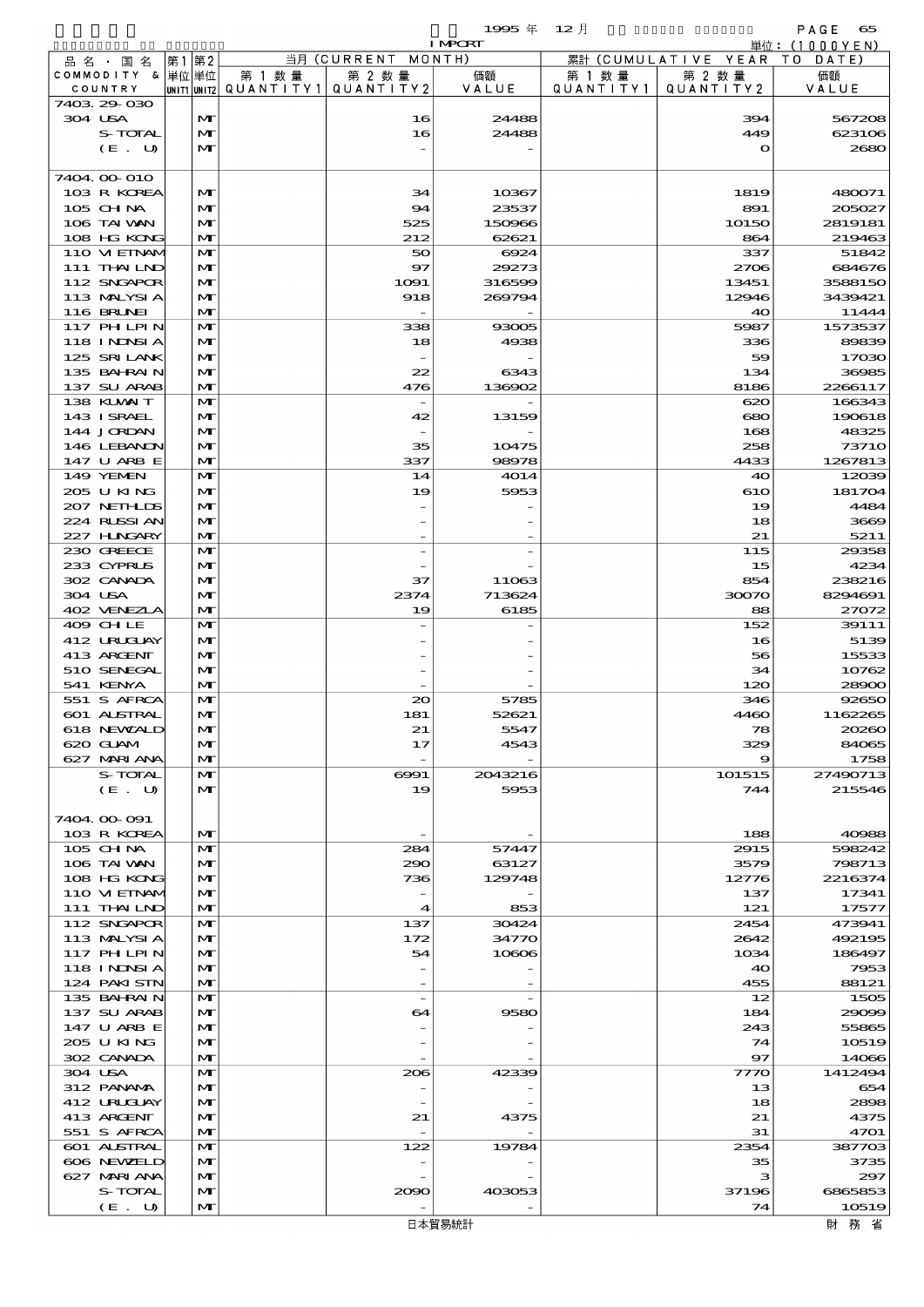| 品名・国名 COMMODITY & COUNTRY | 第1 単位 UNIT1 | 第2 単位 UNIT2 | 当月 (CURRENT MONTH) 第1数量 QUANTITY1 | 第2数量 QUANTITY2 | 価額 VALUE | 累計 (CUMULATIVE YEAR TO DATE) 第1数量 QUANTITY1 | 第2数量 QUANTITY2 | 価額 VALUE |
|---|---|---|---|---|---|---|---|---|
| 7403.29-030 | | | | | | | | |
| 304 USA | | MT | | 16 | 24488 | | 394 | 567208 |
| S-TOTAL | | MT | | 16 | 24488 | | 449 | 623106 |
| (E. U) | | MT | | - | - | | 0 | 2680 |
| 7404.00-010 | | | | | | | | |
| 103 R KOREA | | MT | | 34 | 10367 | | 1819 | 480071 |
| 105 CHINA | | MT | | 94 | 23537 | | 891 | 205027 |
| 106 TAIWAN | | MT | | 525 | 150966 | | 10150 | 2819181 |
| 108 HG KONG | | MT | | 212 | 62621 | | 864 | 219463 |
| 110 VIETNAM | | MT | | 50 | 6924 | | 337 | 51842 |
| 111 THAILND | | MT | | 97 | 29273 | | 2706 | 684676 |
| 112 SNGAPOR | | MT | | 1091 | 316599 | | 13451 | 3588150 |
| 113 MALYSIA | | MT | | 918 | 269794 | | 12946 | 3439421 |
| 116 BRUNEI | | MT | | - | - | | 40 | 11444 |
| 117 PHLPIN | | MT | | 338 | 93005 | | 5987 | 1573537 |
| 118 INDNSIA | | MT | | 18 | 4938 | | 336 | 89839 |
| 125 SRILANK | | MT | | - | - | | 59 | 17030 |
| 135 BAHRAIN | | MT | | 22 | 6343 | | 134 | 36985 |
| 137 SU ARAB | | MT | | 476 | 136902 | | 8186 | 2266117 |
| 138 KUWAIT | | MT | | - | - | | 620 | 166343 |
| 143 ISRAEL | | MT | | 42 | 13159 | | 680 | 190618 |
| 144 JORDAN | | MT | | - | - | | 168 | 48325 |
| 146 LEBANON | | MT | | 35 | 10475 | | 258 | 73710 |
| 147 U ARB E | | MT | | 337 | 98978 | | 4433 | 1267813 |
| 149 YEMEN | | MT | | 14 | 4014 | | 40 | 12039 |
| 205 U KING | | MT | | 19 | 5953 | | 610 | 181704 |
| 207 NETHLDS | | MT | | - | - | | 19 | 4484 |
| 224 RUSSIAN | | MT | | - | - | | 18 | 3669 |
| 227 HUNGARY | | MT | | - | - | | 21 | 5211 |
| 230 GREECE | | MT | | - | - | | 115 | 29358 |
| 233 CYPRUS | | MT | | - | - | | 15 | 4234 |
| 302 CANADA | | MT | | 37 | 11063 | | 854 | 238216 |
| 304 USA | | MT | | 2374 | 713624 | | 30070 | 8294691 |
| 402 VENEZLA | | MT | | 19 | 6185 | | 88 | 27072 |
| 409 CHILE | | MT | | - | - | | 152 | 39111 |
| 412 URUGUAY | | MT | | - | - | | 16 | 5139 |
| 413 ARGENT | | MT | | - | - | | 56 | 15533 |
| 510 SENEGAL | | MT | | - | - | | 34 | 10762 |
| 541 KENYA | | MT | | - | - | | 120 | 28900 |
| 551 S AFRCA | | MT | | 20 | 5785 | | 346 | 92650 |
| 601 AUSTRAL | | MT | | 181 | 52621 | | 4460 | 1162265 |
| 618 NEWCALD | | MT | | 21 | 5547 | | 78 | 20260 |
| 620 GUAM | | MT | | 17 | 4543 | | 329 | 84065 |
| 627 MARIANA | | MT | | - | - | | 9 | 1758 |
| S-TOTAL | | MT | | 6991 | 2043216 | | 101515 | 27490713 |
| (E. U) | | MT | | 19 | 5953 | | 744 | 215546 |
| 7404.00-091 | | | | | | | | |
| 103 R KOREA | | MT | | - | - | | 188 | 40988 |
| 105 CHINA | | MT | | 284 | 57447 | | 2915 | 598242 |
| 106 TAIWAN | | MT | | 290 | 63127 | | 3579 | 798713 |
| 108 HG KONG | | MT | | 736 | 129748 | | 12776 | 2216374 |
| 110 VIETNAM | | MT | | - | - | | 137 | 17341 |
| 111 THAILND | | MT | | 4 | 853 | | 121 | 17577 |
| 112 SNGAPOR | | MT | | 137 | 30424 | | 2454 | 473941 |
| 113 MALYSIA | | MT | | 172 | 34770 | | 2642 | 492195 |
| 117 PHLPIN | | MT | | 54 | 10606 | | 1034 | 186497 |
| 118 INDNSIA | | MT | | - | - | | 40 | 7953 |
| 124 PAKISTN | | MT | | - | - | | 455 | 88121 |
| 135 BAHRAIN | | MT | | - | - | | 12 | 1505 |
| 137 SU ARAB | | MT | | 64 | 9580 | | 184 | 29099 |
| 147 U ARB E | | MT | | - | - | | 243 | 55865 |
| 205 U KING | | MT | | - | - | | 74 | 10519 |
| 302 CANADA | | MT | | - | - | | 97 | 14066 |
| 304 USA | | MT | | 206 | 42339 | | 7770 | 1412494 |
| 312 PANAMA | | MT | | - | - | | 13 | 654 |
| 412 URUGUAY | | MT | | - | - | | 18 | 2898 |
| 413 ARGENT | | MT | | 21 | 4375 | | 21 | 4375 |
| 551 S AFRCA | | MT | | - | - | | 31 | 4701 |
| 601 AUSTRAL | | MT | | 122 | 19784 | | 2354 | 387703 |
| 606 NEWZELD | | MT | | - | - | | 35 | 3735 |
| 627 MARIANA | | MT | | - | - | | 3 | 297 |
| S-TOTAL | | MT | | 2090 | 403053 | | 37196 | 6865853 |
| (E. U) | | MT | | - | - | | 74 | 10519 |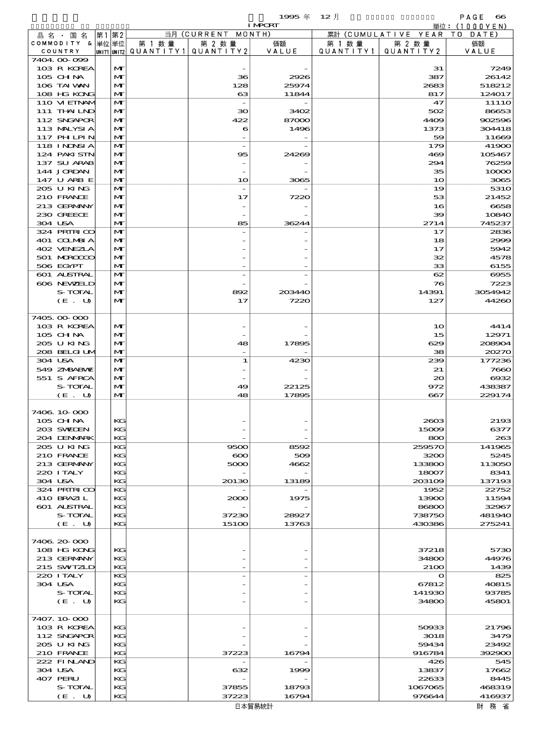1995 年 12 月 IMPORT 単位：(1000YEN)

| 品名・国名 COMMODITY & COUNTRY | 第1 単位 UNIT1 | 第2 単位 UNIT2 | 当月 (CURRENT MONTH) 第1数量 QUANTITY1 | 第2数量 QUANTITY2 | 価額 VALUE | 累計 (CUMULATIVE YEAR TO DATE) 第1数量 QUANTITY1 | 第2数量 QUANTITY2 | 価額 VALUE |
|---|---|---|---|---|---|---|---|---|
| 7404.00-099 | | | | | | | | |
| 103 R KOREA | | MT | | - | - | | 31 | 7249 |
| 105 CHINA | | MT | | 36 | 2926 | | 387 | 26142 |
| 106 TAIWAN | | MT | | 128 | 25974 | | 2683 | 518212 |
| 108 HG KONG | | MT | | 63 | 11844 | | 817 | 124017 |
| 110 VIETNAM | | MT | | - | - | | 47 | 11110 |
| 111 THAILND | | MT | | 30 | 3402 | | 502 | 86653 |
| 112 SNGAPOR | | MT | | 422 | 87000 | | 4409 | 902596 |
| 113 MALYSIA | | MT | | 6 | 1496 | | 1373 | 304418 |
| 117 PHLPIN | | MT | | - | - | | 59 | 11669 |
| 118 INDNSIA | | MT | | - | - | | 179 | 41900 |
| 124 PAKISTN | | MT | | 95 | 24269 | | 469 | 105467 |
| 137 SU ARAB | | MT | | - | - | | 294 | 76259 |
| 144 JORDAN | | MT | | - | - | | 35 | 10000 |
| 147 U ARB E | | MT | | 10 | 3065 | | 10 | 3065 |
| 205 U KING | | MT | | - | - | | 19 | 5310 |
| 210 FRANCE | | MT | | 17 | 7220 | | 53 | 21452 |
| 213 GERMANY | | MT | | - | - | | 16 | 6658 |
| 230 GREECE | | MT | | - | - | | 39 | 10840 |
| 304 USA | | MT | | 85 | 36244 | | 2714 | 745237 |
| 324 PRTRICO | | MT | | - | - | | 17 | 2836 |
| 401 COLMBIA | | MT | | - | - | | 18 | 2999 |
| 402 VENEZLA | | MT | | - | - | | 17 | 5942 |
| 501 MOROCCO | | MT | | - | - | | 32 | 4578 |
| 506 EGYPT | | MT | | - | - | | 33 | 6155 |
| 601 AUSTRAL | | MT | | - | - | | 62 | 6955 |
| 606 NEWZELD | | MT | | - | - | | 76 | 7223 |
| S-TOTAL | | MT | | 892 | 203440 | | 14391 | 3054942 |
| (E. U) | | MT | | 17 | 7220 | | 127 | 44260 |
| 7405.00-000 | | | | | | | | |
| 103 R KOREA | | MT | | - | - | | 10 | 4414 |
| 105 CHINA | | MT | | - | - | | 15 | 12971 |
| 205 U KING | | MT | | 48 | 17895 | | 629 | 208904 |
| 208 BELGIUM | | MT | | - | - | | 38 | 20270 |
| 304 USA | | MT | | 1 | 4230 | | 239 | 177236 |
| 549 ZMBABWE | | MT | | - | - | | 21 | 7660 |
| 551 S AFRCA | | MT | | - | - | | 20 | 6932 |
| S-TOTAL | | MT | | 49 | 22125 | | 972 | 438387 |
| (E. U) | | MT | | 48 | 17895 | | 667 | 229174 |
| 7406.10-000 | | | | | | | | |
| 105 CHINA | | KG | | - | - | | 2603 | 2193 |
| 203 SWEDEN | | KG | | - | - | | 15009 | 6377 |
| 204 DENMARK | | KG | | - | - | | 800 | 263 |
| 205 U KING | | KG | | 9500 | 8592 | | 259570 | 141965 |
| 210 FRANCE | | KG | | 600 | 509 | | 3200 | 5245 |
| 213 GERMANY | | KG | | 5000 | 4662 | | 133800 | 113050 |
| 220 ITALY | | KG | | - | - | | 18007 | 8341 |
| 304 USA | | KG | | 20130 | 13189 | | 203109 | 137193 |
| 324 PRTRICO | | KG | | - | - | | 1952 | 22752 |
| 410 BRAZIL | | KG | | 2000 | 1975 | | 13900 | 11594 |
| 601 AUSTRAL | | KG | | - | - | | 86800 | 32967 |
| S-TOTAL | | KG | | 37230 | 28927 | | 738750 | 481940 |
| (E. U) | | KG | | 15100 | 13763 | | 430386 | 275241 |
| 7406.20-000 | | | | | | | | |
| 108 HG KONG | | KG | | - | - | | 37218 | 5730 |
| 213 GERMANY | | KG | | - | - | | 34800 | 44976 |
| 215 SWTZLD | | KG | | - | - | | 2100 | 1439 |
| 220 ITALY | | KG | | - | - | | 0 | 825 |
| 304 USA | | KG | | - | - | | 67812 | 40815 |
| S-TOTAL | | KG | | - | - | | 141930 | 93785 |
| (E. U) | | KG | | - | - | | 34800 | 45801 |
| 7407.10-000 | | | | | | | | |
| 103 R KOREA | | KG | | - | - | | 50933 | 21796 |
| 112 SNGAPOR | | KG | | - | - | | 3018 | 3479 |
| 205 U KING | | KG | | - | - | | 59434 | 23492 |
| 210 FRANCE | | KG | | 37223 | 16794 | | 916784 | 392900 |
| 222 FINLAND | | KG | | - | - | | 426 | 545 |
| 304 USA | | KG | | 632 | 1999 | | 13837 | 17662 |
| 407 PERU | | KG | | - | - | | 22633 | 8445 |
| S-TOTAL | | KG | | 37855 | 18793 | | 1067065 | 468319 |
| (E. U) | | KG | | 37223 | 16794 | | 976644 | 416937 |

日本貿易統計　財務省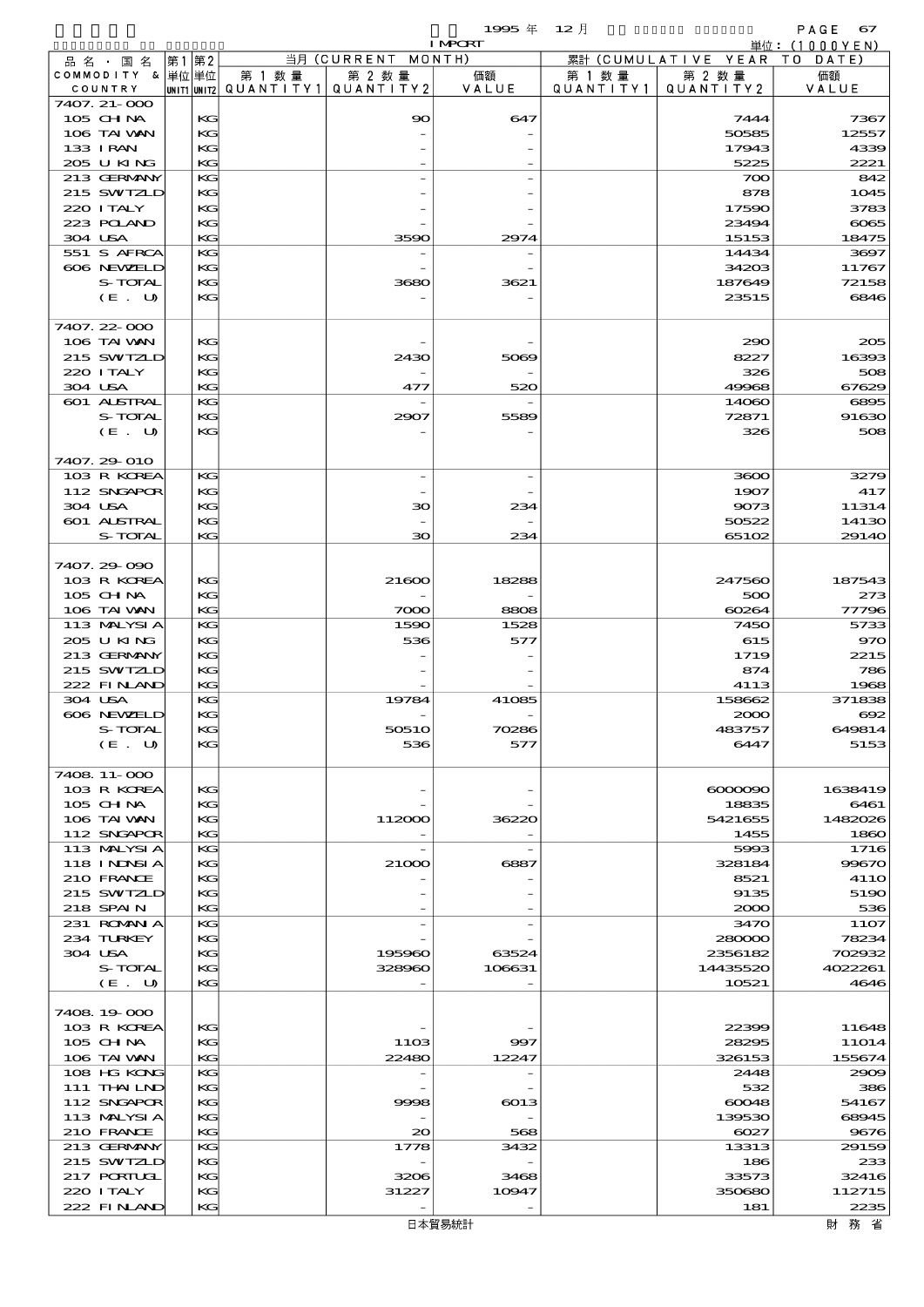1995 年 12 月 IMPORT

単位：(1000YEN)

| 品名・国名 COMMODITY & COUNTRY | 第1 単位 UNIT1 | 第2 単位 UNIT2 | 当月 (CURRENT MONTH) 第1数量 QUANTITY1 | 第2数量 QUANTITY2 | 価額 VALUE | 累計 (CUMULATIVE YEAR TO DATE) 第1数量 QUANTITY1 | 第2数量 QUANTITY2 | 価額 VALUE |
|---|---|---|---|---|---|---|---|---|
| 7407.21-000 | | | | | | | | |
| 105 CHINA | | KG | | 90 | 647 | | 7444 | 7367 |
| 106 TAIWAN | | KG | | - | - | | 50585 | 12557 |
| 133 IRAN | | KG | | - | - | | 17943 | 4339 |
| 205 U KING | | KG | | - | - | | 5225 | 2221 |
| 213 GERMANY | | KG | | - | - | | 700 | 842 |
| 215 SWITZLD | | KG | | - | - | | 878 | 1045 |
| 220 ITALY | | KG | | - | - | | 17590 | 3783 |
| 223 POLAND | | KG | | - | - | | 23494 | 6065 |
| 304 USA | | KG | | 3590 | 2974 | | 15153 | 18475 |
| 551 S AFRCA | | KG | | - | - | | 14434 | 3697 |
| 606 NEWZELD | | KG | | - | - | | 34203 | 11767 |
| S-TOTAL | | KG | | 3680 | 3621 | | 187649 | 72158 |
| (E. U) | | KG | | - | - | | 23515 | 6846 |
| 7407.22-000 | | | | | | | | |
| 106 TAIWAN | | KG | | - | - | | 290 | 205 |
| 215 SWITZLD | | KG | | 2430 | 5069 | | 8227 | 16393 |
| 220 ITALY | | KG | | - | - | | 326 | 508 |
| 304 USA | | KG | | 477 | 520 | | 49968 | 67629 |
| 601 AUSTRAL | | KG | | - | - | | 14060 | 6895 |
| S-TOTAL | | KG | | 2907 | 5589 | | 72871 | 91630 |
| (E. U) | | KG | | - | - | | 326 | 508 |
| 7407.29-010 | | | | | | | | |
| 103 R KOREA | | KG | | - | - | | 3600 | 3279 |
| 112 SNGAPOR | | KG | | - | - | | 1907 | 417 |
| 304 USA | | KG | | 30 | 234 | | 9073 | 11314 |
| 601 AUSTRAL | | KG | | - | - | | 50522 | 14130 |
| S-TOTAL | | KG | | 30 | 234 | | 65102 | 29140 |
| 7407.29-090 | | | | | | | | |
| 103 R KOREA | | KG | | 21600 | 18288 | | 247560 | 187543 |
| 105 CHINA | | KG | | - | - | | 500 | 273 |
| 106 TAIWAN | | KG | | 7000 | 8808 | | 60264 | 77796 |
| 113 MALYSIA | | KG | | 1590 | 1528 | | 7450 | 5733 |
| 205 U KING | | KG | | 536 | 577 | | 615 | 970 |
| 213 GERMANY | | KG | | - | - | | 1719 | 2215 |
| 215 SWITZLD | | KG | | - | - | | 874 | 786 |
| 222 FINLAND | | KG | | - | - | | 4113 | 1968 |
| 304 USA | | KG | | 19784 | 41085 | | 158662 | 371838 |
| 606 NEWZELD | | KG | | - | - | | 2000 | 692 |
| S-TOTAL | | KG | | 50510 | 70286 | | 483757 | 649814 |
| (E. U) | | KG | | 536 | 577 | | 6447 | 5153 |
| 7408.11-000 | | | | | | | | |
| 103 R KOREA | | KG | | - | - | | 6000090 | 1638419 |
| 105 CHINA | | KG | | - | - | | 18835 | 6461 |
| 106 TAIWAN | | KG | | 112000 | 36220 | | 5421655 | 1482026 |
| 112 SNGAPOR | | KG | | - | - | | 1455 | 1860 |
| 113 MALYSIA | | KG | | - | - | | 5993 | 1716 |
| 118 INDNSIA | | KG | | 21000 | 6887 | | 328184 | 99670 |
| 210 FRANCE | | KG | | - | - | | 8521 | 4110 |
| 215 SWITZLD | | KG | | - | - | | 9135 | 5190 |
| 218 SPAIN | | KG | | - | - | | 2000 | 536 |
| 231 ROMANIA | | KG | | - | - | | 3470 | 1107 |
| 234 TURKEY | | KG | | - | - | | 280000 | 78234 |
| 304 USA | | KG | | 195960 | 63524 | | 2356182 | 702932 |
| S-TOTAL | | KG | | 328960 | 106631 | | 14435520 | 4022261 |
| (E. U) | | KG | | - | - | | 10521 | 4646 |
| 7408.19-000 | | | | | | | | |
| 103 R KOREA | | KG | | - | - | | 22399 | 11648 |
| 105 CHINA | | KG | | 1103 | 997 | | 28295 | 11014 |
| 106 TAIWAN | | KG | | 22480 | 12247 | | 326153 | 155674 |
| 108 HG KONG | | KG | | - | - | | 2448 | 2909 |
| 111 THAILND | | KG | | - | - | | 532 | 386 |
| 112 SNGAPOR | | KG | | 9998 | 6013 | | 60048 | 54167 |
| 113 MALYSIA | | KG | | - | - | | 139530 | 68945 |
| 210 FRANCE | | KG | | 20 | 568 | | 6027 | 9676 |
| 213 GERMANY | | KG | | 1778 | 3432 | | 13313 | 29159 |
| 215 SWITZLD | | KG | | - | - | | 186 | 233 |
| 217 PORTUGL | | KG | | 3206 | 3468 | | 33573 | 32416 |
| 220 ITALY | | KG | | 31227 | 10947 | | 350680 | 112715 |
| 222 FINLAND | | KG | | - | - | | 181 | 2235 |

日本貿易統計　財務省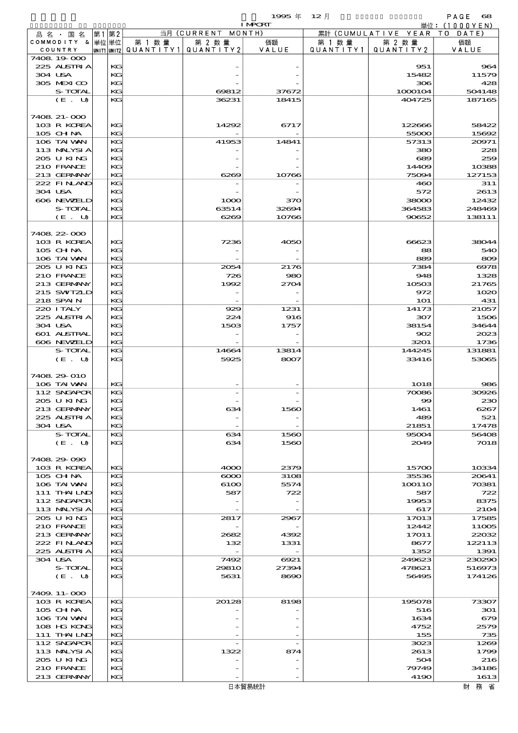| 品名・国名 COMMODITY & COUNTRY | 第1 単位 UNIT1 | 第2 単位 UNIT2 | 当月 (CURRENT MONTH) 第1数量 QUANTITY1 | 第2数量 QUANTITY2 | 価額 VALUE | 累計 (CUMULATIVE YEAR TO DATE) 第1数量 QUANTITY1 | 第2数量 QUANTITY2 | 価額 VALUE |
|---|---|---|---|---|---|---|---|---|
| 7408.19-000 | | | | | | | | |
| 225 AUSTRIA | | KG | | - | - | | 951 | 964 |
| 304 USA | | KG | | - | - | | 15482 | 11579 |
| 305 MEXICO | | KG | | - | - | | 306 | 428 |
| S-TOTAL | | KG | | 69812 | 37672 | | 1000104 | 504148 |
| (E. U) | | KG | | 36231 | 18415 | | 404725 | 187165 |
| 7408.21-000 | | | | | | | | |
| 103 R KOREA | | KG | | 14292 | 6717 | | 122666 | 58422 |
| 105 CHINA | | KG | | - | - | | 55000 | 15692 |
| 106 TAIWAN | | KG | | 41953 | 14841 | | 57313 | 20971 |
| 113 MALYSIA | | KG | | - | - | | 380 | 228 |
| 205 U KING | | KG | | - | - | | 689 | 259 |
| 210 FRANCE | | KG | | - | - | | 14409 | 10388 |
| 213 GERMANY | | KG | | 6269 | 10766 | | 75094 | 127153 |
| 222 FINLAND | | KG | | - | - | | 460 | 311 |
| 304 USA | | KG | | - | - | | 572 | 2613 |
| 606 NEWZELD | | KG | | 1000 | 370 | | 38000 | 12432 |
| S-TOTAL | | KG | | 63514 | 32694 | | 364583 | 248469 |
| (E. U) | | KG | | 6269 | 10766 | | 90652 | 138111 |
| 7408.22-000 | | | | | | | | |
| 103 R KOREA | | KG | | 7236 | 4050 | | 66623 | 38044 |
| 105 CHINA | | KG | | - | - | | 88 | 540 |
| 106 TAIWAN | | KG | | - | - | | 889 | 809 |
| 205 U KING | | KG | | 2054 | 2176 | | 7384 | 6978 |
| 210 FRANCE | | KG | | 726 | 980 | | 948 | 1328 |
| 213 GERMANY | | KG | | 1992 | 2704 | | 10503 | 21765 |
| 215 SWITZLD | | KG | | - | - | | 972 | 1020 |
| 218 SPAIN | | KG | | - | - | | 101 | 431 |
| 220 ITALY | | KG | | 929 | 1231 | | 14173 | 21057 |
| 225 AUSTRIA | | KG | | 224 | 916 | | 307 | 1506 |
| 304 USA | | KG | | 1503 | 1757 | | 38154 | 34644 |
| 601 AUSTRAL | | KG | | - | - | | 902 | 2023 |
| 606 NEWZELD | | KG | | - | - | | 3201 | 1736 |
| S-TOTAL | | KG | | 14664 | 13814 | | 144245 | 131881 |
| (E. U) | | KG | | 5925 | 8007 | | 33416 | 53065 |
| 7408.29-010 | | | | | | | | |
| 106 TAIWAN | | KG | | - | - | | 1018 | 986 |
| 112 SNGAPOR | | KG | | - | - | | 70086 | 30926 |
| 205 U KING | | KG | | - | - | | 99 | 230 |
| 213 GERMANY | | KG | | 634 | 1560 | | 1461 | 6267 |
| 225 AUSTRIA | | KG | | - | - | | 489 | 521 |
| 304 USA | | KG | | - | - | | 21851 | 17478 |
| S-TOTAL | | KG | | 634 | 1560 | | 95004 | 56408 |
| (E. U) | | KG | | 634 | 1560 | | 2049 | 7018 |
| 7408.29-090 | | | | | | | | |
| 103 R KOREA | | KG | | 4000 | 2379 | | 15700 | 10334 |
| 105 CHINA | | KG | | 6000 | 3108 | | 35536 | 20641 |
| 106 TAIWAN | | KG | | 6100 | 5574 | | 100110 | 70381 |
| 111 THAILND | | KG | | 587 | 722 | | 587 | 722 |
| 112 SNGAPOR | | KG | | - | - | | 19953 | 8375 |
| 113 MALYSIA | | KG | | - | - | | 617 | 2104 |
| 205 U KING | | KG | | 2817 | 2967 | | 17013 | 17585 |
| 210 FRANCE | | KG | | - | - | | 12442 | 11005 |
| 213 GERMANY | | KG | | 2682 | 4392 | | 17011 | 22032 |
| 222 FINLAND | | KG | | 132 | 1331 | | 8677 | 122113 |
| 225 AUSTRIA | | KG | | - | - | | 1352 | 1391 |
| 304 USA | | KG | | 7492 | 6921 | | 249623 | 230290 |
| S-TOTAL | | KG | | 29810 | 27394 | | 478621 | 516973 |
| (E. U) | | KG | | 5631 | 8690 | | 56495 | 174126 |
| 7409.11-000 | | | | | | | | |
| 103 R KOREA | | KG | | 20128 | 8198 | | 195078 | 73307 |
| 105 CHINA | | KG | | - | - | | 516 | 301 |
| 106 TAIWAN | | KG | | - | - | | 1634 | 679 |
| 108 HG KONG | | KG | | - | - | | 4752 | 2579 |
| 111 THAILND | | KG | | - | - | | 155 | 735 |
| 112 SNGAPOR | | KG | | - | - | | 3023 | 1269 |
| 113 MALYSIA | | KG | | 1322 | 874 | | 2613 | 1799 |
| 205 U KING | | KG | | - | - | | 504 | 216 |
| 210 FRANCE | | KG | | - | - | | 79749 | 34186 |
| 213 GERMANY | | KG | | - | - | | 4190 | 1613 |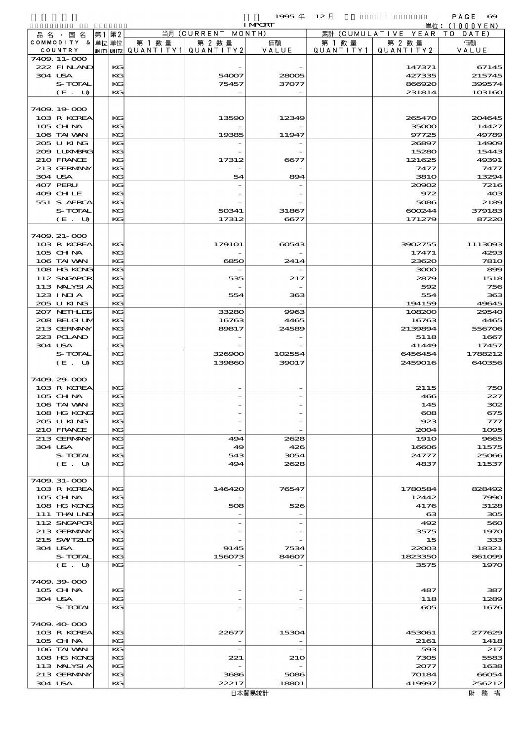1995 年 12 月 IMPORT

単位：(1000YEN)

| 品名・国名 COMMODITY & COUNTRY | 第1 単位 UNIT1 | 第2 単位 UNIT2 | 当月 (CURRENT MONTH) 第1数量 QUANTITY1 | 第2数量 QUANTITY2 | 価額 VALUE | 累計 (CUMULATIVE YEAR TO DATE) 第1数量 QUANTITY1 | 第2数量 QUANTITY2 | 価額 VALUE |
|---|---|---|---|---|---|---|---|---|
| 7409.11-000 | | | | | | | | |
| 222 FINLAND | | KG | | - | - | | 147371 | 67145 |
| 304 USA | | KG | | 54007 | 28005 | | 427335 | 215745 |
| S-TOTAL | | KG | | 75457 | 37077 | | 866920 | 399574 |
| (E. U) | | KG | | - | - | | 231814 | 103160 |
| 7409.19-000 | | | | | | | | |
| 103 R KOREA | | KG | | 13590 | 12349 | | 265470 | 204645 |
| 105 CHINA | | KG | | - | - | | 35000 | 14427 |
| 106 TAIWAN | | KG | | 19385 | 11947 | | 97725 | 49789 |
| 205 U KING | | KG | | - | - | | 26897 | 14909 |
| 209 LUXMBRG | | KG | | - | - | | 15280 | 15443 |
| 210 FRANCE | | KG | | 17312 | 6677 | | 121625 | 49391 |
| 213 GERMANY | | KG | | - | - | | 7477 | 7477 |
| 304 USA | | KG | | 54 | 894 | | 3810 | 13294 |
| 407 PERU | | KG | | - | - | | 20902 | 7216 |
| 409 CHILE | | KG | | - | - | | 972 | 403 |
| 551 S AFRCA | | KG | | - | - | | 5086 | 2189 |
| S-TOTAL | | KG | | 50341 | 31867 | | 600244 | 379183 |
| (E. U) | | KG | | 17312 | 6677 | | 171279 | 87220 |
| 7409.21-000 | | | | | | | | |
| 103 R KOREA | | KG | | 179101 | 60543 | | 3902755 | 1113093 |
| 105 CHINA | | KG | | - | - | | 17471 | 4293 |
| 106 TAIWAN | | KG | | 6850 | 2414 | | 23620 | 7810 |
| 108 HG KONG | | KG | | - | - | | 3000 | 899 |
| 112 SNGAPOR | | KG | | 535 | 217 | | 2879 | 1518 |
| 113 MALYSIA | | KG | | - | - | | 592 | 756 |
| 123 INDIA | | KG | | 554 | 363 | | 554 | 363 |
| 205 U KING | | KG | | - | - | | 194159 | 49645 |
| 207 NETHLDS | | KG | | 33280 | 9963 | | 108200 | 29540 |
| 208 BELGIUM | | KG | | 16763 | 4465 | | 16763 | 4465 |
| 213 GERMANY | | KG | | 89817 | 24589 | | 2139894 | 556706 |
| 223 POLAND | | KG | | - | - | | 5118 | 1667 |
| 304 USA | | KG | | - | - | | 41449 | 17457 |
| S-TOTAL | | KG | | 326900 | 102554 | | 6456454 | 1788212 |
| (E. U) | | KG | | 139860 | 39017 | | 2459016 | 640356 |
| 7409.29-000 | | | | | | | | |
| 103 R KOREA | | KG | | - | - | | 2115 | 750 |
| 105 CHINA | | KG | | - | - | | 466 | 227 |
| 106 TAIWAN | | KG | | - | - | | 145 | 302 |
| 108 HG KONG | | KG | | - | - | | 608 | 675 |
| 205 U KING | | KG | | - | - | | 923 | 777 |
| 210 FRANCE | | KG | | - | - | | 2004 | 1095 |
| 213 GERMANY | | KG | | 494 | 2628 | | 1910 | 9665 |
| 304 USA | | KG | | 49 | 426 | | 16606 | 11575 |
| S-TOTAL | | KG | | 543 | 3054 | | 24777 | 25066 |
| (E. U) | | KG | | 494 | 2628 | | 4837 | 11537 |
| 7409.31-000 | | | | | | | | |
| 103 R KOREA | | KG | | 146420 | 76547 | | 1780584 | 828492 |
| 105 CHINA | | KG | | - | - | | 12442 | 7990 |
| 108 HG KONG | | KG | | 508 | 526 | | 4176 | 3128 |
| 111 THAILND | | KG | | - | - | | 63 | 305 |
| 112 SNGAPOR | | KG | | - | - | | 492 | 560 |
| 213 GERMANY | | KG | | - | - | | 3575 | 1970 |
| 215 SWTZLD | | KG | | - | - | | 15 | 333 |
| 304 USA | | KG | | 9145 | 7534 | | 22003 | 18321 |
| S-TOTAL | | KG | | 156073 | 84607 | | 1823350 | 861099 |
| (E. U) | | KG | | - | - | | 3575 | 1970 |
| 7409.39-000 | | | | | | | | |
| 105 CHINA | | KG | | - | - | | 487 | 387 |
| 304 USA | | KG | | - | - | | 118 | 1289 |
| S-TOTAL | | KG | | - | - | | 605 | 1676 |
| 7409.40-000 | | | | | | | | |
| 103 R KOREA | | KG | | 22677 | 15304 | | 453061 | 277629 |
| 105 CHINA | | KG | | - | - | | 2161 | 1418 |
| 106 TAIWAN | | KG | | - | - | | 593 | 217 |
| 108 HG KONG | | KG | | 221 | 210 | | 7305 | 5583 |
| 113 MALYSIA | | KG | | - | - | | 2077 | 1638 |
| 213 GERMANY | | KG | | 3686 | 5086 | | 70184 | 66054 |
| 304 USA | | KG | | 22217 | 18801 | | 419997 | 256212 |

日本貿易統計　財務省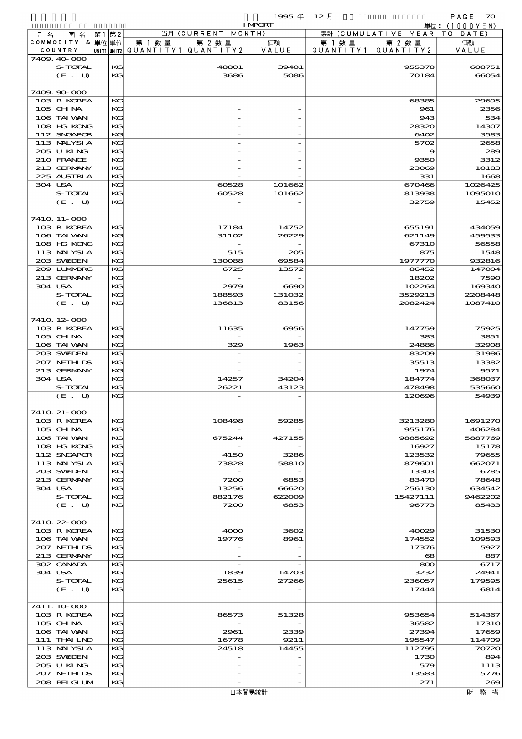1995 年 12 月 IMPORT

単位：(1000YEN)

| 品名・国名 COMMODITY & COUNTRY | 第1 単位 UNIT1 | 第2 単位 UNIT2 | 当月 (CURRENT MONTH) 第1数量 QUANTITY1 | 第2数量 QUANTITY2 | 価額 VALUE | 累計 (CUMULATIVE YEAR TO DATE) 第1数量 QUANTITY1 | 第2数量 QUANTITY2 | 価額 VALUE |
|---|---|---|---|---|---|---|---|---|
| 7409.40-000 | | | | | | | | |
| S-TOTAL | | KG | | 48801 | 39401 | | 955378 | 608751 |
| (E. U) | | KG | | 3686 | 5086 | | 70184 | 66054 |
| 7409.90-000 | | | | | | | | |
| 103 R KOREA | | KG | | - | - | | 68385 | 29695 |
| 105 CHINA | | KG | | - | - | | 961 | 2356 |
| 106 TAIWAN | | KG | | - | - | | 943 | 534 |
| 108 HG KONG | | KG | | - | - | | 28320 | 14307 |
| 112 SNGAPOR | | KG | | - | - | | 6402 | 3583 |
| 113 MALYSIA | | KG | | - | - | | 5702 | 2658 |
| 205 U KING | | KG | | - | - | | 9 | 289 |
| 210 FRANCE | | KG | | - | - | | 9350 | 3312 |
| 213 GERMANY | | KG | | - | - | | 23069 | 10183 |
| 225 AUSTRIA | | KG | | - | - | | 331 | 1668 |
| 304 USA | | KG | | 60528 | 101662 | | 670466 | 1026425 |
| S-TOTAL | | KG | | 60528 | 101662 | | 813938 | 1095010 |
| (E. U) | | KG | | - | - | | 32759 | 15452 |
| 7410.11-000 | | | | | | | | |
| 103 R KOREA | | KG | | 17184 | 14752 | | 655191 | 434059 |
| 106 TAIWAN | | KG | | 31102 | 26229 | | 621149 | 459533 |
| 108 HG KONG | | KG | | - | - | | 67310 | 56558 |
| 113 MALYSIA | | KG | | 515 | 205 | | 875 | 1548 |
| 203 SWEDEN | | KG | | 130088 | 69584 | | 1977770 | 932816 |
| 209 LUXMBRG | | KG | | 6725 | 13572 | | 86452 | 147004 |
| 213 GERMANY | | KG | | - | - | | 18202 | 7590 |
| 304 USA | | KG | | 2979 | 6690 | | 102264 | 169340 |
| S-TOTAL | | KG | | 188593 | 131032 | | 3529213 | 2208448 |
| (E. U) | | KG | | 136813 | 83156 | | 2082424 | 1087410 |
| 7410.12-000 | | | | | | | | |
| 103 R KOREA | | KG | | 11635 | 6956 | | 147759 | 75925 |
| 105 CHINA | | KG | | - | - | | 383 | 3851 |
| 106 TAIWAN | | KG | | 329 | 1963 | | 24886 | 32908 |
| 203 SWEDEN | | KG | | - | - | | 83209 | 31986 |
| 207 NETHLDS | | KG | | - | - | | 35513 | 13382 |
| 213 GERMANY | | KG | | - | - | | 1974 | 9571 |
| 304 USA | | KG | | 14257 | 34204 | | 184774 | 368037 |
| S-TOTAL | | KG | | 26221 | 43123 | | 478498 | 535660 |
| (E. U) | | KG | | - | - | | 120696 | 54939 |
| 7410.21-000 | | | | | | | | |
| 103 R KOREA | | KG | | 108498 | 59285 | | 3213280 | 1691270 |
| 105 CHINA | | KG | | - | - | | 955176 | 406284 |
| 106 TAIWAN | | KG | | 675244 | 427155 | | 9885692 | 5887769 |
| 108 HG KONG | | KG | | - | - | | 16927 | 15178 |
| 112 SNGAPOR | | KG | | 4150 | 3286 | | 123532 | 79655 |
| 113 MALYSIA | | KG | | 73828 | 58810 | | 879601 | 662071 |
| 203 SWEDEN | | KG | | - | - | | 13303 | 6785 |
| 213 GERMANY | | KG | | 7200 | 6853 | | 83470 | 78648 |
| 304 USA | | KG | | 13256 | 66620 | | 256130 | 634542 |
| S-TOTAL | | KG | | 882176 | 622009 | | 15427111 | 9462202 |
| (E. U) | | KG | | 7200 | 6853 | | 96773 | 85433 |
| 7410.22-000 | | | | | | | | |
| 103 R KOREA | | KG | | 4000 | 3602 | | 40029 | 31530 |
| 106 TAIWAN | | KG | | 19776 | 8961 | | 174552 | 109593 |
| 207 NETHLDS | | KG | | - | - | | 17376 | 5927 |
| 213 GERMANY | | KG | | - | - | | 68 | 887 |
| 302 CANADA | | KG | | - | - | | 800 | 6717 |
| 304 USA | | KG | | 1839 | 14703 | | 3232 | 24941 |
| S-TOTAL | | KG | | 25615 | 27266 | | 236057 | 179595 |
| (E. U) | | KG | | - | - | | 17444 | 6814 |
| 7411.10-000 | | | | | | | | |
| 103 R KOREA | | KG | | 86573 | 51328 | | 953654 | 514367 |
| 105 CHINA | | KG | | - | - | | 36582 | 17310 |
| 106 TAIWAN | | KG | | 2961 | 2339 | | 27394 | 17659 |
| 111 THAILND | | KG | | 16778 | 9211 | | 195547 | 114709 |
| 113 MALYSIA | | KG | | 24518 | 14455 | | 112795 | 70720 |
| 203 SWEDEN | | KG | | - | - | | 1730 | 894 |
| 205 U KING | | KG | | - | - | | 579 | 1113 |
| 207 NETHLDS | | KG | | - | - | | 13583 | 5776 |
| 208 BELGIUM | | KG | | - | - | | 271 | 269 |

日本貿易統計　　財務省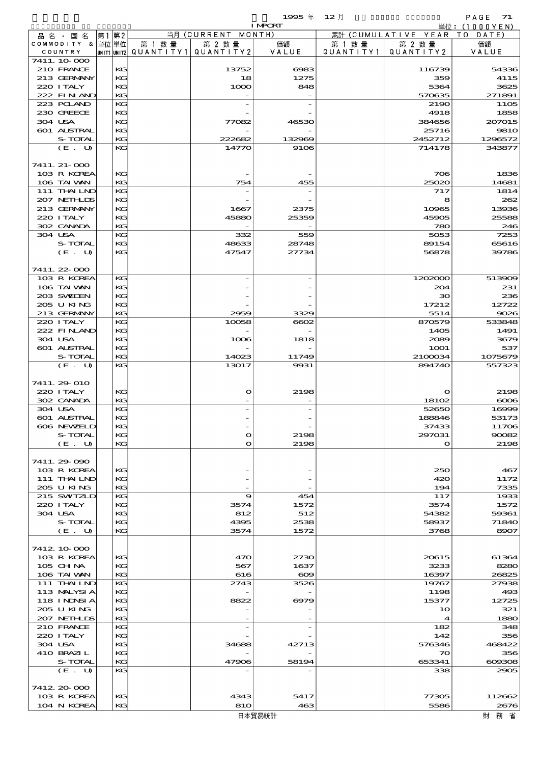1995年 12月 IMPORT

単位：(1000YEN)

| 品名・国名 COMMODITY & COUNTRY | 第1単位 UNIT1 | 第2単位 UNIT2 | 当月 (CURRENT MONTH) 第1数量 QUANTITY1 | 第2数量 QUANTITY2 | 価額 VALUE | 累計 (CUMULATIVE YEAR TO DATE) 第1数量 QUANTITY1 | 第2数量 QUANTITY2 | 価額 VALUE |
|---|---|---|---|---|---|---|---|---|
| 7411.10-000 | | | | | | | | |
| 210 FRANCE | | KG | | 13752 | 6983 | | 116739 | 54336 |
| 213 GERMANY | | KG | | 18 | 1275 | | 359 | 4115 |
| 220 ITALY | | KG | | 1000 | 848 | | 5364 | 3625 |
| 222 FINLAND | | KG | | - | - | | 570635 | 271891 |
| 223 POLAND | | KG | | - | - | | 2190 | 1105 |
| 230 GREECE | | KG | | - | - | | 4918 | 1858 |
| 304 USA | | KG | | 77082 | 46530 | | 384656 | 207015 |
| 601 AUSTRAL | | KG | | - | - | | 25716 | 9810 |
| S-TOTAL | | KG | | 222682 | 132969 | | 2452712 | 1296572 |
| (E. U) | | KG | | 14770 | 9106 | | 714178 | 343877 |
| 7411.21-000 | | | | | | | | |
| 103 R KOREA | | KG | | - | - | | 706 | 1836 |
| 106 TAIWAN | | KG | | 754 | 455 | | 25020 | 14681 |
| 111 THAILND | | KG | | - | - | | 717 | 1814 |
| 207 NETHLDS | | KG | | - | - | | 8 | 262 |
| 213 GERMANY | | KG | | 1667 | 2375 | | 10965 | 13936 |
| 220 ITALY | | KG | | 45880 | 25359 | | 45905 | 25588 |
| 302 CANADA | | KG | | - | - | | 780 | 246 |
| 304 USA | | KG | | 332 | 559 | | 5053 | 7253 |
| S-TOTAL | | KG | | 48633 | 28748 | | 89154 | 65616 |
| (E. U) | | KG | | 47547 | 27734 | | 56878 | 39786 |
| 7411.22-000 | | | | | | | | |
| 103 R KOREA | | KG | | - | - | | 1202000 | 513909 |
| 106 TAIWAN | | KG | | - | - | | 204 | 231 |
| 203 SWEDEN | | KG | | - | - | | 30 | 236 |
| 205 U KING | | KG | | - | - | | 17212 | 12722 |
| 213 GERMANY | | KG | | 2959 | 3329 | | 5514 | 9026 |
| 220 ITALY | | KG | | 10058 | 6602 | | 870579 | 533848 |
| 222 FINLAND | | KG | | - | - | | 1405 | 1491 |
| 304 USA | | KG | | 1006 | 1818 | | 2089 | 3679 |
| 601 AUSTRAL | | KG | | - | - | | 1001 | 537 |
| S-TOTAL | | KG | | 14023 | 11749 | | 2100034 | 1075679 |
| (E. U) | | KG | | 13017 | 9931 | | 894740 | 557323 |
| 7411.29-010 | | | | | | | | |
| 220 ITALY | | KG | | 0 | 2198 | | 0 | 2198 |
| 302 CANADA | | KG | | - | - | | 18102 | 6006 |
| 304 USA | | KG | | - | - | | 52650 | 16999 |
| 601 AUSTRAL | | KG | | - | - | | 188846 | 53173 |
| 606 NEWZELD | | KG | | - | - | | 37433 | 11706 |
| S-TOTAL | | KG | | 0 | 2198 | | 297031 | 90082 |
| (E. U) | | KG | | 0 | 2198 | | 0 | 2198 |
| 7411.29-090 | | | | | | | | |
| 103 R KOREA | | KG | | - | - | | 250 | 467 |
| 111 THAILND | | KG | | - | - | | 420 | 1172 |
| 205 U KING | | KG | | - | - | | 194 | 7335 |
| 215 SWITZLD | | KG | | 9 | 454 | | 117 | 1933 |
| 220 ITALY | | KG | | 3574 | 1572 | | 3574 | 1572 |
| 304 USA | | KG | | 812 | 512 | | 54382 | 59361 |
| S-TOTAL | | KG | | 4395 | 2538 | | 58937 | 71840 |
| (E. U) | | KG | | 3574 | 1572 | | 3768 | 8907 |
| 7412.10-000 | | | | | | | | |
| 103 R KOREA | | KG | | 470 | 2730 | | 20615 | 61364 |
| 105 CHINA | | KG | | 567 | 1637 | | 3233 | 8280 |
| 106 TAIWAN | | KG | | 616 | 609 | | 16397 | 26825 |
| 111 THAILND | | KG | | 2743 | 3526 | | 19767 | 27938 |
| 113 MALYSIA | | KG | | - | - | | 1198 | 493 |
| 118 INDNSIA | | KG | | 8822 | 6979 | | 15377 | 12725 |
| 205 U KING | | KG | | - | - | | 10 | 321 |
| 207 NETHLDS | | KG | | - | - | | 4 | 1880 |
| 210 FRANCE | | KG | | - | - | | 182 | 348 |
| 220 ITALY | | KG | | - | - | | 142 | 356 |
| 304 USA | | KG | | 34688 | 42713 | | 576346 | 468422 |
| 410 BRAZIL | | KG | | - | - | | 70 | 356 |
| S-TOTAL | | KG | | 47906 | 58194 | | 653341 | 609308 |
| (E. U) | | KG | | - | - | | 338 | 2905 |
| 7412.20-000 | | | | | | | | |
| 103 R KOREA | | KG | | 4343 | 5417 | | 77305 | 112662 |
| 104 N KOREA | | KG | | 810 | 463 | | 5586 | 2676 |

日本貿易統計　財務省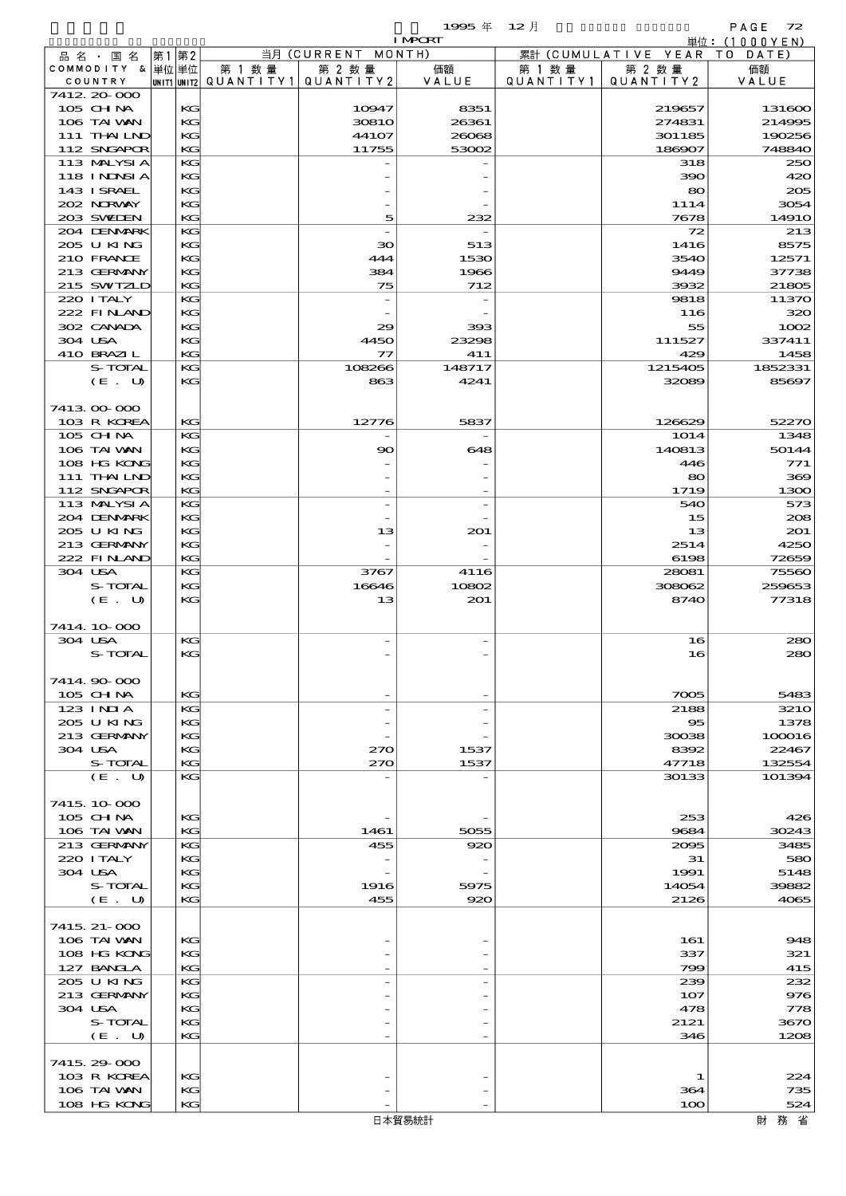1995 年 12 月 IMPORT

単位：(1000YEN)

| 品名・国名 COMMODITY & COUNTRY | 第1 単位 UNIT1 | 第2 単位 UNIT2 | 当月 (CURRENT MONTH) 第1数量 QUANTITY1 | 第2数量 QUANTITY2 | 価額 VALUE | 累計 (CUMULATIVE YEAR TO DATE) 第1数量 QUANTITY1 | 第2数量 QUANTITY2 | 価額 VALUE |
|---|---|---|---|---|---|---|---|---|
| 7412.20-000 | | | | | | | | |
| 105 CHINA | | KG | | 10947 | 8351 | | 219657 | 131600 |
| 106 TAIWAN | | KG | | 30810 | 26361 | | 274831 | 214995 |
| 111 THAILND | | KG | | 44107 | 26068 | | 301185 | 190256 |
| 112 SNGAPOR | | KG | | 11755 | 53002 | | 186907 | 748840 |
| 113 MALYSIA | | KG | | - | - | | 318 | 250 |
| 118 INDNSIA | | KG | | - | - | | 390 | 420 |
| 143 ISRAEL | | KG | | - | - | | 80 | 205 |
| 202 NORWAY | | KG | | - | - | | 1114 | 3054 |
| 203 SWEDEN | | KG | | 5 | 232 | | 7678 | 14910 |
| 204 DENMARK | | KG | | - | - | | 72 | 213 |
| 205 U KING | | KG | | 30 | 513 | | 1416 | 8575 |
| 210 FRANCE | | KG | | 444 | 1530 | | 3540 | 12571 |
| 213 GERMANY | | KG | | 384 | 1966 | | 9449 | 37738 |
| 215 SWITZLD | | KG | | 75 | 712 | | 3932 | 21805 |
| 220 ITALY | | KG | | - | - | | 9818 | 11370 |
| 222 FINLAND | | KG | | - | - | | 116 | 320 |
| 302 CANADA | | KG | | 29 | 393 | | 55 | 1002 |
| 304 USA | | KG | | 4450 | 23298 | | 111527 | 337411 |
| 410 BRAZIL | | KG | | 77 | 411 | | 429 | 1458 |
| S-TOTAL | | KG | | 108266 | 148717 | | 1215405 | 1852331 |
| (E. U) | | KG | | 863 | 4241 | | 32089 | 85697 |
| 7413.00-000 | | | | | | | | |
| 103 R KOREA | | KG | | 12776 | 5837 | | 126629 | 52270 |
| 105 CHINA | | KG | | - | - | | 1014 | 1348 |
| 106 TAIWAN | | KG | | 90 | 648 | | 140813 | 50144 |
| 108 HG KONG | | KG | | - | - | | 446 | 771 |
| 111 THAILND | | KG | | - | - | | 80 | 369 |
| 112 SNGAPOR | | KG | | - | - | | 1719 | 1300 |
| 113 MALYSIA | | KG | | - | - | | 540 | 573 |
| 204 DENMARK | | KG | | - | - | | 15 | 208 |
| 205 U KING | | KG | | 13 | 201 | | 13 | 201 |
| 213 GERMANY | | KG | | - | - | | 2514 | 4250 |
| 222 FINLAND | | KG | | - | - | | 6198 | 72659 |
| 304 USA | | KG | | 3767 | 4116 | | 28081 | 75560 |
| S-TOTAL | | KG | | 16646 | 10802 | | 308062 | 259653 |
| (E. U) | | KG | | 13 | 201 | | 8740 | 77318 |
| 7414.10-000 | | | | | | | | |
| 304 USA | | KG | | - | - | | 16 | 280 |
| S-TOTAL | | KG | | - | - | | 16 | 280 |
| 7414.90-000 | | | | | | | | |
| 105 CHINA | | KG | | - | - | | 7005 | 5483 |
| 123 INDIA | | KG | | - | - | | 2188 | 3210 |
| 205 U KING | | KG | | - | - | | 95 | 1378 |
| 213 GERMANY | | KG | | - | - | | 30038 | 100016 |
| 304 USA | | KG | | 270 | 1537 | | 8392 | 22467 |
| S-TOTAL | | KG | | 270 | 1537 | | 47718 | 132554 |
| (E. U) | | KG | | - | - | | 30133 | 101394 |
| 7415.10-000 | | | | | | | | |
| 105 CHINA | | KG | | - | - | | 253 | 426 |
| 106 TAIWAN | | KG | | 1461 | 5055 | | 9684 | 30243 |
| 213 GERMANY | | KG | | 455 | 920 | | 2095 | 3485 |
| 220 ITALY | | KG | | - | - | | 31 | 580 |
| 304 USA | | KG | | - | - | | 1991 | 5148 |
| S-TOTAL | | KG | | 1916 | 5975 | | 14054 | 39882 |
| (E. U) | | KG | | 455 | 920 | | 2126 | 4065 |
| 7415.21-000 | | | | | | | | |
| 106 TAIWAN | | KG | | - | - | | 161 | 948 |
| 108 HG KONG | | KG | | - | - | | 337 | 321 |
| 127 BANGLA | | KG | | - | - | | 799 | 415 |
| 205 U KING | | KG | | - | - | | 239 | 232 |
| 213 GERMANY | | KG | | - | - | | 107 | 976 |
| 304 USA | | KG | | - | - | | 478 | 778 |
| S-TOTAL | | KG | | - | - | | 2121 | 3670 |
| (E. U) | | KG | | - | - | | 346 | 1208 |
| 7415.29-000 | | | | | | | | |
| 103 R KOREA | | KG | | - | - | | 1 | 224 |
| 106 TAIWAN | | KG | | - | - | | 364 | 735 |
| 108 HG KONG | | KG | | - | - | | 100 | 524 |

日本貿易統計　財務省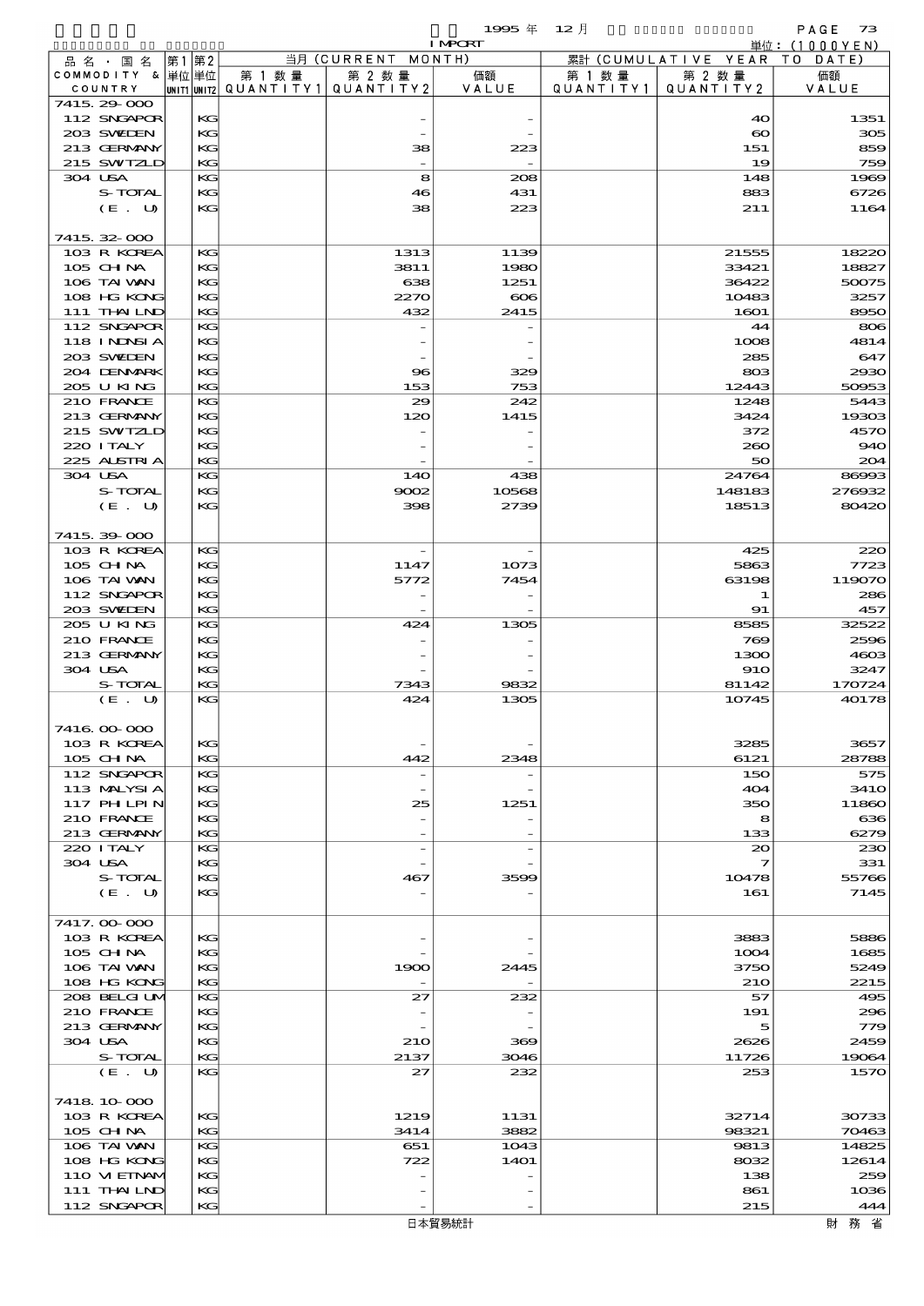1995 年 12 月 IMPORT 単位：(1000YEN)

| 品名・国名 COMMODITY & COUNTRY | 第1 単位 UNIT1 | 第2 単位 UNIT2 | 当月 (CURRENT MONTH) 第1数量 QUANTITY1 | 第2数量 QUANTITY2 | 価額 VALUE | 累計 (CUMULATIVE YEAR TO DATE) 第1数量 QUANTITY1 | 第2数量 QUANTITY2 | 価額 VALUE |
|---|---|---|---|---|---|---|---|---|
| 7415.29-000 | | | | | | | | |
| 112 SNGAPOR | | KG | | - | - | | 40 | 1351 |
| 203 SWEDEN | | KG | | - | - | | 60 | 305 |
| 213 GERMANY | | KG | | 38 | 223 | | 151 | 859 |
| 215 SWITZLD | | KG | | - | - | | 19 | 759 |
| 304 USA | | KG | | 8 | 208 | | 148 | 1969 |
| S-TOTAL | | KG | | 46 | 431 | | 883 | 6726 |
| (E. U) | | KG | | 38 | 223 | | 211 | 1164 |
| 7415.32-000 | | | | | | | | |
| 103 R KOREA | | KG | | 1313 | 1139 | | 21555 | 18220 |
| 105 CHINA | | KG | | 3811 | 1980 | | 33421 | 18827 |
| 106 TAIWAN | | KG | | 638 | 1251 | | 36422 | 50075 |
| 108 HG KONG | | KG | | 2270 | 606 | | 10483 | 3257 |
| 111 THAILND | | KG | | 432 | 2415 | | 1601 | 8950 |
| 112 SNGAPOR | | KG | | - | - | | 44 | 806 |
| 118 INDNSIA | | KG | | - | - | | 1008 | 4814 |
| 203 SWEDEN | | KG | | - | - | | 285 | 647 |
| 204 DENMARK | | KG | | 96 | 329 | | 803 | 2930 |
| 205 U KING | | KG | | 153 | 753 | | 12443 | 50953 |
| 210 FRANCE | | KG | | 29 | 242 | | 1248 | 5443 |
| 213 GERMANY | | KG | | 120 | 1415 | | 3424 | 19303 |
| 215 SWITZLD | | KG | | - | - | | 372 | 4570 |
| 220 ITALY | | KG | | - | - | | 260 | 940 |
| 225 AUSTRIA | | KG | | - | - | | 50 | 204 |
| 304 USA | | KG | | 140 | 438 | | 24764 | 86993 |
| S-TOTAL | | KG | | 9002 | 10568 | | 148183 | 276932 |
| (E. U) | | KG | | 398 | 2739 | | 18513 | 80420 |
| 7415.39-000 | | | | | | | | |
| 103 R KOREA | | KG | | - | - | | 425 | 220 |
| 105 CHINA | | KG | | 1147 | 1073 | | 5863 | 7723 |
| 106 TAIWAN | | KG | | 5772 | 7454 | | 63198 | 119070 |
| 112 SNGAPOR | | KG | | - | - | | 1 | 286 |
| 203 SWEDEN | | KG | | - | - | | 91 | 457 |
| 205 U KING | | KG | | 424 | 1305 | | 8585 | 32522 |
| 210 FRANCE | | KG | | - | - | | 769 | 2596 |
| 213 GERMANY | | KG | | - | - | | 1300 | 4603 |
| 304 USA | | KG | | - | - | | 910 | 3247 |
| S-TOTAL | | KG | | 7343 | 9832 | | 81142 | 170724 |
| (E. U) | | KG | | 424 | 1305 | | 10745 | 40178 |
| 7416.00-000 | | | | | | | | |
| 103 R KOREA | | KG | | - | - | | 3285 | 3657 |
| 105 CHINA | | KG | | 442 | 2348 | | 6121 | 28788 |
| 112 SNGAPOR | | KG | | - | - | | 150 | 575 |
| 113 MALYSIA | | KG | | - | - | | 404 | 3410 |
| 117 PHILPIN | | KG | | 25 | 1251 | | 350 | 11860 |
| 210 FRANCE | | KG | | - | - | | 8 | 636 |
| 213 GERMANY | | KG | | - | - | | 133 | 6279 |
| 220 ITALY | | KG | | - | - | | 20 | 230 |
| 304 USA | | KG | | - | - | | 7 | 331 |
| S-TOTAL | | KG | | 467 | 3599 | | 10478 | 55766 |
| (E. U) | | KG | | - | - | | 161 | 7145 |
| 7417.00-000 | | | | | | | | |
| 103 R KOREA | | KG | | - | - | | 3883 | 5886 |
| 105 CHINA | | KG | | - | - | | 1004 | 1685 |
| 106 TAIWAN | | KG | | 1900 | 2445 | | 3750 | 5249 |
| 108 HG KONG | | KG | | - | - | | 210 | 2215 |
| 208 BELGIUM | | KG | | 27 | 232 | | 57 | 495 |
| 210 FRANCE | | KG | | - | - | | 191 | 296 |
| 213 GERMANY | | KG | | - | - | | 5 | 779 |
| 304 USA | | KG | | 210 | 369 | | 2626 | 2459 |
| S-TOTAL | | KG | | 2137 | 3046 | | 11726 | 19064 |
| (E. U) | | KG | | 27 | 232 | | 253 | 1570 |
| 7418.10-000 | | | | | | | | |
| 103 R KOREA | | KG | | 1219 | 1131 | | 32714 | 30733 |
| 105 CHINA | | KG | | 3414 | 3882 | | 98321 | 70463 |
| 106 TAIWAN | | KG | | 651 | 1043 | | 9813 | 14825 |
| 108 HG KONG | | KG | | 722 | 1401 | | 8032 | 12614 |
| 110 VIETNAM | | KG | | - | - | | 138 | 259 |
| 111 THAILND | | KG | | - | - | | 861 | 1036 |
| 112 SNGAPOR | | KG | | - | - | | 215 | 444 |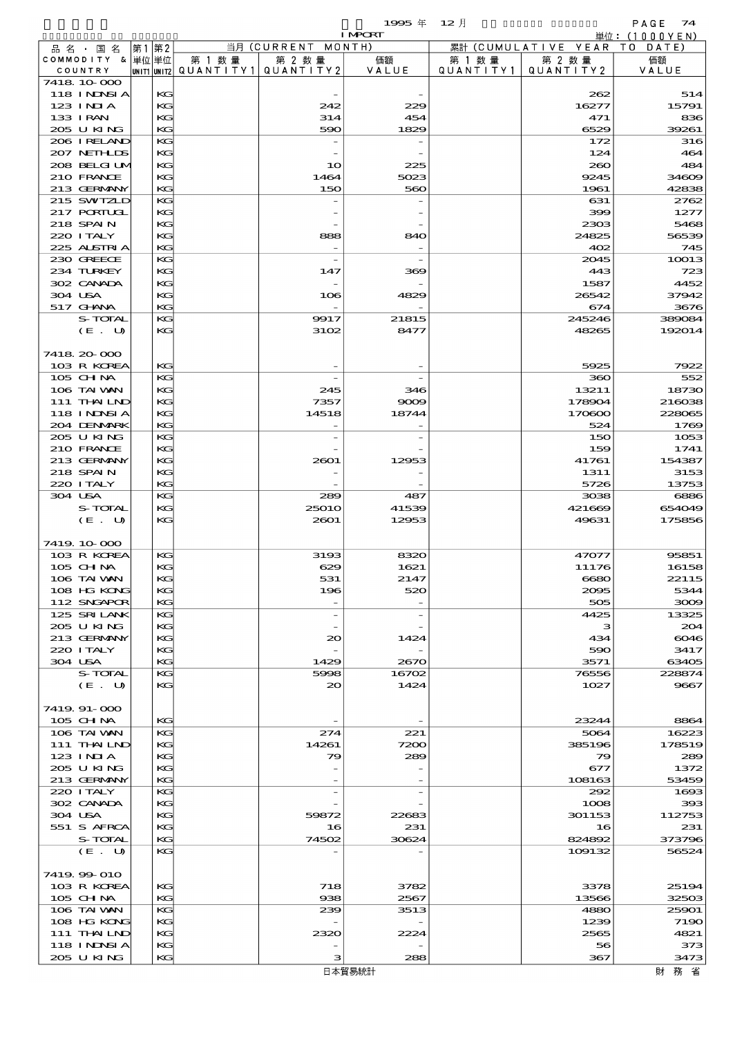1995 年 12 月 IMPORT

単位：(1000YEN)

| 品名・国名 COMMODITY & COUNTRY | 第1 単位 UNIT1 | 第2 単位 UNIT2 | 当月 (CURRENT MONTH) 第1数量 QUANTITY1 | 第2数量 QUANTITY2 | 価額 VALUE | 累計 (CUMULATIVE YEAR TO DATE) 第1数量 QUANTITY1 | 第2数量 QUANTITY2 | 価額 VALUE |
|---|---|---|---|---|---|---|---|---|
| 7418.10-000 | | | | | | | | |
| 118 INDNSIA | | KG | | - | - | | 262 | 514 |
| 123 INDIA | | KG | | 242 | 229 | | 16277 | 15791 |
| 133 IRAN | | KG | | 314 | 454 | | 471 | 836 |
| 205 U KING | | KG | | 590 | 1829 | | 6529 | 39261 |
| 206 IRELAND | | KG | | - | - | | 172 | 316 |
| 207 NETHLDS | | KG | | - | - | | 124 | 464 |
| 208 BELGIUM | | KG | | 10 | 225 | | 260 | 484 |
| 210 FRANCE | | KG | | 1464 | 5023 | | 9245 | 34609 |
| 213 GERMANY | | KG | | 150 | 560 | | 1961 | 42838 |
| 215 SWITZLD | | KG | | - | - | | 631 | 2762 |
| 217 PORTUGL | | KG | | - | - | | 399 | 1277 |
| 218 SPAIN | | KG | | - | - | | 2303 | 5468 |
| 220 ITALY | | KG | | 888 | 840 | | 24825 | 56539 |
| 225 AUSTRIA | | KG | | - | - | | 402 | 745 |
| 230 GREECE | | KG | | - | - | | 2045 | 10013 |
| 234 TURKEY | | KG | | 147 | 369 | | 443 | 723 |
| 302 CANADA | | KG | | - | - | | 1587 | 4452 |
| 304 USA | | KG | | 106 | 4829 | | 26542 | 37942 |
| 517 GHANA | | KG | | - | - | | 674 | 3676 |
| S-TOTAL | | KG | | 9917 | 21815 | | 245246 | 389084 |
| (E. U) | | KG | | 3102 | 8477 | | 48265 | 192014 |
| 7418.20-000 | | | | | | | | |
| 103 R KOREA | | KG | | - | - | | 5925 | 7922 |
| 105 CHINA | | KG | | - | - | | 360 | 552 |
| 106 TAIWAN | | KG | | 245 | 346 | | 13211 | 18730 |
| 111 THAILND | | KG | | 7357 | 9009 | | 178904 | 216038 |
| 118 INDNSIA | | KG | | 14518 | 18744 | | 170600 | 228065 |
| 204 DENMARK | | KG | | - | - | | 524 | 1769 |
| 205 U KING | | KG | | - | - | | 150 | 1053 |
| 210 FRANCE | | KG | | - | - | | 159 | 1741 |
| 213 GERMANY | | KG | | 2601 | 12953 | | 41761 | 154387 |
| 218 SPAIN | | KG | | - | - | | 1311 | 3153 |
| 220 ITALY | | KG | | - | - | | 5726 | 13753 |
| 304 USA | | KG | | 289 | 487 | | 3038 | 6886 |
| S-TOTAL | | KG | | 25010 | 41539 | | 421669 | 654049 |
| (E. U) | | KG | | 2601 | 12953 | | 49631 | 175856 |
| 7419.10-000 | | | | | | | | |
| 103 R KOREA | | KG | | 3193 | 8320 | | 47077 | 95851 |
| 105 CHINA | | KG | | 629 | 1621 | | 11176 | 16158 |
| 106 TAIWAN | | KG | | 531 | 2147 | | 6680 | 22115 |
| 108 HG KONG | | KG | | 196 | 520 | | 2095 | 5344 |
| 112 SNGAPOR | | KG | | - | - | | 505 | 3009 |
| 125 SRI LANK | | KG | | - | - | | 4425 | 13325 |
| 205 U KING | | KG | | - | - | | 3 | 204 |
| 213 GERMANY | | KG | | 20 | 1424 | | 434 | 6046 |
| 220 ITALY | | KG | | - | - | | 590 | 3417 |
| 304 USA | | KG | | 1429 | 2670 | | 3571 | 63405 |
| S-TOTAL | | KG | | 5998 | 16702 | | 76556 | 228874 |
| (E. U) | | KG | | 20 | 1424 | | 1027 | 9667 |
| 7419.91-000 | | | | | | | | |
| 105 CHINA | | KG | | - | - | | 23244 | 8864 |
| 106 TAIWAN | | KG | | 274 | 221 | | 5064 | 16223 |
| 111 THAILND | | KG | | 14261 | 7200 | | 385196 | 178519 |
| 123 INDIA | | KG | | 79 | 289 | | 79 | 289 |
| 205 U KING | | KG | | - | - | | 677 | 1372 |
| 213 GERMANY | | KG | | - | - | | 108163 | 53459 |
| 220 ITALY | | KG | | - | - | | 292 | 1693 |
| 302 CANADA | | KG | | - | - | | 1008 | 393 |
| 304 USA | | KG | | 59872 | 22683 | | 301153 | 112753 |
| 551 S AFRCA | | KG | | 16 | 231 | | 16 | 231 |
| S-TOTAL | | KG | | 74502 | 30624 | | 824892 | 373796 |
| (E. U) | | KG | | - | - | | 109132 | 56524 |
| 7419.99-010 | | | | | | | | |
| 103 R KOREA | | KG | | 718 | 3782 | | 3378 | 25194 |
| 105 CHINA | | KG | | 938 | 2567 | | 13566 | 32503 |
| 106 TAIWAN | | KG | | 239 | 3513 | | 4880 | 25901 |
| 108 HG KONG | | KG | | - | - | | 1239 | 7190 |
| 111 THAILND | | KG | | 2320 | 2224 | | 2565 | 4821 |
| 118 INDNSIA | | KG | | - | - | | 56 | 373 |
| 205 U KING | | KG | | 3 | 288 | | 367 | 3473 |

日本貿易統計　　財務省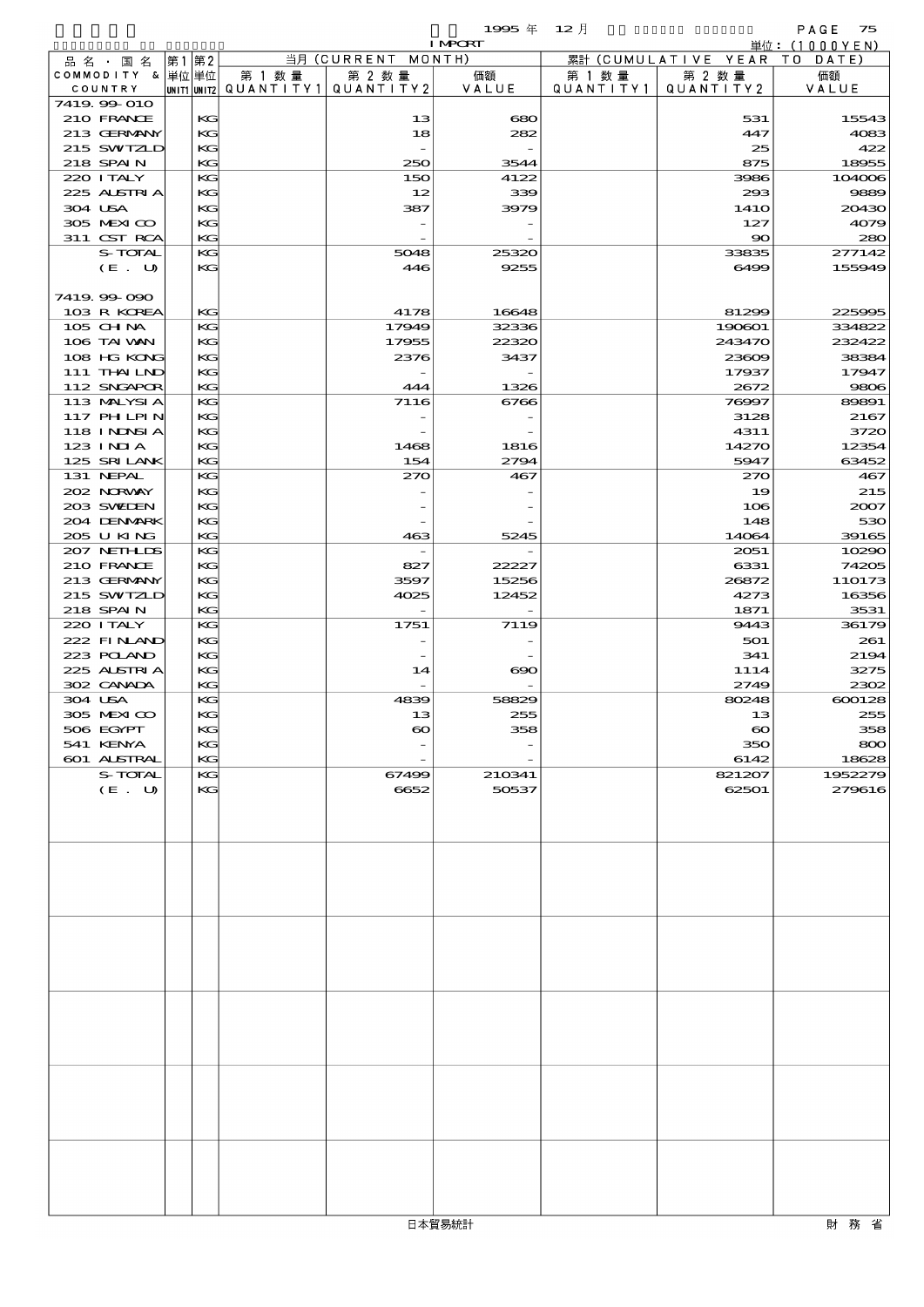1995 年 12 月 IMPORT

単位：(1000YEN)

| 品名・国名 COMMODITY & COUNTRY | 第1 単位 UNIT1 | 第2 単位 UNIT2 | 当月 (CURRENT MONTH) 第1数量 QUANTITY1 | 第2数量 QUANTITY2 | 価額 VALUE | 累計 (CUMULATIVE YEAR TO DATE) 第1数量 QUANTITY1 | 第2数量 QUANTITY2 | 価額 VALUE |
|---|---|---|---|---|---|---|---|---|
| 7419.99-010 | | | | | | | | |
| 210 FRANCE | | KG | | 13 | 680 | | 531 | 15543 |
| 213 GERMANY | | KG | | 18 | 282 | | 447 | 4083 |
| 215 SWITZLD | | KG | | - | - | | 25 | 422 |
| 218 SPAIN | | KG | | 250 | 3544 | | 875 | 18955 |
| 220 ITALY | | KG | | 150 | 4122 | | 3986 | 104006 |
| 225 AUSTRIA | | KG | | 12 | 339 | | 293 | 9889 |
| 304 USA | | KG | | 387 | 3979 | | 1410 | 20430 |
| 305 MEXICO | | KG | | - | - | | 127 | 4079 |
| 311 CST RCA | | KG | | - | - | | 90 | 280 |
| S-TOTAL | | KG | | 5048 | 25320 | | 33835 | 277142 |
| (E. U) | | KG | | 446 | 9255 | | 6499 | 155949 |
| 7419.99-090 | | | | | | | | |
| 103 R KOREA | | KG | | 4178 | 16648 | | 81299 | 225995 |
| 105 CHINA | | KG | | 17949 | 32336 | | 190601 | 334822 |
| 106 TAIWAN | | KG | | 17955 | 22320 | | 243470 | 232422 |
| 108 HG KONG | | KG | | 2376 | 3437 | | 23609 | 38384 |
| 111 THAILND | | KG | | - | - | | 17937 | 17947 |
| 112 SNGAPOR | | KG | | 444 | 1326 | | 2672 | 9806 |
| 113 MALYSIA | | KG | | 7116 | 6766 | | 76997 | 89891 |
| 117 PHILPIN | | KG | | - | - | | 3128 | 2167 |
| 118 INDNSIA | | KG | | - | - | | 4311 | 3720 |
| 123 INDIA | | KG | | 1468 | 1816 | | 14270 | 12354 |
| 125 SRI LANK | | KG | | 154 | 2794 | | 5947 | 63452 |
| 131 NEPAL | | KG | | 270 | 467 | | 270 | 467 |
| 202 NORWAY | | KG | | - | - | | 19 | 215 |
| 203 SWEDEN | | KG | | - | - | | 106 | 2007 |
| 204 DENMARK | | KG | | - | - | | 148 | 530 |
| 205 U KING | | KG | | 463 | 5245 | | 14064 | 39165 |
| 207 NETHLDS | | KG | | - | - | | 2051 | 10290 |
| 210 FRANCE | | KG | | 827 | 22227 | | 6331 | 74205 |
| 213 GERMANY | | KG | | 3597 | 15256 | | 26872 | 110173 |
| 215 SWITZLD | | KG | | 4025 | 12452 | | 4273 | 16356 |
| 218 SPAIN | | KG | | - | - | | 1871 | 3531 |
| 220 ITALY | | KG | | 1751 | 7119 | | 9443 | 36179 |
| 222 FINLAND | | KG | | - | - | | 501 | 261 |
| 223 POLAND | | KG | | - | - | | 341 | 2194 |
| 225 AUSTRIA | | KG | | 14 | 690 | | 1114 | 3275 |
| 302 CANADA | | KG | | - | - | | 2749 | 2302 |
| 304 USA | | KG | | 4839 | 58829 | | 80248 | 600128 |
| 305 MEXICO | | KG | | 13 | 255 | | 13 | 255 |
| 506 EGYPT | | KG | | 60 | 358 | | 60 | 358 |
| 541 KENYA | | KG | | - | - | | 350 | 800 |
| 601 AUSTRAL | | KG | | - | - | | 6142 | 18628 |
| S-TOTAL | | KG | | 67499 | 210341 | | 821207 | 1952279 |
| (E. U) | | KG | | 6652 | 50537 | | 62501 | 279616 |

日本貿易統計　　財務省